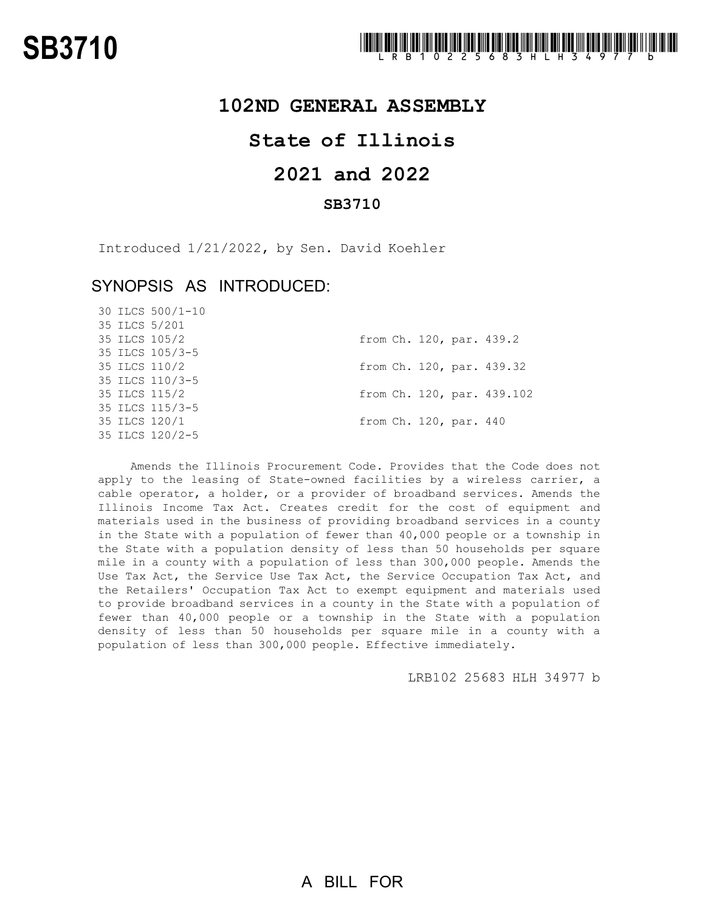# SB3710

LRB102 25683 HLH 34977 b

## 102ND GENERAL ASSEMBLY

## State of Illinois

## 2021 and 2022

### SB3710

Introduced 1/21/2022, by Sen. David Koehler

### SYNOPSIS AS INTRODUCED:

| | |
|---|---|
| 30 ILCS 500/1-10 | |
| 35 ILCS 5/201 | |
| 35 ILCS 105/2 | from Ch. 120, par. 439.2 |
| 35 ILCS 105/3-5 | |
| 35 ILCS 110/2 | from Ch. 120, par. 439.32 |
| 35 ILCS 110/3-5 | |
| 35 ILCS 115/2 | from Ch. 120, par. 439.102 |
| 35 ILCS 115/3-5 | |
| 35 ILCS 120/1 | from Ch. 120, par. 440 |
| 35 ILCS 120/2-5 | |

Amends the Illinois Procurement Code. Provides that the Code does not apply to the leasing of State-owned facilities by a wireless carrier, a cable operator, a holder, or a provider of broadband services. Amends the Illinois Income Tax Act. Creates credit for the cost of equipment and materials used in the business of providing broadband services in a county in the State with a population of fewer than 40,000 people or a township in the State with a population density of less than 50 households per square mile in a county with a population of less than 300,000 people. Amends the Use Tax Act, the Service Use Tax Act, the Service Occupation Tax Act, and the Retailers' Occupation Tax Act to exempt equipment and materials used to provide broadband services in a county in the State with a population of fewer than 40,000 people or a township in the State with a population density of less than 50 households per square mile in a county with a population of less than 300,000 people. Effective immediately.

LRB102 25683 HLH 34977 b

A BILL FOR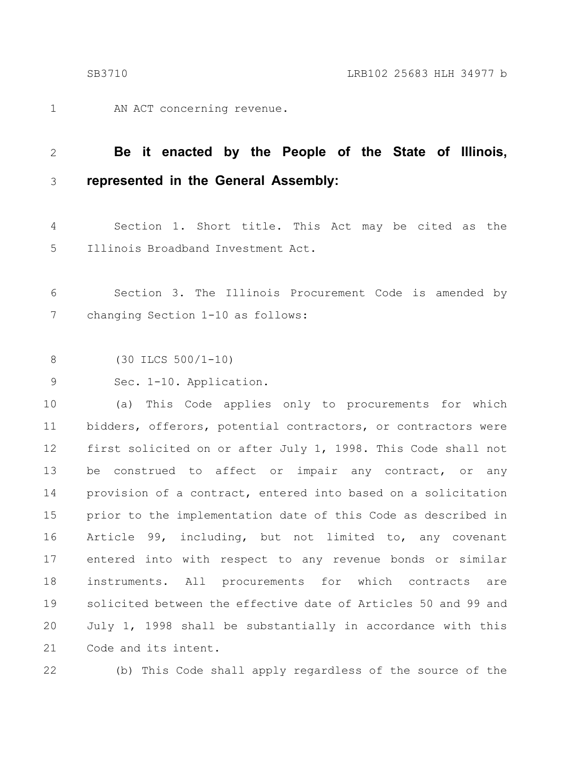AN ACT concerning revenue.

**Be it enacted by the People of the State of Illinois, represented in the General Assembly:**

Section 1. Short title. This Act may be cited as the Illinois Broadband Investment Act.

Section 3. The Illinois Procurement Code is amended by changing Section 1-10 as follows:

(30 ILCS 500/1-10)

Sec. 1-10. Application.

(a) This Code applies only to procurements for which bidders, offerors, potential contractors, or contractors were first solicited on or after July 1, 1998. This Code shall not be construed to affect or impair any contract, or any provision of a contract, entered into based on a solicitation prior to the implementation date of this Code as described in Article 99, including, but not limited to, any covenant entered into with respect to any revenue bonds or similar instruments. All procurements for which contracts are solicited between the effective date of Articles 50 and 99 and July 1, 1998 shall be substantially in accordance with this Code and its intent.

(b) This Code shall apply regardless of the source of the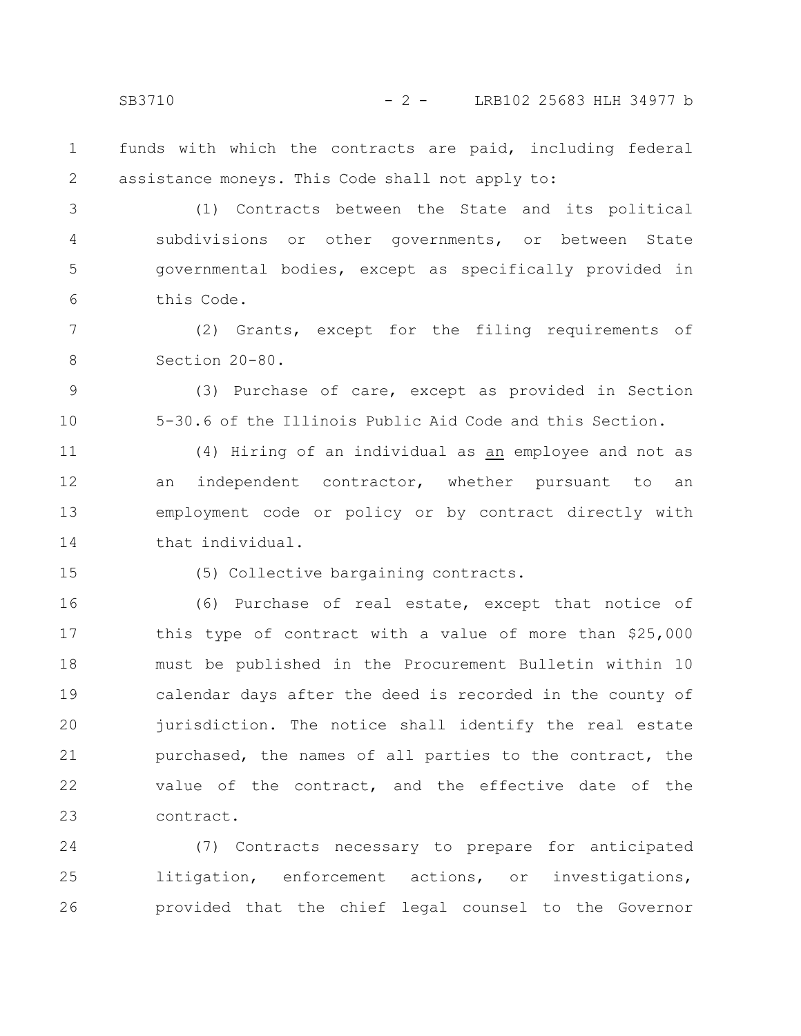funds with which the contracts are paid, including federal assistance moneys. This Code shall not apply to:

(1) Contracts between the State and its political subdivisions or other governments, or between State governmental bodies, except as specifically provided in this Code.

(2) Grants, except for the filing requirements of Section 20-80.

(3) Purchase of care, except as provided in Section 5-30.6 of the Illinois Public Aid Code and this Section.

(4) Hiring of an individual as <u>an</u> employee and not as an independent contractor, whether pursuant to an employment code or policy or by contract directly with that individual.

(5) Collective bargaining contracts.

(6) Purchase of real estate, except that notice of this type of contract with a value of more than $25,000 must be published in the Procurement Bulletin within 10 calendar days after the deed is recorded in the county of jurisdiction. The notice shall identify the real estate purchased, the names of all parties to the contract, the value of the contract, and the effective date of the contract.

(7) Contracts necessary to prepare for anticipated litigation, enforcement actions, or investigations, provided that the chief legal counsel to the Governor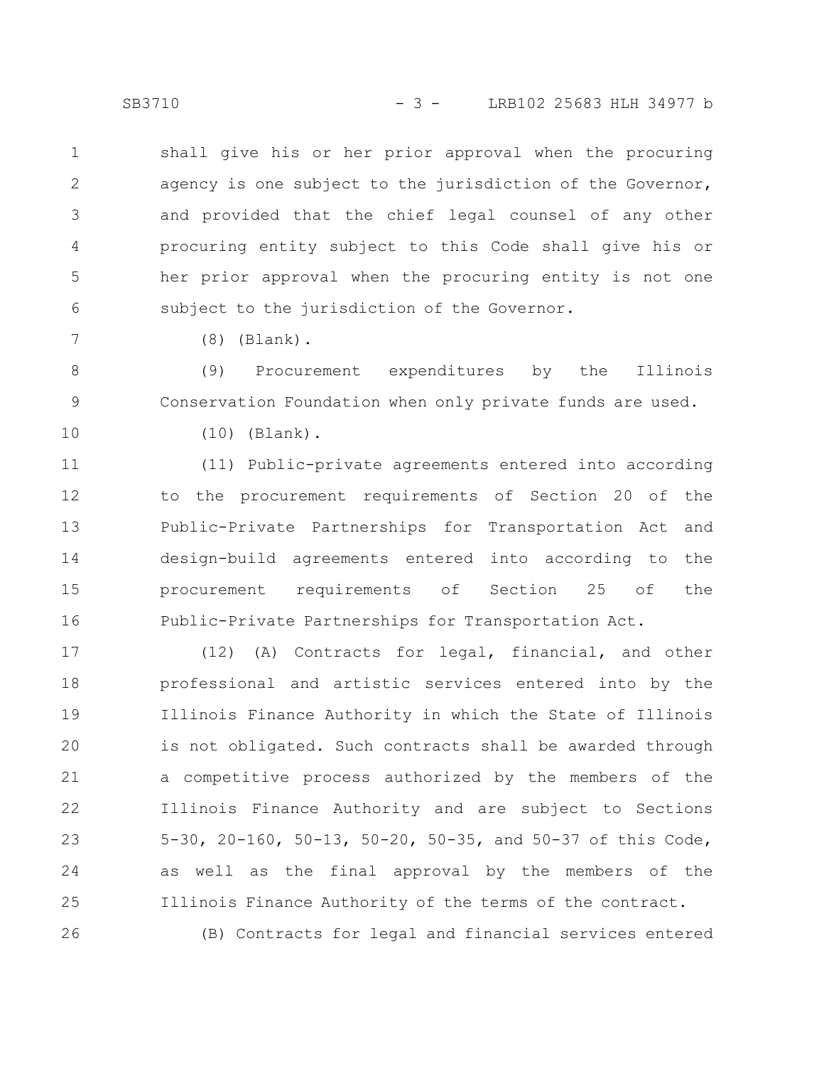shall give his or her prior approval when the procuring agency is one subject to the jurisdiction of the Governor, and provided that the chief legal counsel of any other procuring entity subject to this Code shall give his or her prior approval when the procuring entity is not one subject to the jurisdiction of the Governor.

(8) (Blank).

(9) Procurement expenditures by the Illinois Conservation Foundation when only private funds are used.

(10) (Blank).

(11) Public-private agreements entered into according to the procurement requirements of Section 20 of the Public-Private Partnerships for Transportation Act and design-build agreements entered into according to the procurement requirements of Section 25 of the Public-Private Partnerships for Transportation Act.

(12) (A) Contracts for legal, financial, and other professional and artistic services entered into by the Illinois Finance Authority in which the State of Illinois is not obligated. Such contracts shall be awarded through a competitive process authorized by the members of the Illinois Finance Authority and are subject to Sections 5-30, 20-160, 50-13, 50-20, 50-35, and 50-37 of this Code, as well as the final approval by the members of the Illinois Finance Authority of the terms of the contract.

(B) Contracts for legal and financial services entered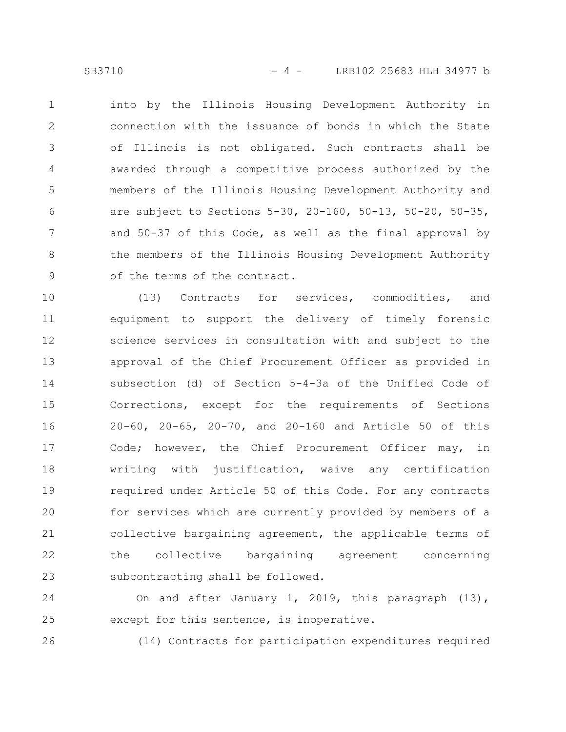into by the Illinois Housing Development Authority in connection with the issuance of bonds in which the State of Illinois is not obligated. Such contracts shall be awarded through a competitive process authorized by the members of the Illinois Housing Development Authority and are subject to Sections 5-30, 20-160, 50-13, 50-20, 50-35, and 50-37 of this Code, as well as the final approval by the members of the Illinois Housing Development Authority of the terms of the contract.

(13) Contracts for services, commodities, and equipment to support the delivery of timely forensic science services in consultation with and subject to the approval of the Chief Procurement Officer as provided in subsection (d) of Section 5-4-3a of the Unified Code of Corrections, except for the requirements of Sections 20-60, 20-65, 20-70, and 20-160 and Article 50 of this Code; however, the Chief Procurement Officer may, in writing with justification, waive any certification required under Article 50 of this Code. For any contracts for services which are currently provided by members of a collective bargaining agreement, the applicable terms of the collective bargaining agreement concerning subcontracting shall be followed.

On and after January 1, 2019, this paragraph (13), except for this sentence, is inoperative.

(14) Contracts for participation expenditures required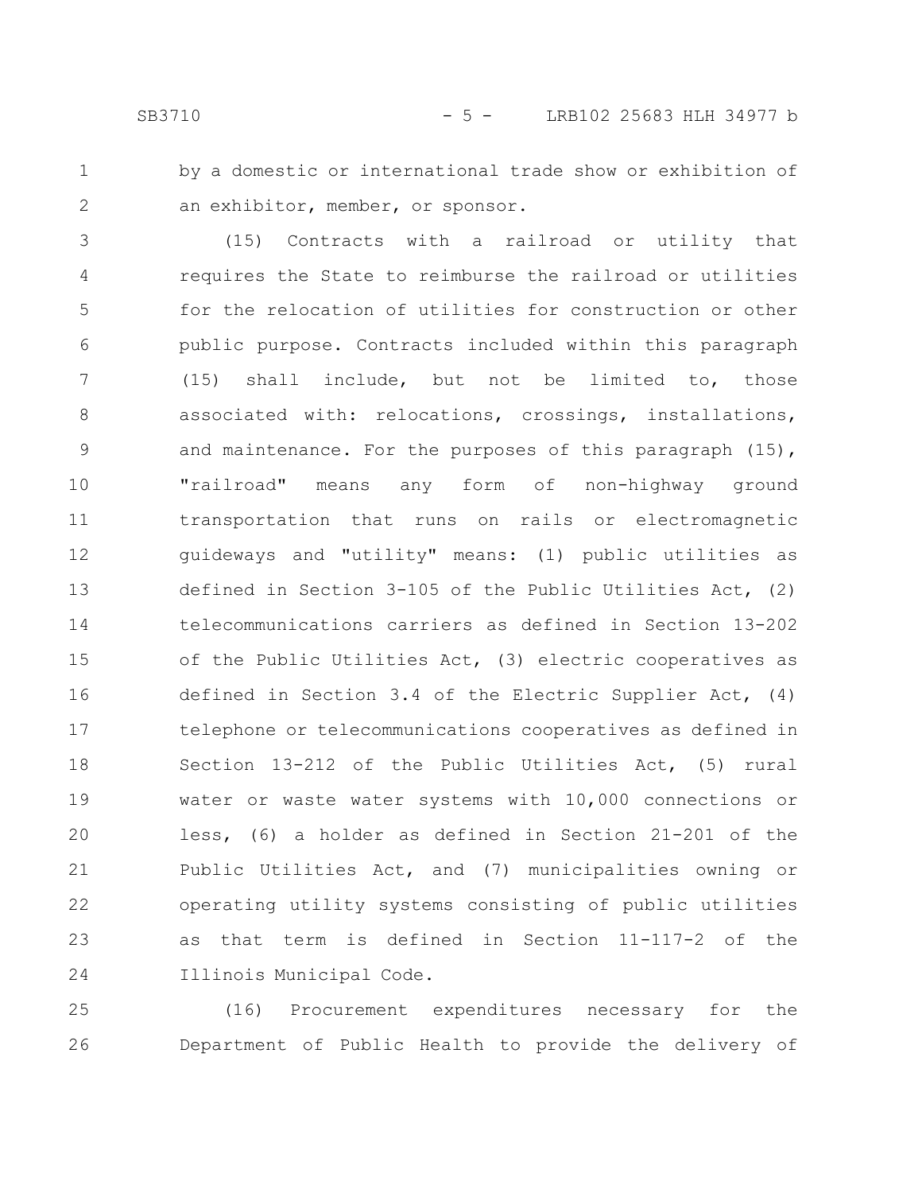by a domestic or international trade show or exhibition of an exhibitor, member, or sponsor.

(15) Contracts with a railroad or utility that requires the State to reimburse the railroad or utilities for the relocation of utilities for construction or other public purpose. Contracts included within this paragraph (15) shall include, but not be limited to, those associated with: relocations, crossings, installations, and maintenance. For the purposes of this paragraph (15), "railroad" means any form of non-highway ground transportation that runs on rails or electromagnetic guideways and "utility" means: (1) public utilities as defined in Section 3-105 of the Public Utilities Act, (2) telecommunications carriers as defined in Section 13-202 of the Public Utilities Act, (3) electric cooperatives as defined in Section 3.4 of the Electric Supplier Act, (4) telephone or telecommunications cooperatives as defined in Section 13-212 of the Public Utilities Act, (5) rural water or waste water systems with 10,000 connections or less, (6) a holder as defined in Section 21-201 of the Public Utilities Act, and (7) municipalities owning or operating utility systems consisting of public utilities as that term is defined in Section 11-117-2 of the Illinois Municipal Code.

(16) Procurement expenditures necessary for the Department of Public Health to provide the delivery of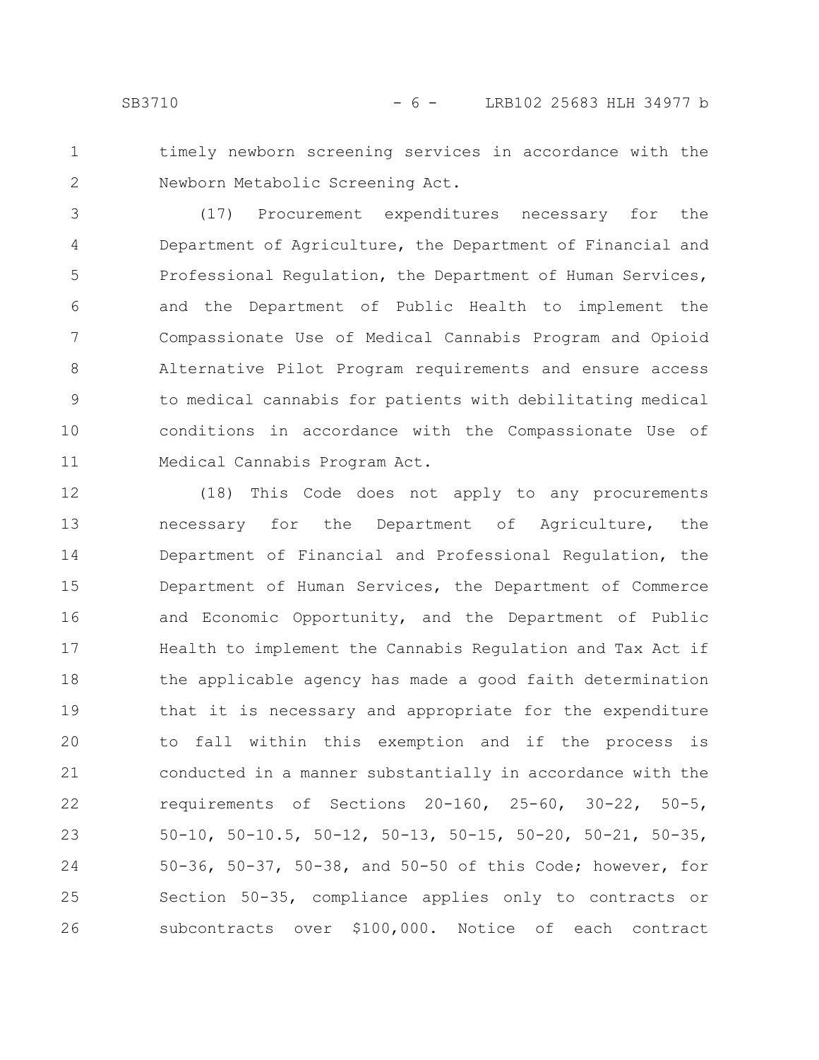timely newborn screening services in accordance with the Newborn Metabolic Screening Act.

(17) Procurement expenditures necessary for the Department of Agriculture, the Department of Financial and Professional Regulation, the Department of Human Services, and the Department of Public Health to implement the Compassionate Use of Medical Cannabis Program and Opioid Alternative Pilot Program requirements and ensure access to medical cannabis for patients with debilitating medical conditions in accordance with the Compassionate Use of Medical Cannabis Program Act.

(18) This Code does not apply to any procurements necessary for the Department of Agriculture, the Department of Financial and Professional Regulation, the Department of Human Services, the Department of Commerce and Economic Opportunity, and the Department of Public Health to implement the Cannabis Regulation and Tax Act if the applicable agency has made a good faith determination that it is necessary and appropriate for the expenditure to fall within this exemption and if the process is conducted in a manner substantially in accordance with the requirements of Sections 20-160, 25-60, 30-22, 50-5, 50-10, 50-10.5, 50-12, 50-13, 50-15, 50-20, 50-21, 50-35, 50-36, 50-37, 50-38, and 50-50 of this Code; however, for Section 50-35, compliance applies only to contracts or subcontracts over $100,000. Notice of each contract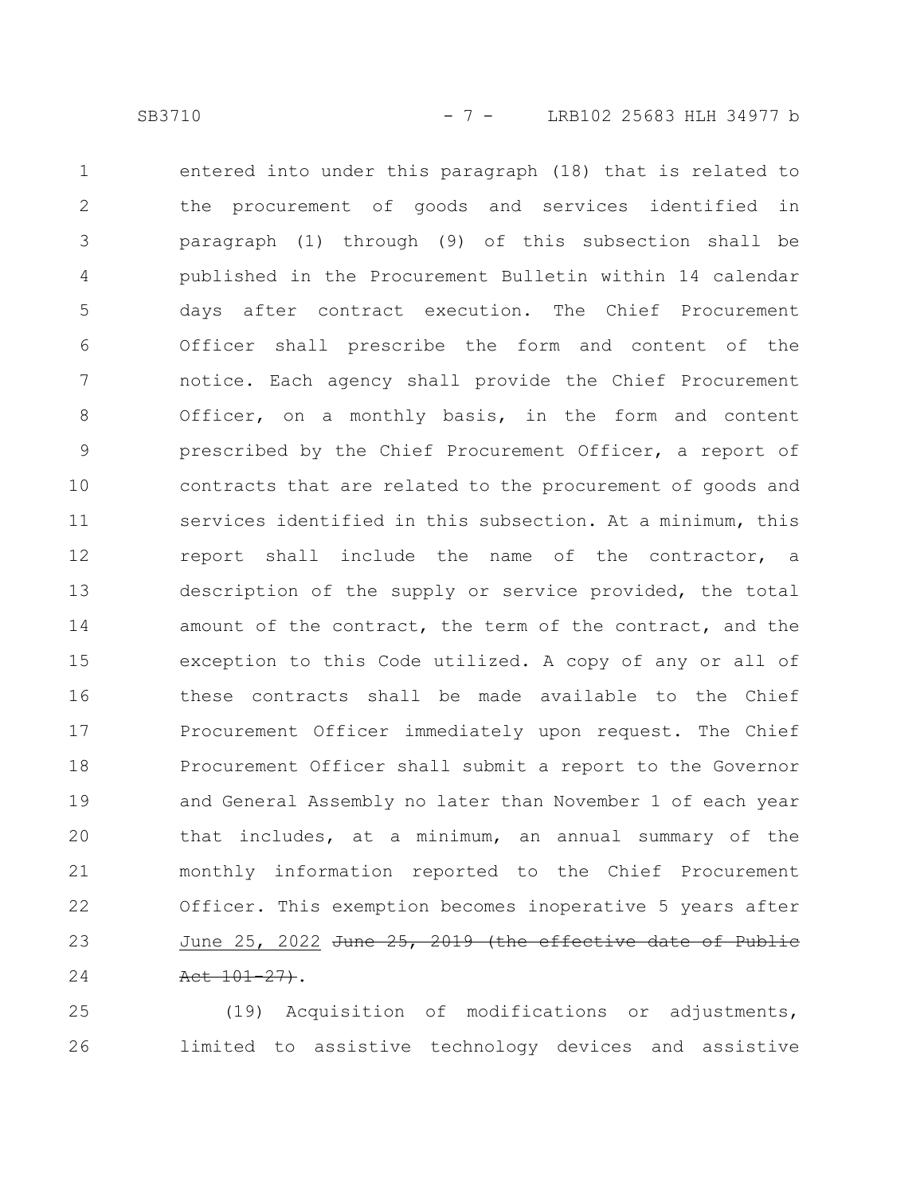entered into under this paragraph (18) that is related to the procurement of goods and services identified in paragraph (1) through (9) of this subsection shall be published in the Procurement Bulletin within 14 calendar days after contract execution. The Chief Procurement Officer shall prescribe the form and content of the notice. Each agency shall provide the Chief Procurement Officer, on a monthly basis, in the form and content prescribed by the Chief Procurement Officer, a report of contracts that are related to the procurement of goods and services identified in this subsection. At a minimum, this report shall include the name of the contractor, a description of the supply or service provided, the total amount of the contract, the term of the contract, and the exception to this Code utilized. A copy of any or all of these contracts shall be made available to the Chief Procurement Officer immediately upon request. The Chief Procurement Officer shall submit a report to the Governor and General Assembly no later than November 1 of each year that includes, at a minimum, an annual summary of the monthly information reported to the Chief Procurement Officer. This exemption becomes inoperative 5 years after June 25, 2022 ~~June 25, 2019 (the effective date of Public Act 101-27)~~.

(19) Acquisition of modifications or adjustments, limited to assistive technology devices and assistive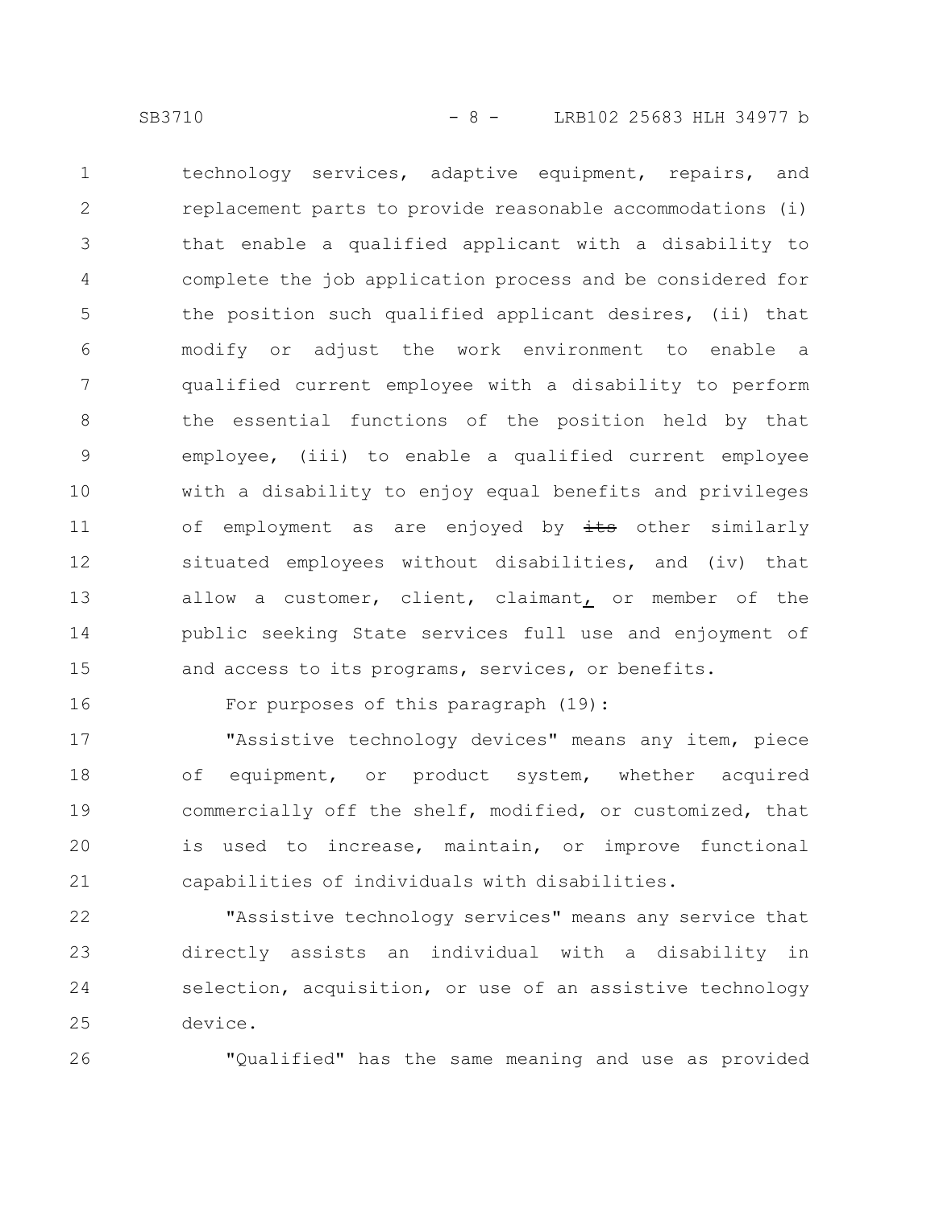technology services, adaptive equipment, repairs, and replacement parts to provide reasonable accommodations (i) that enable a qualified applicant with a disability to complete the job application process and be considered for the position such qualified applicant desires, (ii) that modify or adjust the work environment to enable a qualified current employee with a disability to perform the essential functions of the position held by that employee, (iii) to enable a qualified current employee with a disability to enjoy equal benefits and privileges of employment as are enjoyed by ~~its~~ other similarly situated employees without disabilities, and (iv) that allow a customer, client, claimant, or member of the public seeking State services full use and enjoyment of and access to its programs, services, or benefits.

For purposes of this paragraph (19):

"Assistive technology devices" means any item, piece of equipment, or product system, whether acquired commercially off the shelf, modified, or customized, that is used to increase, maintain, or improve functional capabilities of individuals with disabilities.

"Assistive technology services" means any service that directly assists an individual with a disability in selection, acquisition, or use of an assistive technology device.

"Qualified" has the same meaning and use as provided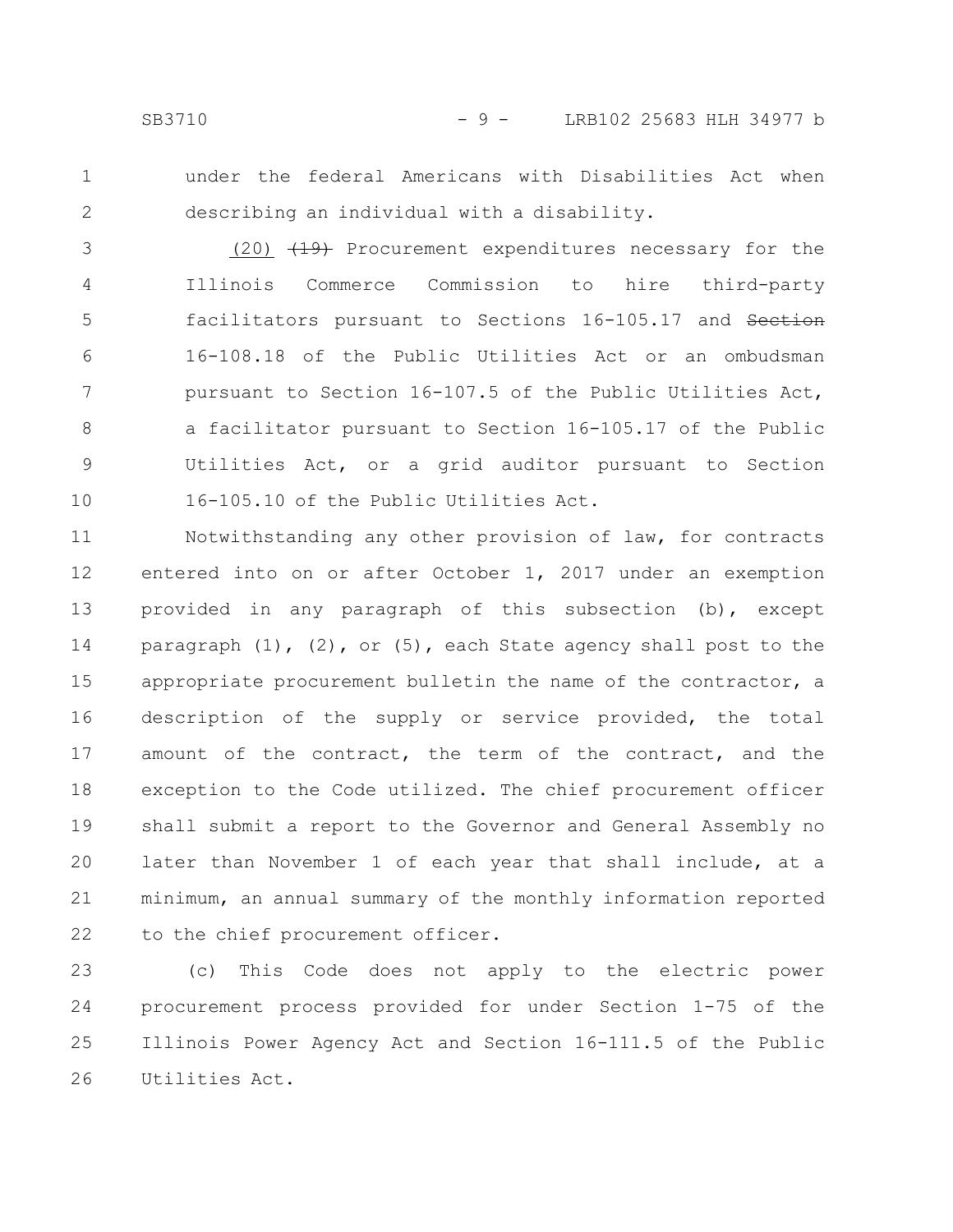under the federal Americans with Disabilities Act when describing an individual with a disability.

(20) ~~(19)~~ Procurement expenditures necessary for the Illinois Commerce Commission to hire third-party facilitators pursuant to Sections 16-105.17 and ~~Section~~ 16-108.18 of the Public Utilities Act or an ombudsman pursuant to Section 16-107.5 of the Public Utilities Act, a facilitator pursuant to Section 16-105.17 of the Public Utilities Act, or a grid auditor pursuant to Section 16-105.10 of the Public Utilities Act.

Notwithstanding any other provision of law, for contracts entered into on or after October 1, 2017 under an exemption provided in any paragraph of this subsection (b), except paragraph (1), (2), or (5), each State agency shall post to the appropriate procurement bulletin the name of the contractor, a description of the supply or service provided, the total amount of the contract, the term of the contract, and the exception to the Code utilized. The chief procurement officer shall submit a report to the Governor and General Assembly no later than November 1 of each year that shall include, at a minimum, an annual summary of the monthly information reported to the chief procurement officer.

(c) This Code does not apply to the electric power procurement process provided for under Section 1-75 of the Illinois Power Agency Act and Section 16-111.5 of the Public Utilities Act.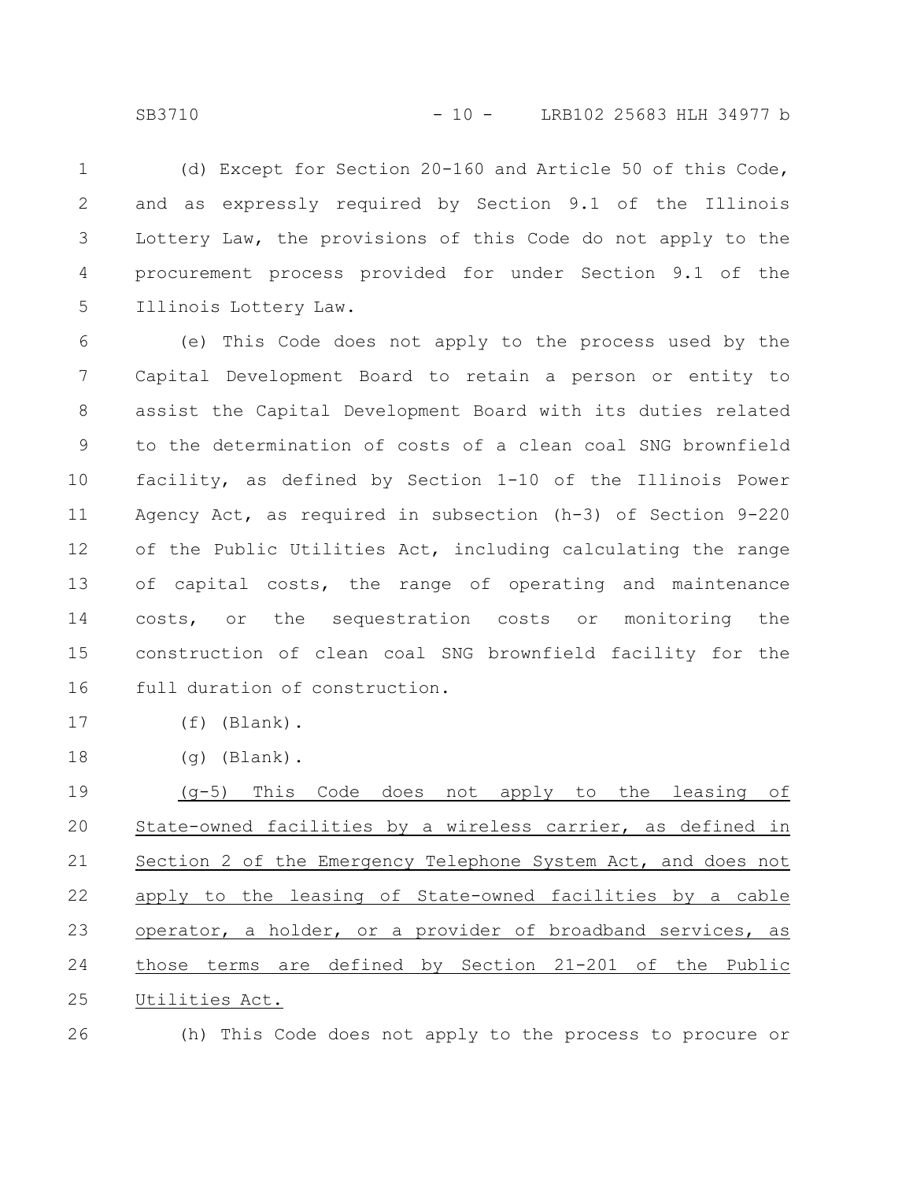(d) Except for Section 20-160 and Article 50 of this Code, and as expressly required by Section 9.1 of the Illinois Lottery Law, the provisions of this Code do not apply to the procurement process provided for under Section 9.1 of the Illinois Lottery Law.

(e) This Code does not apply to the process used by the Capital Development Board to retain a person or entity to assist the Capital Development Board with its duties related to the determination of costs of a clean coal SNG brownfield facility, as defined by Section 1-10 of the Illinois Power Agency Act, as required in subsection (h-3) of Section 9-220 of the Public Utilities Act, including calculating the range of capital costs, the range of operating and maintenance costs, or the sequestration costs or monitoring the construction of clean coal SNG brownfield facility for the full duration of construction.

(f) (Blank).

(g) (Blank).

<u>(g-5) This Code does not apply to the leasing of State-owned facilities by a wireless carrier, as defined in Section 2 of the Emergency Telephone System Act, and does not apply to the leasing of State-owned facilities by a cable operator, a holder, or a provider of broadband services, as those terms are defined by Section 21-201 of the Public Utilities Act.</u>

(h) This Code does not apply to the process to procure or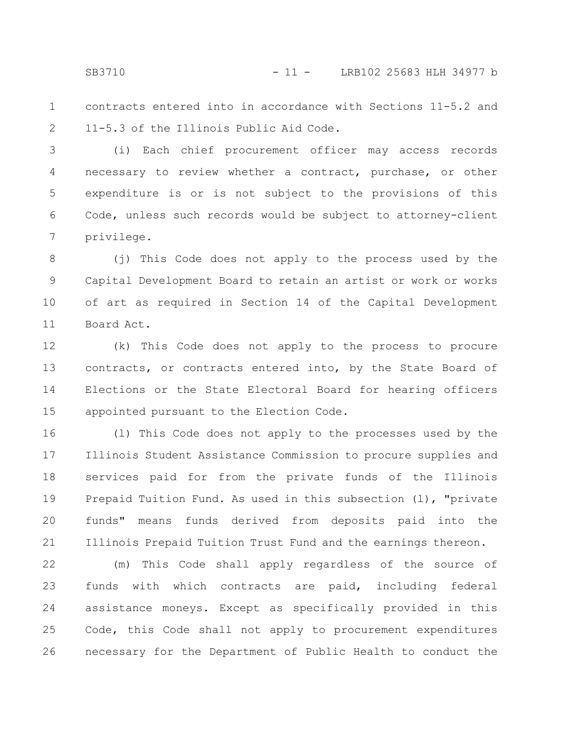contracts entered into in accordance with Sections 11-5.2 and 11-5.3 of the Illinois Public Aid Code.

(i) Each chief procurement officer may access records necessary to review whether a contract, purchase, or other expenditure is or is not subject to the provisions of this Code, unless such records would be subject to attorney-client privilege.

(j) This Code does not apply to the process used by the Capital Development Board to retain an artist or work or works of art as required in Section 14 of the Capital Development Board Act.

(k) This Code does not apply to the process to procure contracts, or contracts entered into, by the State Board of Elections or the State Electoral Board for hearing officers appointed pursuant to the Election Code.

(l) This Code does not apply to the processes used by the Illinois Student Assistance Commission to procure supplies and services paid for from the private funds of the Illinois Prepaid Tuition Fund. As used in this subsection (l), "private funds" means funds derived from deposits paid into the Illinois Prepaid Tuition Trust Fund and the earnings thereon.

(m) This Code shall apply regardless of the source of funds with which contracts are paid, including federal assistance moneys. Except as specifically provided in this Code, this Code shall not apply to procurement expenditures necessary for the Department of Public Health to conduct the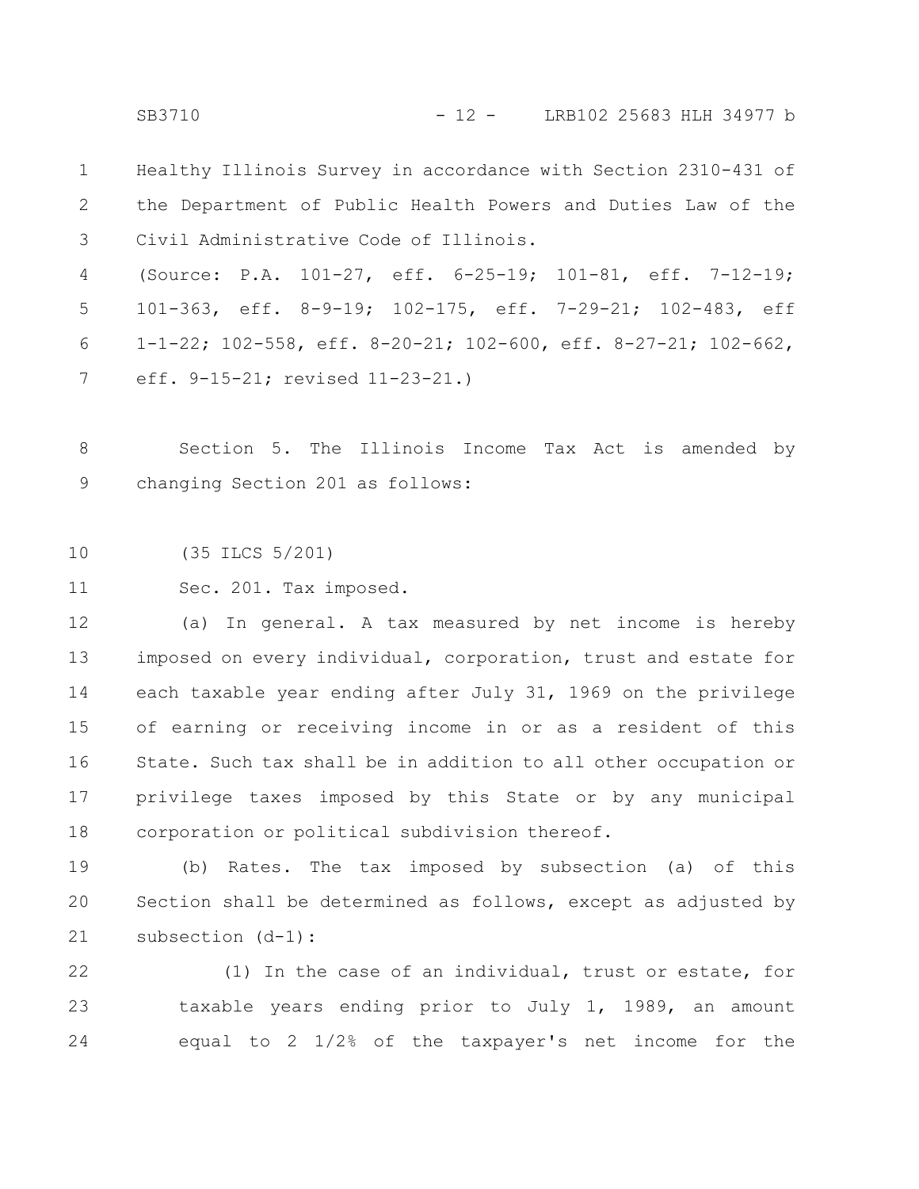Healthy Illinois Survey in accordance with Section 2310-431 of the Department of Public Health Powers and Duties Law of the Civil Administrative Code of Illinois.

(Source: P.A. 101-27, eff. 6-25-19; 101-81, eff. 7-12-19; 101-363, eff. 8-9-19; 102-175, eff. 7-29-21; 102-483, eff 1-1-22; 102-558, eff. 8-20-21; 102-600, eff. 8-27-21; 102-662, eff. 9-15-21; revised 11-23-21.)

Section 5. The Illinois Income Tax Act is amended by changing Section 201 as follows:

(35 ILCS 5/201)

Sec. 201. Tax imposed.

(a) In general. A tax measured by net income is hereby imposed on every individual, corporation, trust and estate for each taxable year ending after July 31, 1969 on the privilege of earning or receiving income in or as a resident of this State. Such tax shall be in addition to all other occupation or privilege taxes imposed by this State or by any municipal corporation or political subdivision thereof.

(b) Rates. The tax imposed by subsection (a) of this Section shall be determined as follows, except as adjusted by subsection (d-1):

(1) In the case of an individual, trust or estate, for taxable years ending prior to July 1, 1989, an amount equal to 2 1/2% of the taxpayer's net income for the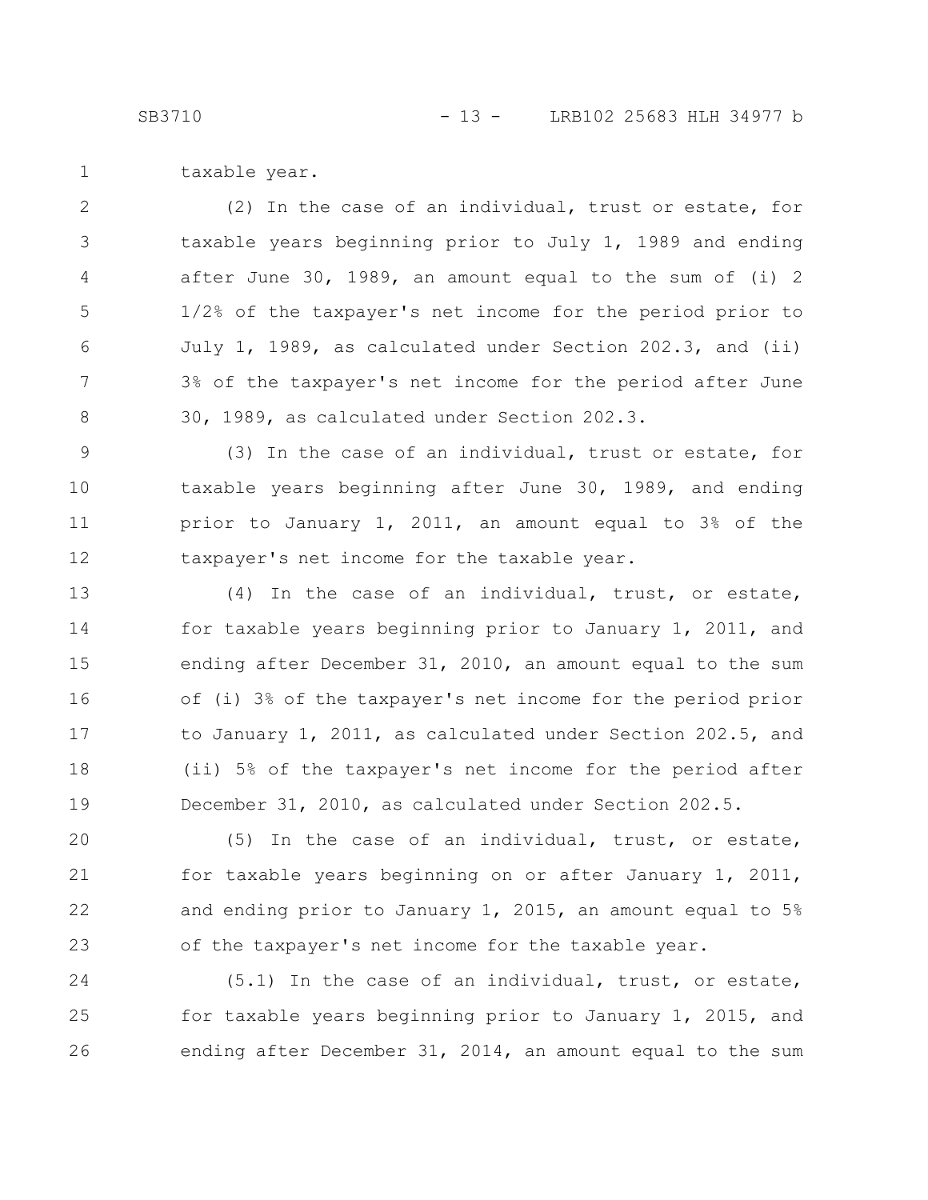taxable year.

(2) In the case of an individual, trust or estate, for taxable years beginning prior to July 1, 1989 and ending after June 30, 1989, an amount equal to the sum of (i) 2 1/2% of the taxpayer's net income for the period prior to July 1, 1989, as calculated under Section 202.3, and (ii) 3% of the taxpayer's net income for the period after June 30, 1989, as calculated under Section 202.3.

(3) In the case of an individual, trust or estate, for taxable years beginning after June 30, 1989, and ending prior to January 1, 2011, an amount equal to 3% of the taxpayer's net income for the taxable year.

(4) In the case of an individual, trust, or estate, for taxable years beginning prior to January 1, 2011, and ending after December 31, 2010, an amount equal to the sum of (i) 3% of the taxpayer's net income for the period prior to January 1, 2011, as calculated under Section 202.5, and (ii) 5% of the taxpayer's net income for the period after December 31, 2010, as calculated under Section 202.5.

(5) In the case of an individual, trust, or estate, for taxable years beginning on or after January 1, 2011, and ending prior to January 1, 2015, an amount equal to 5% of the taxpayer's net income for the taxable year.

(5.1) In the case of an individual, trust, or estate, for taxable years beginning prior to January 1, 2015, and ending after December 31, 2014, an amount equal to the sum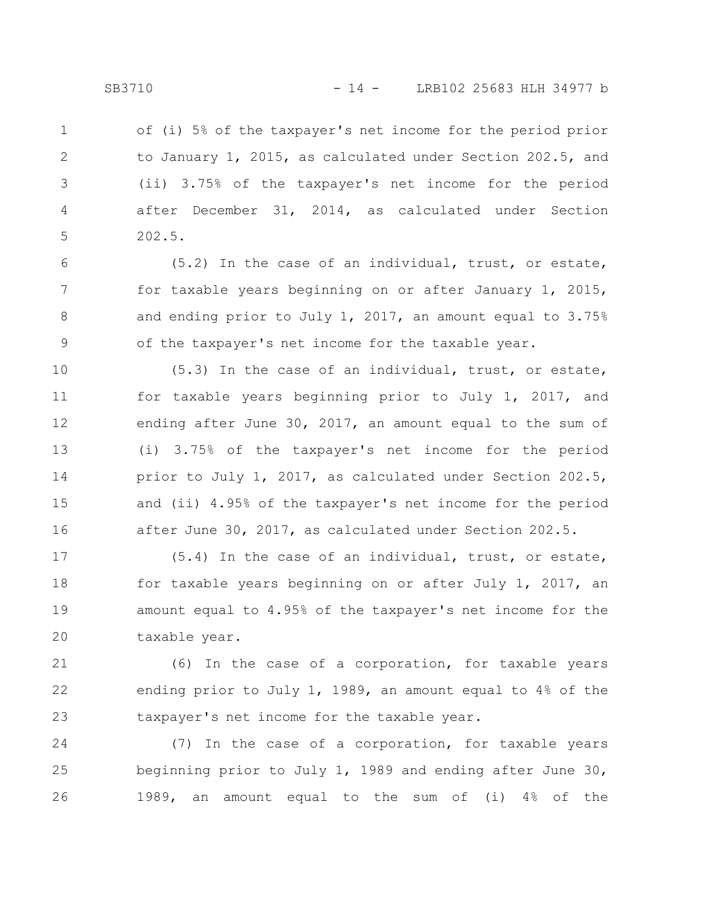of (i) 5% of the taxpayer's net income for the period prior to January 1, 2015, as calculated under Section 202.5, and (ii) 3.75% of the taxpayer's net income for the period after December 31, 2014, as calculated under Section 202.5.

(5.2) In the case of an individual, trust, or estate, for taxable years beginning on or after January 1, 2015, and ending prior to July 1, 2017, an amount equal to 3.75% of the taxpayer's net income for the taxable year.

(5.3) In the case of an individual, trust, or estate, for taxable years beginning prior to July 1, 2017, and ending after June 30, 2017, an amount equal to the sum of (i) 3.75% of the taxpayer's net income for the period prior to July 1, 2017, as calculated under Section 202.5, and (ii) 4.95% of the taxpayer's net income for the period after June 30, 2017, as calculated under Section 202.5.

(5.4) In the case of an individual, trust, or estate, for taxable years beginning on or after July 1, 2017, an amount equal to 4.95% of the taxpayer's net income for the taxable year.

(6) In the case of a corporation, for taxable years ending prior to July 1, 1989, an amount equal to 4% of the taxpayer's net income for the taxable year.

(7) In the case of a corporation, for taxable years beginning prior to July 1, 1989 and ending after June 30, 1989, an amount equal to the sum of (i) 4% of the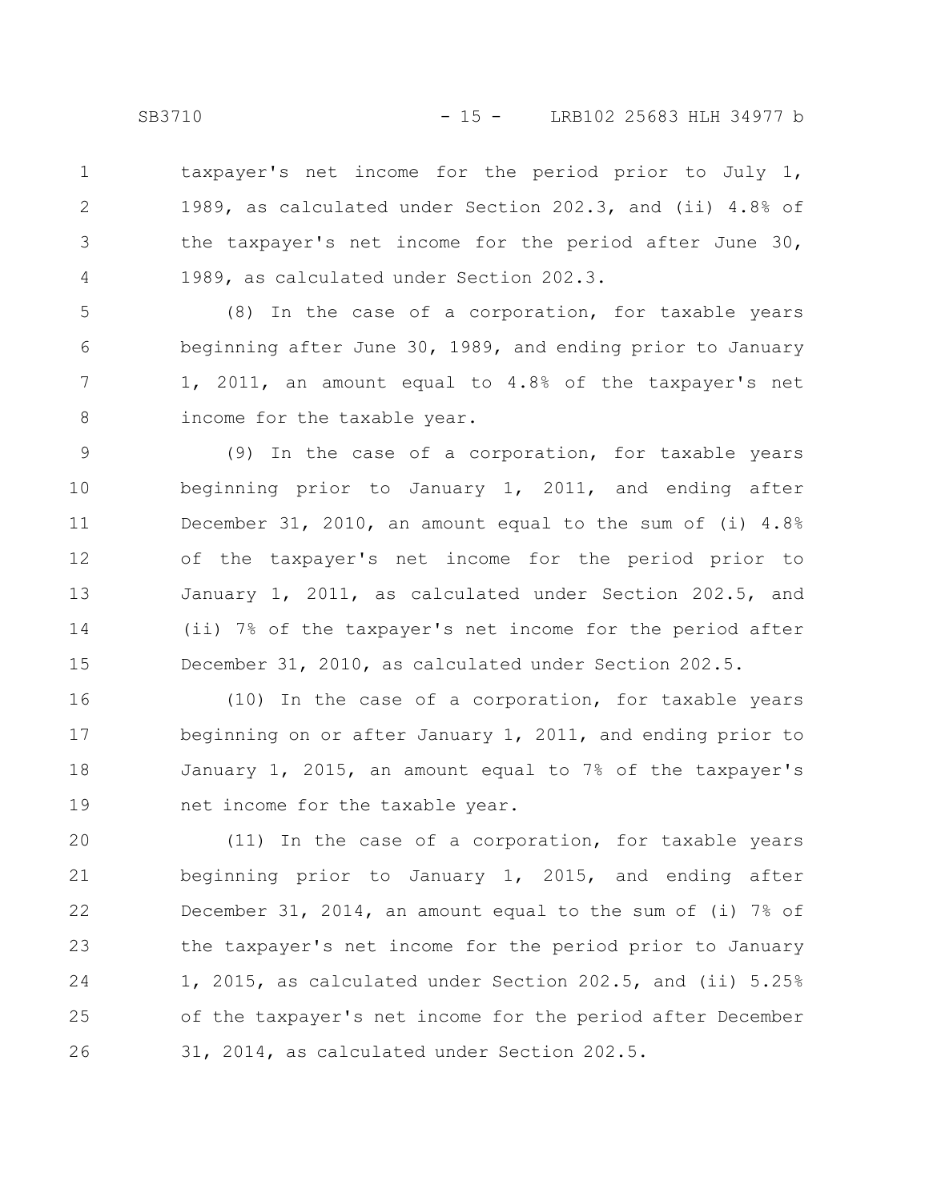taxpayer's net income for the period prior to July 1, 1989, as calculated under Section 202.3, and (ii) 4.8% of the taxpayer's net income for the period after June 30, 1989, as calculated under Section 202.3.

(8) In the case of a corporation, for taxable years beginning after June 30, 1989, and ending prior to January 1, 2011, an amount equal to 4.8% of the taxpayer's net income for the taxable year.

(9) In the case of a corporation, for taxable years beginning prior to January 1, 2011, and ending after December 31, 2010, an amount equal to the sum of (i) 4.8% of the taxpayer's net income for the period prior to January 1, 2011, as calculated under Section 202.5, and (ii) 7% of the taxpayer's net income for the period after December 31, 2010, as calculated under Section 202.5.

(10) In the case of a corporation, for taxable years beginning on or after January 1, 2011, and ending prior to January 1, 2015, an amount equal to 7% of the taxpayer's net income for the taxable year.

(11) In the case of a corporation, for taxable years beginning prior to January 1, 2015, and ending after December 31, 2014, an amount equal to the sum of (i) 7% of the taxpayer's net income for the period prior to January 1, 2015, as calculated under Section 202.5, and (ii) 5.25% of the taxpayer's net income for the period after December 31, 2014, as calculated under Section 202.5.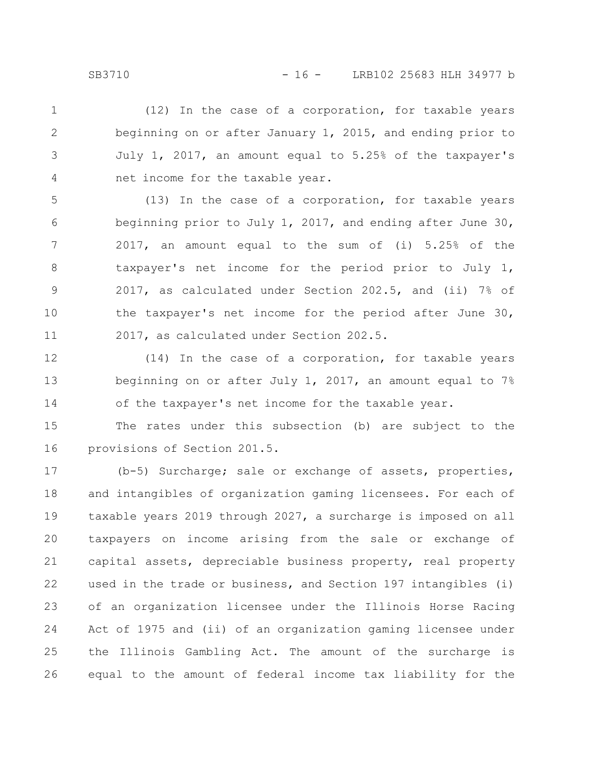(12) In the case of a corporation, for taxable years beginning on or after January 1, 2015, and ending prior to July 1, 2017, an amount equal to 5.25% of the taxpayer's net income for the taxable year.

(13) In the case of a corporation, for taxable years beginning prior to July 1, 2017, and ending after June 30, 2017, an amount equal to the sum of (i) 5.25% of the taxpayer's net income for the period prior to July 1, 2017, as calculated under Section 202.5, and (ii) 7% of the taxpayer's net income for the period after June 30, 2017, as calculated under Section 202.5.

(14) In the case of a corporation, for taxable years beginning on or after July 1, 2017, an amount equal to 7% of the taxpayer's net income for the taxable year.

The rates under this subsection (b) are subject to the provisions of Section 201.5.

(b-5) Surcharge; sale or exchange of assets, properties, and intangibles of organization gaming licensees. For each of taxable years 2019 through 2027, a surcharge is imposed on all taxpayers on income arising from the sale or exchange of capital assets, depreciable business property, real property used in the trade or business, and Section 197 intangibles (i) of an organization licensee under the Illinois Horse Racing Act of 1975 and (ii) of an organization gaming licensee under the Illinois Gambling Act. The amount of the surcharge is equal to the amount of federal income tax liability for the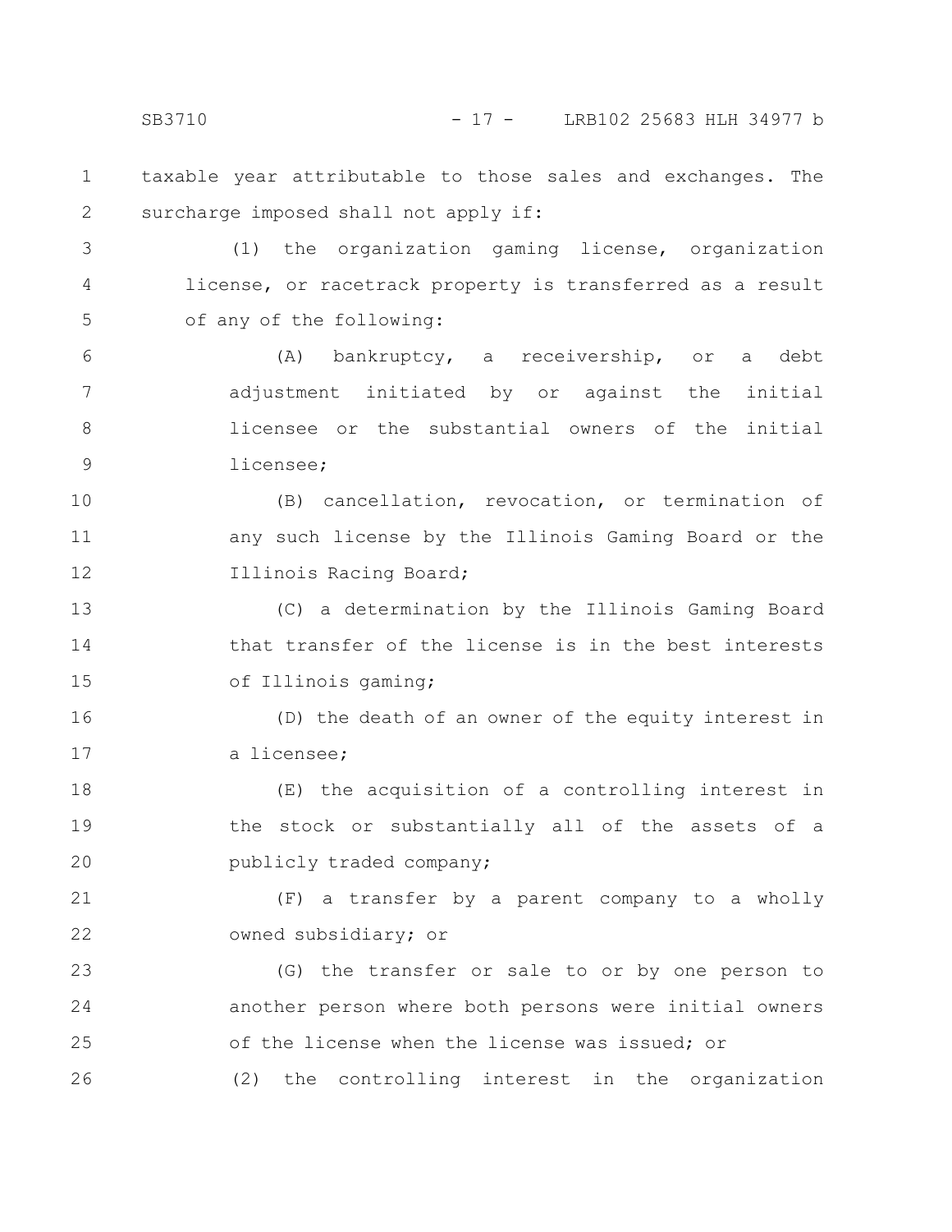taxable year attributable to those sales and exchanges. The surcharge imposed shall not apply if:

(1) the organization gaming license, organization license, or racetrack property is transferred as a result of any of the following:

(A) bankruptcy, a receivership, or a debt adjustment initiated by or against the initial licensee or the substantial owners of the initial licensee;

(B) cancellation, revocation, or termination of any such license by the Illinois Gaming Board or the Illinois Racing Board;

(C) a determination by the Illinois Gaming Board that transfer of the license is in the best interests of Illinois gaming;

(D) the death of an owner of the equity interest in a licensee;

(E) the acquisition of a controlling interest in the stock or substantially all of the assets of a publicly traded company;

(F) a transfer by a parent company to a wholly owned subsidiary; or

(G) the transfer or sale to or by one person to another person where both persons were initial owners of the license when the license was issued; or

(2) the controlling interest in the organization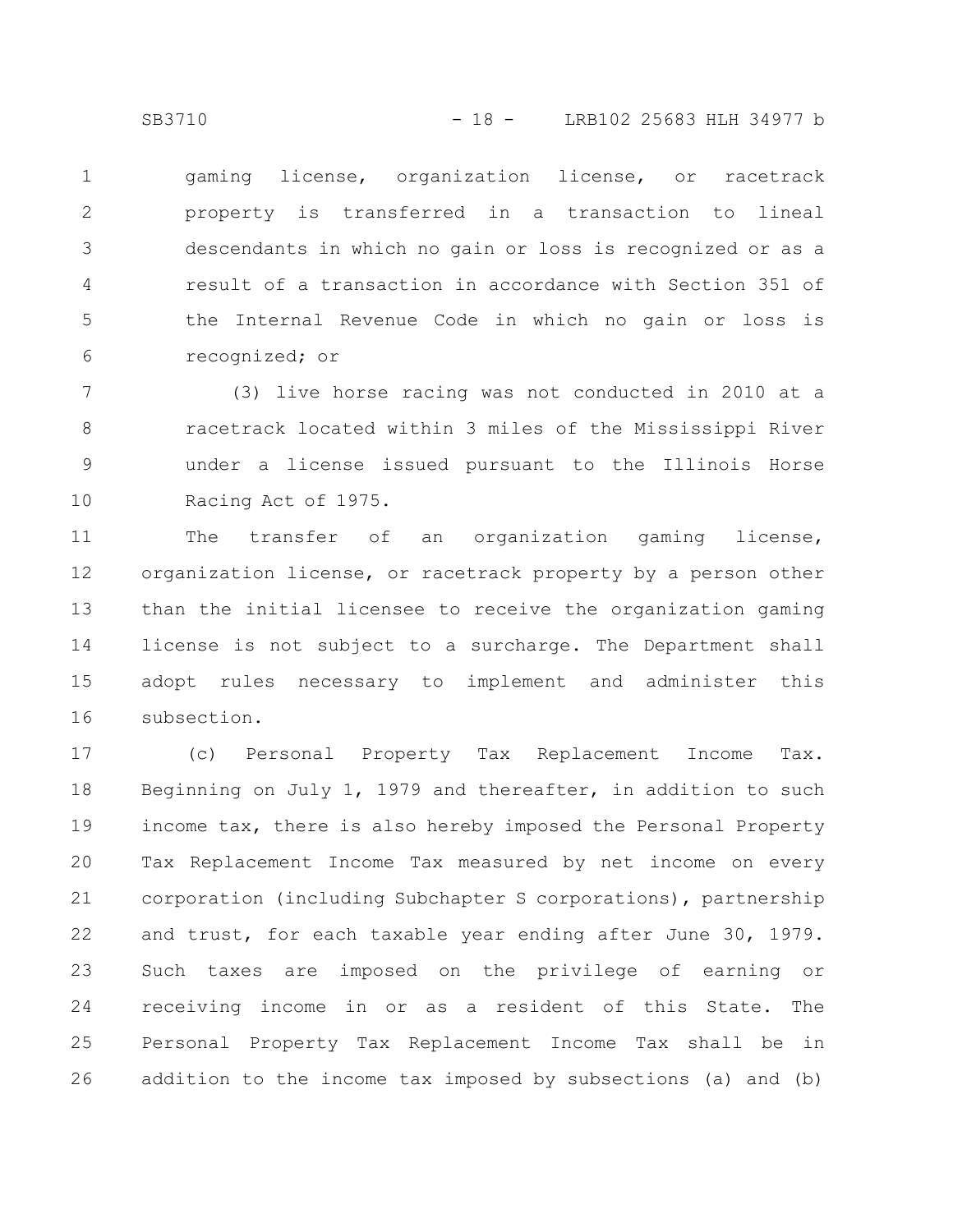gaming license, organization license, or racetrack property is transferred in a transaction to lineal descendants in which no gain or loss is recognized or as a result of a transaction in accordance with Section 351 of the Internal Revenue Code in which no gain or loss is recognized; or

(3) live horse racing was not conducted in 2010 at a racetrack located within 3 miles of the Mississippi River under a license issued pursuant to the Illinois Horse Racing Act of 1975.

The transfer of an organization gaming license, organization license, or racetrack property by a person other than the initial licensee to receive the organization gaming license is not subject to a surcharge. The Department shall adopt rules necessary to implement and administer this subsection.

(c) Personal Property Tax Replacement Income Tax. Beginning on July 1, 1979 and thereafter, in addition to such income tax, there is also hereby imposed the Personal Property Tax Replacement Income Tax measured by net income on every corporation (including Subchapter S corporations), partnership and trust, for each taxable year ending after June 30, 1979. Such taxes are imposed on the privilege of earning or receiving income in or as a resident of this State. The Personal Property Tax Replacement Income Tax shall be in addition to the income tax imposed by subsections (a) and (b)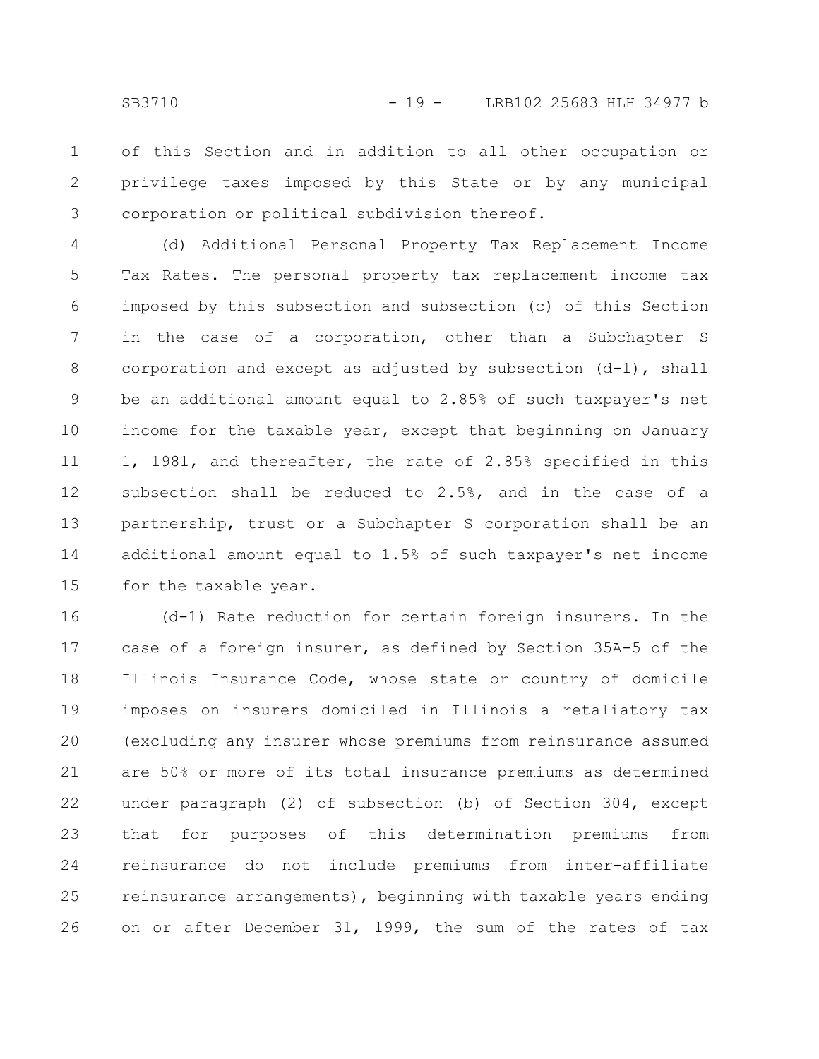of this Section and in addition to all other occupation or privilege taxes imposed by this State or by any municipal corporation or political subdivision thereof.

(d) Additional Personal Property Tax Replacement Income Tax Rates. The personal property tax replacement income tax imposed by this subsection and subsection (c) of this Section in the case of a corporation, other than a Subchapter S corporation and except as adjusted by subsection (d-1), shall be an additional amount equal to 2.85% of such taxpayer's net income for the taxable year, except that beginning on January 1, 1981, and thereafter, the rate of 2.85% specified in this subsection shall be reduced to 2.5%, and in the case of a partnership, trust or a Subchapter S corporation shall be an additional amount equal to 1.5% of such taxpayer's net income for the taxable year.

(d-1) Rate reduction for certain foreign insurers. In the case of a foreign insurer, as defined by Section 35A-5 of the Illinois Insurance Code, whose state or country of domicile imposes on insurers domiciled in Illinois a retaliatory tax (excluding any insurer whose premiums from reinsurance assumed are 50% or more of its total insurance premiums as determined under paragraph (2) of subsection (b) of Section 304, except that for purposes of this determination premiums from reinsurance do not include premiums from inter-affiliate reinsurance arrangements), beginning with taxable years ending on or after December 31, 1999, the sum of the rates of tax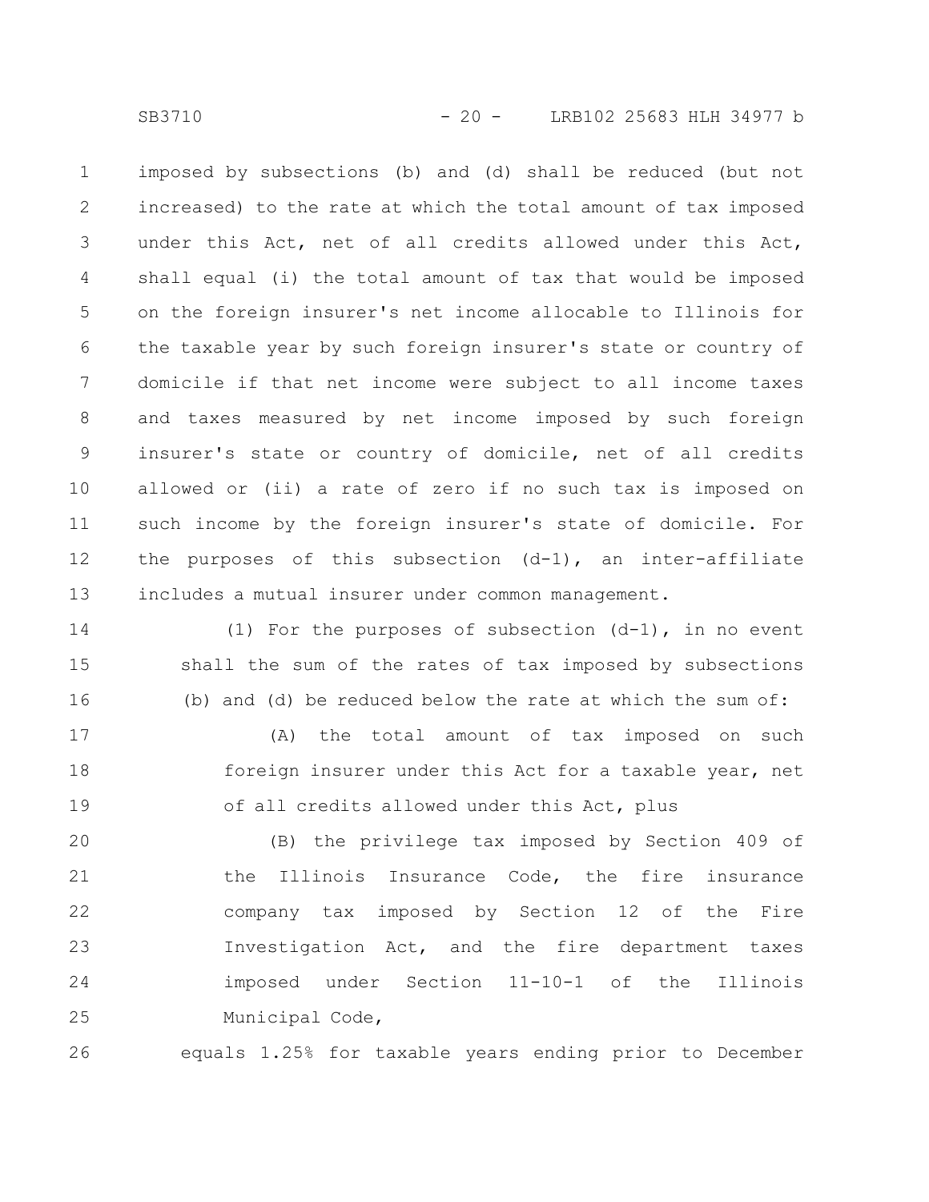imposed by subsections (b) and (d) shall be reduced (but not increased) to the rate at which the total amount of tax imposed under this Act, net of all credits allowed under this Act, shall equal (i) the total amount of tax that would be imposed on the foreign insurer's net income allocable to Illinois for the taxable year by such foreign insurer's state or country of domicile if that net income were subject to all income taxes and taxes measured by net income imposed by such foreign insurer's state or country of domicile, net of all credits allowed or (ii) a rate of zero if no such tax is imposed on such income by the foreign insurer's state of domicile. For the purposes of this subsection (d-1), an inter-affiliate includes a mutual insurer under common management.

(1) For the purposes of subsection (d-1), in no event shall the sum of the rates of tax imposed by subsections (b) and (d) be reduced below the rate at which the sum of:

(A) the total amount of tax imposed on such foreign insurer under this Act for a taxable year, net of all credits allowed under this Act, plus

(B) the privilege tax imposed by Section 409 of the Illinois Insurance Code, the fire insurance company tax imposed by Section 12 of the Fire Investigation Act, and the fire department taxes imposed under Section 11-10-1 of the Illinois Municipal Code,

equals 1.25% for taxable years ending prior to December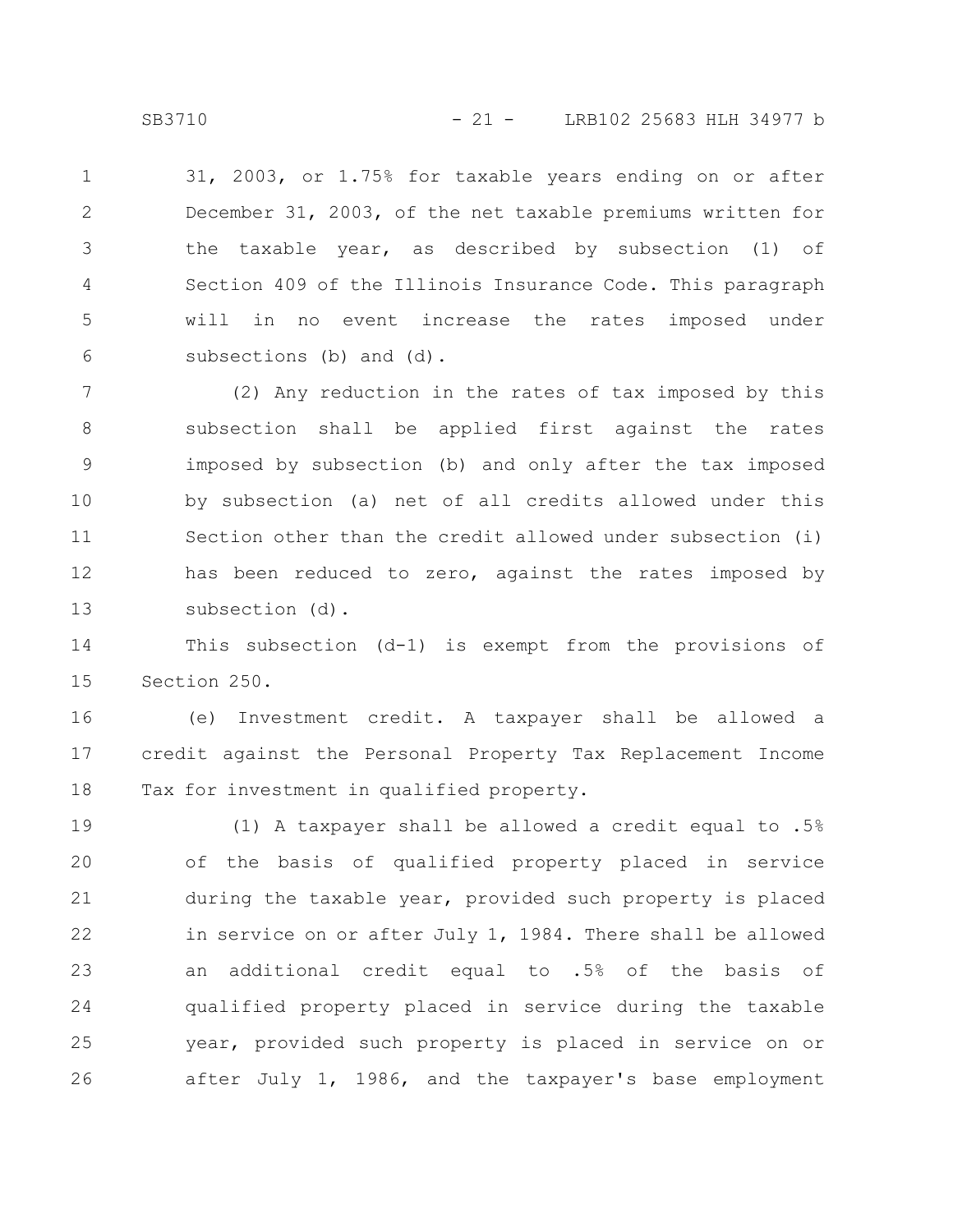31, 2003, or 1.75% for taxable years ending on or after December 31, 2003, of the net taxable premiums written for the taxable year, as described by subsection (1) of Section 409 of the Illinois Insurance Code. This paragraph will in no event increase the rates imposed under subsections (b) and (d).

(2) Any reduction in the rates of tax imposed by this subsection shall be applied first against the rates imposed by subsection (b) and only after the tax imposed by subsection (a) net of all credits allowed under this Section other than the credit allowed under subsection (i) has been reduced to zero, against the rates imposed by subsection (d).

This subsection (d-1) is exempt from the provisions of Section 250.

(e) Investment credit. A taxpayer shall be allowed a credit against the Personal Property Tax Replacement Income Tax for investment in qualified property.

(1) A taxpayer shall be allowed a credit equal to .5% of the basis of qualified property placed in service during the taxable year, provided such property is placed in service on or after July 1, 1984. There shall be allowed an additional credit equal to .5% of the basis of qualified property placed in service during the taxable year, provided such property is placed in service on or after July 1, 1986, and the taxpayer's base employment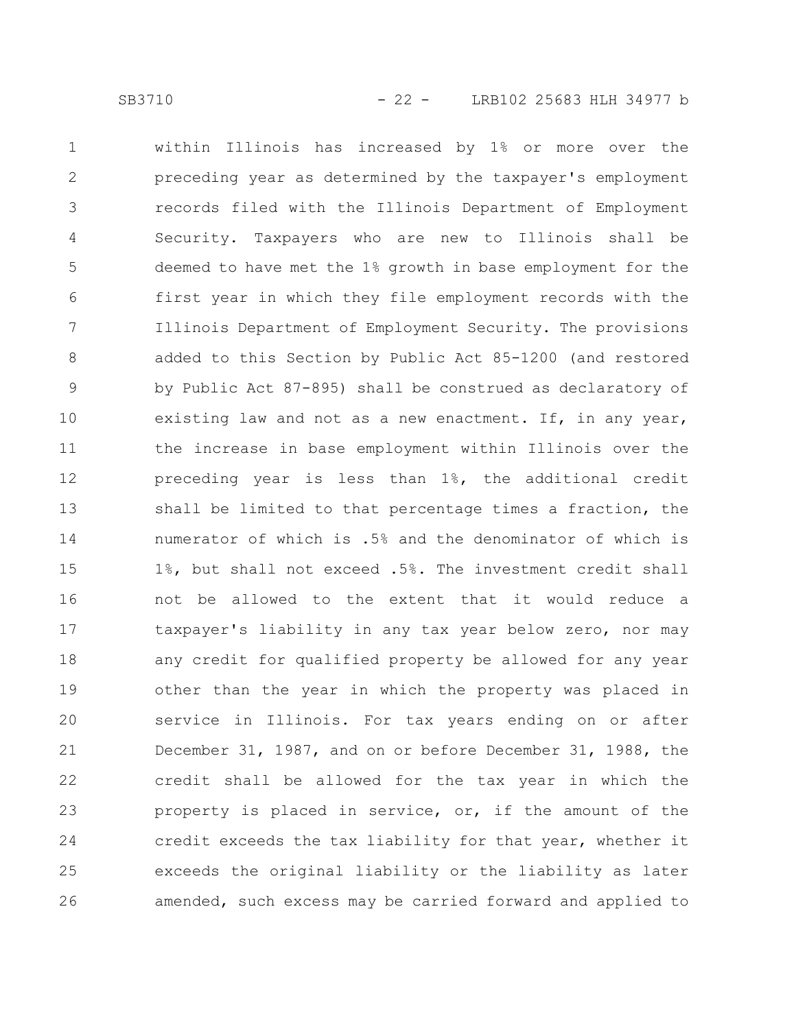within Illinois has increased by 1% or more over the preceding year as determined by the taxpayer's employment records filed with the Illinois Department of Employment Security. Taxpayers who are new to Illinois shall be deemed to have met the 1% growth in base employment for the first year in which they file employment records with the Illinois Department of Employment Security. The provisions added to this Section by Public Act 85-1200 (and restored by Public Act 87-895) shall be construed as declaratory of existing law and not as a new enactment. If, in any year, the increase in base employment within Illinois over the preceding year is less than 1%, the additional credit shall be limited to that percentage times a fraction, the numerator of which is .5% and the denominator of which is 1%, but shall not exceed .5%. The investment credit shall not be allowed to the extent that it would reduce a taxpayer's liability in any tax year below zero, nor may any credit for qualified property be allowed for any year other than the year in which the property was placed in service in Illinois. For tax years ending on or after December 31, 1987, and on or before December 31, 1988, the credit shall be allowed for the tax year in which the property is placed in service, or, if the amount of the credit exceeds the tax liability for that year, whether it exceeds the original liability or the liability as later amended, such excess may be carried forward and applied to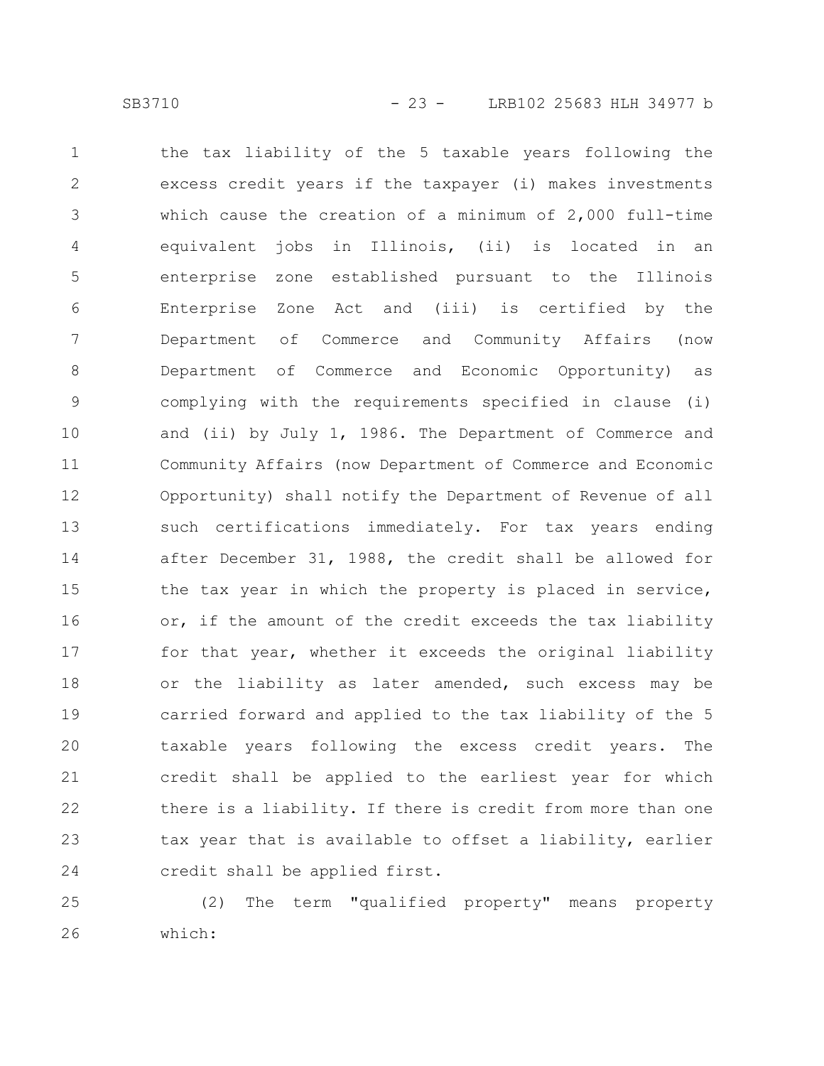the tax liability of the 5 taxable years following the excess credit years if the taxpayer (i) makes investments which cause the creation of a minimum of 2,000 full-time equivalent jobs in Illinois, (ii) is located in an enterprise zone established pursuant to the Illinois Enterprise Zone Act and (iii) is certified by the Department of Commerce and Community Affairs (now Department of Commerce and Economic Opportunity) as complying with the requirements specified in clause (i) and (ii) by July 1, 1986. The Department of Commerce and Community Affairs (now Department of Commerce and Economic Opportunity) shall notify the Department of Revenue of all such certifications immediately. For tax years ending after December 31, 1988, the credit shall be allowed for the tax year in which the property is placed in service, or, if the amount of the credit exceeds the tax liability for that year, whether it exceeds the original liability or the liability as later amended, such excess may be carried forward and applied to the tax liability of the 5 taxable years following the excess credit years. The credit shall be applied to the earliest year for which there is a liability. If there is credit from more than one tax year that is available to offset a liability, earlier credit shall be applied first.

(2) The term "qualified property" means property which: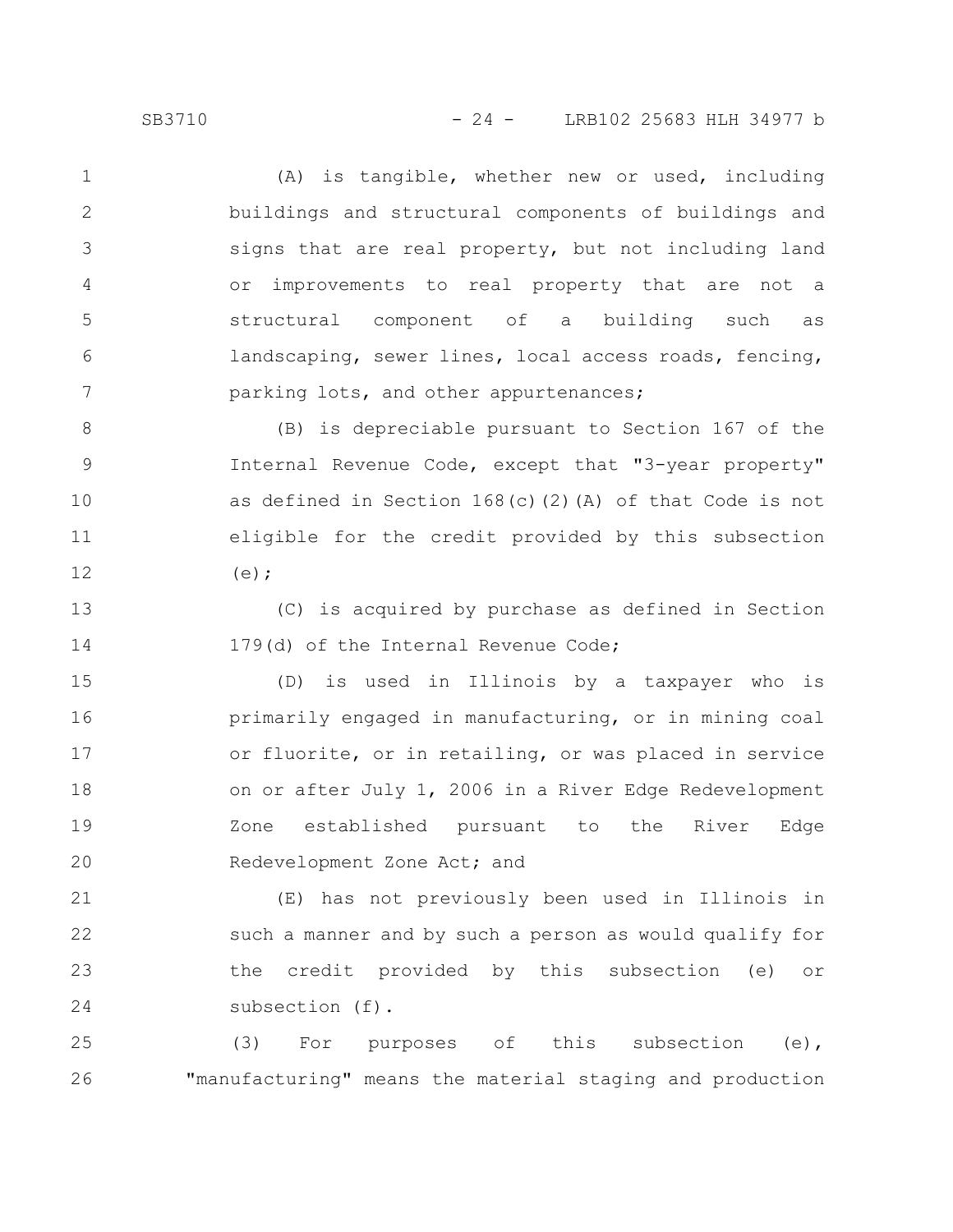(A) is tangible, whether new or used, including buildings and structural components of buildings and signs that are real property, but not including land or improvements to real property that are not a structural component of a building such as landscaping, sewer lines, local access roads, fencing, parking lots, and other appurtenances;

(B) is depreciable pursuant to Section 167 of the Internal Revenue Code, except that "3-year property" as defined in Section 168(c)(2)(A) of that Code is not eligible for the credit provided by this subsection (e);

(C) is acquired by purchase as defined in Section 179(d) of the Internal Revenue Code;

(D) is used in Illinois by a taxpayer who is primarily engaged in manufacturing, or in mining coal or fluorite, or in retailing, or was placed in service on or after July 1, 2006 in a River Edge Redevelopment Zone established pursuant to the River Edge Redevelopment Zone Act; and

(E) has not previously been used in Illinois in such a manner and by such a person as would qualify for the credit provided by this subsection (e) or subsection (f).

(3) For purposes of this subsection (e), "manufacturing" means the material staging and production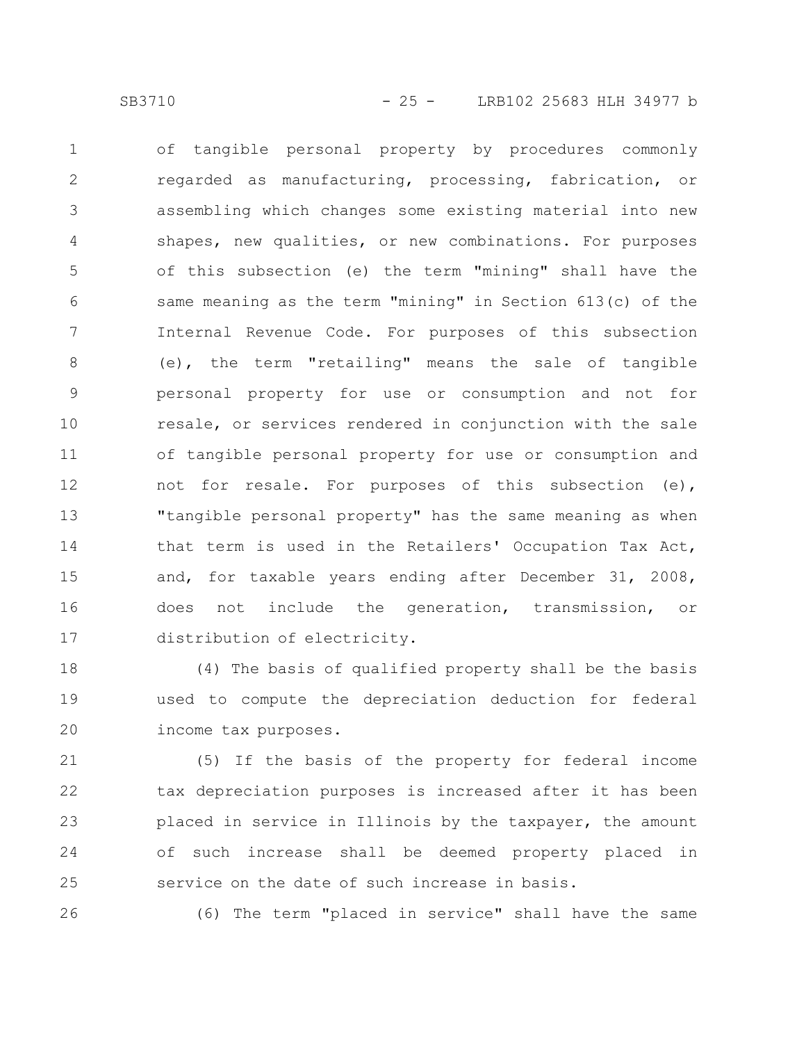of tangible personal property by procedures commonly regarded as manufacturing, processing, fabrication, or assembling which changes some existing material into new shapes, new qualities, or new combinations. For purposes of this subsection (e) the term "mining" shall have the same meaning as the term "mining" in Section 613(c) of the Internal Revenue Code. For purposes of this subsection (e), the term "retailing" means the sale of tangible personal property for use or consumption and not for resale, or services rendered in conjunction with the sale of tangible personal property for use or consumption and not for resale. For purposes of this subsection (e), "tangible personal property" has the same meaning as when that term is used in the Retailers' Occupation Tax Act, and, for taxable years ending after December 31, 2008, does not include the generation, transmission, or distribution of electricity.

(4) The basis of qualified property shall be the basis used to compute the depreciation deduction for federal income tax purposes.

(5) If the basis of the property for federal income tax depreciation purposes is increased after it has been placed in service in Illinois by the taxpayer, the amount of such increase shall be deemed property placed in service on the date of such increase in basis.

(6) The term "placed in service" shall have the same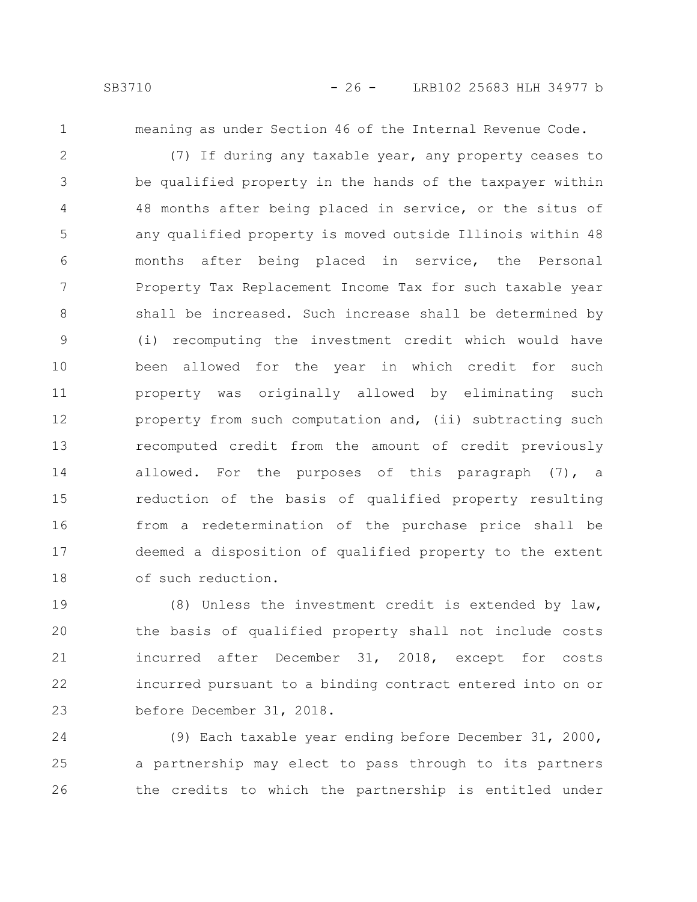meaning as under Section 46 of the Internal Revenue Code.

(7) If during any taxable year, any property ceases to be qualified property in the hands of the taxpayer within 48 months after being placed in service, or the situs of any qualified property is moved outside Illinois within 48 months after being placed in service, the Personal Property Tax Replacement Income Tax for such taxable year shall be increased. Such increase shall be determined by (i) recomputing the investment credit which would have been allowed for the year in which credit for such property was originally allowed by eliminating such property from such computation and, (ii) subtracting such recomputed credit from the amount of credit previously allowed. For the purposes of this paragraph (7), a reduction of the basis of qualified property resulting from a redetermination of the purchase price shall be deemed a disposition of qualified property to the extent of such reduction.

(8) Unless the investment credit is extended by law, the basis of qualified property shall not include costs incurred after December 31, 2018, except for costs incurred pursuant to a binding contract entered into on or before December 31, 2018.

(9) Each taxable year ending before December 31, 2000, a partnership may elect to pass through to its partners the credits to which the partnership is entitled under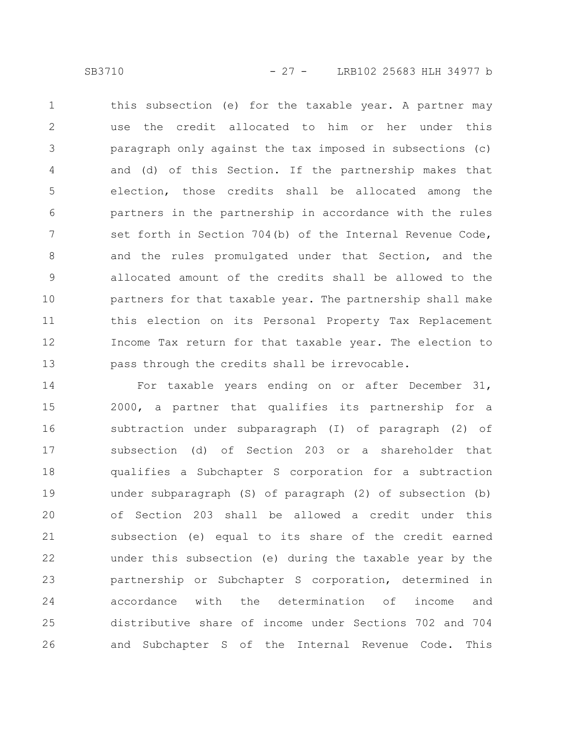this subsection (e) for the taxable year. A partner may use the credit allocated to him or her under this paragraph only against the tax imposed in subsections (c) and (d) of this Section. If the partnership makes that election, those credits shall be allocated among the partners in the partnership in accordance with the rules set forth in Section 704(b) of the Internal Revenue Code, and the rules promulgated under that Section, and the allocated amount of the credits shall be allowed to the partners for that taxable year. The partnership shall make this election on its Personal Property Tax Replacement Income Tax return for that taxable year. The election to pass through the credits shall be irrevocable.

For taxable years ending on or after December 31, 2000, a partner that qualifies its partnership for a subtraction under subparagraph (I) of paragraph (2) of subsection (d) of Section 203 or a shareholder that qualifies a Subchapter S corporation for a subtraction under subparagraph (S) of paragraph (2) of subsection (b) of Section 203 shall be allowed a credit under this subsection (e) equal to its share of the credit earned under this subsection (e) during the taxable year by the partnership or Subchapter S corporation, determined in accordance with the determination of income and distributive share of income under Sections 702 and 704 and Subchapter S of the Internal Revenue Code. This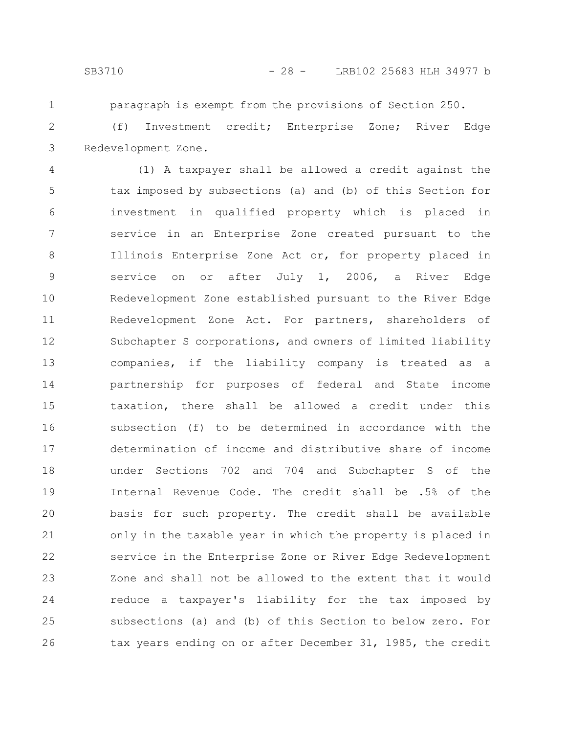paragraph is exempt from the provisions of Section 250.

(f) Investment credit; Enterprise Zone; River Edge Redevelopment Zone.

(1) A taxpayer shall be allowed a credit against the tax imposed by subsections (a) and (b) of this Section for investment in qualified property which is placed in service in an Enterprise Zone created pursuant to the Illinois Enterprise Zone Act or, for property placed in service on or after July 1, 2006, a River Edge Redevelopment Zone established pursuant to the River Edge Redevelopment Zone Act. For partners, shareholders of Subchapter S corporations, and owners of limited liability companies, if the liability company is treated as a partnership for purposes of federal and State income taxation, there shall be allowed a credit under this subsection (f) to be determined in accordance with the determination of income and distributive share of income under Sections 702 and 704 and Subchapter S of the Internal Revenue Code. The credit shall be .5% of the basis for such property. The credit shall be available only in the taxable year in which the property is placed in service in the Enterprise Zone or River Edge Redevelopment Zone and shall not be allowed to the extent that it would reduce a taxpayer's liability for the tax imposed by subsections (a) and (b) of this Section to below zero. For tax years ending on or after December 31, 1985, the credit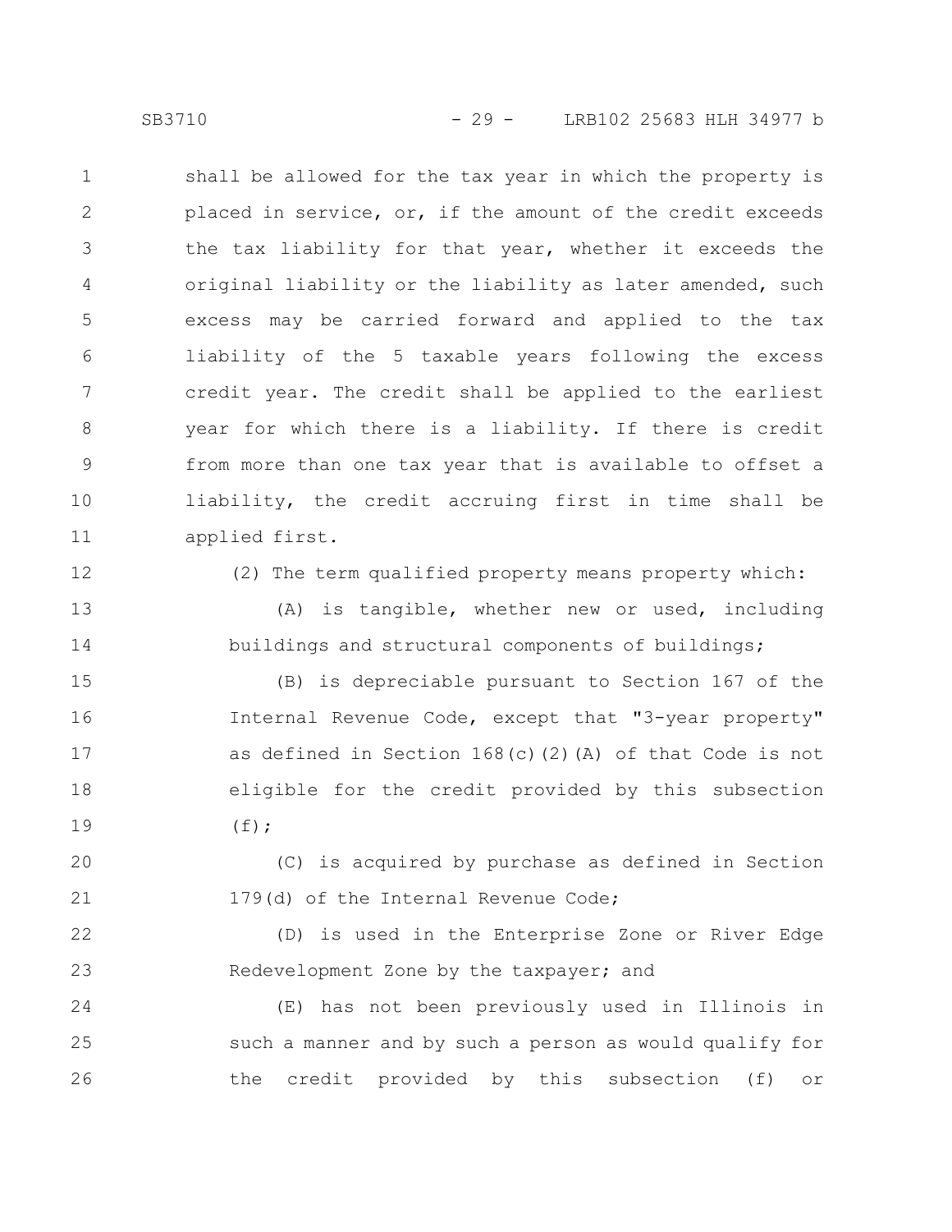shall be allowed for the tax year in which the property is placed in service, or, if the amount of the credit exceeds the tax liability for that year, whether it exceeds the original liability or the liability as later amended, such excess may be carried forward and applied to the tax liability of the 5 taxable years following the excess credit year. The credit shall be applied to the earliest year for which there is a liability. If there is credit from more than one tax year that is available to offset a liability, the credit accruing first in time shall be applied first.

(2) The term qualified property means property which:

(A) is tangible, whether new or used, including buildings and structural components of buildings;

(B) is depreciable pursuant to Section 167 of the Internal Revenue Code, except that "3-year property" as defined in Section 168(c)(2)(A) of that Code is not eligible for the credit provided by this subsection (f);

(C) is acquired by purchase as defined in Section 179(d) of the Internal Revenue Code;

(D) is used in the Enterprise Zone or River Edge Redevelopment Zone by the taxpayer; and

(E) has not been previously used in Illinois in such a manner and by such a person as would qualify for the credit provided by this subsection (f) or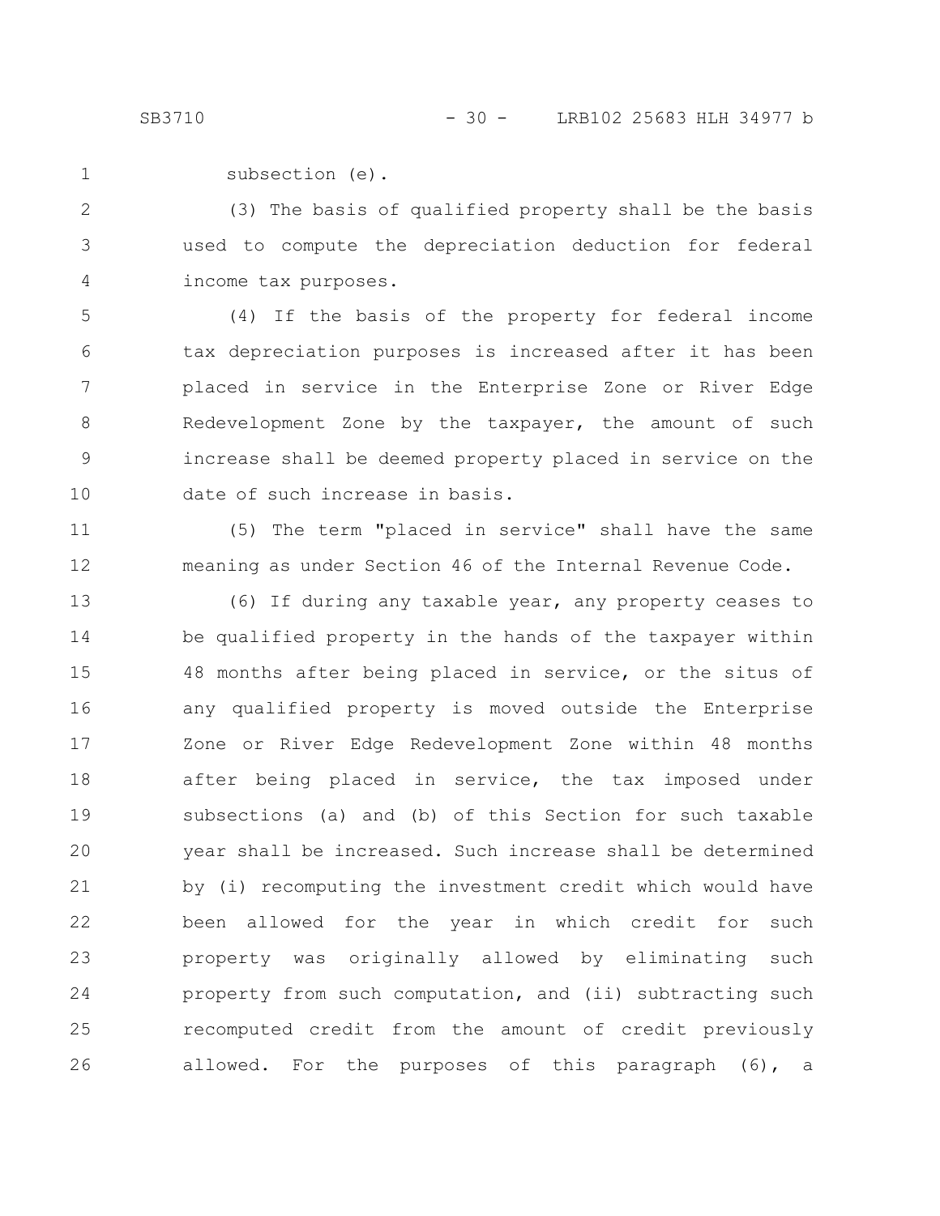subsection (e).

(3) The basis of qualified property shall be the basis used to compute the depreciation deduction for federal income tax purposes.

(4) If the basis of the property for federal income tax depreciation purposes is increased after it has been placed in service in the Enterprise Zone or River Edge Redevelopment Zone by the taxpayer, the amount of such increase shall be deemed property placed in service on the date of such increase in basis.

(5) The term "placed in service" shall have the same meaning as under Section 46 of the Internal Revenue Code.

(6) If during any taxable year, any property ceases to be qualified property in the hands of the taxpayer within 48 months after being placed in service, or the situs of any qualified property is moved outside the Enterprise Zone or River Edge Redevelopment Zone within 48 months after being placed in service, the tax imposed under subsections (a) and (b) of this Section for such taxable year shall be increased. Such increase shall be determined by (i) recomputing the investment credit which would have been allowed for the year in which credit for such property was originally allowed by eliminating such property from such computation, and (ii) subtracting such recomputed credit from the amount of credit previously allowed. For the purposes of this paragraph (6), a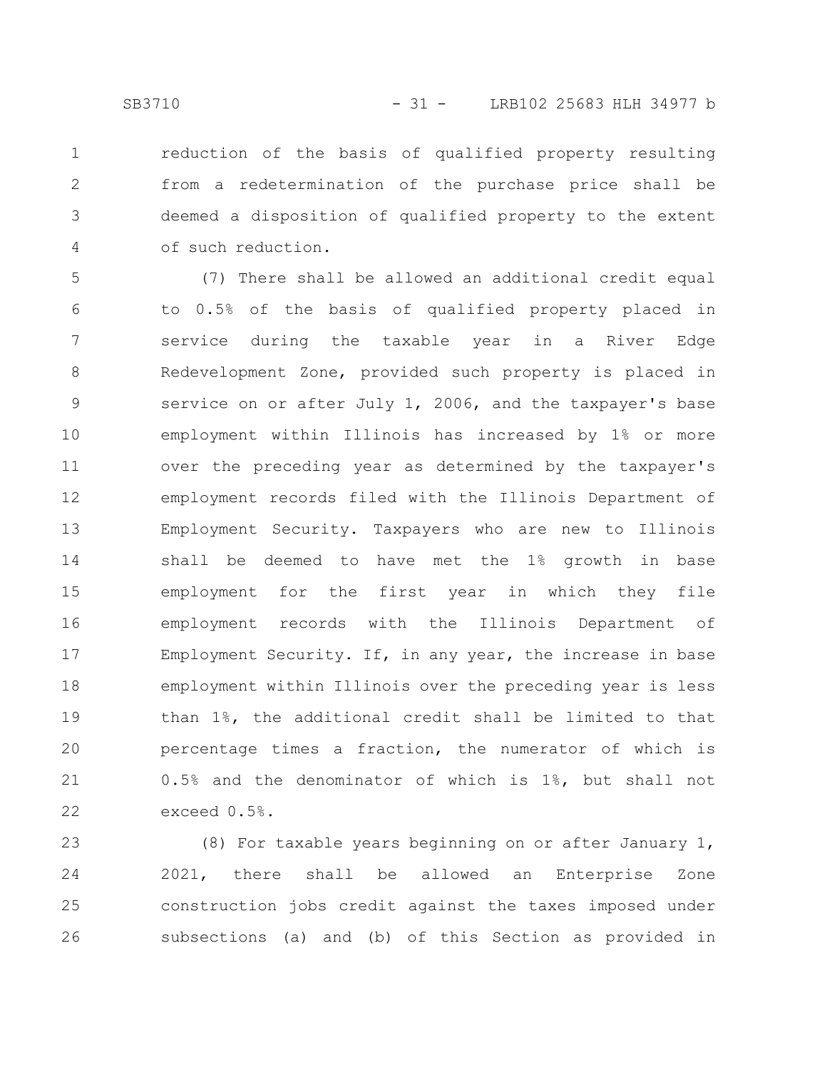reduction of the basis of qualified property resulting from a redetermination of the purchase price shall be deemed a disposition of qualified property to the extent of such reduction.

(7) There shall be allowed an additional credit equal to 0.5% of the basis of qualified property placed in service during the taxable year in a River Edge Redevelopment Zone, provided such property is placed in service on or after July 1, 2006, and the taxpayer's base employment within Illinois has increased by 1% or more over the preceding year as determined by the taxpayer's employment records filed with the Illinois Department of Employment Security. Taxpayers who are new to Illinois shall be deemed to have met the 1% growth in base employment for the first year in which they file employment records with the Illinois Department of Employment Security. If, in any year, the increase in base employment within Illinois over the preceding year is less than 1%, the additional credit shall be limited to that percentage times a fraction, the numerator of which is 0.5% and the denominator of which is 1%, but shall not exceed 0.5%.

(8) For taxable years beginning on or after January 1, 2021, there shall be allowed an Enterprise Zone construction jobs credit against the taxes imposed under subsections (a) and (b) of this Section as provided in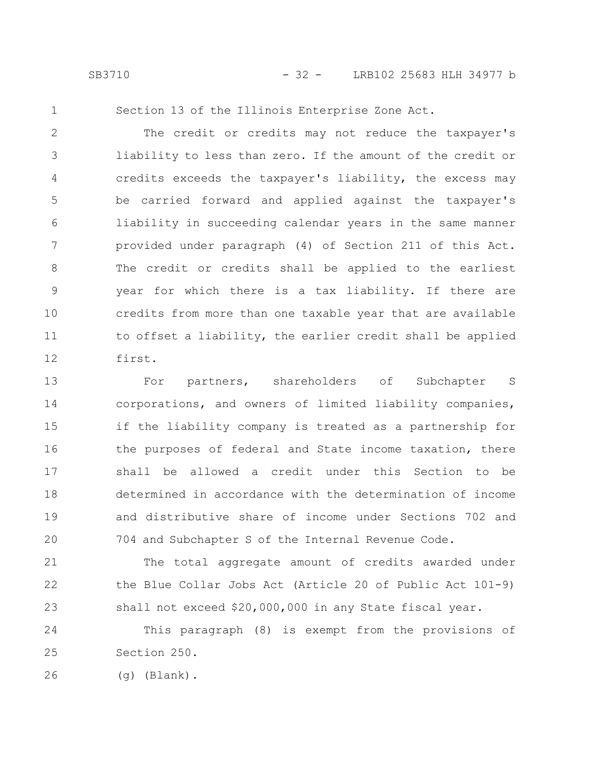Section 13 of the Illinois Enterprise Zone Act.

The credit or credits may not reduce the taxpayer's liability to less than zero. If the amount of the credit or credits exceeds the taxpayer's liability, the excess may be carried forward and applied against the taxpayer's liability in succeeding calendar years in the same manner provided under paragraph (4) of Section 211 of this Act. The credit or credits shall be applied to the earliest year for which there is a tax liability. If there are credits from more than one taxable year that are available to offset a liability, the earlier credit shall be applied first.

For partners, shareholders of Subchapter S corporations, and owners of limited liability companies, if the liability company is treated as a partnership for the purposes of federal and State income taxation, there shall be allowed a credit under this Section to be determined in accordance with the determination of income and distributive share of income under Sections 702 and 704 and Subchapter S of the Internal Revenue Code.

The total aggregate amount of credits awarded under the Blue Collar Jobs Act (Article 20 of Public Act 101-9) shall not exceed $20,000,000 in any State fiscal year.

This paragraph (8) is exempt from the provisions of Section 250.

(g) (Blank).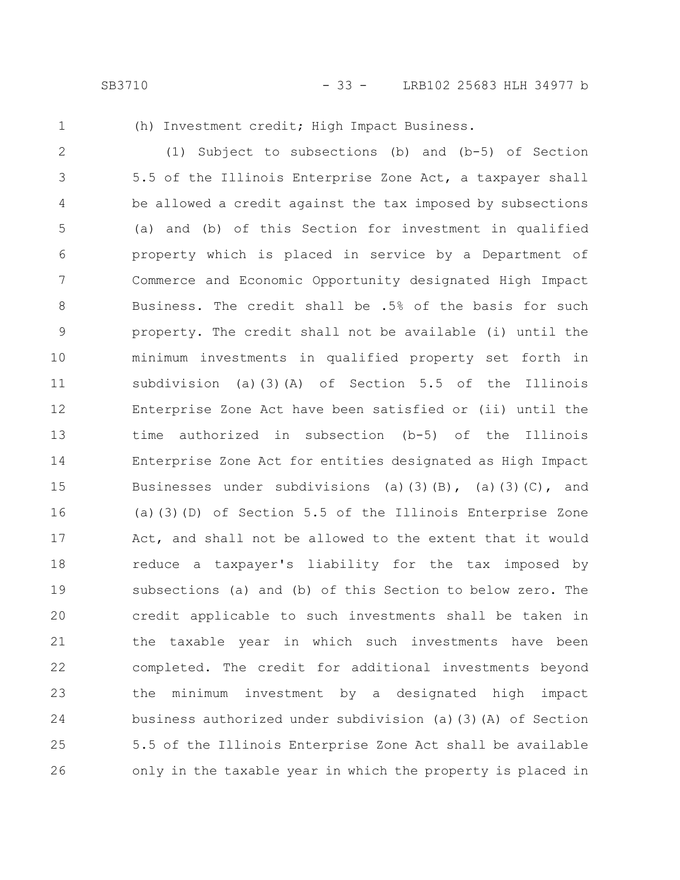(h) Investment credit; High Impact Business.

(1) Subject to subsections (b) and (b-5) of Section 5.5 of the Illinois Enterprise Zone Act, a taxpayer shall be allowed a credit against the tax imposed by subsections (a) and (b) of this Section for investment in qualified property which is placed in service by a Department of Commerce and Economic Opportunity designated High Impact Business. The credit shall be .5% of the basis for such property. The credit shall not be available (i) until the minimum investments in qualified property set forth in subdivision (a)(3)(A) of Section 5.5 of the Illinois Enterprise Zone Act have been satisfied or (ii) until the time authorized in subsection (b-5) of the Illinois Enterprise Zone Act for entities designated as High Impact Businesses under subdivisions (a)(3)(B), (a)(3)(C), and (a)(3)(D) of Section 5.5 of the Illinois Enterprise Zone Act, and shall not be allowed to the extent that it would reduce a taxpayer's liability for the tax imposed by subsections (a) and (b) of this Section to below zero. The credit applicable to such investments shall be taken in the taxable year in which such investments have been completed. The credit for additional investments beyond the minimum investment by a designated high impact business authorized under subdivision (a)(3)(A) of Section 5.5 of the Illinois Enterprise Zone Act shall be available only in the taxable year in which the property is placed in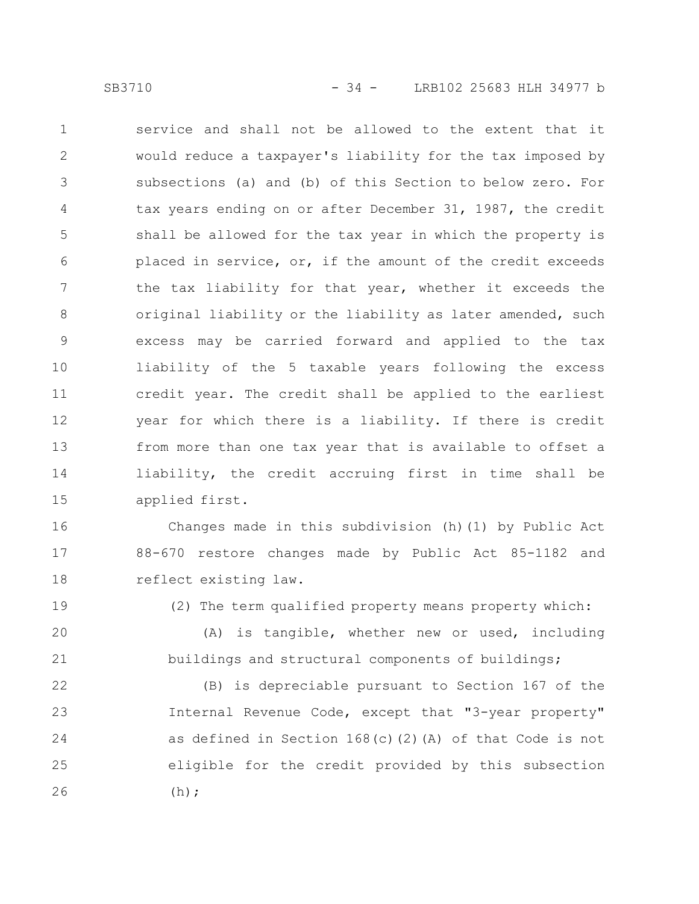service and shall not be allowed to the extent that it would reduce a taxpayer's liability for the tax imposed by subsections (a) and (b) of this Section to below zero. For tax years ending on or after December 31, 1987, the credit shall be allowed for the tax year in which the property is placed in service, or, if the amount of the credit exceeds the tax liability for that year, whether it exceeds the original liability or the liability as later amended, such excess may be carried forward and applied to the tax liability of the 5 taxable years following the excess credit year. The credit shall be applied to the earliest year for which there is a liability. If there is credit from more than one tax year that is available to offset a liability, the credit accruing first in time shall be applied first.

Changes made in this subdivision (h)(1) by Public Act 88-670 restore changes made by Public Act 85-1182 and reflect existing law.

(2) The term qualified property means property which:

(A) is tangible, whether new or used, including buildings and structural components of buildings;

(B) is depreciable pursuant to Section 167 of the Internal Revenue Code, except that "3-year property" as defined in Section 168(c)(2)(A) of that Code is not eligible for the credit provided by this subsection (h);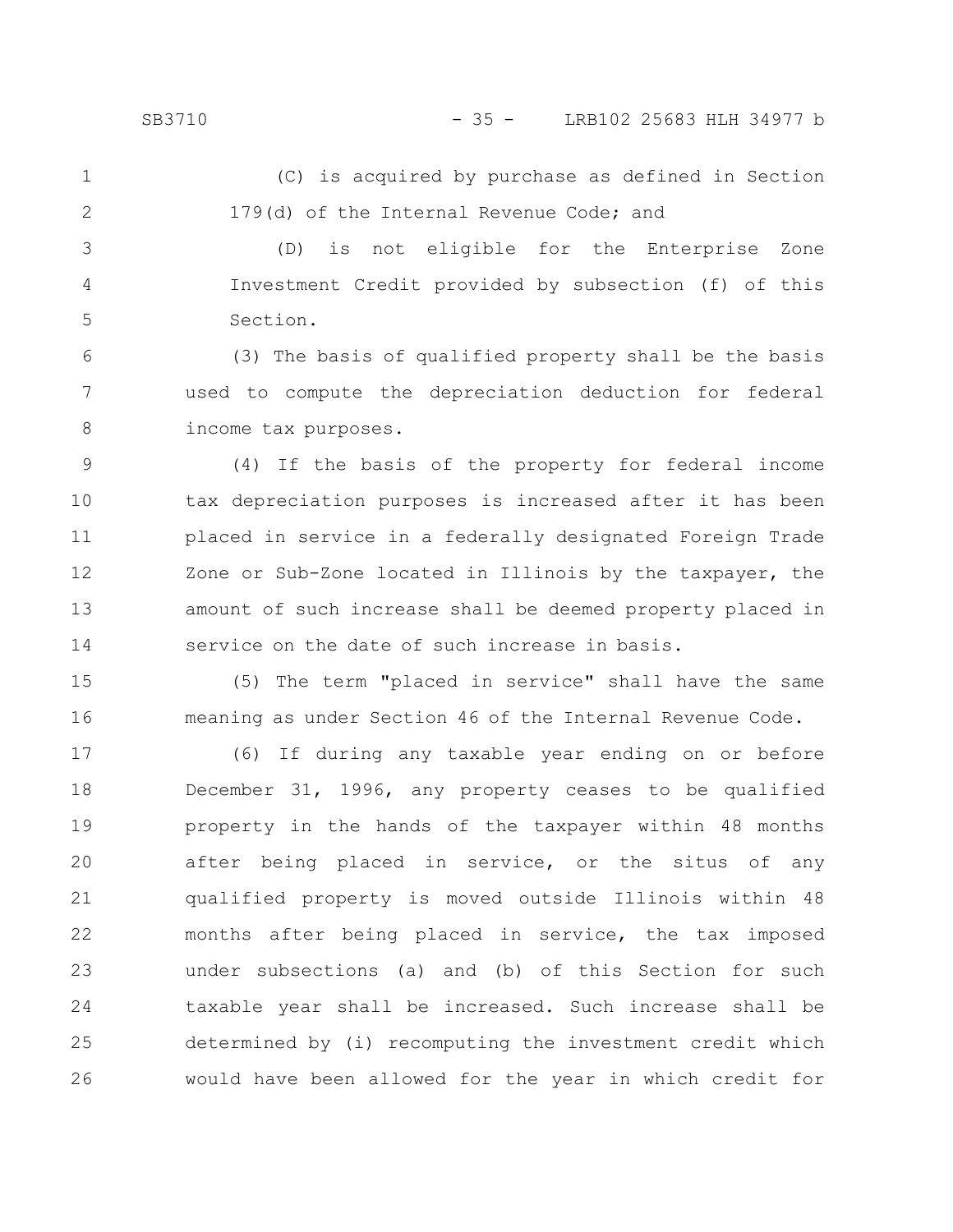(C) is acquired by purchase as defined in Section 179(d) of the Internal Revenue Code; and

(D) is not eligible for the Enterprise Zone Investment Credit provided by subsection (f) of this Section.

(3) The basis of qualified property shall be the basis used to compute the depreciation deduction for federal income tax purposes.

(4) If the basis of the property for federal income tax depreciation purposes is increased after it has been placed in service in a federally designated Foreign Trade Zone or Sub-Zone located in Illinois by the taxpayer, the amount of such increase shall be deemed property placed in service on the date of such increase in basis.

(5) The term "placed in service" shall have the same meaning as under Section 46 of the Internal Revenue Code.

(6) If during any taxable year ending on or before December 31, 1996, any property ceases to be qualified property in the hands of the taxpayer within 48 months after being placed in service, or the situs of any qualified property is moved outside Illinois within 48 months after being placed in service, the tax imposed under subsections (a) and (b) of this Section for such taxable year shall be increased. Such increase shall be determined by (i) recomputing the investment credit which would have been allowed for the year in which credit for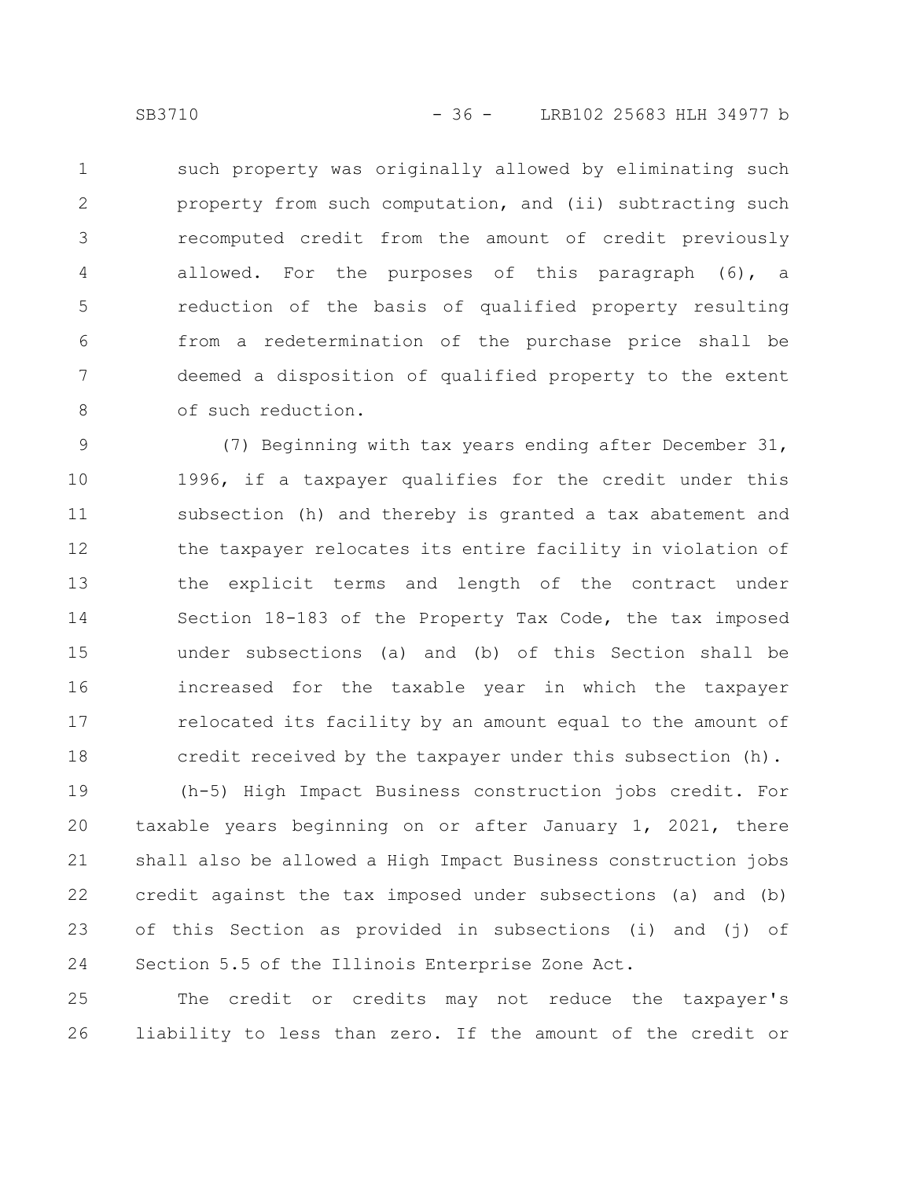such property was originally allowed by eliminating such property from such computation, and (ii) subtracting such recomputed credit from the amount of credit previously allowed. For the purposes of this paragraph (6), a reduction of the basis of qualified property resulting from a redetermination of the purchase price shall be deemed a disposition of qualified property to the extent of such reduction.

(7) Beginning with tax years ending after December 31, 1996, if a taxpayer qualifies for the credit under this subsection (h) and thereby is granted a tax abatement and the taxpayer relocates its entire facility in violation of the explicit terms and length of the contract under Section 18-183 of the Property Tax Code, the tax imposed under subsections (a) and (b) of this Section shall be increased for the taxable year in which the taxpayer relocated its facility by an amount equal to the amount of credit received by the taxpayer under this subsection (h).

(h-5) High Impact Business construction jobs credit. For taxable years beginning on or after January 1, 2021, there shall also be allowed a High Impact Business construction jobs credit against the tax imposed under subsections (a) and (b) of this Section as provided in subsections (i) and (j) of Section 5.5 of the Illinois Enterprise Zone Act.

The credit or credits may not reduce the taxpayer's liability to less than zero. If the amount of the credit or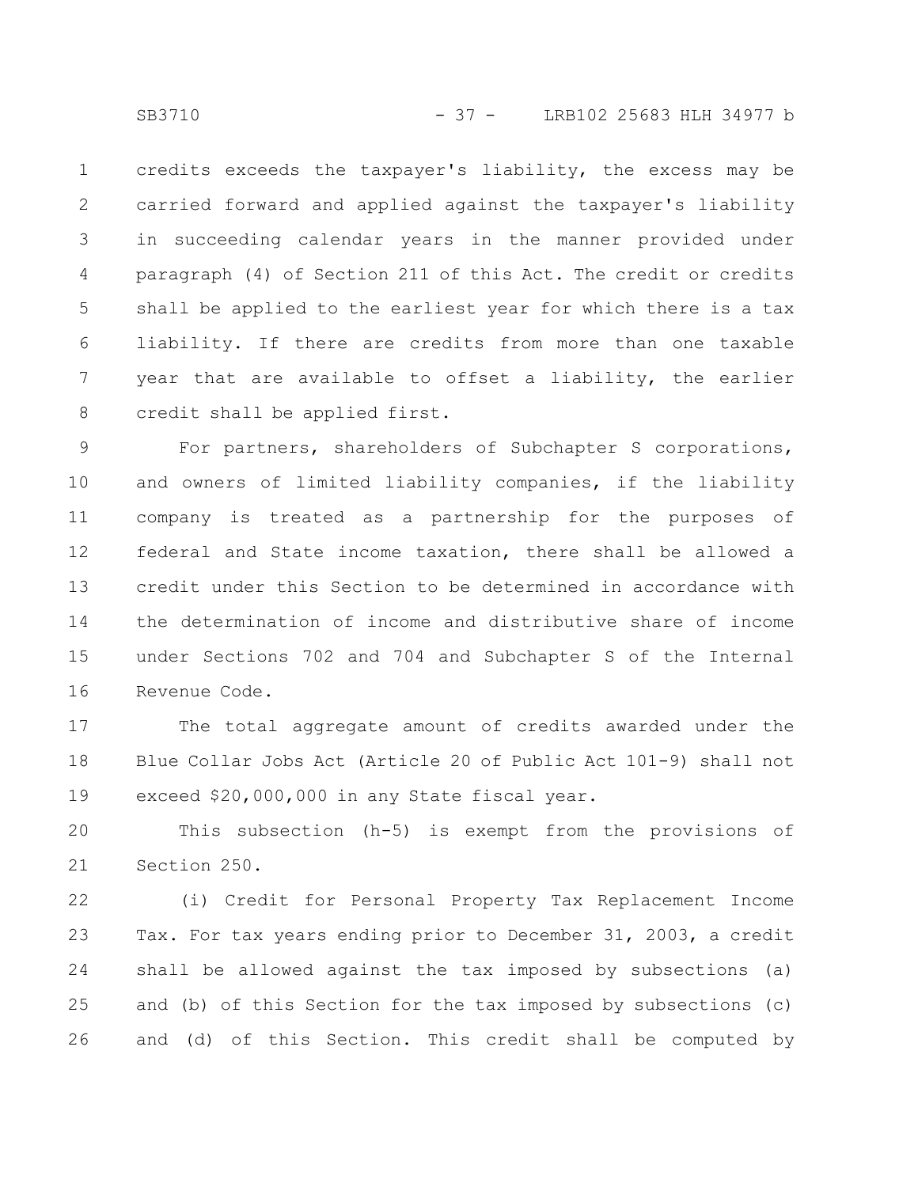credits exceeds the taxpayer's liability, the excess may be carried forward and applied against the taxpayer's liability in succeeding calendar years in the manner provided under paragraph (4) of Section 211 of this Act. The credit or credits shall be applied to the earliest year for which there is a tax liability. If there are credits from more than one taxable year that are available to offset a liability, the earlier credit shall be applied first.

For partners, shareholders of Subchapter S corporations, and owners of limited liability companies, if the liability company is treated as a partnership for the purposes of federal and State income taxation, there shall be allowed a credit under this Section to be determined in accordance with the determination of income and distributive share of income under Sections 702 and 704 and Subchapter S of the Internal Revenue Code.

The total aggregate amount of credits awarded under the Blue Collar Jobs Act (Article 20 of Public Act 101-9) shall not exceed $20,000,000 in any State fiscal year.

This subsection (h-5) is exempt from the provisions of Section 250.

(i) Credit for Personal Property Tax Replacement Income Tax. For tax years ending prior to December 31, 2003, a credit shall be allowed against the tax imposed by subsections (a) and (b) of this Section for the tax imposed by subsections (c) and (d) of this Section. This credit shall be computed by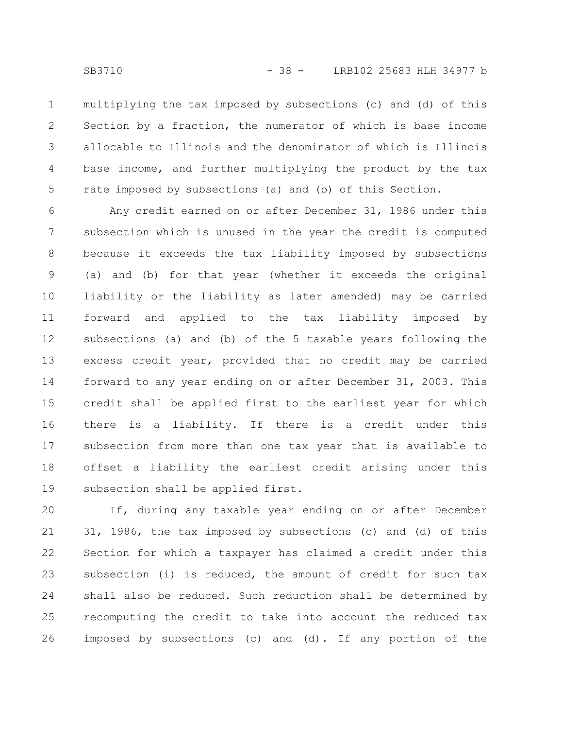multiplying the tax imposed by subsections (c) and (d) of this Section by a fraction, the numerator of which is base income allocable to Illinois and the denominator of which is Illinois base income, and further multiplying the product by the tax rate imposed by subsections (a) and (b) of this Section.

Any credit earned on or after December 31, 1986 under this subsection which is unused in the year the credit is computed because it exceeds the tax liability imposed by subsections (a) and (b) for that year (whether it exceeds the original liability or the liability as later amended) may be carried forward and applied to the tax liability imposed by subsections (a) and (b) of the 5 taxable years following the excess credit year, provided that no credit may be carried forward to any year ending on or after December 31, 2003. This credit shall be applied first to the earliest year for which there is a liability. If there is a credit under this subsection from more than one tax year that is available to offset a liability the earliest credit arising under this subsection shall be applied first.

If, during any taxable year ending on or after December 31, 1986, the tax imposed by subsections (c) and (d) of this Section for which a taxpayer has claimed a credit under this subsection (i) is reduced, the amount of credit for such tax shall also be reduced. Such reduction shall be determined by recomputing the credit to take into account the reduced tax imposed by subsections (c) and (d). If any portion of the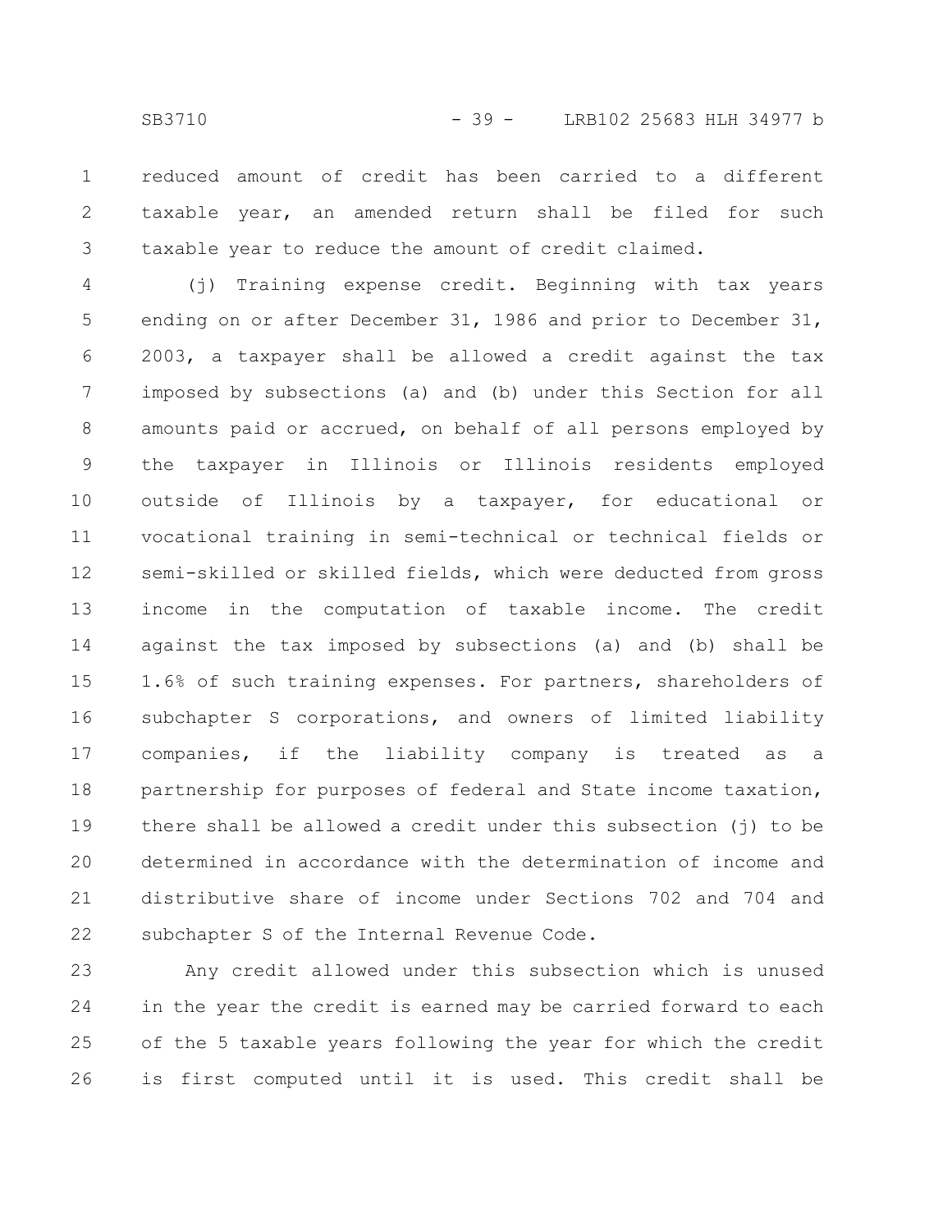reduced amount of credit has been carried to a different taxable year, an amended return shall be filed for such taxable year to reduce the amount of credit claimed.

(j) Training expense credit. Beginning with tax years ending on or after December 31, 1986 and prior to December 31, 2003, a taxpayer shall be allowed a credit against the tax imposed by subsections (a) and (b) under this Section for all amounts paid or accrued, on behalf of all persons employed by the taxpayer in Illinois or Illinois residents employed outside of Illinois by a taxpayer, for educational or vocational training in semi-technical or technical fields or semi-skilled or skilled fields, which were deducted from gross income in the computation of taxable income. The credit against the tax imposed by subsections (a) and (b) shall be 1.6% of such training expenses. For partners, shareholders of subchapter S corporations, and owners of limited liability companies, if the liability company is treated as a partnership for purposes of federal and State income taxation, there shall be allowed a credit under this subsection (j) to be determined in accordance with the determination of income and distributive share of income under Sections 702 and 704 and subchapter S of the Internal Revenue Code.

Any credit allowed under this subsection which is unused in the year the credit is earned may be carried forward to each of the 5 taxable years following the year for which the credit is first computed until it is used. This credit shall be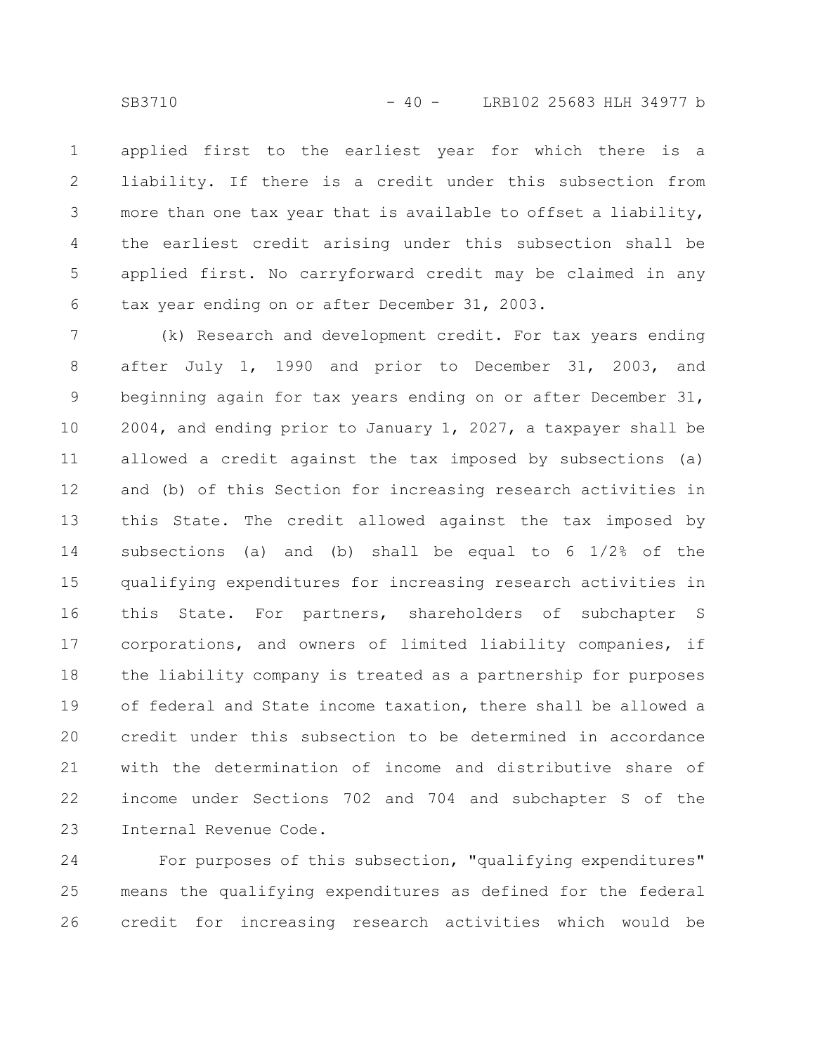applied first to the earliest year for which there is a liability. If there is a credit under this subsection from more than one tax year that is available to offset a liability, the earliest credit arising under this subsection shall be applied first. No carryforward credit may be claimed in any tax year ending on or after December 31, 2003.

(k) Research and development credit. For tax years ending after July 1, 1990 and prior to December 31, 2003, and beginning again for tax years ending on or after December 31, 2004, and ending prior to January 1, 2027, a taxpayer shall be allowed a credit against the tax imposed by subsections (a) and (b) of this Section for increasing research activities in this State. The credit allowed against the tax imposed by subsections (a) and (b) shall be equal to 6 1/2% of the qualifying expenditures for increasing research activities in this State. For partners, shareholders of subchapter S corporations, and owners of limited liability companies, if the liability company is treated as a partnership for purposes of federal and State income taxation, there shall be allowed a credit under this subsection to be determined in accordance with the determination of income and distributive share of income under Sections 702 and 704 and subchapter S of the Internal Revenue Code.

For purposes of this subsection, "qualifying expenditures" means the qualifying expenditures as defined for the federal credit for increasing research activities which would be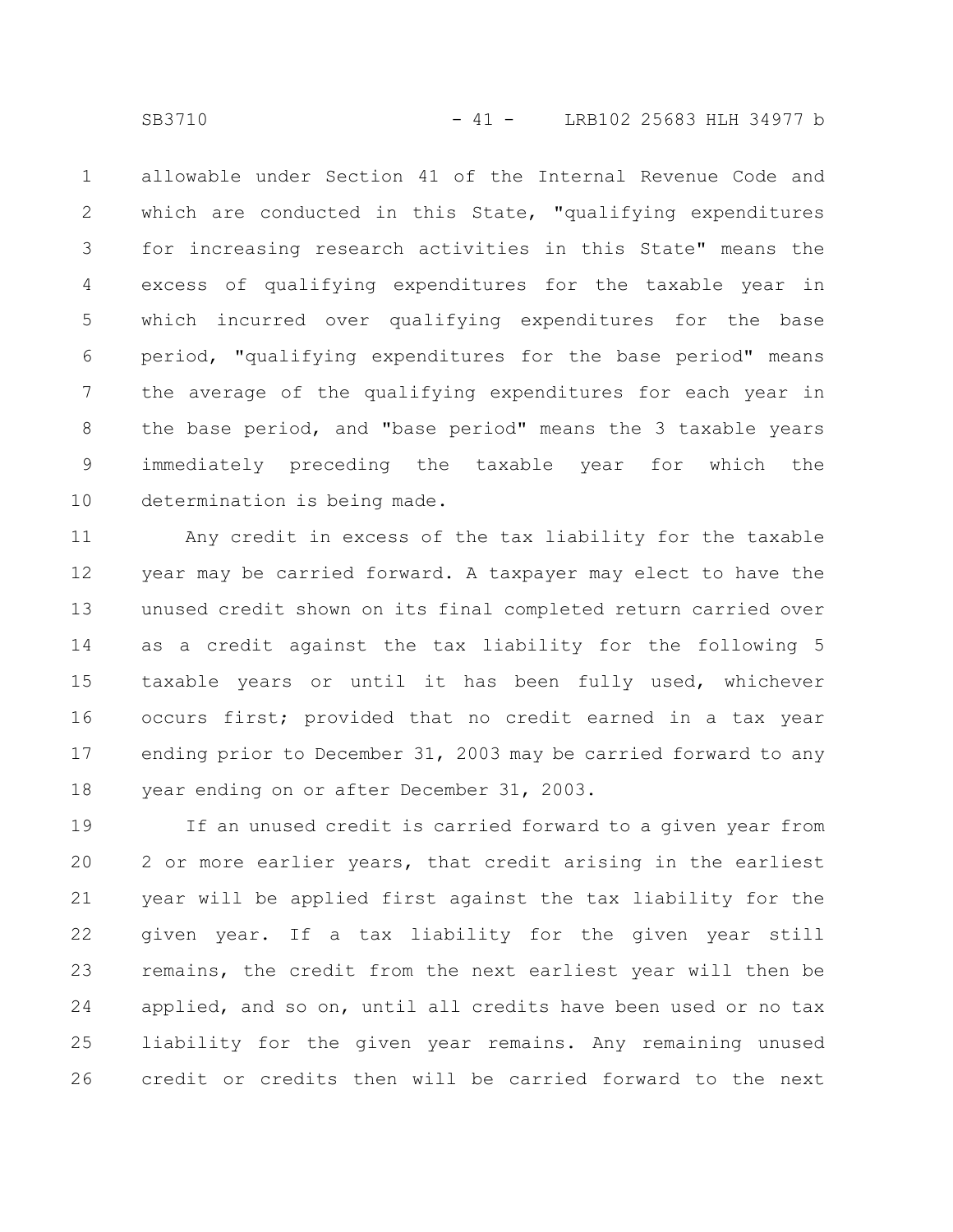allowable under Section 41 of the Internal Revenue Code and which are conducted in this State, "qualifying expenditures for increasing research activities in this State" means the excess of qualifying expenditures for the taxable year in which incurred over qualifying expenditures for the base period, "qualifying expenditures for the base period" means the average of the qualifying expenditures for each year in the base period, and "base period" means the 3 taxable years immediately preceding the taxable year for which the determination is being made.

Any credit in excess of the tax liability for the taxable year may be carried forward. A taxpayer may elect to have the unused credit shown on its final completed return carried over as a credit against the tax liability for the following 5 taxable years or until it has been fully used, whichever occurs first; provided that no credit earned in a tax year ending prior to December 31, 2003 may be carried forward to any year ending on or after December 31, 2003.

If an unused credit is carried forward to a given year from 2 or more earlier years, that credit arising in the earliest year will be applied first against the tax liability for the given year. If a tax liability for the given year still remains, the credit from the next earliest year will then be applied, and so on, until all credits have been used or no tax liability for the given year remains. Any remaining unused credit or credits then will be carried forward to the next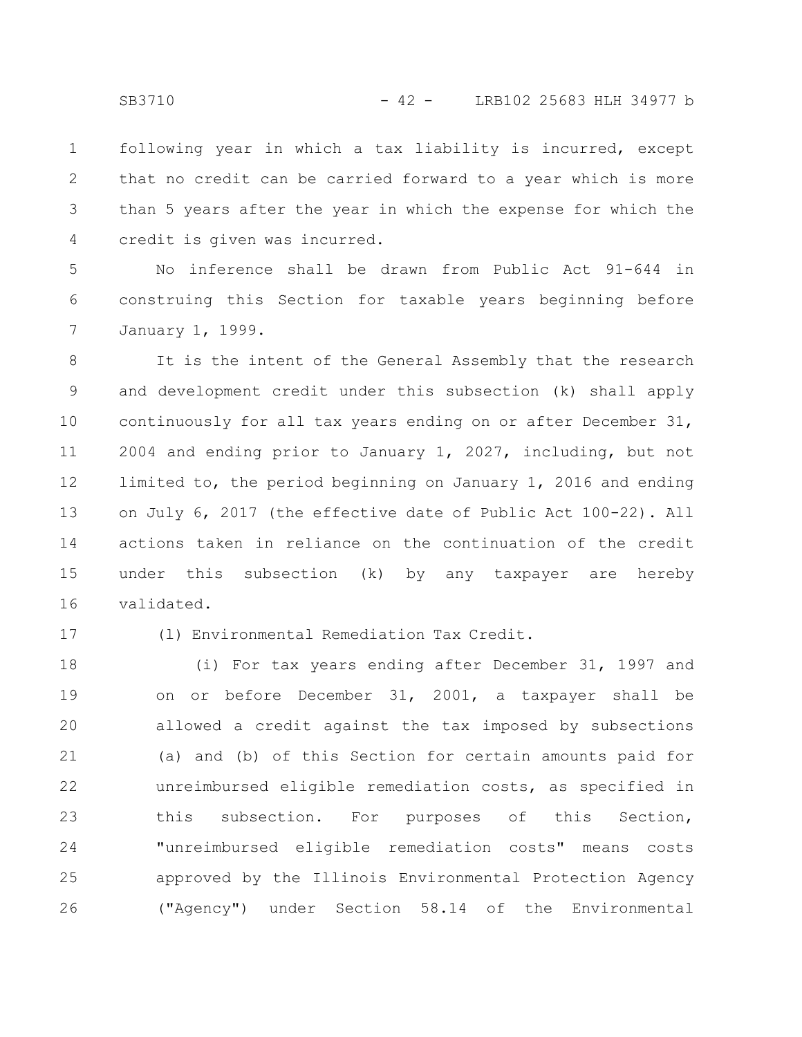following year in which a tax liability is incurred, except that no credit can be carried forward to a year which is more than 5 years after the year in which the expense for which the credit is given was incurred.

No inference shall be drawn from Public Act 91-644 in construing this Section for taxable years beginning before January 1, 1999.

It is the intent of the General Assembly that the research and development credit under this subsection (k) shall apply continuously for all tax years ending on or after December 31, 2004 and ending prior to January 1, 2027, including, but not limited to, the period beginning on January 1, 2016 and ending on July 6, 2017 (the effective date of Public Act 100-22). All actions taken in reliance on the continuation of the credit under this subsection (k) by any taxpayer are hereby validated.

(l) Environmental Remediation Tax Credit.

(i) For tax years ending after December 31, 1997 and on or before December 31, 2001, a taxpayer shall be allowed a credit against the tax imposed by subsections (a) and (b) of this Section for certain amounts paid for unreimbursed eligible remediation costs, as specified in this subsection. For purposes of this Section, "unreimbursed eligible remediation costs" means costs approved by the Illinois Environmental Protection Agency ("Agency") under Section 58.14 of the Environmental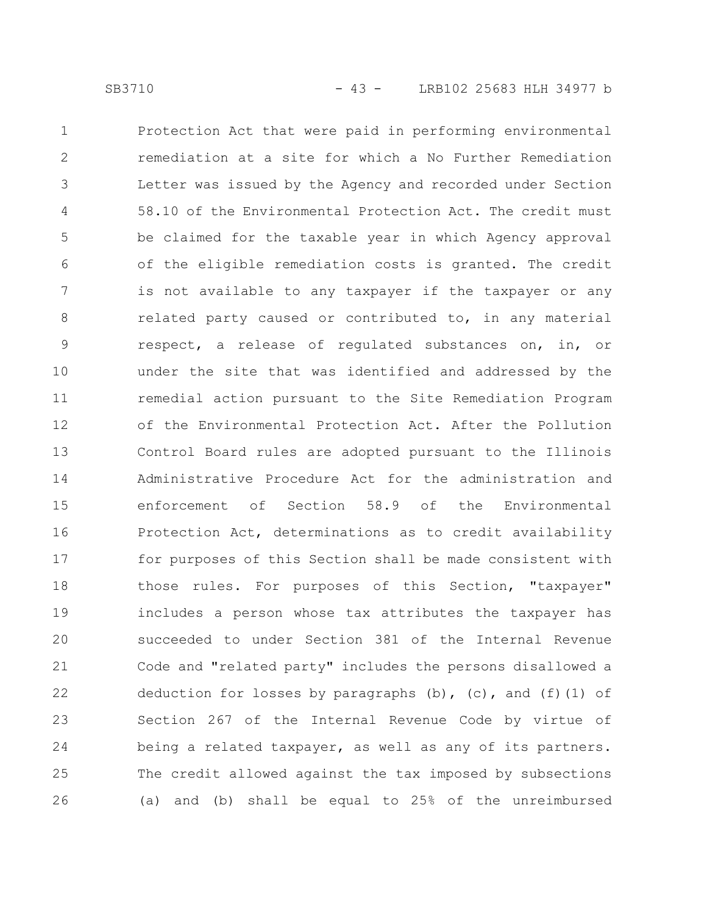Protection Act that were paid in performing environmental remediation at a site for which a No Further Remediation Letter was issued by the Agency and recorded under Section 58.10 of the Environmental Protection Act. The credit must be claimed for the taxable year in which Agency approval of the eligible remediation costs is granted. The credit is not available to any taxpayer if the taxpayer or any related party caused or contributed to, in any material respect, a release of regulated substances on, in, or under the site that was identified and addressed by the remedial action pursuant to the Site Remediation Program of the Environmental Protection Act. After the Pollution Control Board rules are adopted pursuant to the Illinois Administrative Procedure Act for the administration and enforcement of Section 58.9 of the Environmental Protection Act, determinations as to credit availability for purposes of this Section shall be made consistent with those rules. For purposes of this Section, "taxpayer" includes a person whose tax attributes the taxpayer has succeeded to under Section 381 of the Internal Revenue Code and "related party" includes the persons disallowed a deduction for losses by paragraphs (b), (c), and (f)(1) of Section 267 of the Internal Revenue Code by virtue of being a related taxpayer, as well as any of its partners. The credit allowed against the tax imposed by subsections (a) and (b) shall be equal to 25% of the unreimbursed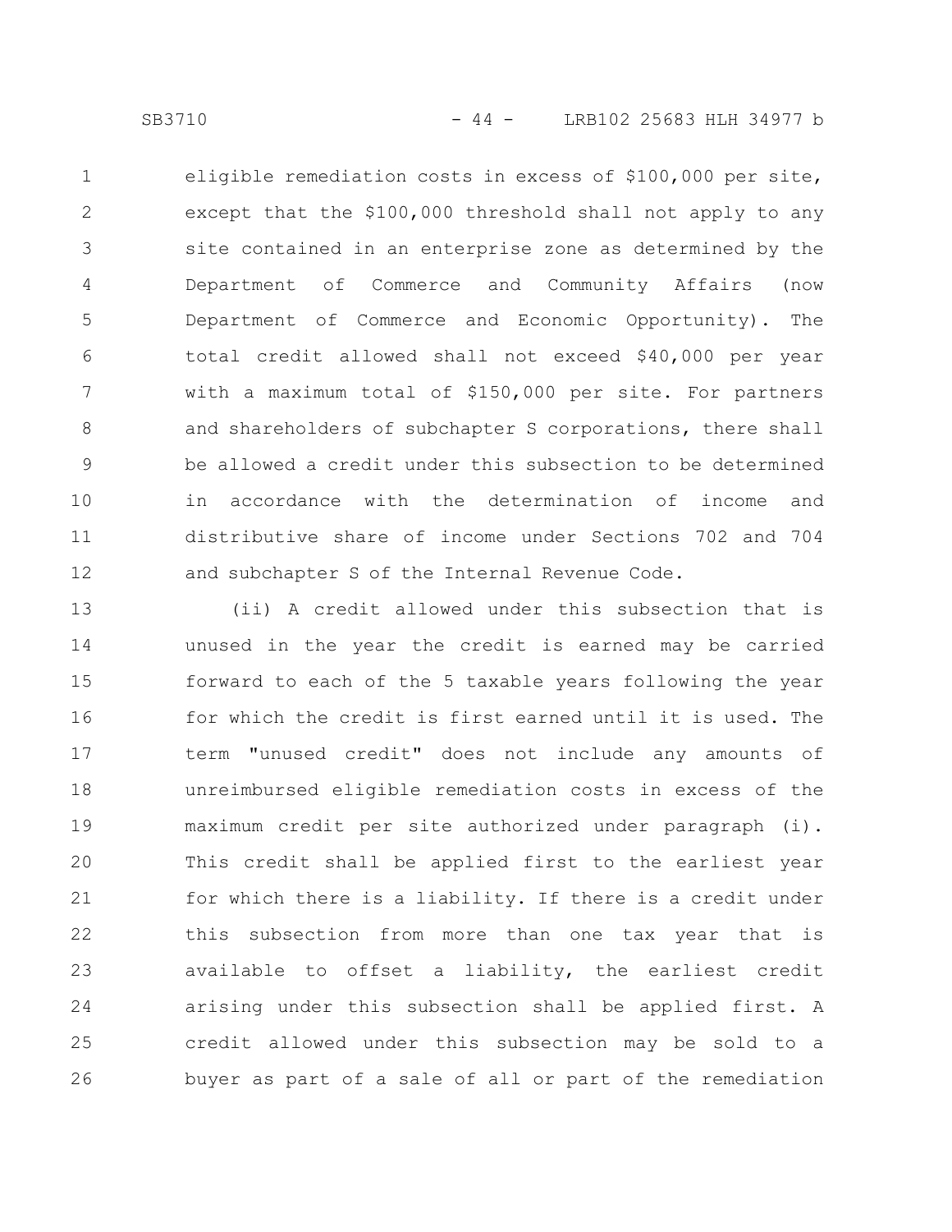eligible remediation costs in excess of $100,000 per site, except that the $100,000 threshold shall not apply to any site contained in an enterprise zone as determined by the Department of Commerce and Community Affairs (now Department of Commerce and Economic Opportunity). The total credit allowed shall not exceed $40,000 per year with a maximum total of $150,000 per site. For partners and shareholders of subchapter S corporations, there shall be allowed a credit under this subsection to be determined in accordance with the determination of income and distributive share of income under Sections 702 and 704 and subchapter S of the Internal Revenue Code.

(ii) A credit allowed under this subsection that is unused in the year the credit is earned may be carried forward to each of the 5 taxable years following the year for which the credit is first earned until it is used. The term "unused credit" does not include any amounts of unreimbursed eligible remediation costs in excess of the maximum credit per site authorized under paragraph (i). This credit shall be applied first to the earliest year for which there is a liability. If there is a credit under this subsection from more than one tax year that is available to offset a liability, the earliest credit arising under this subsection shall be applied first. A credit allowed under this subsection may be sold to a buyer as part of a sale of all or part of the remediation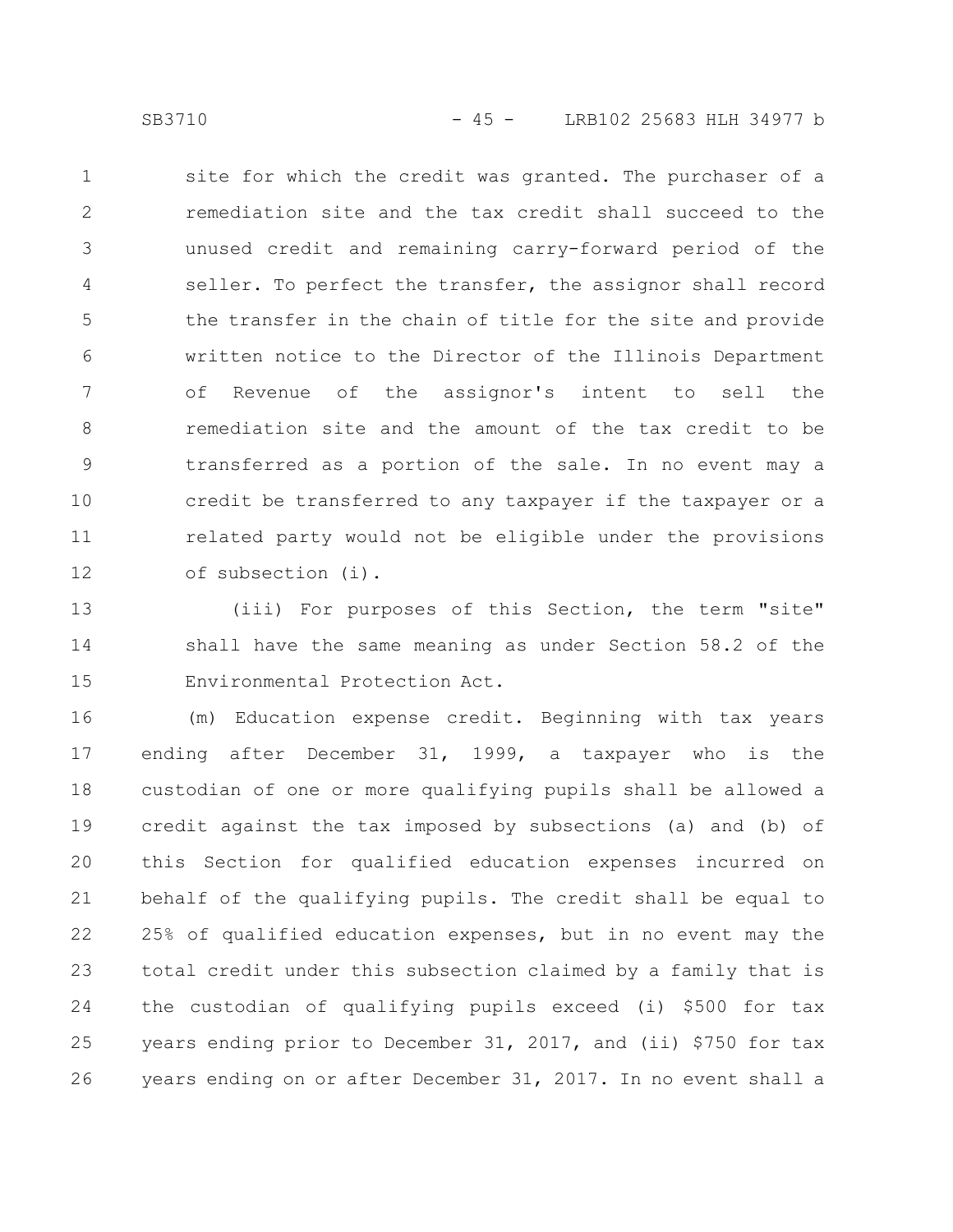site for which the credit was granted. The purchaser of a remediation site and the tax credit shall succeed to the unused credit and remaining carry-forward period of the seller. To perfect the transfer, the assignor shall record the transfer in the chain of title for the site and provide written notice to the Director of the Illinois Department of Revenue of the assignor's intent to sell the remediation site and the amount of the tax credit to be transferred as a portion of the sale. In no event may a credit be transferred to any taxpayer if the taxpayer or a related party would not be eligible under the provisions of subsection (i).

(iii) For purposes of this Section, the term "site" shall have the same meaning as under Section 58.2 of the Environmental Protection Act.

(m) Education expense credit. Beginning with tax years ending after December 31, 1999, a taxpayer who is the custodian of one or more qualifying pupils shall be allowed a credit against the tax imposed by subsections (a) and (b) of this Section for qualified education expenses incurred on behalf of the qualifying pupils. The credit shall be equal to 25% of qualified education expenses, but in no event may the total credit under this subsection claimed by a family that is the custodian of qualifying pupils exceed (i) $500 for tax years ending prior to December 31, 2017, and (ii) $750 for tax years ending on or after December 31, 2017. In no event shall a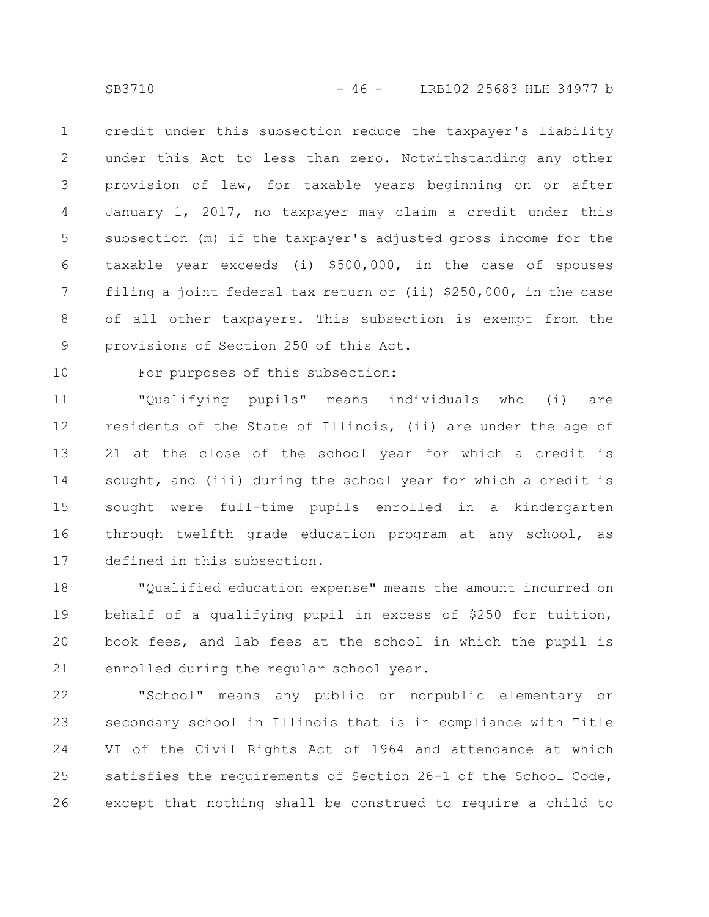credit under this subsection reduce the taxpayer's liability under this Act to less than zero. Notwithstanding any other provision of law, for taxable years beginning on or after January 1, 2017, no taxpayer may claim a credit under this subsection (m) if the taxpayer's adjusted gross income for the taxable year exceeds (i) $500,000, in the case of spouses filing a joint federal tax return or (ii) $250,000, in the case of all other taxpayers. This subsection is exempt from the provisions of Section 250 of this Act.

For purposes of this subsection:

"Qualifying pupils" means individuals who (i) are residents of the State of Illinois, (ii) are under the age of 21 at the close of the school year for which a credit is sought, and (iii) during the school year for which a credit is sought were full-time pupils enrolled in a kindergarten through twelfth grade education program at any school, as defined in this subsection.

"Qualified education expense" means the amount incurred on behalf of a qualifying pupil in excess of $250 for tuition, book fees, and lab fees at the school in which the pupil is enrolled during the regular school year.

"School" means any public or nonpublic elementary or secondary school in Illinois that is in compliance with Title VI of the Civil Rights Act of 1964 and attendance at which satisfies the requirements of Section 26-1 of the School Code, except that nothing shall be construed to require a child to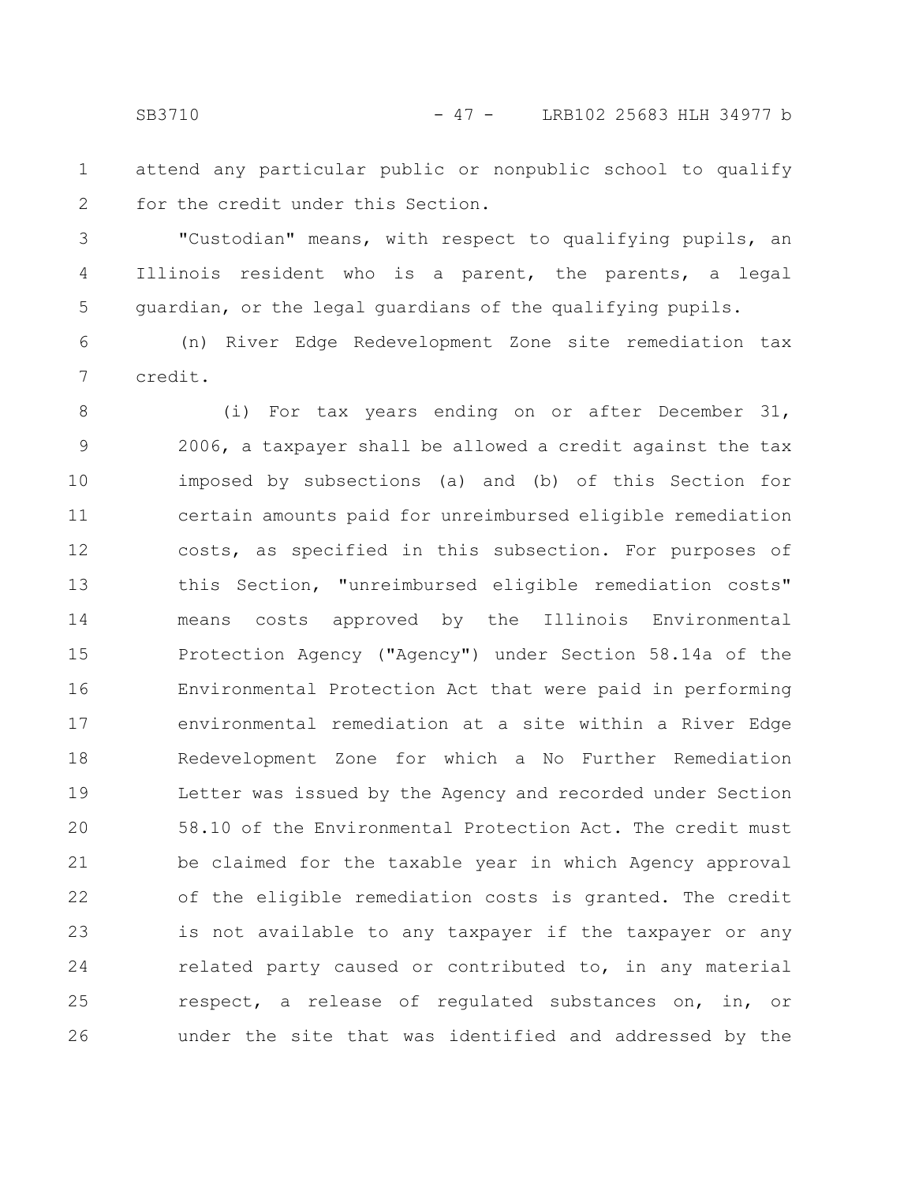attend any particular public or nonpublic school to qualify for the credit under this Section.

"Custodian" means, with respect to qualifying pupils, an Illinois resident who is a parent, the parents, a legal guardian, or the legal guardians of the qualifying pupils.

(n) River Edge Redevelopment Zone site remediation tax credit.

(i) For tax years ending on or after December 31, 2006, a taxpayer shall be allowed a credit against the tax imposed by subsections (a) and (b) of this Section for certain amounts paid for unreimbursed eligible remediation costs, as specified in this subsection. For purposes of this Section, "unreimbursed eligible remediation costs" means costs approved by the Illinois Environmental Protection Agency ("Agency") under Section 58.14a of the Environmental Protection Act that were paid in performing environmental remediation at a site within a River Edge Redevelopment Zone for which a No Further Remediation Letter was issued by the Agency and recorded under Section 58.10 of the Environmental Protection Act. The credit must be claimed for the taxable year in which Agency approval of the eligible remediation costs is granted. The credit is not available to any taxpayer if the taxpayer or any related party caused or contributed to, in any material respect, a release of regulated substances on, in, or under the site that was identified and addressed by the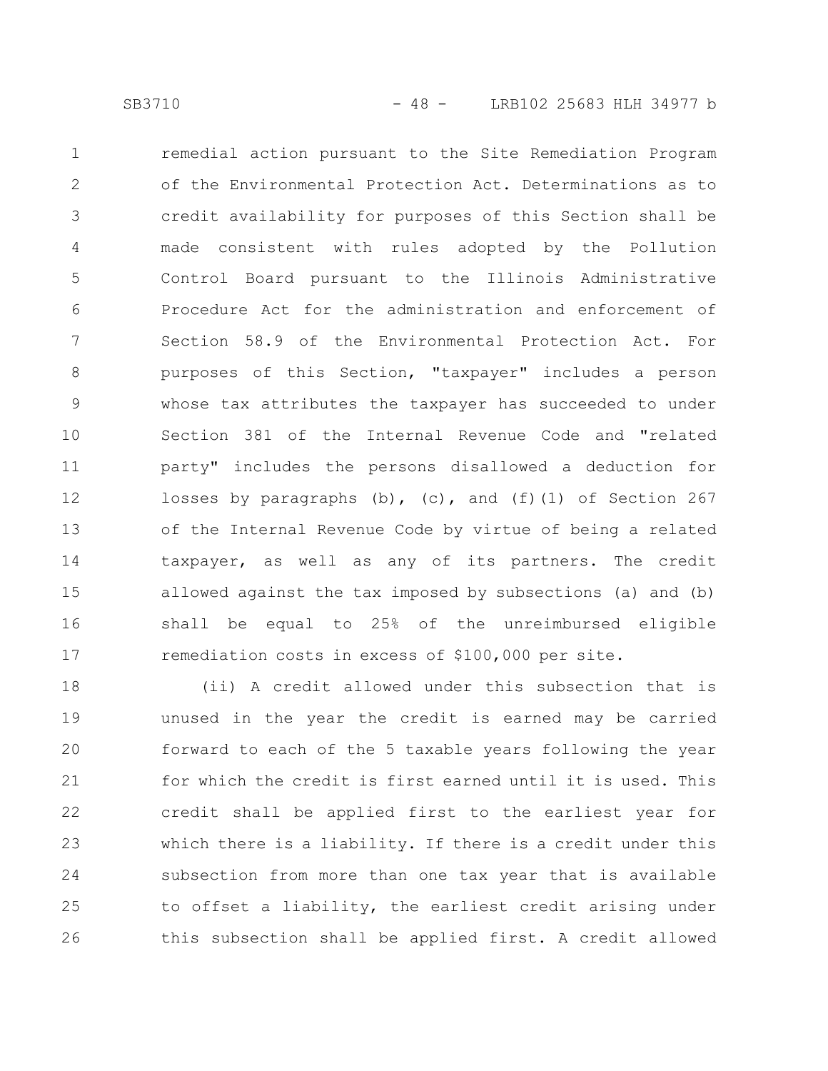remedial action pursuant to the Site Remediation Program of the Environmental Protection Act. Determinations as to credit availability for purposes of this Section shall be made consistent with rules adopted by the Pollution Control Board pursuant to the Illinois Administrative Procedure Act for the administration and enforcement of Section 58.9 of the Environmental Protection Act. For purposes of this Section, "taxpayer" includes a person whose tax attributes the taxpayer has succeeded to under Section 381 of the Internal Revenue Code and "related party" includes the persons disallowed a deduction for losses by paragraphs (b), (c), and (f)(1) of Section 267 of the Internal Revenue Code by virtue of being a related taxpayer, as well as any of its partners. The credit allowed against the tax imposed by subsections (a) and (b) shall be equal to 25% of the unreimbursed eligible remediation costs in excess of $100,000 per site.

(ii) A credit allowed under this subsection that is unused in the year the credit is earned may be carried forward to each of the 5 taxable years following the year for which the credit is first earned until it is used. This credit shall be applied first to the earliest year for which there is a liability. If there is a credit under this subsection from more than one tax year that is available to offset a liability, the earliest credit arising under this subsection shall be applied first. A credit allowed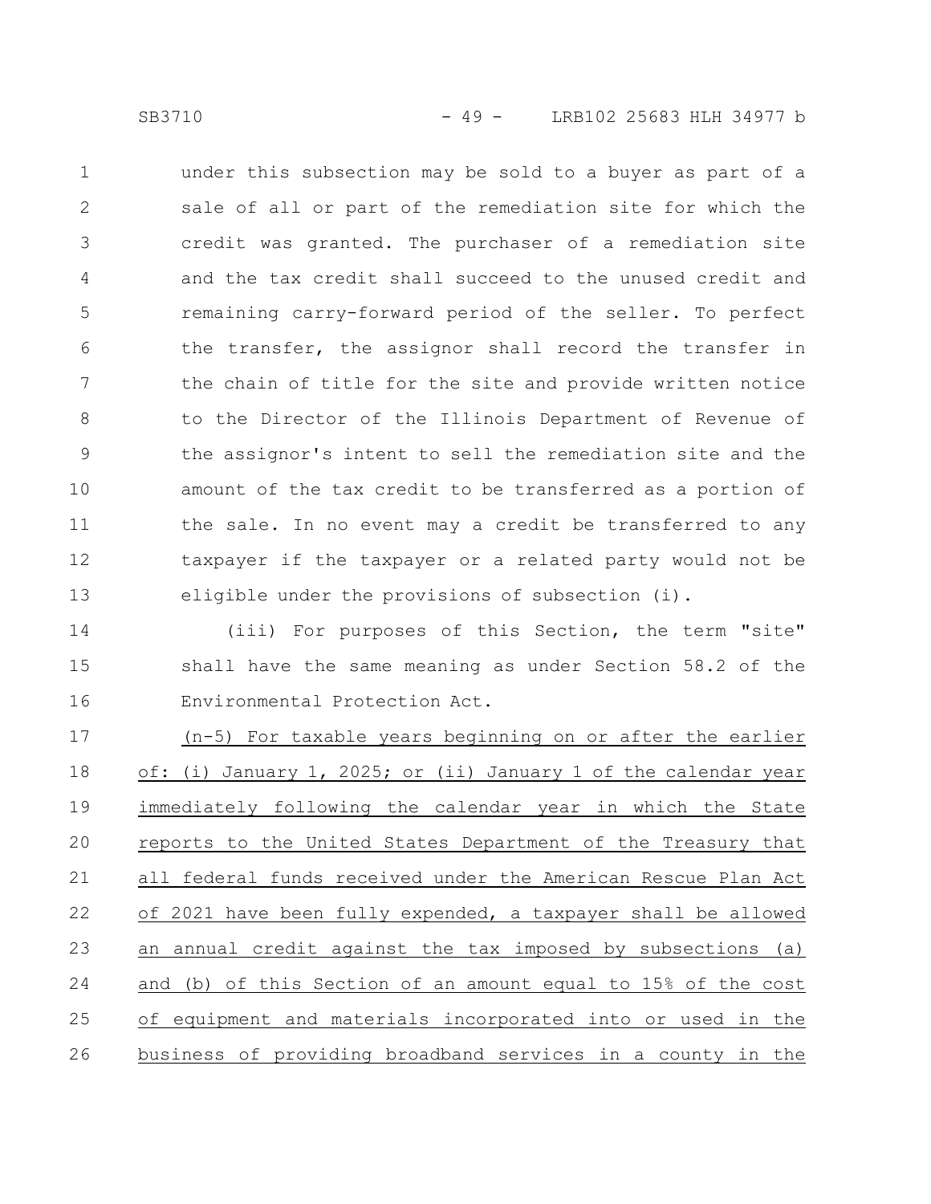under this subsection may be sold to a buyer as part of a sale of all or part of the remediation site for which the credit was granted. The purchaser of a remediation site and the tax credit shall succeed to the unused credit and remaining carry-forward period of the seller. To perfect the transfer, the assignor shall record the transfer in the chain of title for the site and provide written notice to the Director of the Illinois Department of Revenue of the assignor's intent to sell the remediation site and the amount of the tax credit to be transferred as a portion of the sale. In no event may a credit be transferred to any taxpayer if the taxpayer or a related party would not be eligible under the provisions of subsection (i).

(iii) For purposes of this Section, the term "site" shall have the same meaning as under Section 58.2 of the Environmental Protection Act.

(n-5) For taxable years beginning on or after the earlier of: (i) January 1, 2025; or (ii) January 1 of the calendar year immediately following the calendar year in which the State reports to the United States Department of the Treasury that all federal funds received under the American Rescue Plan Act of 2021 have been fully expended, a taxpayer shall be allowed an annual credit against the tax imposed by subsections (a) and (b) of this Section of an amount equal to 15% of the cost of equipment and materials incorporated into or used in the business of providing broadband services in a county in the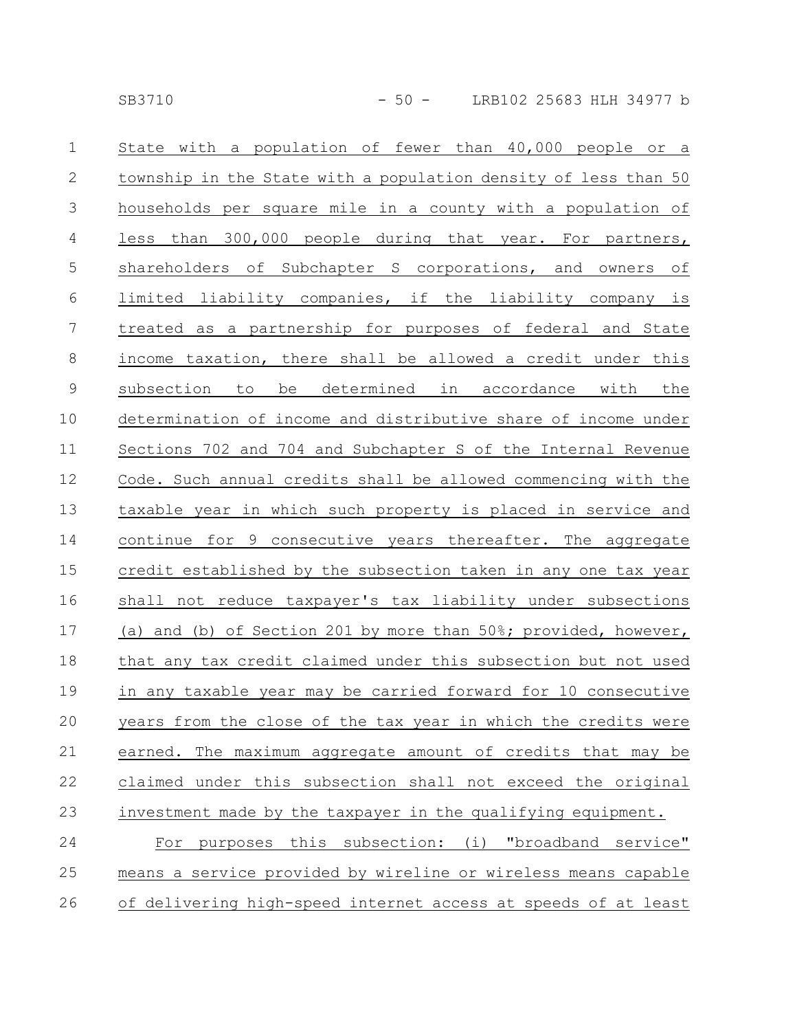State with a population of fewer than 40,000 people or a township in the State with a population density of less than 50 households per square mile in a county with a population of less than 300,000 people during that year. For partners, shareholders of Subchapter S corporations, and owners of limited liability companies, if the liability company is treated as a partnership for purposes of federal and State income taxation, there shall be allowed a credit under this subsection to be determined in accordance with the determination of income and distributive share of income under Sections 702 and 704 and Subchapter S of the Internal Revenue Code. Such annual credits shall be allowed commencing with the taxable year in which such property is placed in service and continue for 9 consecutive years thereafter. The aggregate credit established by the subsection taken in any one tax year shall not reduce taxpayer's tax liability under subsections (a) and (b) of Section 201 by more than 50%; provided, however, that any tax credit claimed under this subsection but not used in any taxable year may be carried forward for 10 consecutive years from the close of the tax year in which the credits were earned. The maximum aggregate amount of credits that may be claimed under this subsection shall not exceed the original investment made by the taxpayer in the qualifying equipment.

For purposes this subsection: (i) "broadband service" means a service provided by wireline or wireless means capable of delivering high-speed internet access at speeds of at least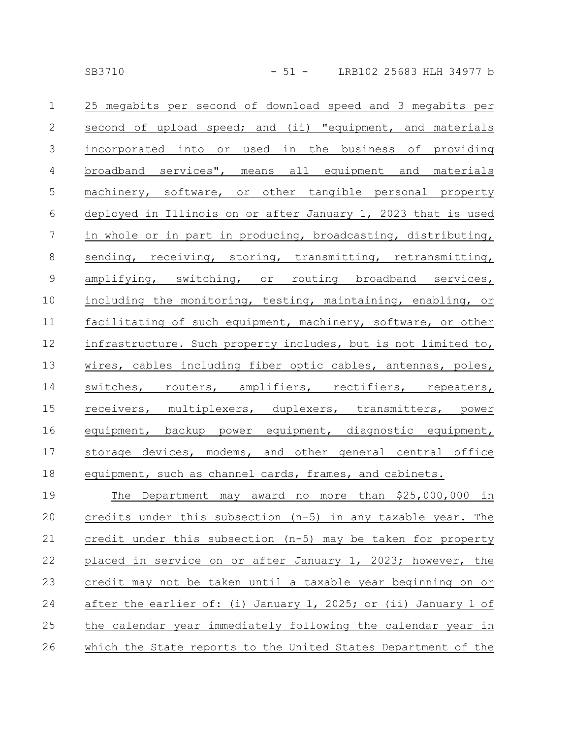25 megabits per second of download speed and 3 megabits per second of upload speed; and (ii) "equipment, and materials incorporated into or used in the business of providing broadband services", means all equipment and materials machinery, software, or other tangible personal property deployed in Illinois on or after January 1, 2023 that is used in whole or in part in producing, broadcasting, distributing, sending, receiving, storing, transmitting, retransmitting, amplifying, switching, or routing broadband services, including the monitoring, testing, maintaining, enabling, or facilitating of such equipment, machinery, software, or other infrastructure. Such property includes, but is not limited to, wires, cables including fiber optic cables, antennas, poles, switches, routers, amplifiers, rectifiers, repeaters, receivers, multiplexers, duplexers, transmitters, power equipment, backup power equipment, diagnostic equipment, storage devices, modems, and other general central office equipment, such as channel cards, frames, and cabinets.

The Department may award no more than $25,000,000 in credits under this subsection (n-5) in any taxable year. The credit under this subsection (n-5) may be taken for property placed in service on or after January 1, 2023; however, the credit may not be taken until a taxable year beginning on or after the earlier of: (i) January 1, 2025; or (ii) January 1 of the calendar year immediately following the calendar year in which the State reports to the United States Department of the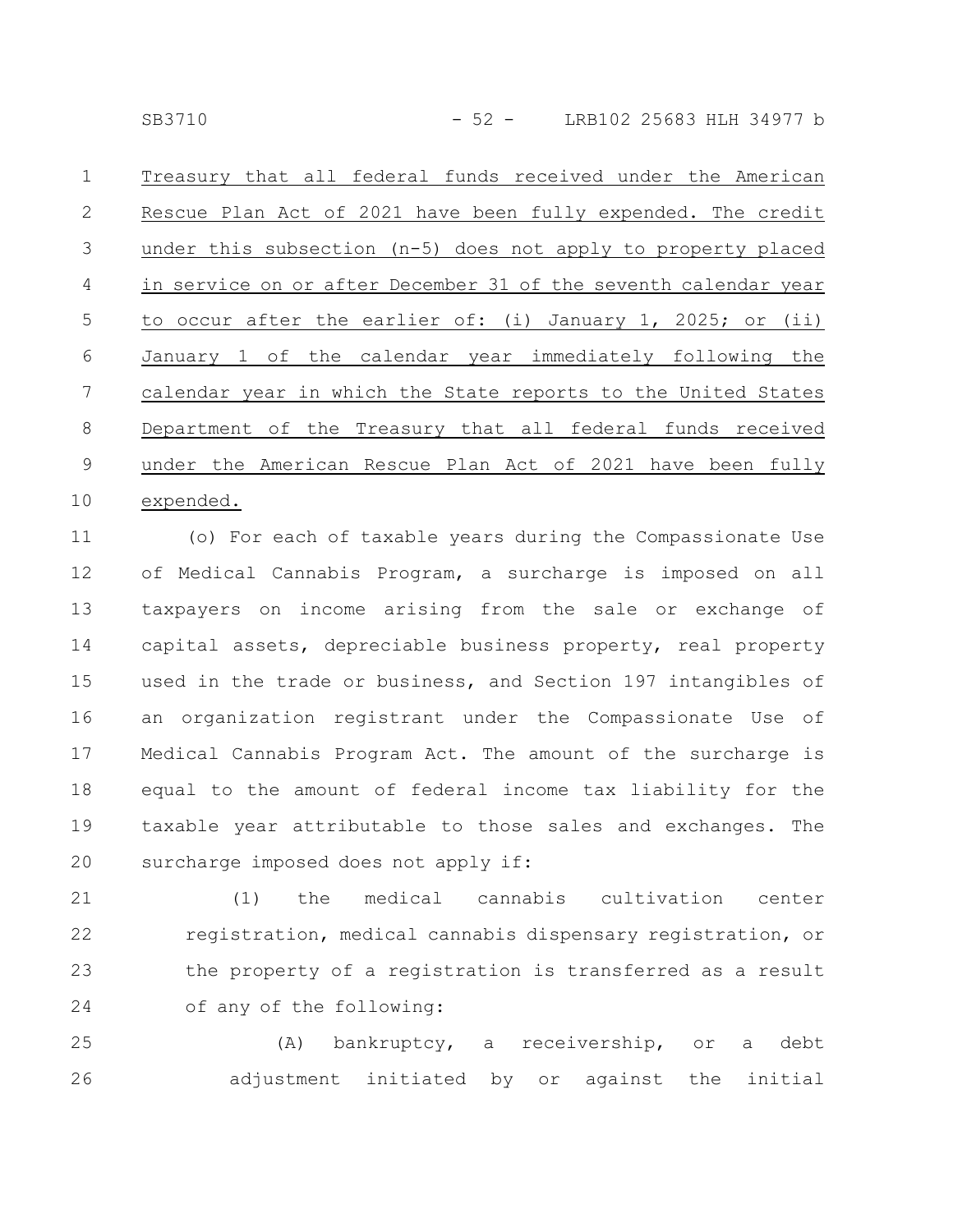Treasury that all federal funds received under the American Rescue Plan Act of 2021 have been fully expended. The credit under this subsection (n-5) does not apply to property placed in service on or after December 31 of the seventh calendar year to occur after the earlier of: (i) January 1, 2025; or (ii) January 1 of the calendar year immediately following the calendar year in which the State reports to the United States Department of the Treasury that all federal funds received under the American Rescue Plan Act of 2021 have been fully expended.

(o) For each of taxable years during the Compassionate Use of Medical Cannabis Program, a surcharge is imposed on all taxpayers on income arising from the sale or exchange of capital assets, depreciable business property, real property used in the trade or business, and Section 197 intangibles of an organization registrant under the Compassionate Use of Medical Cannabis Program Act. The amount of the surcharge is equal to the amount of federal income tax liability for the taxable year attributable to those sales and exchanges. The surcharge imposed does not apply if:

(1) the medical cannabis cultivation center registration, medical cannabis dispensary registration, or the property of a registration is transferred as a result of any of the following:

(A) bankruptcy, a receivership, or a debt adjustment initiated by or against the initial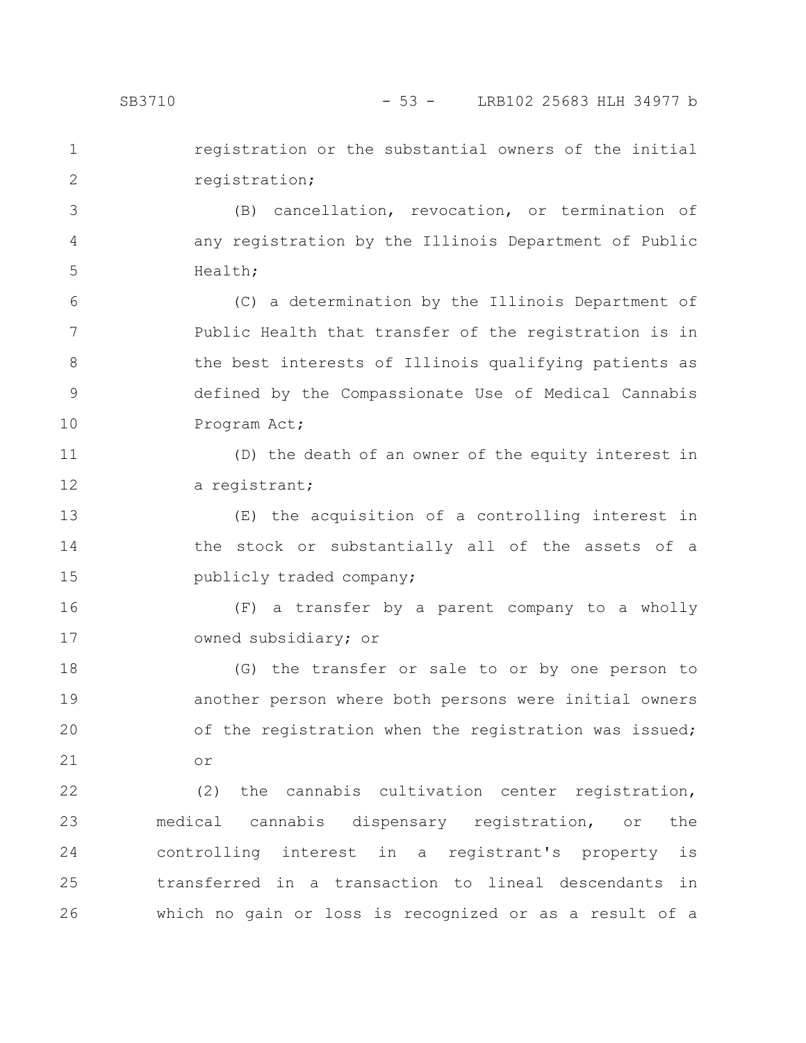registration or the substantial owners of the initial registration;

(B) cancellation, revocation, or termination of any registration by the Illinois Department of Public Health;

(C) a determination by the Illinois Department of Public Health that transfer of the registration is in the best interests of Illinois qualifying patients as defined by the Compassionate Use of Medical Cannabis Program Act;

(D) the death of an owner of the equity interest in a registrant;

(E) the acquisition of a controlling interest in the stock or substantially all of the assets of a publicly traded company;

(F) a transfer by a parent company to a wholly owned subsidiary; or

(G) the transfer or sale to or by one person to another person where both persons were initial owners of the registration when the registration was issued; or

(2) the cannabis cultivation center registration, medical cannabis dispensary registration, or the controlling interest in a registrant's property is transferred in a transaction to lineal descendants in which no gain or loss is recognized or as a result of a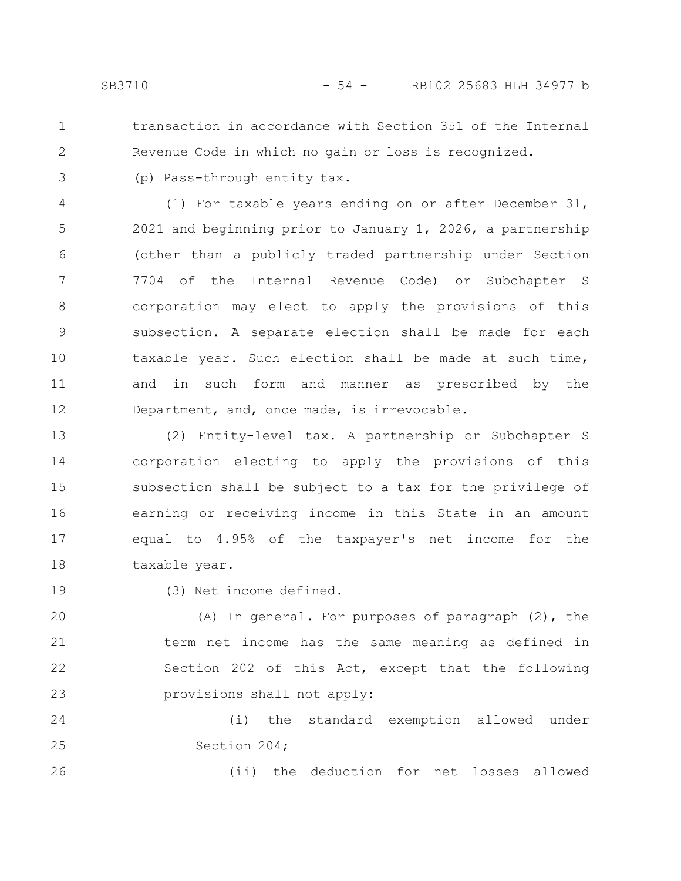transaction in accordance with Section 351 of the Internal Revenue Code in which no gain or loss is recognized.

(p) Pass-through entity tax.

(1) For taxable years ending on or after December 31, 2021 and beginning prior to January 1, 2026, a partnership (other than a publicly traded partnership under Section 7704 of the Internal Revenue Code) or Subchapter S corporation may elect to apply the provisions of this subsection. A separate election shall be made for each taxable year. Such election shall be made at such time, and in such form and manner as prescribed by the Department, and, once made, is irrevocable.

(2) Entity-level tax. A partnership or Subchapter S corporation electing to apply the provisions of this subsection shall be subject to a tax for the privilege of earning or receiving income in this State in an amount equal to 4.95% of the taxpayer's net income for the taxable year.

(3) Net income defined.

(A) In general. For purposes of paragraph (2), the term net income has the same meaning as defined in Section 202 of this Act, except that the following provisions shall not apply:

(i) the standard exemption allowed under Section 204;

(ii) the deduction for net losses allowed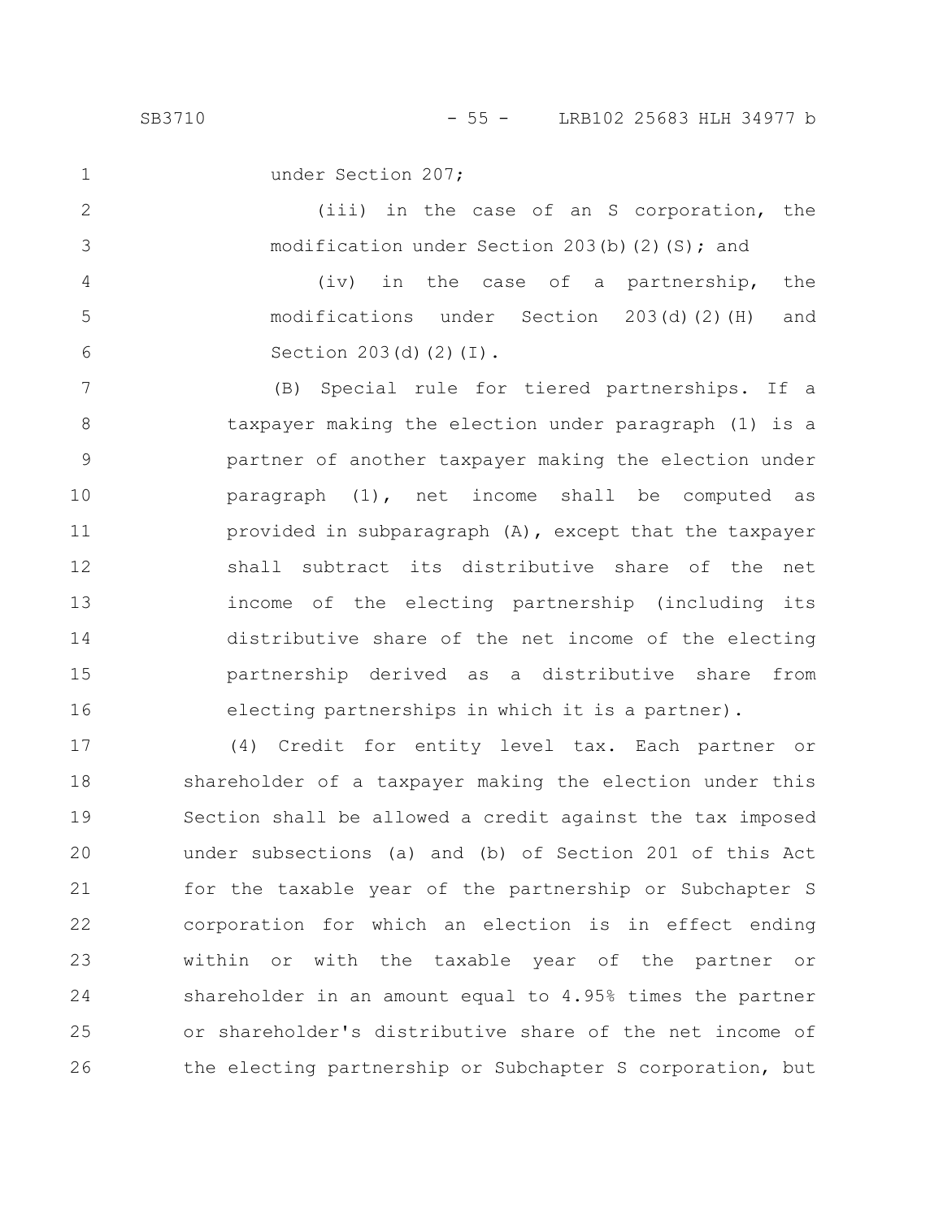under Section 207;

(iii) in the case of an S corporation, the modification under Section 203(b)(2)(S); and

(iv) in the case of a partnership, the modifications under Section 203(d)(2)(H) and Section 203(d)(2)(I).

(B) Special rule for tiered partnerships. If a taxpayer making the election under paragraph (1) is a partner of another taxpayer making the election under paragraph (1), net income shall be computed as provided in subparagraph (A), except that the taxpayer shall subtract its distributive share of the net income of the electing partnership (including its distributive share of the net income of the electing partnership derived as a distributive share from electing partnerships in which it is a partner).

(4) Credit for entity level tax. Each partner or shareholder of a taxpayer making the election under this Section shall be allowed a credit against the tax imposed under subsections (a) and (b) of Section 201 of this Act for the taxable year of the partnership or Subchapter S corporation for which an election is in effect ending within or with the taxable year of the partner or shareholder in an amount equal to 4.95% times the partner or shareholder's distributive share of the net income of the electing partnership or Subchapter S corporation, but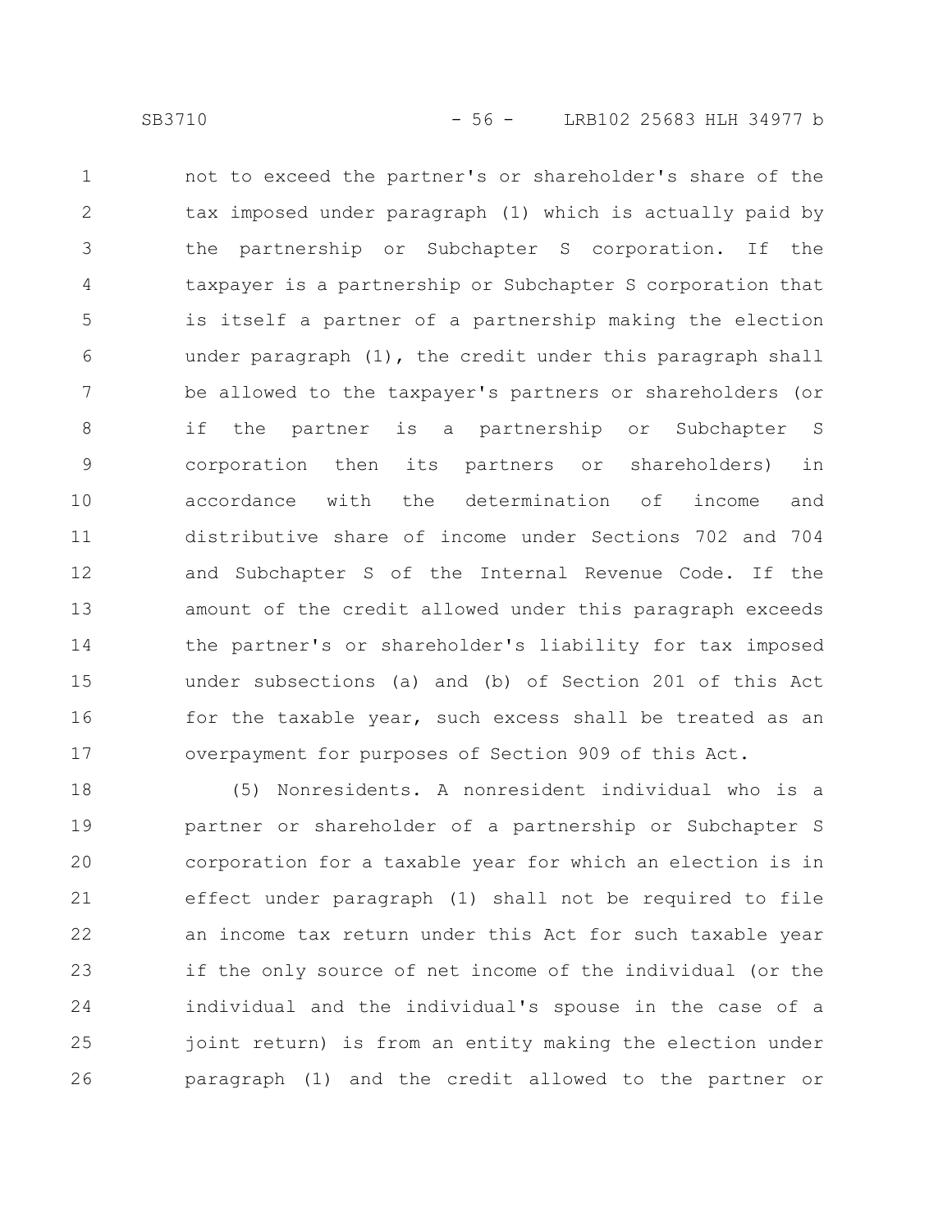not to exceed the partner's or shareholder's share of the tax imposed under paragraph (1) which is actually paid by the partnership or Subchapter S corporation. If the taxpayer is a partnership or Subchapter S corporation that is itself a partner of a partnership making the election under paragraph (1), the credit under this paragraph shall be allowed to the taxpayer's partners or shareholders (or if the partner is a partnership or Subchapter S corporation then its partners or shareholders) in accordance with the determination of income and distributive share of income under Sections 702 and 704 and Subchapter S of the Internal Revenue Code. If the amount of the credit allowed under this paragraph exceeds the partner's or shareholder's liability for tax imposed under subsections (a) and (b) of Section 201 of this Act for the taxable year, such excess shall be treated as an overpayment for purposes of Section 909 of this Act.

(5) Nonresidents. A nonresident individual who is a partner or shareholder of a partnership or Subchapter S corporation for a taxable year for which an election is in effect under paragraph (1) shall not be required to file an income tax return under this Act for such taxable year if the only source of net income of the individual (or the individual and the individual's spouse in the case of a joint return) is from an entity making the election under paragraph (1) and the credit allowed to the partner or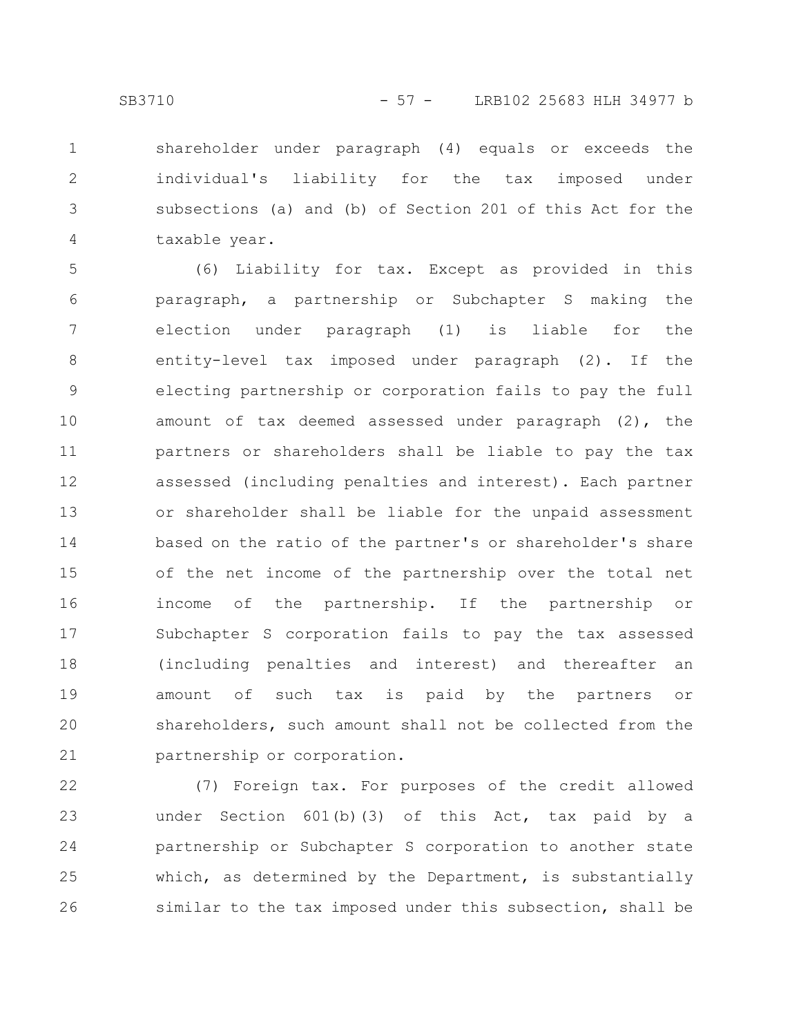shareholder under paragraph (4) equals or exceeds the individual's liability for the tax imposed under subsections (a) and (b) of Section 201 of this Act for the taxable year.

(6) Liability for tax. Except as provided in this paragraph, a partnership or Subchapter S making the election under paragraph (1) is liable for the entity-level tax imposed under paragraph (2). If the electing partnership or corporation fails to pay the full amount of tax deemed assessed under paragraph (2), the partners or shareholders shall be liable to pay the tax assessed (including penalties and interest). Each partner or shareholder shall be liable for the unpaid assessment based on the ratio of the partner's or shareholder's share of the net income of the partnership over the total net income of the partnership. If the partnership or Subchapter S corporation fails to pay the tax assessed (including penalties and interest) and thereafter an amount of such tax is paid by the partners or shareholders, such amount shall not be collected from the partnership or corporation.

(7) Foreign tax. For purposes of the credit allowed under Section 601(b)(3) of this Act, tax paid by a partnership or Subchapter S corporation to another state which, as determined by the Department, is substantially similar to the tax imposed under this subsection, shall be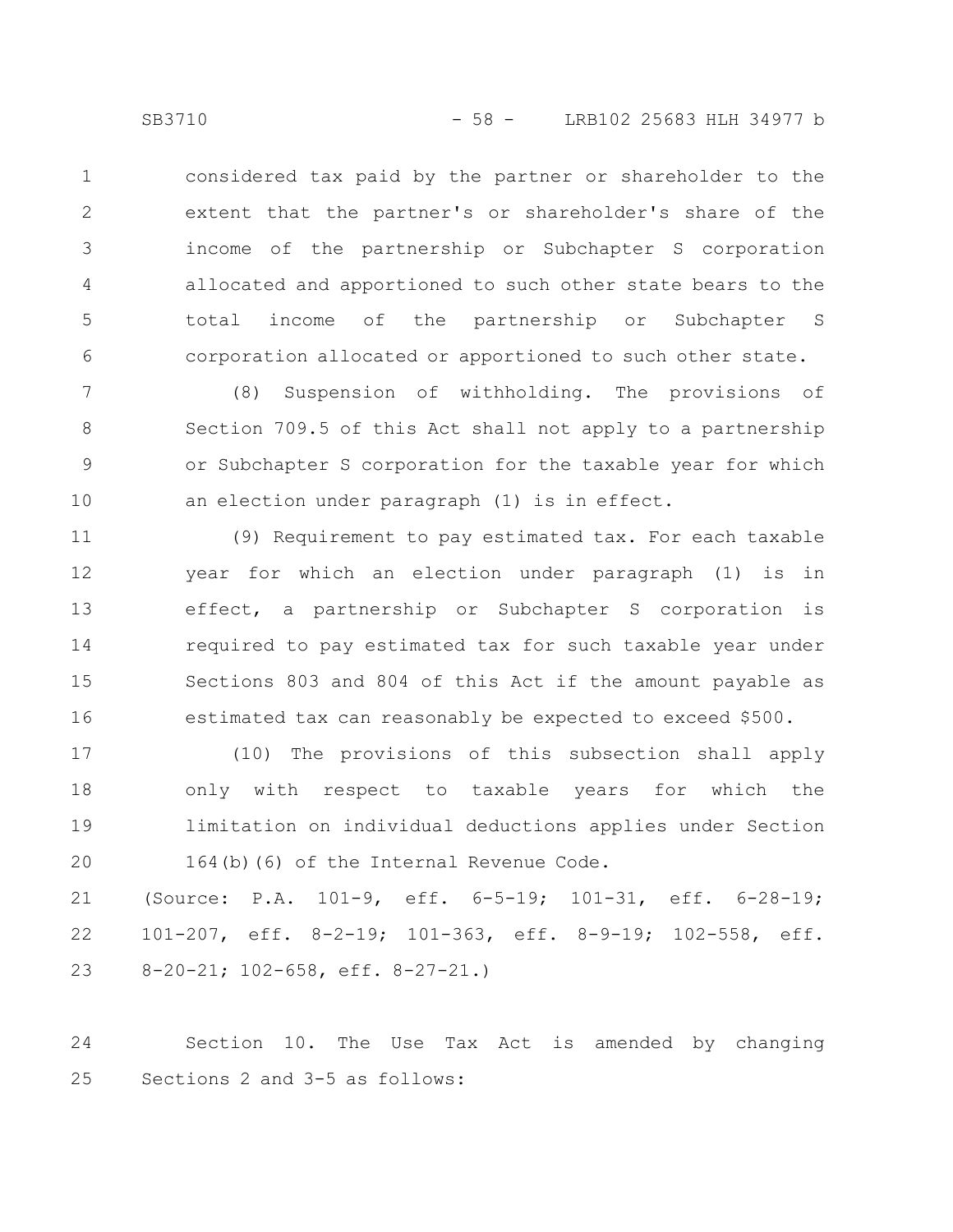considered tax paid by the partner or shareholder to the extent that the partner's or shareholder's share of the income of the partnership or Subchapter S corporation allocated and apportioned to such other state bears to the total income of the partnership or Subchapter S corporation allocated or apportioned to such other state.

(8) Suspension of withholding. The provisions of Section 709.5 of this Act shall not apply to a partnership or Subchapter S corporation for the taxable year for which an election under paragraph (1) is in effect.

(9) Requirement to pay estimated tax. For each taxable year for which an election under paragraph (1) is in effect, a partnership or Subchapter S corporation is required to pay estimated tax for such taxable year under Sections 803 and 804 of this Act if the amount payable as estimated tax can reasonably be expected to exceed $500.

(10) The provisions of this subsection shall apply only with respect to taxable years for which the limitation on individual deductions applies under Section 164(b)(6) of the Internal Revenue Code.

(Source: P.A. 101-9, eff. 6-5-19; 101-31, eff. 6-28-19; 101-207, eff. 8-2-19; 101-363, eff. 8-9-19; 102-558, eff. 8-20-21; 102-658, eff. 8-27-21.)

Section 10. The Use Tax Act is amended by changing Sections 2 and 3-5 as follows: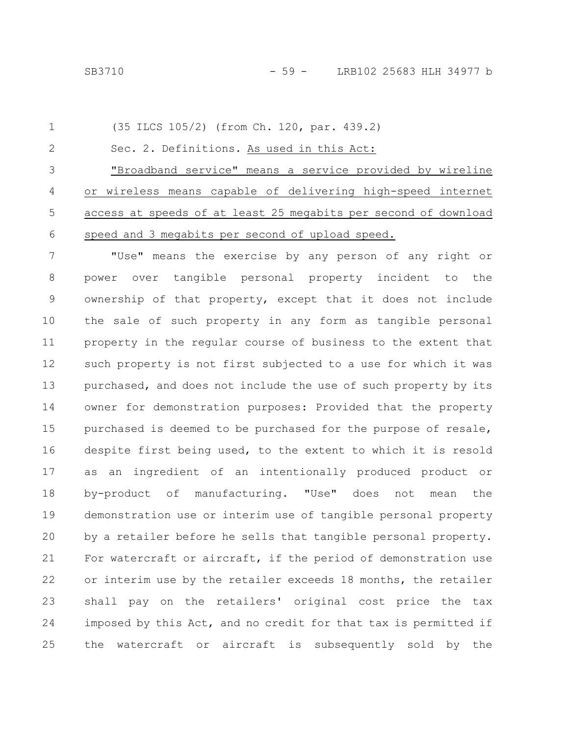(35 ILCS 105/2) (from Ch. 120, par. 439.2)

Sec. 2. Definitions. As used in this Act:

"Broadband service" means a service provided by wireline or wireless means capable of delivering high-speed internet access at speeds of at least 25 megabits per second of download speed and 3 megabits per second of upload speed.

"Use" means the exercise by any person of any right or power over tangible personal property incident to the ownership of that property, except that it does not include the sale of such property in any form as tangible personal property in the regular course of business to the extent that such property is not first subjected to a use for which it was purchased, and does not include the use of such property by its owner for demonstration purposes: Provided that the property purchased is deemed to be purchased for the purpose of resale, despite first being used, to the extent to which it is resold as an ingredient of an intentionally produced product or by-product of manufacturing. "Use" does not mean the demonstration use or interim use of tangible personal property by a retailer before he sells that tangible personal property. For watercraft or aircraft, if the period of demonstration use or interim use by the retailer exceeds 18 months, the retailer shall pay on the retailers' original cost price the tax imposed by this Act, and no credit for that tax is permitted if the watercraft or aircraft is subsequently sold by the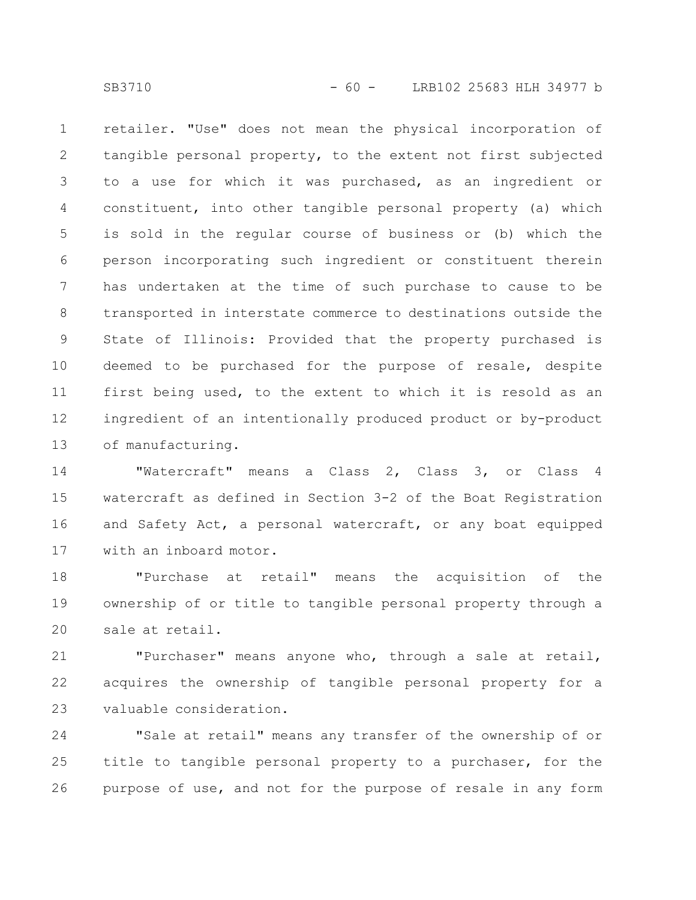retailer. "Use" does not mean the physical incorporation of tangible personal property, to the extent not first subjected to a use for which it was purchased, as an ingredient or constituent, into other tangible personal property (a) which is sold in the regular course of business or (b) which the person incorporating such ingredient or constituent therein has undertaken at the time of such purchase to cause to be transported in interstate commerce to destinations outside the State of Illinois: Provided that the property purchased is deemed to be purchased for the purpose of resale, despite first being used, to the extent to which it is resold as an ingredient of an intentionally produced product or by-product of manufacturing.

"Watercraft" means a Class 2, Class 3, or Class 4 watercraft as defined in Section 3-2 of the Boat Registration and Safety Act, a personal watercraft, or any boat equipped with an inboard motor.

"Purchase at retail" means the acquisition of the ownership of or title to tangible personal property through a sale at retail.

"Purchaser" means anyone who, through a sale at retail, acquires the ownership of tangible personal property for a valuable consideration.

"Sale at retail" means any transfer of the ownership of or title to tangible personal property to a purchaser, for the purpose of use, and not for the purpose of resale in any form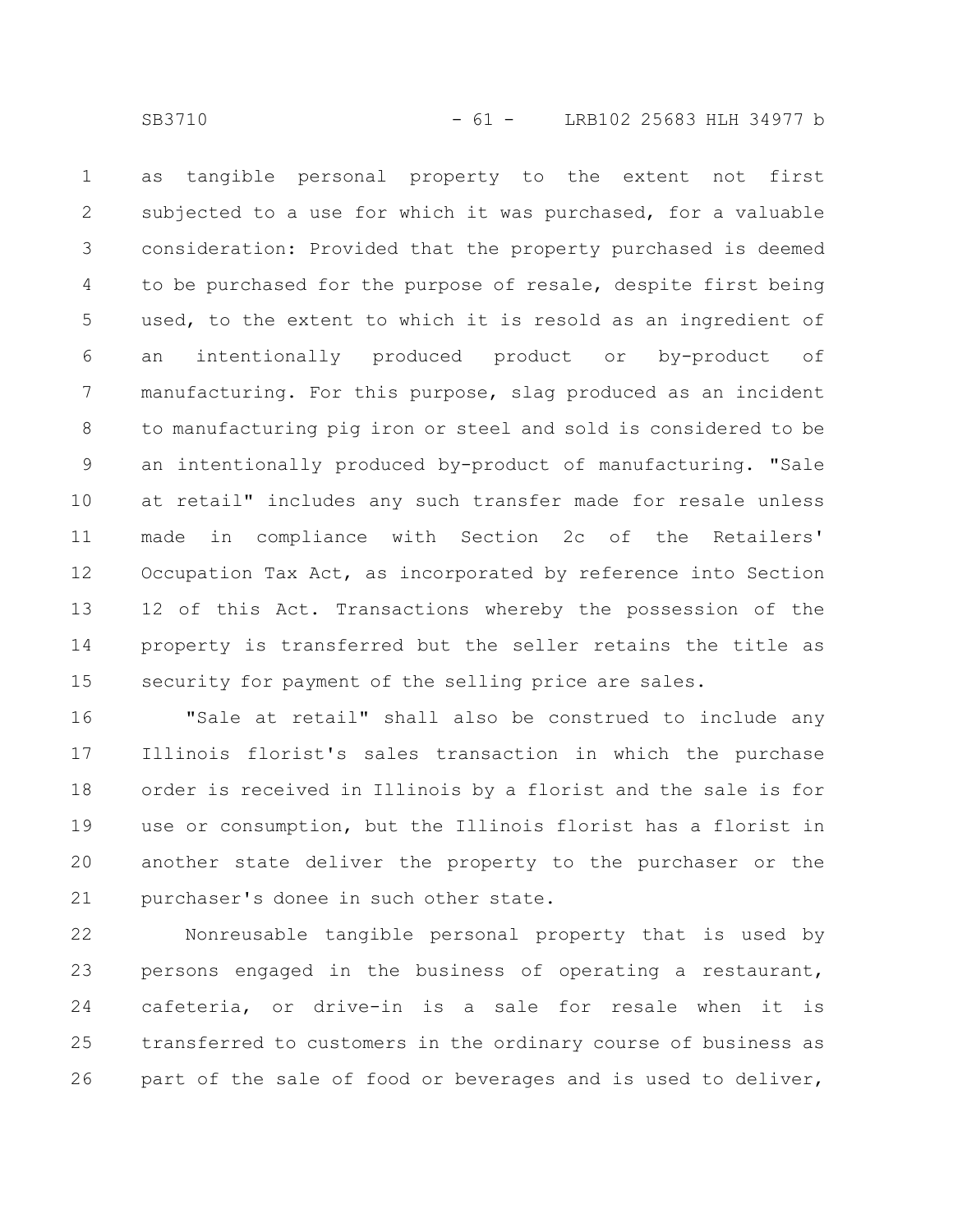as tangible personal property to the extent not first subjected to a use for which it was purchased, for a valuable consideration: Provided that the property purchased is deemed to be purchased for the purpose of resale, despite first being used, to the extent to which it is resold as an ingredient of an intentionally produced product or by-product of manufacturing. For this purpose, slag produced as an incident to manufacturing pig iron or steel and sold is considered to be an intentionally produced by-product of manufacturing. "Sale at retail" includes any such transfer made for resale unless made in compliance with Section 2c of the Retailers' Occupation Tax Act, as incorporated by reference into Section 12 of this Act. Transactions whereby the possession of the property is transferred but the seller retains the title as security for payment of the selling price are sales.

"Sale at retail" shall also be construed to include any Illinois florist's sales transaction in which the purchase order is received in Illinois by a florist and the sale is for use or consumption, but the Illinois florist has a florist in another state deliver the property to the purchaser or the purchaser's donee in such other state.

Nonreusable tangible personal property that is used by persons engaged in the business of operating a restaurant, cafeteria, or drive-in is a sale for resale when it is transferred to customers in the ordinary course of business as part of the sale of food or beverages and is used to deliver,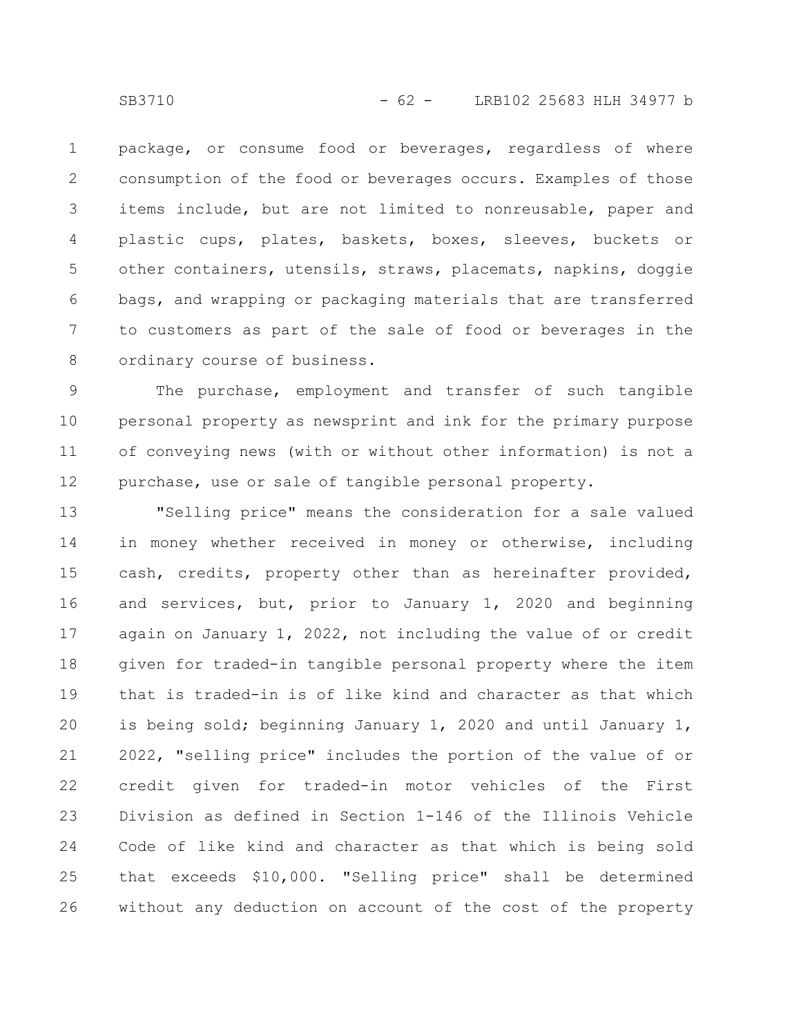package, or consume food or beverages, regardless of where consumption of the food or beverages occurs. Examples of those items include, but are not limited to nonreusable, paper and plastic cups, plates, baskets, boxes, sleeves, buckets or other containers, utensils, straws, placemats, napkins, doggie bags, and wrapping or packaging materials that are transferred to customers as part of the sale of food or beverages in the ordinary course of business.

The purchase, employment and transfer of such tangible personal property as newsprint and ink for the primary purpose of conveying news (with or without other information) is not a purchase, use or sale of tangible personal property.

"Selling price" means the consideration for a sale valued in money whether received in money or otherwise, including cash, credits, property other than as hereinafter provided, and services, but, prior to January 1, 2020 and beginning again on January 1, 2022, not including the value of or credit given for traded-in tangible personal property where the item that is traded-in is of like kind and character as that which is being sold; beginning January 1, 2020 and until January 1, 2022, "selling price" includes the portion of the value of or credit given for traded-in motor vehicles of the First Division as defined in Section 1-146 of the Illinois Vehicle Code of like kind and character as that which is being sold that exceeds $10,000. "Selling price" shall be determined without any deduction on account of the cost of the property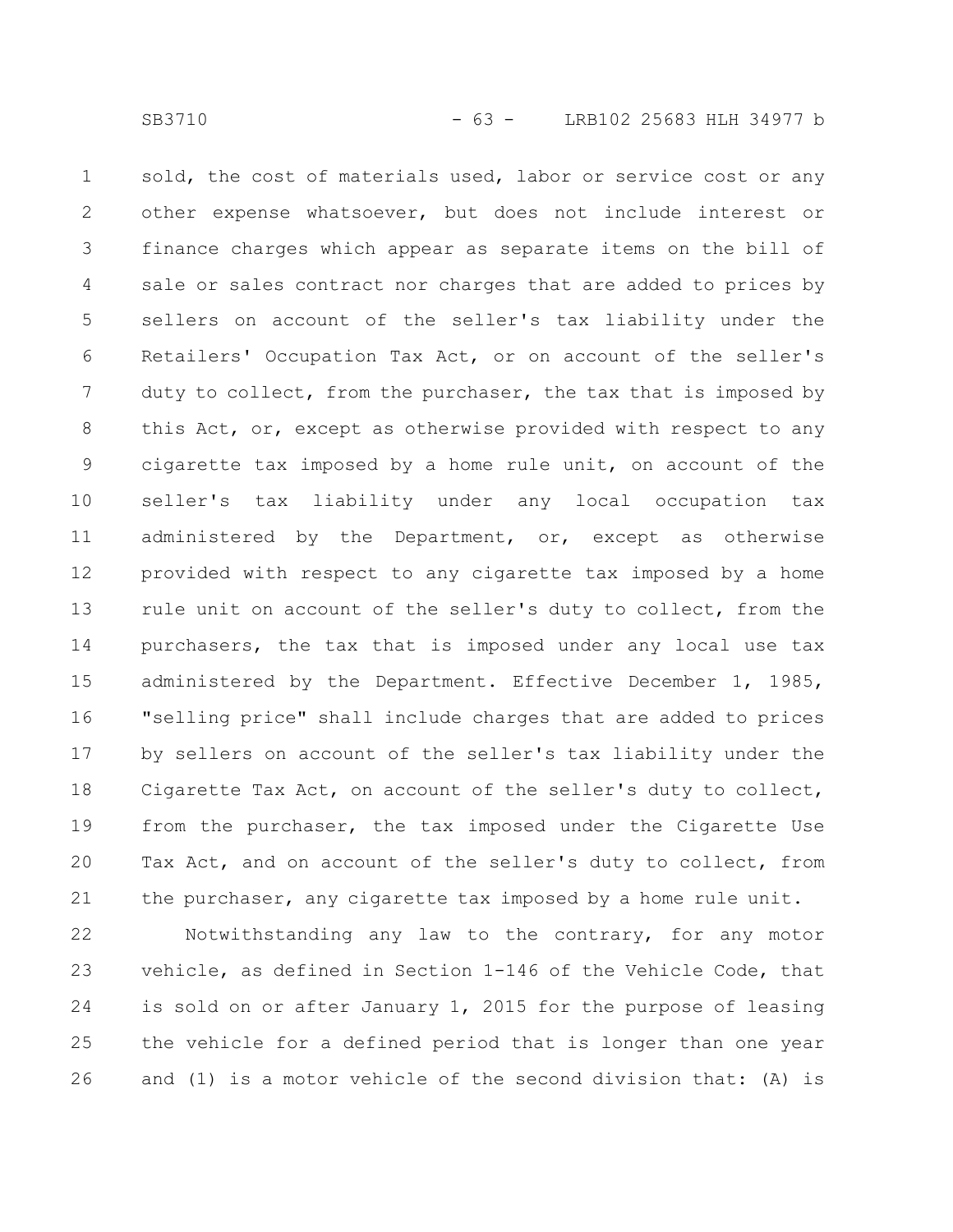sold, the cost of materials used, labor or service cost or any other expense whatsoever, but does not include interest or finance charges which appear as separate items on the bill of sale or sales contract nor charges that are added to prices by sellers on account of the seller's tax liability under the Retailers' Occupation Tax Act, or on account of the seller's duty to collect, from the purchaser, the tax that is imposed by this Act, or, except as otherwise provided with respect to any cigarette tax imposed by a home rule unit, on account of the seller's tax liability under any local occupation tax administered by the Department, or, except as otherwise provided with respect to any cigarette tax imposed by a home rule unit on account of the seller's duty to collect, from the purchasers, the tax that is imposed under any local use tax administered by the Department. Effective December 1, 1985, "selling price" shall include charges that are added to prices by sellers on account of the seller's tax liability under the Cigarette Tax Act, on account of the seller's duty to collect, from the purchaser, the tax imposed under the Cigarette Use Tax Act, and on account of the seller's duty to collect, from the purchaser, any cigarette tax imposed by a home rule unit.

Notwithstanding any law to the contrary, for any motor vehicle, as defined in Section 1-146 of the Vehicle Code, that is sold on or after January 1, 2015 for the purpose of leasing the vehicle for a defined period that is longer than one year and (1) is a motor vehicle of the second division that: (A) is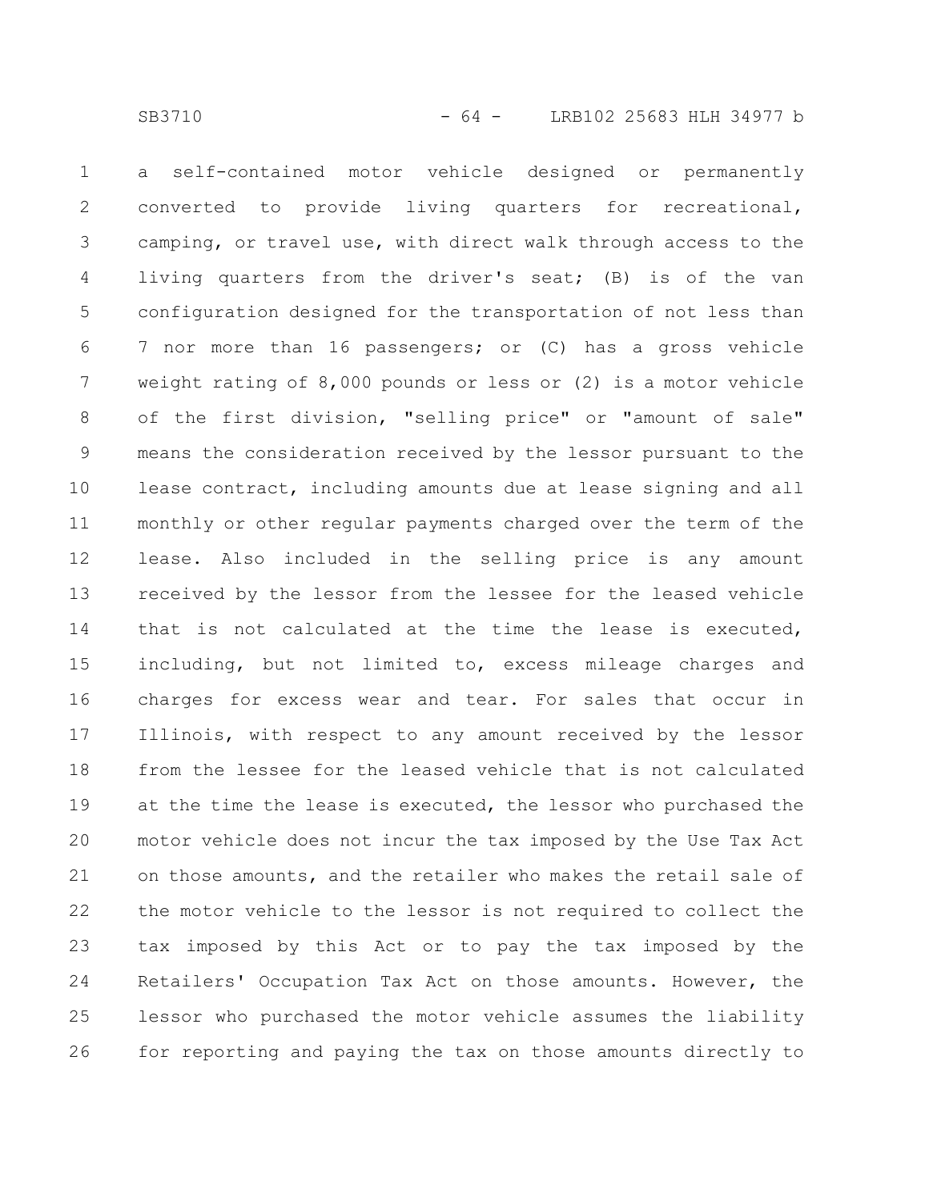a self-contained motor vehicle designed or permanently converted to provide living quarters for recreational, camping, or travel use, with direct walk through access to the living quarters from the driver's seat; (B) is of the van configuration designed for the transportation of not less than 7 nor more than 16 passengers; or (C) has a gross vehicle weight rating of 8,000 pounds or less or (2) is a motor vehicle of the first division, "selling price" or "amount of sale" means the consideration received by the lessor pursuant to the lease contract, including amounts due at lease signing and all monthly or other regular payments charged over the term of the lease. Also included in the selling price is any amount received by the lessor from the lessee for the leased vehicle that is not calculated at the time the lease is executed, including, but not limited to, excess mileage charges and charges for excess wear and tear. For sales that occur in Illinois, with respect to any amount received by the lessor from the lessee for the leased vehicle that is not calculated at the time the lease is executed, the lessor who purchased the motor vehicle does not incur the tax imposed by the Use Tax Act on those amounts, and the retailer who makes the retail sale of the motor vehicle to the lessor is not required to collect the tax imposed by this Act or to pay the tax imposed by the Retailers' Occupation Tax Act on those amounts. However, the lessor who purchased the motor vehicle assumes the liability for reporting and paying the tax on those amounts directly to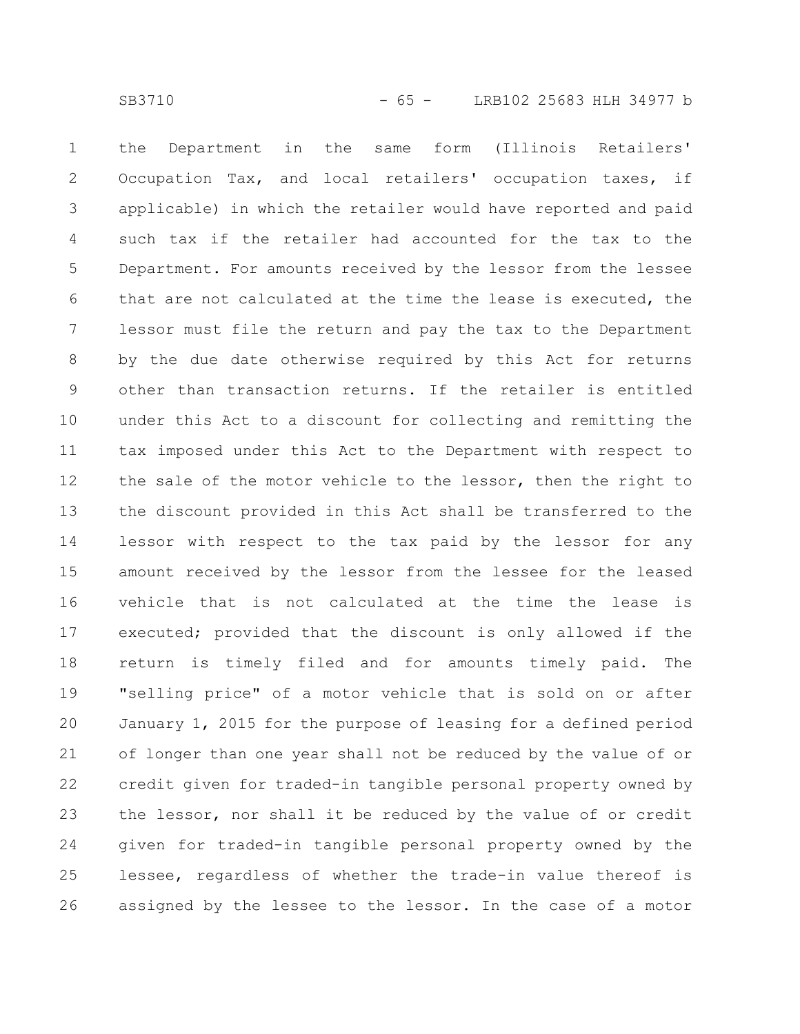the Department in the same form (Illinois Retailers' Occupation Tax, and local retailers' occupation taxes, if applicable) in which the retailer would have reported and paid such tax if the retailer had accounted for the tax to the Department. For amounts received by the lessor from the lessee that are not calculated at the time the lease is executed, the lessor must file the return and pay the tax to the Department by the due date otherwise required by this Act for returns other than transaction returns. If the retailer is entitled under this Act to a discount for collecting and remitting the tax imposed under this Act to the Department with respect to the sale of the motor vehicle to the lessor, then the right to the discount provided in this Act shall be transferred to the lessor with respect to the tax paid by the lessor for any amount received by the lessor from the lessee for the leased vehicle that is not calculated at the time the lease is executed; provided that the discount is only allowed if the return is timely filed and for amounts timely paid. The "selling price" of a motor vehicle that is sold on or after January 1, 2015 for the purpose of leasing for a defined period of longer than one year shall not be reduced by the value of or credit given for traded-in tangible personal property owned by the lessor, nor shall it be reduced by the value of or credit given for traded-in tangible personal property owned by the lessee, regardless of whether the trade-in value thereof is assigned by the lessee to the lessor. In the case of a motor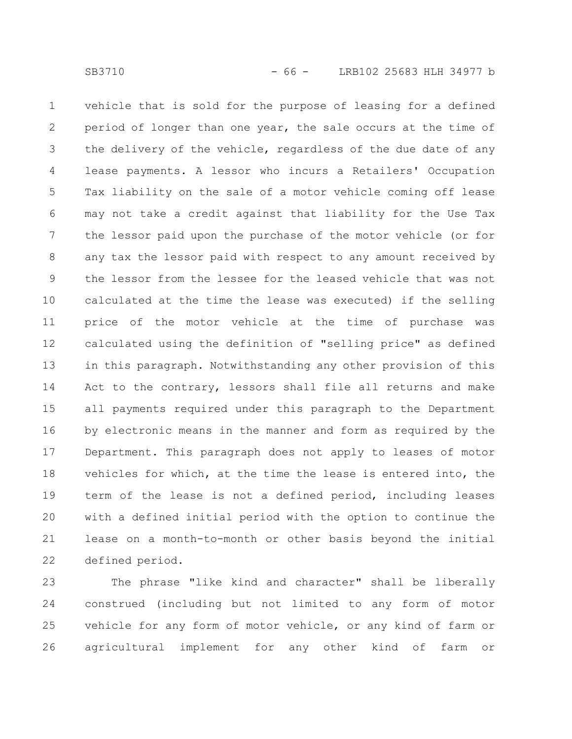vehicle that is sold for the purpose of leasing for a defined period of longer than one year, the sale occurs at the time of the delivery of the vehicle, regardless of the due date of any lease payments. A lessor who incurs a Retailers' Occupation Tax liability on the sale of a motor vehicle coming off lease may not take a credit against that liability for the Use Tax the lessor paid upon the purchase of the motor vehicle (or for any tax the lessor paid with respect to any amount received by the lessor from the lessee for the leased vehicle that was not calculated at the time the lease was executed) if the selling price of the motor vehicle at the time of purchase was calculated using the definition of "selling price" as defined in this paragraph. Notwithstanding any other provision of this Act to the contrary, lessors shall file all returns and make all payments required under this paragraph to the Department by electronic means in the manner and form as required by the Department. This paragraph does not apply to leases of motor vehicles for which, at the time the lease is entered into, the term of the lease is not a defined period, including leases with a defined initial period with the option to continue the lease on a month-to-month or other basis beyond the initial defined period.

The phrase "like kind and character" shall be liberally construed (including but not limited to any form of motor vehicle for any form of motor vehicle, or any kind of farm or agricultural implement for any other kind of farm or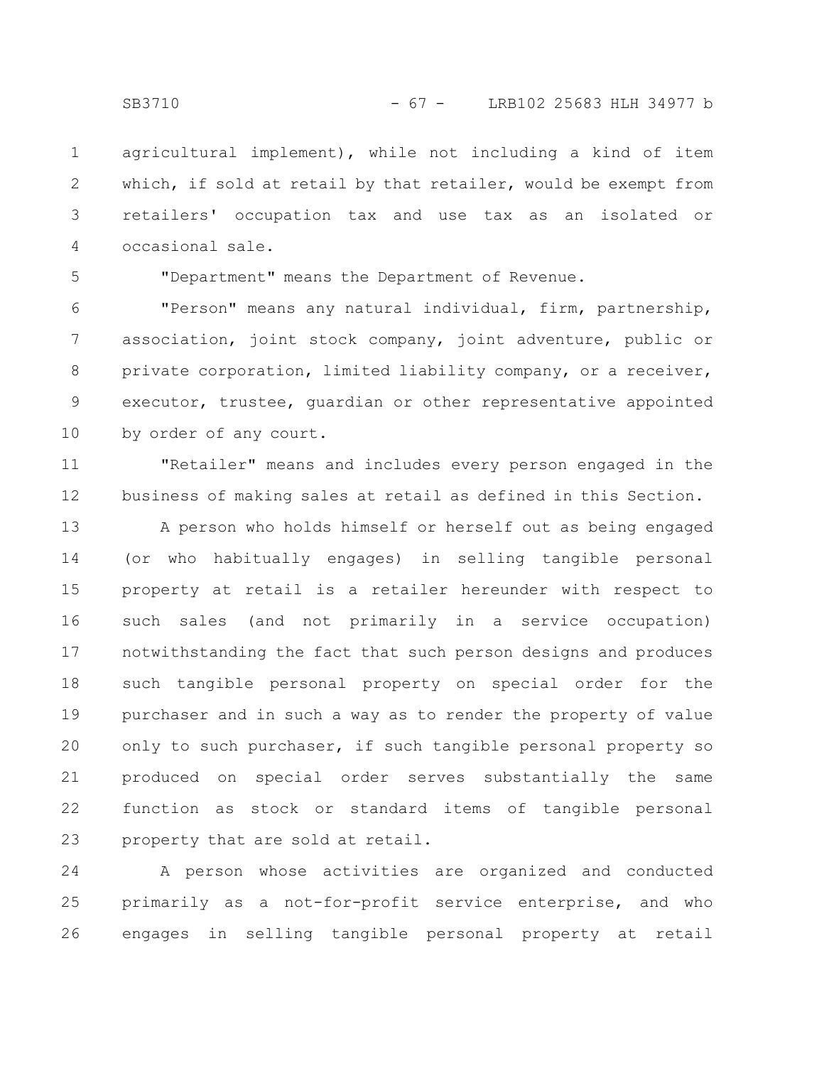agricultural implement), while not including a kind of item which, if sold at retail by that retailer, would be exempt from retailers' occupation tax and use tax as an isolated or occasional sale.

"Department" means the Department of Revenue.

"Person" means any natural individual, firm, partnership, association, joint stock company, joint adventure, public or private corporation, limited liability company, or a receiver, executor, trustee, guardian or other representative appointed by order of any court.

"Retailer" means and includes every person engaged in the business of making sales at retail as defined in this Section.

A person who holds himself or herself out as being engaged (or who habitually engages) in selling tangible personal property at retail is a retailer hereunder with respect to such sales (and not primarily in a service occupation) notwithstanding the fact that such person designs and produces such tangible personal property on special order for the purchaser and in such a way as to render the property of value only to such purchaser, if such tangible personal property so produced on special order serves substantially the same function as stock or standard items of tangible personal property that are sold at retail.

A person whose activities are organized and conducted primarily as a not-for-profit service enterprise, and who engages in selling tangible personal property at retail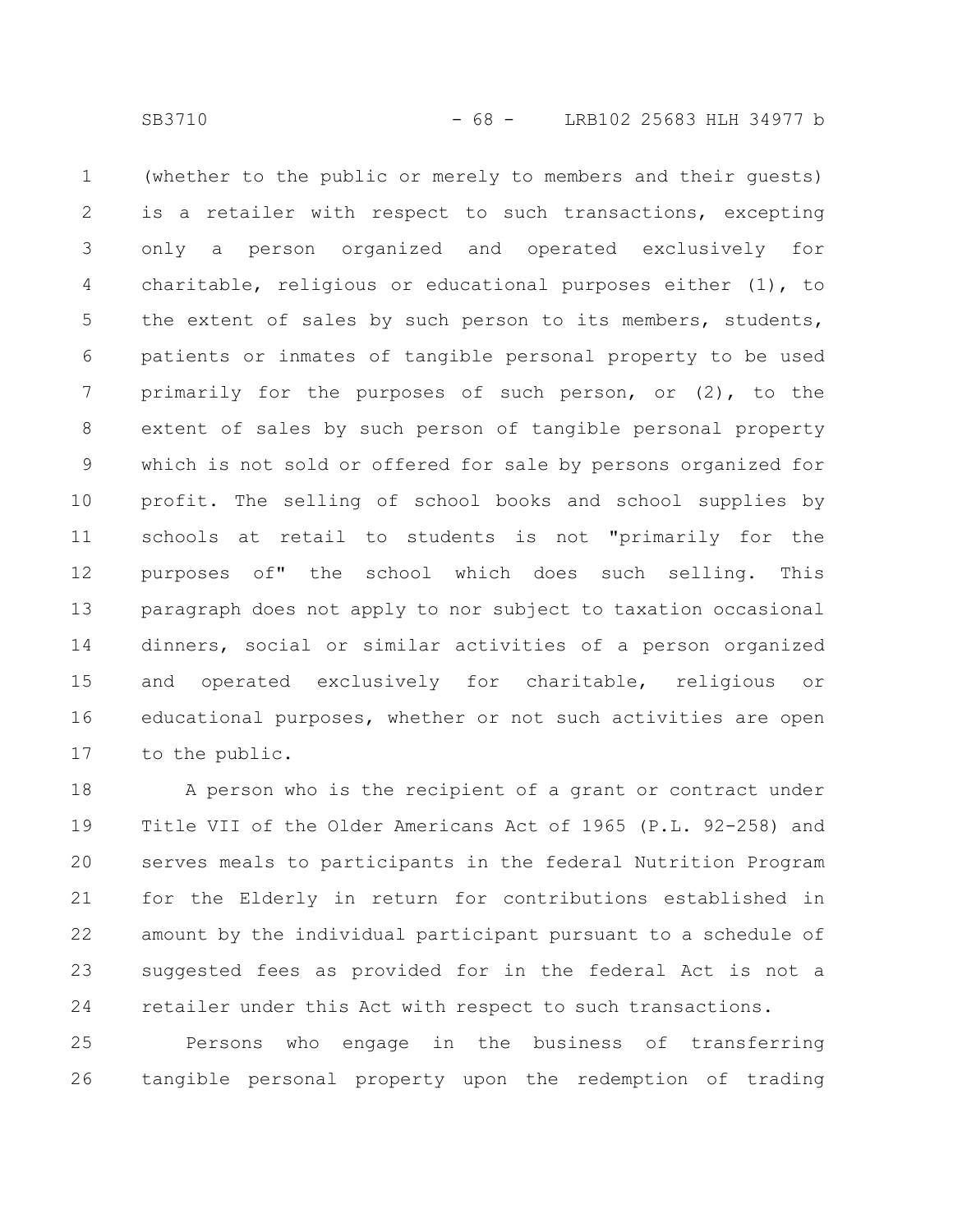(whether to the public or merely to members and their guests) is a retailer with respect to such transactions, excepting only a person organized and operated exclusively for charitable, religious or educational purposes either (1), to the extent of sales by such person to its members, students, patients or inmates of tangible personal property to be used primarily for the purposes of such person, or (2), to the extent of sales by such person of tangible personal property which is not sold or offered for sale by persons organized for profit. The selling of school books and school supplies by schools at retail to students is not "primarily for the purposes of" the school which does such selling. This paragraph does not apply to nor subject to taxation occasional dinners, social or similar activities of a person organized and operated exclusively for charitable, religious or educational purposes, whether or not such activities are open to the public.

A person who is the recipient of a grant or contract under Title VII of the Older Americans Act of 1965 (P.L. 92-258) and serves meals to participants in the federal Nutrition Program for the Elderly in return for contributions established in amount by the individual participant pursuant to a schedule of suggested fees as provided for in the federal Act is not a retailer under this Act with respect to such transactions.

Persons who engage in the business of transferring tangible personal property upon the redemption of trading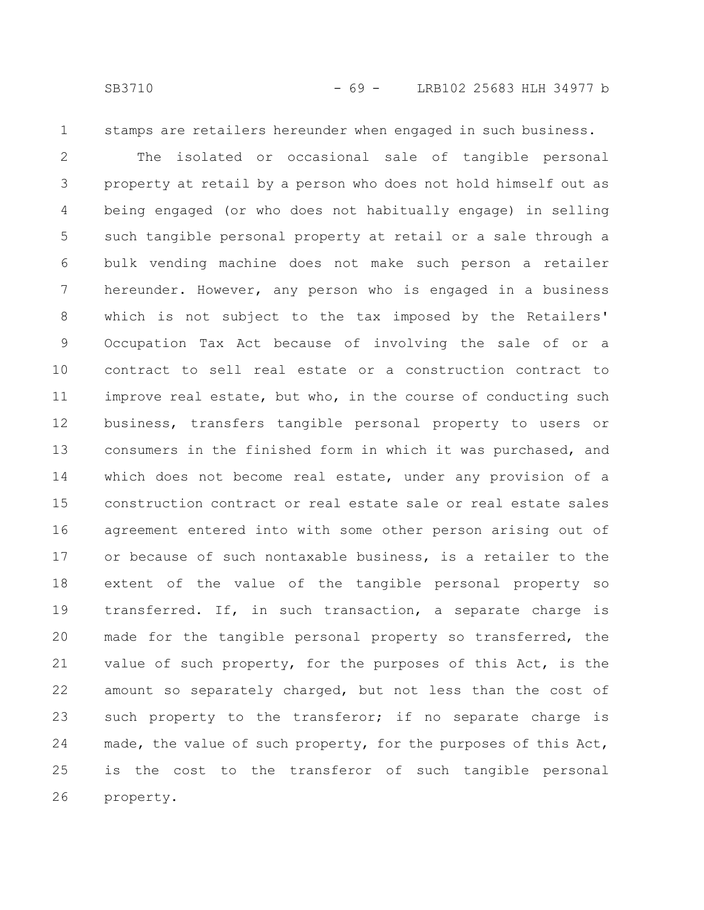stamps are retailers hereunder when engaged in such business.

The isolated or occasional sale of tangible personal property at retail by a person who does not hold himself out as being engaged (or who does not habitually engage) in selling such tangible personal property at retail or a sale through a bulk vending machine does not make such person a retailer hereunder. However, any person who is engaged in a business which is not subject to the tax imposed by the Retailers' Occupation Tax Act because of involving the sale of or a contract to sell real estate or a construction contract to improve real estate, but who, in the course of conducting such business, transfers tangible personal property to users or consumers in the finished form in which it was purchased, and which does not become real estate, under any provision of a construction contract or real estate sale or real estate sales agreement entered into with some other person arising out of or because of such nontaxable business, is a retailer to the extent of the value of the tangible personal property so transferred. If, in such transaction, a separate charge is made for the tangible personal property so transferred, the value of such property, for the purposes of this Act, is the amount so separately charged, but not less than the cost of such property to the transferor; if no separate charge is made, the value of such property, for the purposes of this Act, is the cost to the transferor of such tangible personal property.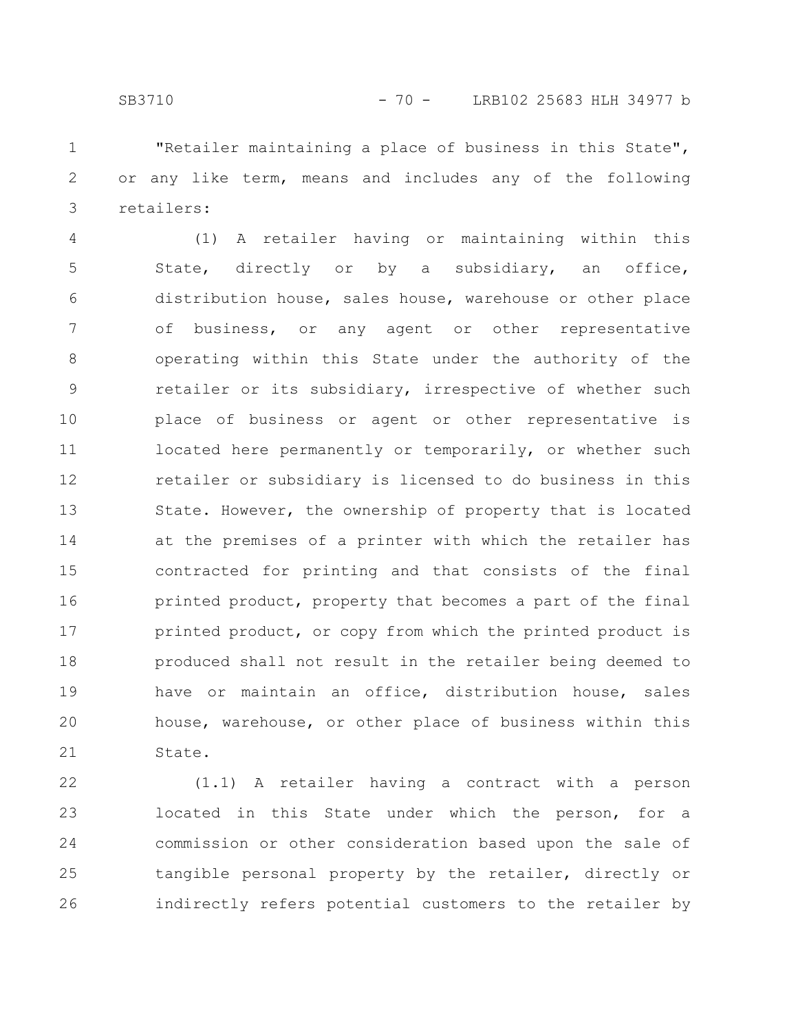"Retailer maintaining a place of business in this State", or any like term, means and includes any of the following retailers:

(1) A retailer having or maintaining within this State, directly or by a subsidiary, an office, distribution house, sales house, warehouse or other place of business, or any agent or other representative operating within this State under the authority of the retailer or its subsidiary, irrespective of whether such place of business or agent or other representative is located here permanently or temporarily, or whether such retailer or subsidiary is licensed to do business in this State. However, the ownership of property that is located at the premises of a printer with which the retailer has contracted for printing and that consists of the final printed product, property that becomes a part of the final printed product, or copy from which the printed product is produced shall not result in the retailer being deemed to have or maintain an office, distribution house, sales house, warehouse, or other place of business within this State.

(1.1) A retailer having a contract with a person located in this State under which the person, for a commission or other consideration based upon the sale of tangible personal property by the retailer, directly or indirectly refers potential customers to the retailer by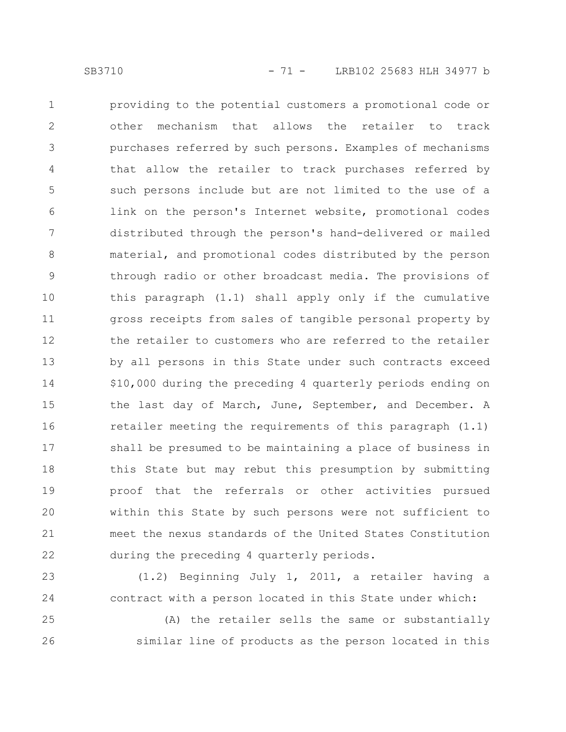providing to the potential customers a promotional code or other mechanism that allows the retailer to track purchases referred by such persons. Examples of mechanisms that allow the retailer to track purchases referred by such persons include but are not limited to the use of a link on the person's Internet website, promotional codes distributed through the person's hand-delivered or mailed material, and promotional codes distributed by the person through radio or other broadcast media. The provisions of this paragraph (1.1) shall apply only if the cumulative gross receipts from sales of tangible personal property by the retailer to customers who are referred to the retailer by all persons in this State under such contracts exceed $10,000 during the preceding 4 quarterly periods ending on the last day of March, June, September, and December. A retailer meeting the requirements of this paragraph (1.1) shall be presumed to be maintaining a place of business in this State but may rebut this presumption by submitting proof that the referrals or other activities pursued within this State by such persons were not sufficient to meet the nexus standards of the United States Constitution during the preceding 4 quarterly periods.

(1.2) Beginning July 1, 2011, a retailer having a contract with a person located in this State under which:

(A) the retailer sells the same or substantially similar line of products as the person located in this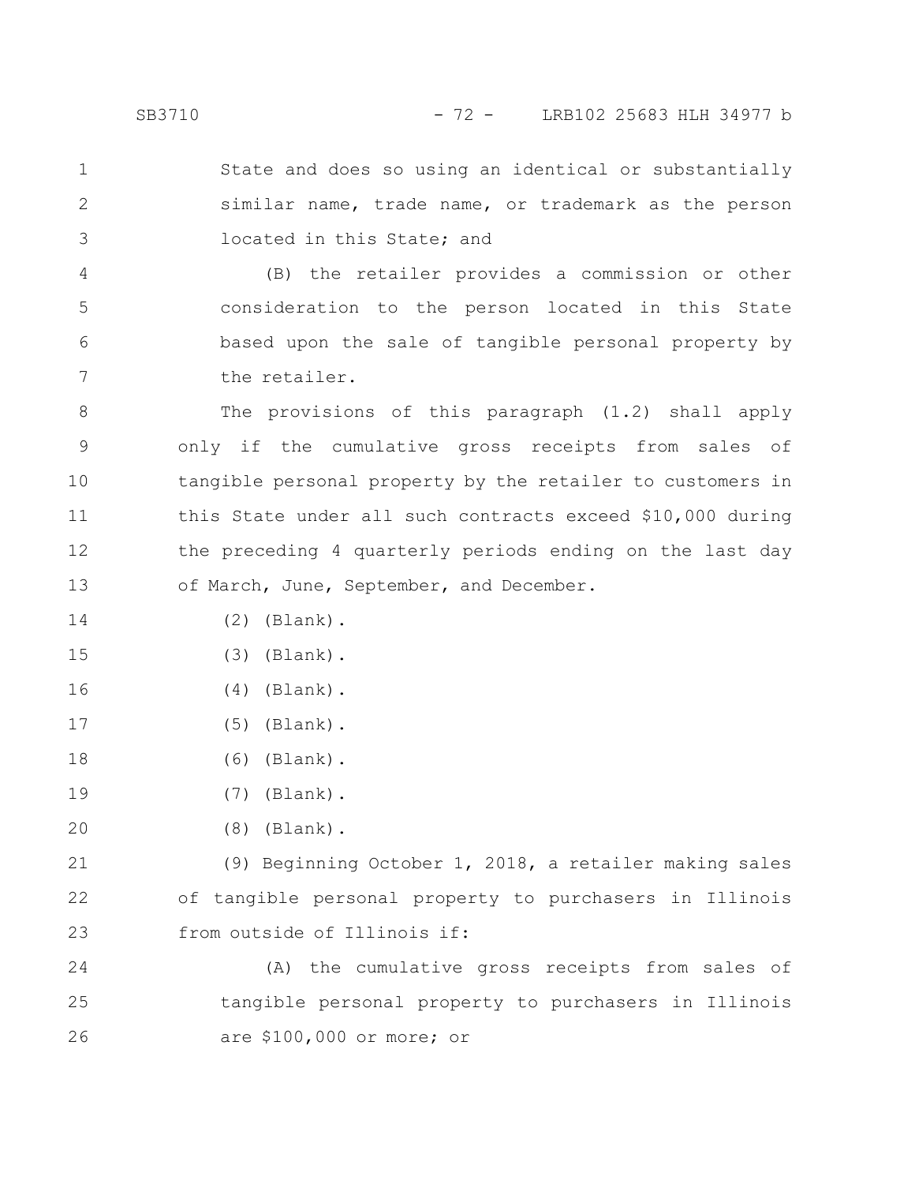State and does so using an identical or substantially similar name, trade name, or trademark as the person located in this State; and

(B) the retailer provides a commission or other consideration to the person located in this State based upon the sale of tangible personal property by the retailer.

The provisions of this paragraph (1.2) shall apply only if the cumulative gross receipts from sales of tangible personal property by the retailer to customers in this State under all such contracts exceed $10,000 during the preceding 4 quarterly periods ending on the last day of March, June, September, and December.

(2) (Blank).

(3) (Blank).

(4) (Blank).

(5) (Blank).

(6) (Blank).

(7) (Blank).

(8) (Blank).

(9) Beginning October 1, 2018, a retailer making sales of tangible personal property to purchasers in Illinois from outside of Illinois if:

(A) the cumulative gross receipts from sales of tangible personal property to purchasers in Illinois are $100,000 or more; or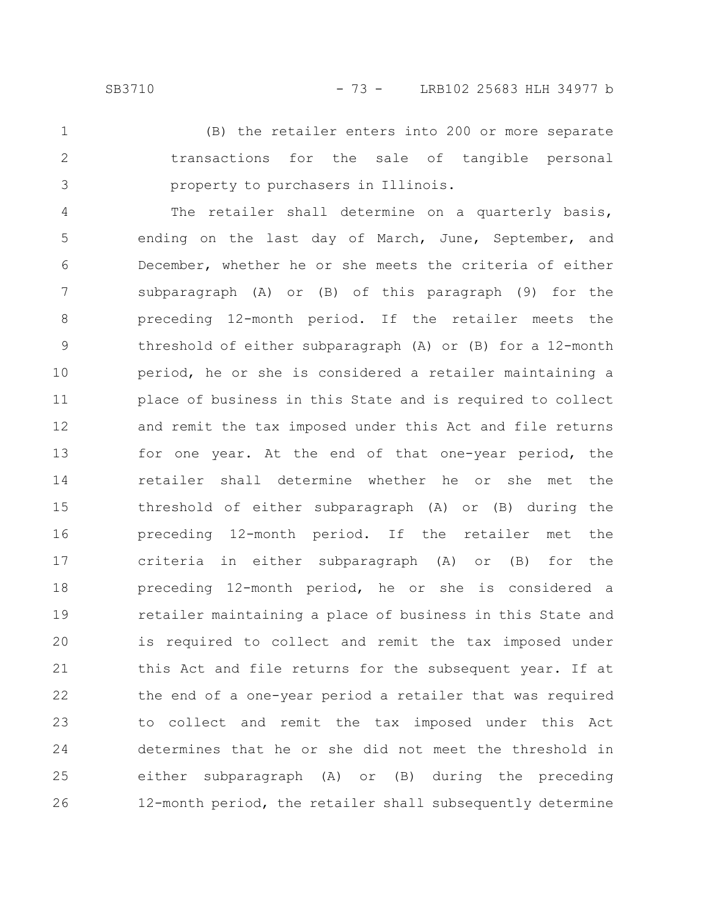(B) the retailer enters into 200 or more separate transactions for the sale of tangible personal property to purchasers in Illinois.

The retailer shall determine on a quarterly basis, ending on the last day of March, June, September, and December, whether he or she meets the criteria of either subparagraph (A) or (B) of this paragraph (9) for the preceding 12-month period. If the retailer meets the threshold of either subparagraph (A) or (B) for a 12-month period, he or she is considered a retailer maintaining a place of business in this State and is required to collect and remit the tax imposed under this Act and file returns for one year. At the end of that one-year period, the retailer shall determine whether he or she met the threshold of either subparagraph (A) or (B) during the preceding 12-month period. If the retailer met the criteria in either subparagraph (A) or (B) for the preceding 12-month period, he or she is considered a retailer maintaining a place of business in this State and is required to collect and remit the tax imposed under this Act and file returns for the subsequent year. If at the end of a one-year period a retailer that was required to collect and remit the tax imposed under this Act determines that he or she did not meet the threshold in either subparagraph (A) or (B) during the preceding 12-month period, the retailer shall subsequently determine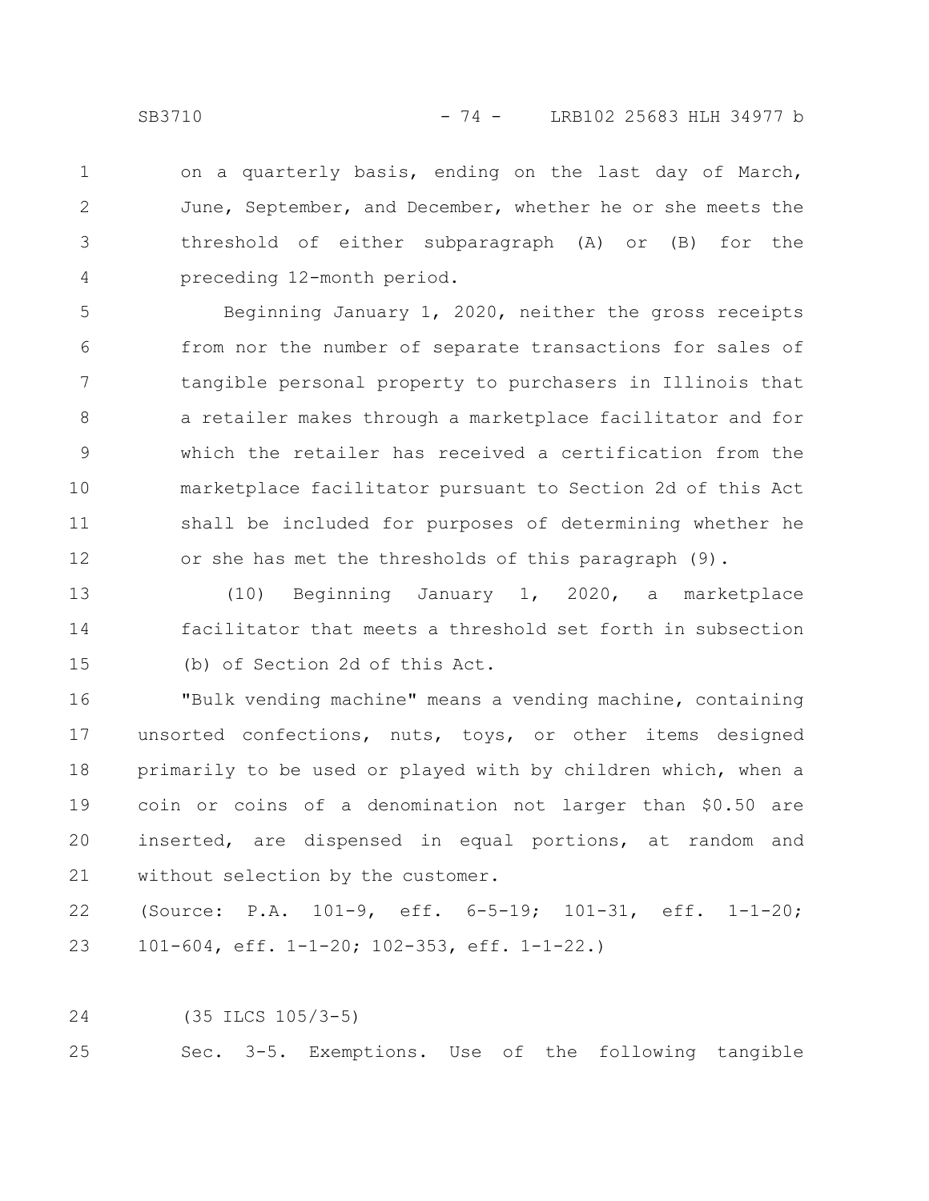on a quarterly basis, ending on the last day of March, June, September, and December, whether he or she meets the threshold of either subparagraph (A) or (B) for the preceding 12-month period.

Beginning January 1, 2020, neither the gross receipts from nor the number of separate transactions for sales of tangible personal property to purchasers in Illinois that a retailer makes through a marketplace facilitator and for which the retailer has received a certification from the marketplace facilitator pursuant to Section 2d of this Act shall be included for purposes of determining whether he or she has met the thresholds of this paragraph (9).

(10) Beginning January 1, 2020, a marketplace facilitator that meets a threshold set forth in subsection (b) of Section 2d of this Act.

"Bulk vending machine" means a vending machine, containing unsorted confections, nuts, toys, or other items designed primarily to be used or played with by children which, when a coin or coins of a denomination not larger than $0.50 are inserted, are dispensed in equal portions, at random and without selection by the customer.

(Source: P.A. 101-9, eff. 6-5-19; 101-31, eff. 1-1-20; 101-604, eff. 1-1-20; 102-353, eff. 1-1-22.)

(35 ILCS 105/3-5)

Sec. 3-5. Exemptions. Use of the following tangible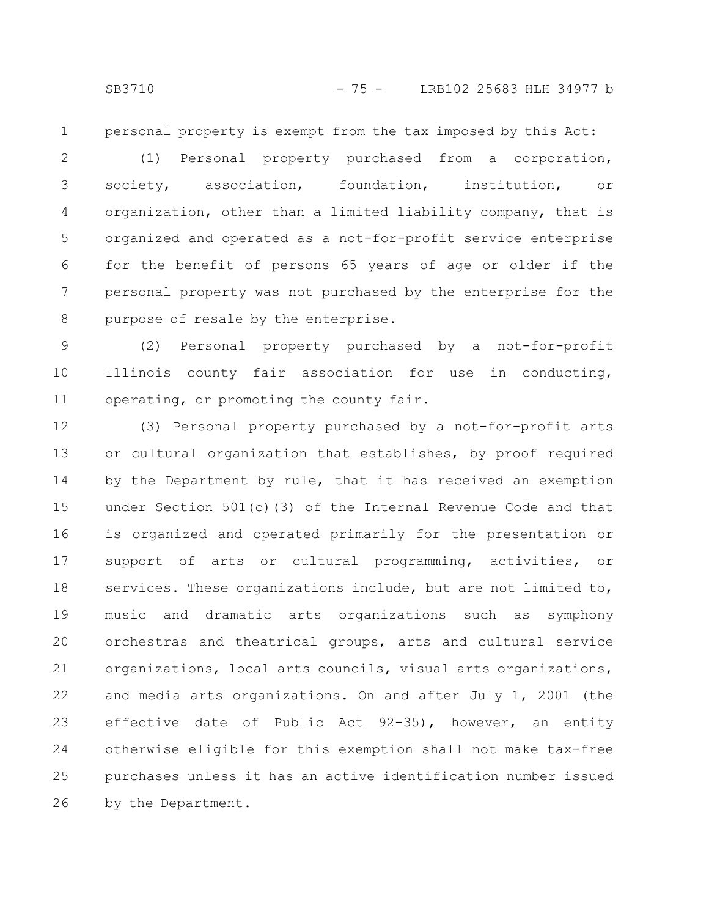personal property is exempt from the tax imposed by this Act:

(1) Personal property purchased from a corporation, society, association, foundation, institution, or organization, other than a limited liability company, that is organized and operated as a not-for-profit service enterprise for the benefit of persons 65 years of age or older if the personal property was not purchased by the enterprise for the purpose of resale by the enterprise.

(2) Personal property purchased by a not-for-profit Illinois county fair association for use in conducting, operating, or promoting the county fair.

(3) Personal property purchased by a not-for-profit arts or cultural organization that establishes, by proof required by the Department by rule, that it has received an exemption under Section 501(c)(3) of the Internal Revenue Code and that is organized and operated primarily for the presentation or support of arts or cultural programming, activities, or services. These organizations include, but are not limited to, music and dramatic arts organizations such as symphony orchestras and theatrical groups, arts and cultural service organizations, local arts councils, visual arts organizations, and media arts organizations. On and after July 1, 2001 (the effective date of Public Act 92-35), however, an entity otherwise eligible for this exemption shall not make tax-free purchases unless it has an active identification number issued by the Department.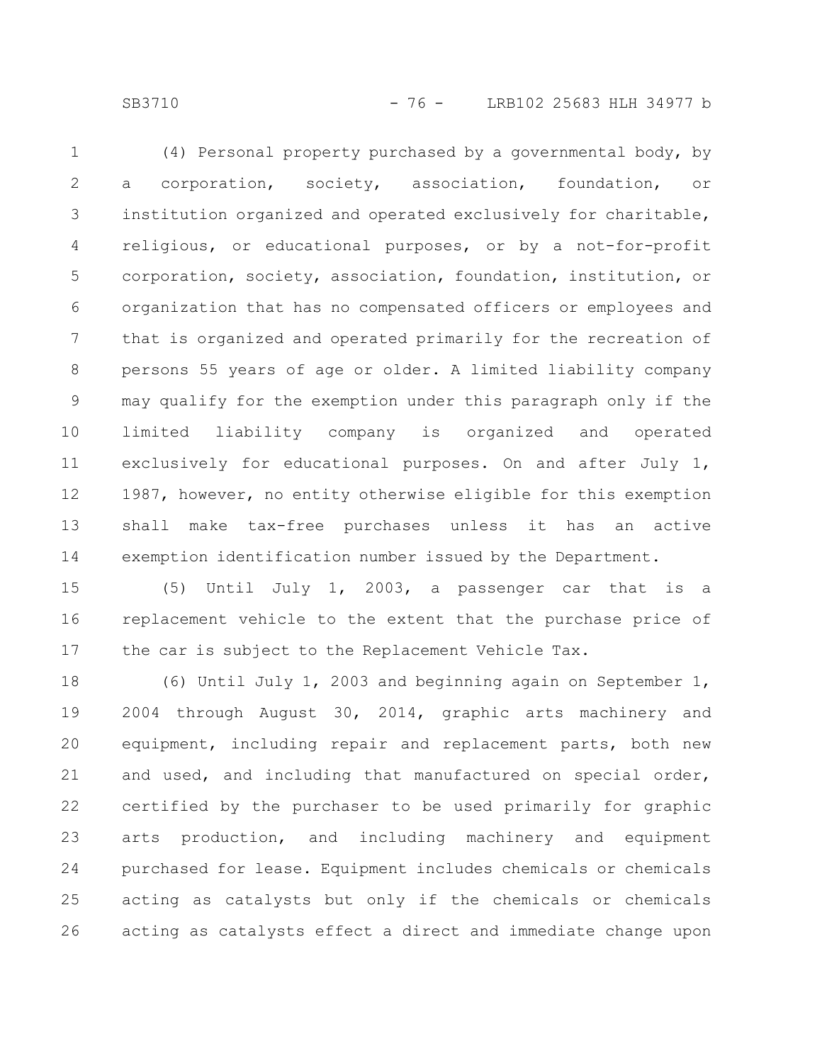(4) Personal property purchased by a governmental body, by a corporation, society, association, foundation, or institution organized and operated exclusively for charitable, religious, or educational purposes, or by a not-for-profit corporation, society, association, foundation, institution, or organization that has no compensated officers or employees and that is organized and operated primarily for the recreation of persons 55 years of age or older. A limited liability company may qualify for the exemption under this paragraph only if the limited liability company is organized and operated exclusively for educational purposes. On and after July 1, 1987, however, no entity otherwise eligible for this exemption shall make tax-free purchases unless it has an active exemption identification number issued by the Department.

(5) Until July 1, 2003, a passenger car that is a replacement vehicle to the extent that the purchase price of the car is subject to the Replacement Vehicle Tax.

(6) Until July 1, 2003 and beginning again on September 1, 2004 through August 30, 2014, graphic arts machinery and equipment, including repair and replacement parts, both new and used, and including that manufactured on special order, certified by the purchaser to be used primarily for graphic arts production, and including machinery and equipment purchased for lease. Equipment includes chemicals or chemicals acting as catalysts but only if the chemicals or chemicals acting as catalysts effect a direct and immediate change upon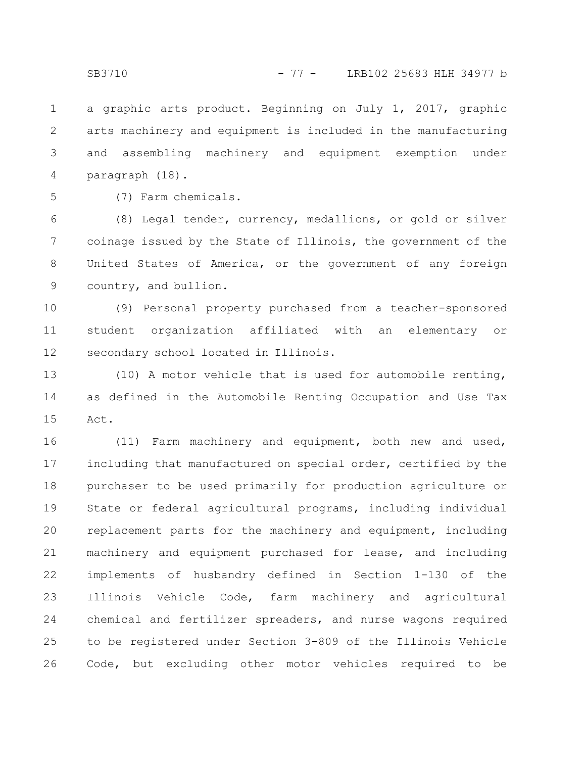a graphic arts product. Beginning on July 1, 2017, graphic arts machinery and equipment is included in the manufacturing and assembling machinery and equipment exemption under paragraph (18).

(7) Farm chemicals.

(8) Legal tender, currency, medallions, or gold or silver coinage issued by the State of Illinois, the government of the United States of America, or the government of any foreign country, and bullion.

(9) Personal property purchased from a teacher-sponsored student organization affiliated with an elementary or secondary school located in Illinois.

(10) A motor vehicle that is used for automobile renting, as defined in the Automobile Renting Occupation and Use Tax Act.

(11) Farm machinery and equipment, both new and used, including that manufactured on special order, certified by the purchaser to be used primarily for production agriculture or State or federal agricultural programs, including individual replacement parts for the machinery and equipment, including machinery and equipment purchased for lease, and including implements of husbandry defined in Section 1-130 of the Illinois Vehicle Code, farm machinery and agricultural chemical and fertilizer spreaders, and nurse wagons required to be registered under Section 3-809 of the Illinois Vehicle Code, but excluding other motor vehicles required to be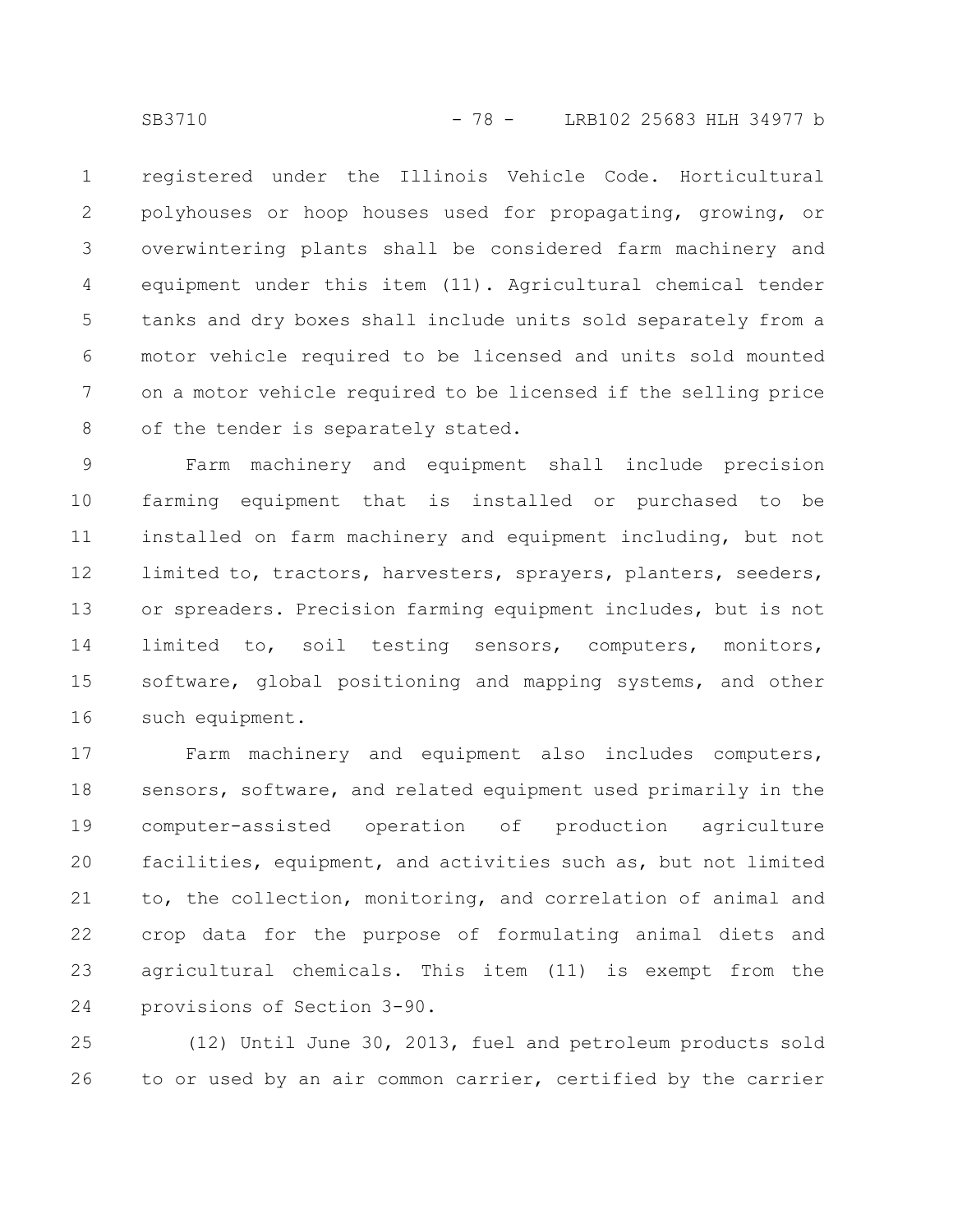registered under the Illinois Vehicle Code. Horticultural polyhouses or hoop houses used for propagating, growing, or overwintering plants shall be considered farm machinery and equipment under this item (11). Agricultural chemical tender tanks and dry boxes shall include units sold separately from a motor vehicle required to be licensed and units sold mounted on a motor vehicle required to be licensed if the selling price of the tender is separately stated.

Farm machinery and equipment shall include precision farming equipment that is installed or purchased to be installed on farm machinery and equipment including, but not limited to, tractors, harvesters, sprayers, planters, seeders, or spreaders. Precision farming equipment includes, but is not limited to, soil testing sensors, computers, monitors, software, global positioning and mapping systems, and other such equipment.

Farm machinery and equipment also includes computers, sensors, software, and related equipment used primarily in the computer-assisted operation of production agriculture facilities, equipment, and activities such as, but not limited to, the collection, monitoring, and correlation of animal and crop data for the purpose of formulating animal diets and agricultural chemicals. This item (11) is exempt from the provisions of Section 3-90.

(12) Until June 30, 2013, fuel and petroleum products sold to or used by an air common carrier, certified by the carrier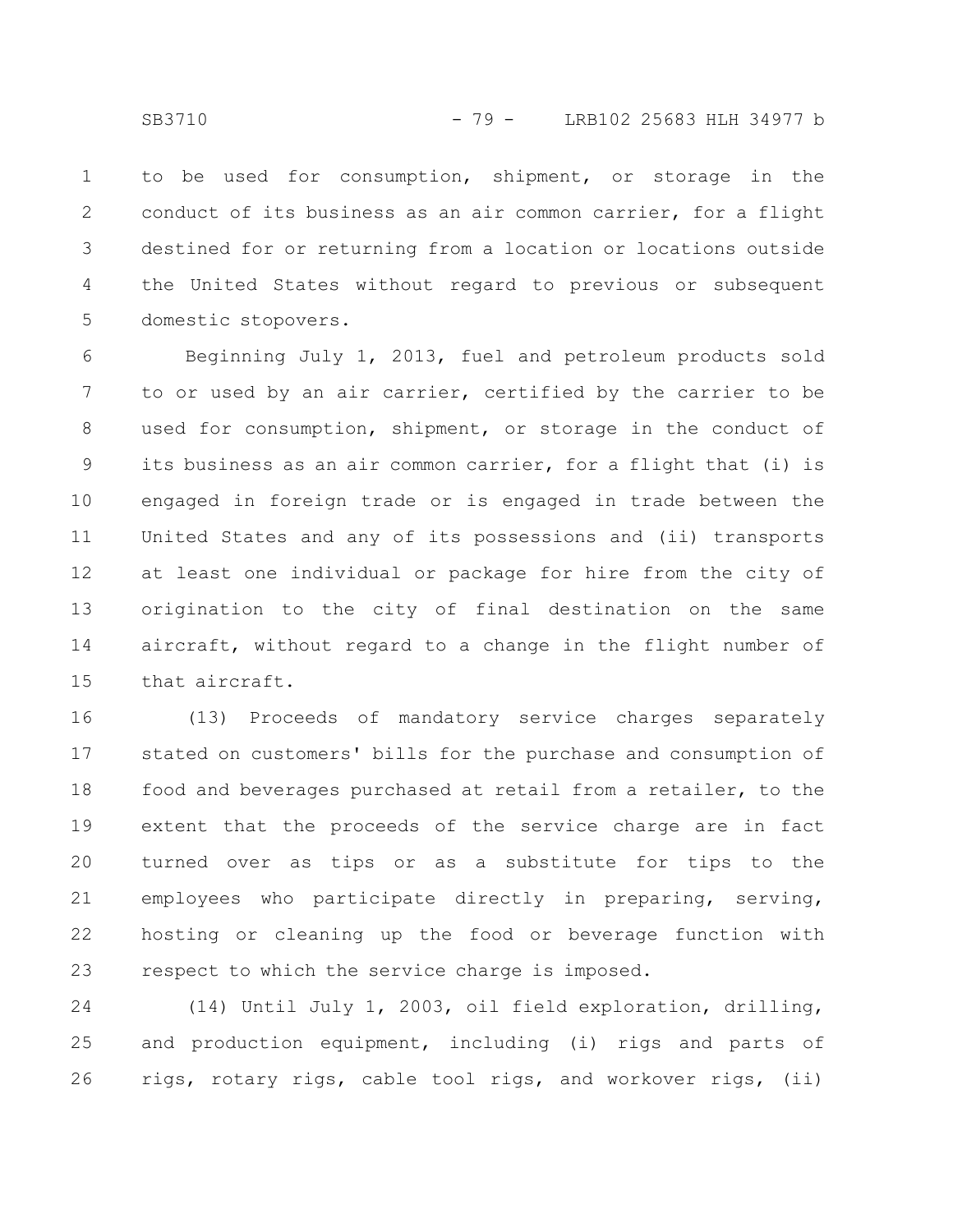to be used for consumption, shipment, or storage in the conduct of its business as an air common carrier, for a flight destined for or returning from a location or locations outside the United States without regard to previous or subsequent domestic stopovers.

Beginning July 1, 2013, fuel and petroleum products sold to or used by an air carrier, certified by the carrier to be used for consumption, shipment, or storage in the conduct of its business as an air common carrier, for a flight that (i) is engaged in foreign trade or is engaged in trade between the United States and any of its possessions and (ii) transports at least one individual or package for hire from the city of origination to the city of final destination on the same aircraft, without regard to a change in the flight number of that aircraft.

(13) Proceeds of mandatory service charges separately stated on customers' bills for the purchase and consumption of food and beverages purchased at retail from a retailer, to the extent that the proceeds of the service charge are in fact turned over as tips or as a substitute for tips to the employees who participate directly in preparing, serving, hosting or cleaning up the food or beverage function with respect to which the service charge is imposed.

(14) Until July 1, 2003, oil field exploration, drilling, and production equipment, including (i) rigs and parts of rigs, rotary rigs, cable tool rigs, and workover rigs, (ii)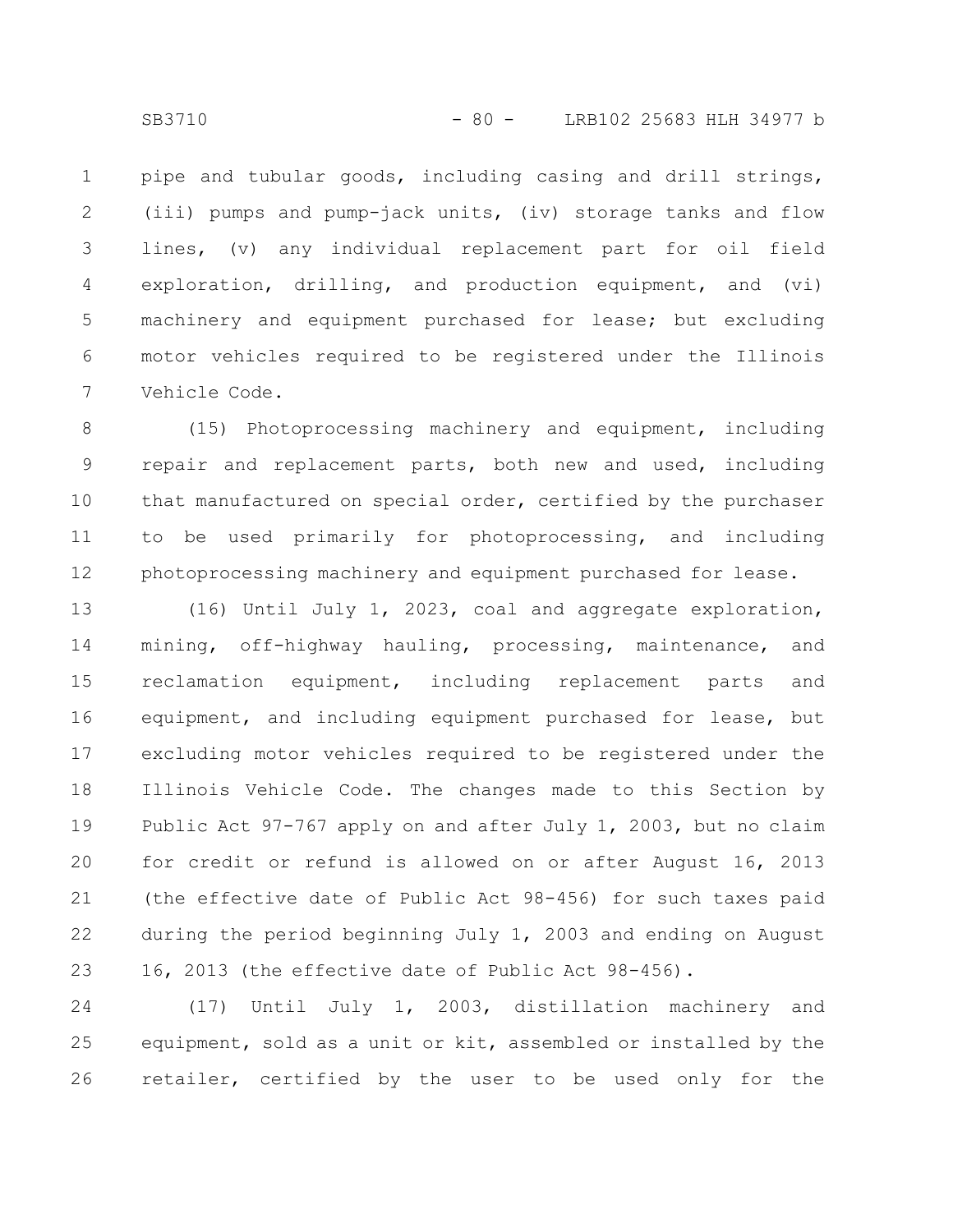pipe and tubular goods, including casing and drill strings, (iii) pumps and pump-jack units, (iv) storage tanks and flow lines, (v) any individual replacement part for oil field exploration, drilling, and production equipment, and (vi) machinery and equipment purchased for lease; but excluding motor vehicles required to be registered under the Illinois Vehicle Code.

(15) Photoprocessing machinery and equipment, including repair and replacement parts, both new and used, including that manufactured on special order, certified by the purchaser to be used primarily for photoprocessing, and including photoprocessing machinery and equipment purchased for lease.

(16) Until July 1, 2023, coal and aggregate exploration, mining, off-highway hauling, processing, maintenance, and reclamation equipment, including replacement parts and equipment, and including equipment purchased for lease, but excluding motor vehicles required to be registered under the Illinois Vehicle Code. The changes made to this Section by Public Act 97-767 apply on and after July 1, 2003, but no claim for credit or refund is allowed on or after August 16, 2013 (the effective date of Public Act 98-456) for such taxes paid during the period beginning July 1, 2003 and ending on August 16, 2013 (the effective date of Public Act 98-456).

(17) Until July 1, 2003, distillation machinery and equipment, sold as a unit or kit, assembled or installed by the retailer, certified by the user to be used only for the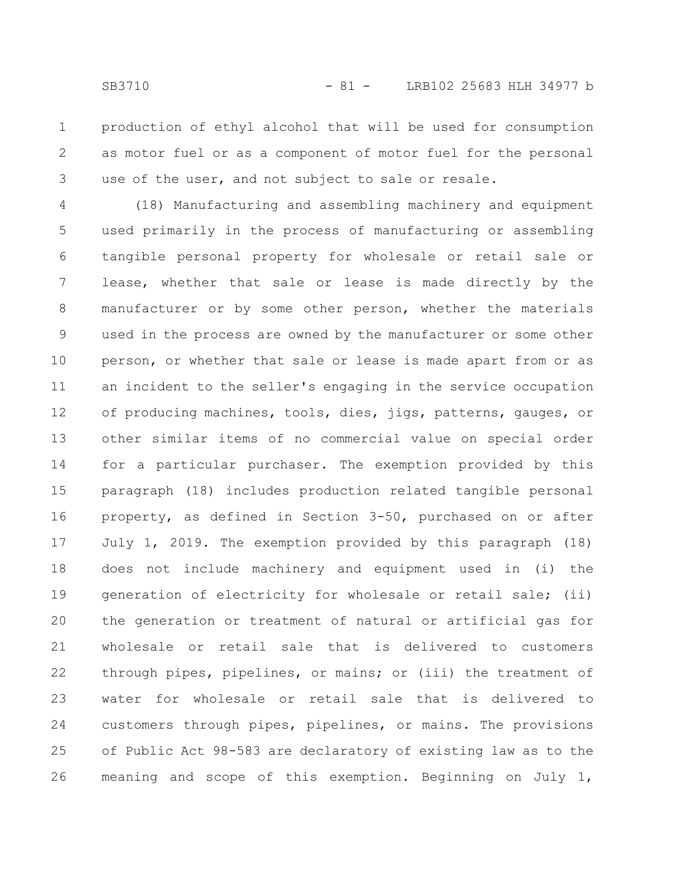production of ethyl alcohol that will be used for consumption as motor fuel or as a component of motor fuel for the personal use of the user, and not subject to sale or resale.

(18) Manufacturing and assembling machinery and equipment used primarily in the process of manufacturing or assembling tangible personal property for wholesale or retail sale or lease, whether that sale or lease is made directly by the manufacturer or by some other person, whether the materials used in the process are owned by the manufacturer or some other person, or whether that sale or lease is made apart from or as an incident to the seller's engaging in the service occupation of producing machines, tools, dies, jigs, patterns, gauges, or other similar items of no commercial value on special order for a particular purchaser. The exemption provided by this paragraph (18) includes production related tangible personal property, as defined in Section 3-50, purchased on or after July 1, 2019. The exemption provided by this paragraph (18) does not include machinery and equipment used in (i) the generation of electricity for wholesale or retail sale; (ii) the generation or treatment of natural or artificial gas for wholesale or retail sale that is delivered to customers through pipes, pipelines, or mains; or (iii) the treatment of water for wholesale or retail sale that is delivered to customers through pipes, pipelines, or mains. The provisions of Public Act 98-583 are declaratory of existing law as to the meaning and scope of this exemption. Beginning on July 1,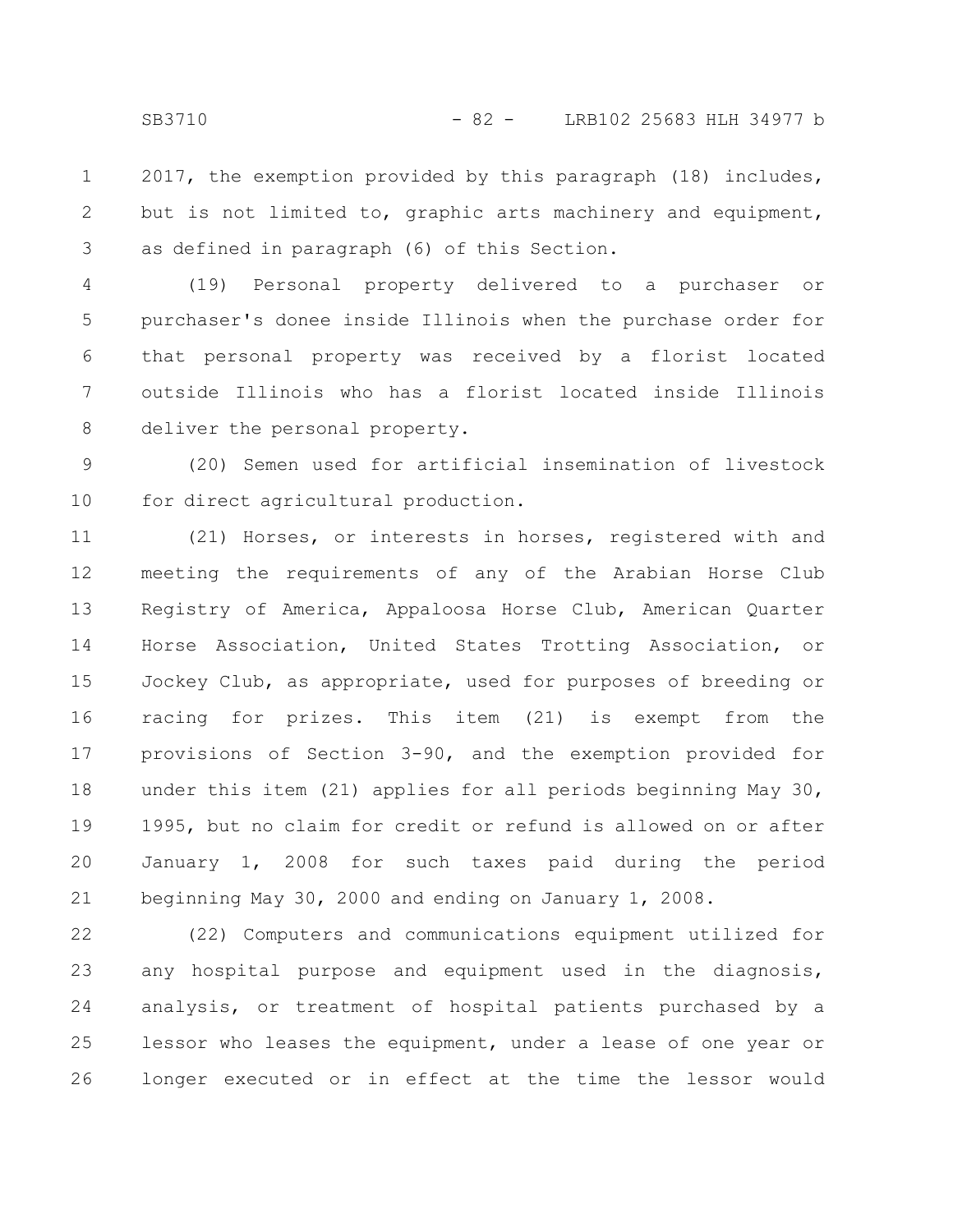2017, the exemption provided by this paragraph (18) includes, but is not limited to, graphic arts machinery and equipment, as defined in paragraph (6) of this Section.

(19) Personal property delivered to a purchaser or purchaser's donee inside Illinois when the purchase order for that personal property was received by a florist located outside Illinois who has a florist located inside Illinois deliver the personal property.

(20) Semen used for artificial insemination of livestock for direct agricultural production.

(21) Horses, or interests in horses, registered with and meeting the requirements of any of the Arabian Horse Club Registry of America, Appaloosa Horse Club, American Quarter Horse Association, United States Trotting Association, or Jockey Club, as appropriate, used for purposes of breeding or racing for prizes. This item (21) is exempt from the provisions of Section 3-90, and the exemption provided for under this item (21) applies for all periods beginning May 30, 1995, but no claim for credit or refund is allowed on or after January 1, 2008 for such taxes paid during the period beginning May 30, 2000 and ending on January 1, 2008.

(22) Computers and communications equipment utilized for any hospital purpose and equipment used in the diagnosis, analysis, or treatment of hospital patients purchased by a lessor who leases the equipment, under a lease of one year or longer executed or in effect at the time the lessor would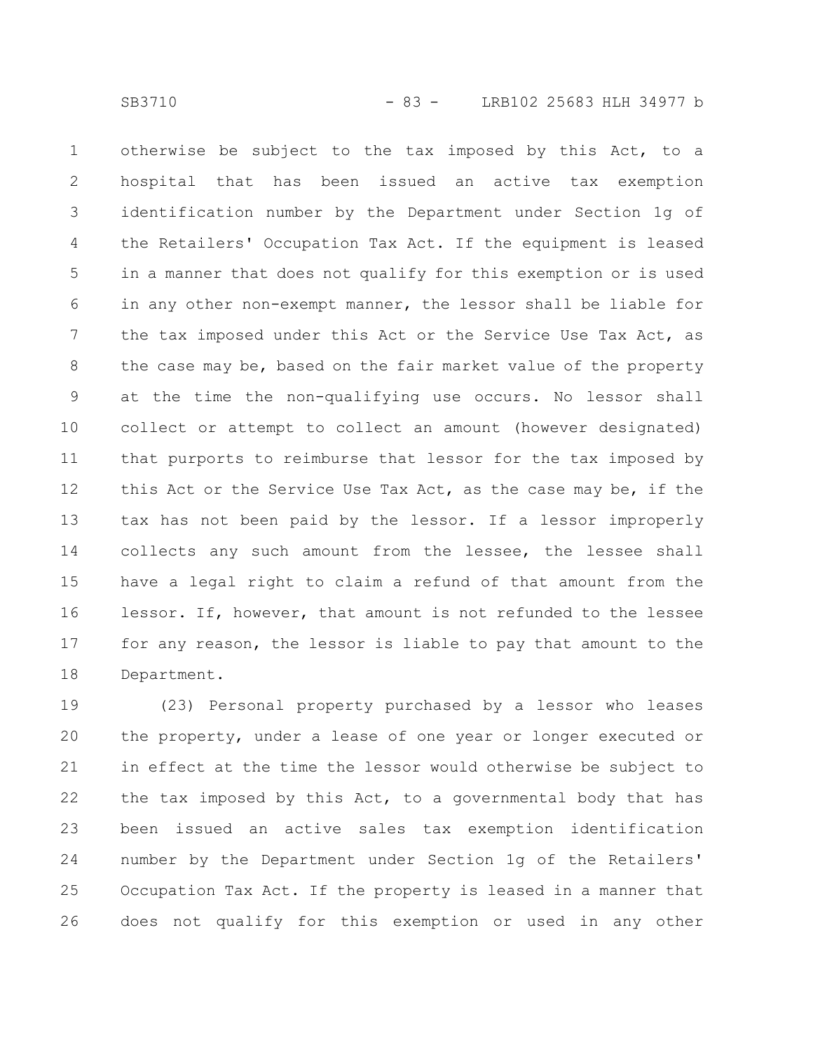otherwise be subject to the tax imposed by this Act, to a hospital that has been issued an active tax exemption identification number by the Department under Section 1g of the Retailers' Occupation Tax Act. If the equipment is leased in a manner that does not qualify for this exemption or is used in any other non-exempt manner, the lessor shall be liable for the tax imposed under this Act or the Service Use Tax Act, as the case may be, based on the fair market value of the property at the time the non-qualifying use occurs. No lessor shall collect or attempt to collect an amount (however designated) that purports to reimburse that lessor for the tax imposed by this Act or the Service Use Tax Act, as the case may be, if the tax has not been paid by the lessor. If a lessor improperly collects any such amount from the lessee, the lessee shall have a legal right to claim a refund of that amount from the lessor. If, however, that amount is not refunded to the lessee for any reason, the lessor is liable to pay that amount to the Department.

(23) Personal property purchased by a lessor who leases the property, under a lease of one year or longer executed or in effect at the time the lessor would otherwise be subject to the tax imposed by this Act, to a governmental body that has been issued an active sales tax exemption identification number by the Department under Section 1g of the Retailers' Occupation Tax Act. If the property is leased in a manner that does not qualify for this exemption or used in any other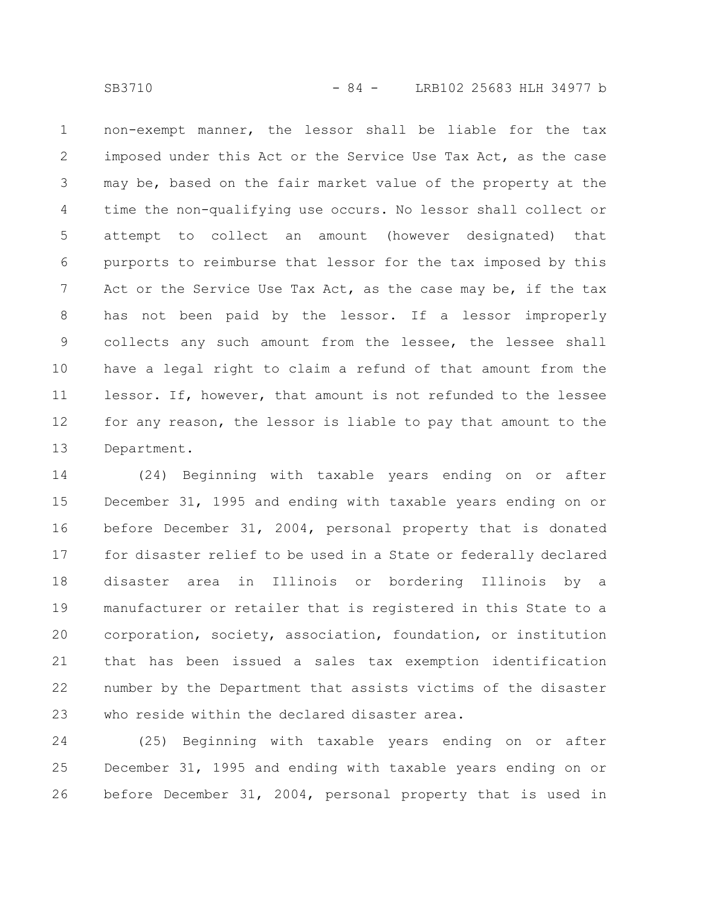non-exempt manner, the lessor shall be liable for the tax imposed under this Act or the Service Use Tax Act, as the case may be, based on the fair market value of the property at the time the non-qualifying use occurs. No lessor shall collect or attempt to collect an amount (however designated) that purports to reimburse that lessor for the tax imposed by this Act or the Service Use Tax Act, as the case may be, if the tax has not been paid by the lessor. If a lessor improperly collects any such amount from the lessee, the lessee shall have a legal right to claim a refund of that amount from the lessor. If, however, that amount is not refunded to the lessee for any reason, the lessor is liable to pay that amount to the Department.

(24) Beginning with taxable years ending on or after December 31, 1995 and ending with taxable years ending on or before December 31, 2004, personal property that is donated for disaster relief to be used in a State or federally declared disaster area in Illinois or bordering Illinois by a manufacturer or retailer that is registered in this State to a corporation, society, association, foundation, or institution that has been issued a sales tax exemption identification number by the Department that assists victims of the disaster who reside within the declared disaster area.

(25) Beginning with taxable years ending on or after December 31, 1995 and ending with taxable years ending on or before December 31, 2004, personal property that is used in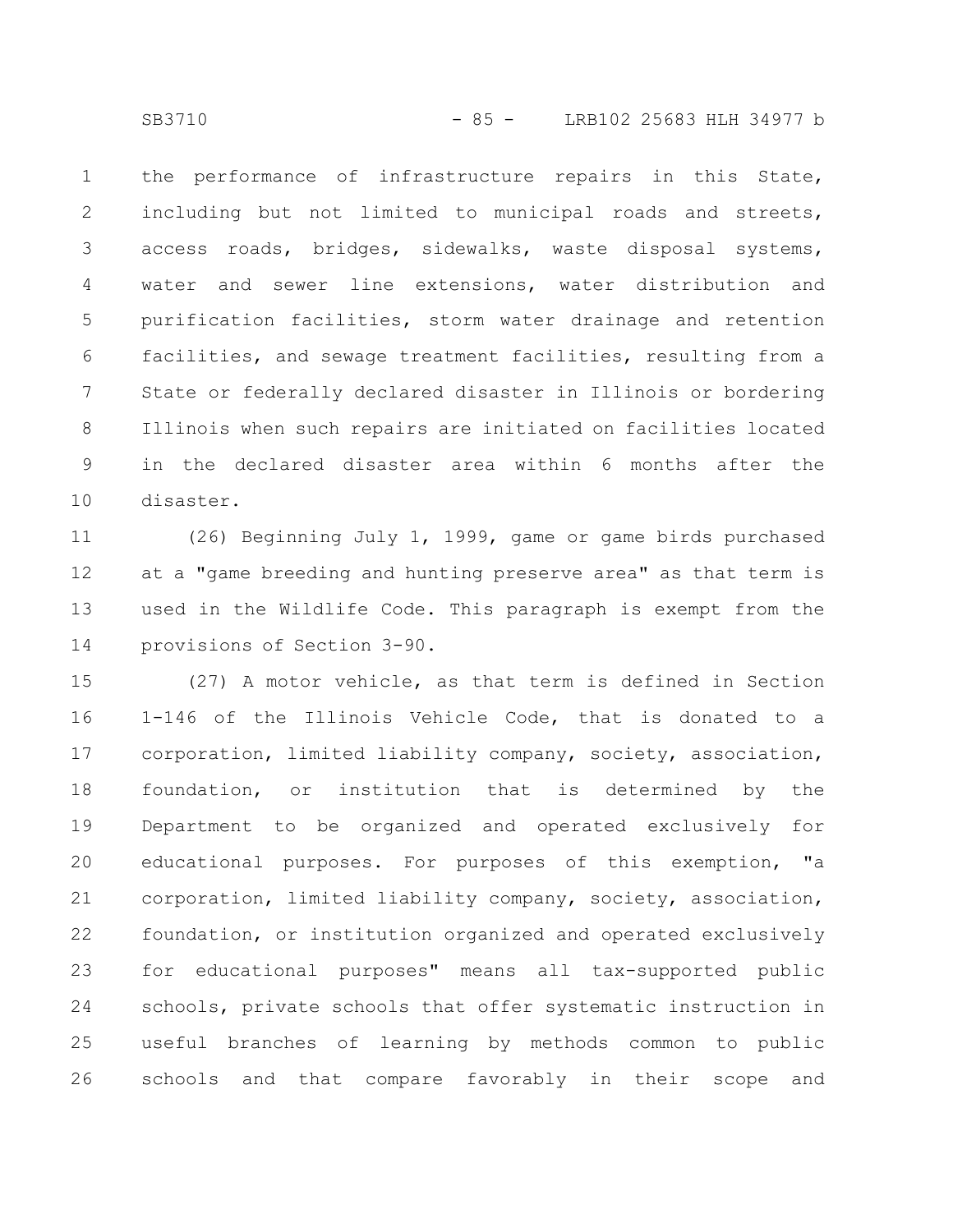the performance of infrastructure repairs in this State, including but not limited to municipal roads and streets, access roads, bridges, sidewalks, waste disposal systems, water and sewer line extensions, water distribution and purification facilities, storm water drainage and retention facilities, and sewage treatment facilities, resulting from a State or federally declared disaster in Illinois or bordering Illinois when such repairs are initiated on facilities located in the declared disaster area within 6 months after the disaster.

(26) Beginning July 1, 1999, game or game birds purchased at a "game breeding and hunting preserve area" as that term is used in the Wildlife Code. This paragraph is exempt from the provisions of Section 3-90.

(27) A motor vehicle, as that term is defined in Section 1-146 of the Illinois Vehicle Code, that is donated to a corporation, limited liability company, society, association, foundation, or institution that is determined by the Department to be organized and operated exclusively for educational purposes. For purposes of this exemption, "a corporation, limited liability company, society, association, foundation, or institution organized and operated exclusively for educational purposes" means all tax-supported public schools, private schools that offer systematic instruction in useful branches of learning by methods common to public schools and that compare favorably in their scope and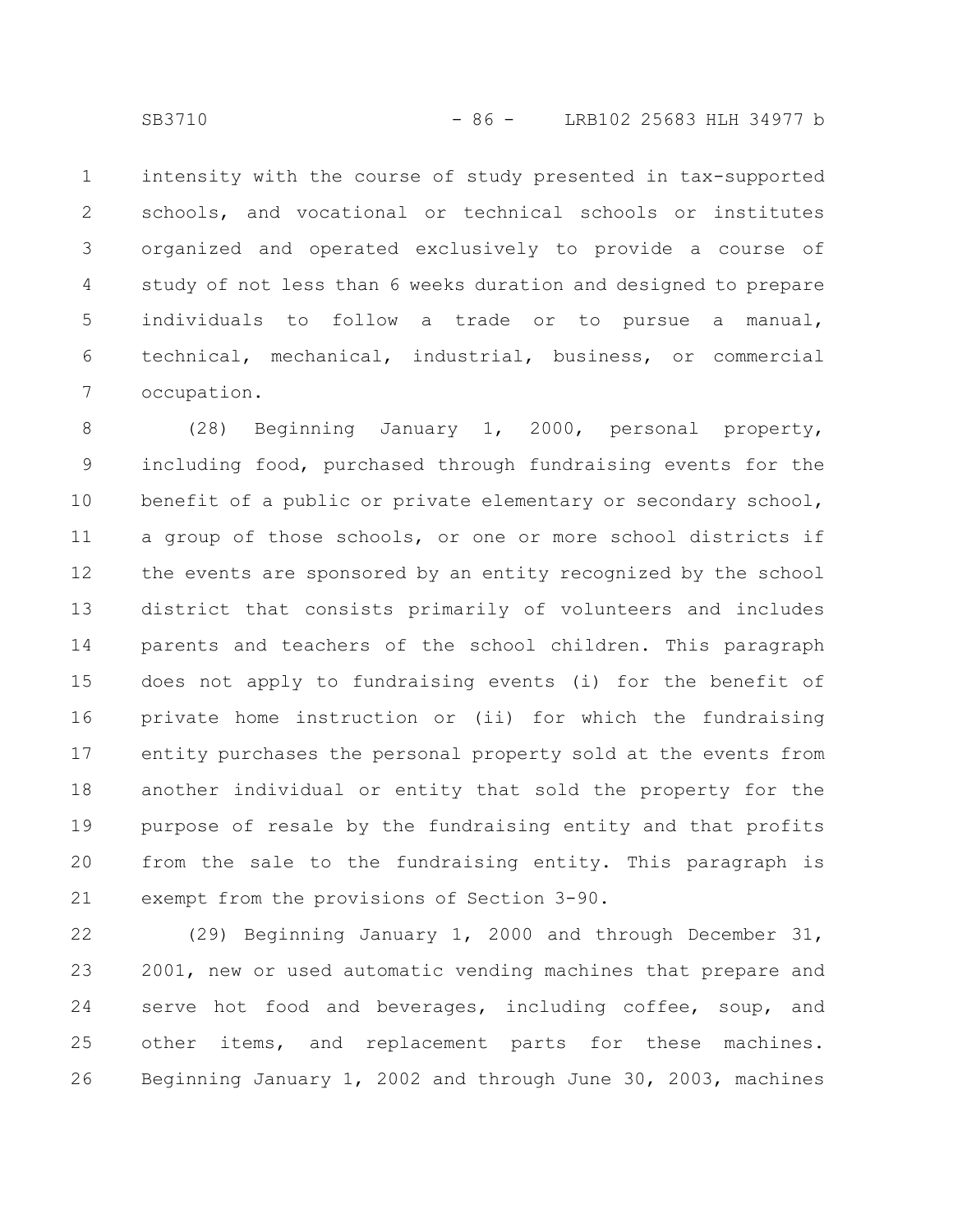intensity with the course of study presented in tax-supported schools, and vocational or technical schools or institutes organized and operated exclusively to provide a course of study of not less than 6 weeks duration and designed to prepare individuals to follow a trade or to pursue a manual, technical, mechanical, industrial, business, or commercial occupation.

(28) Beginning January 1, 2000, personal property, including food, purchased through fundraising events for the benefit of a public or private elementary or secondary school, a group of those schools, or one or more school districts if the events are sponsored by an entity recognized by the school district that consists primarily of volunteers and includes parents and teachers of the school children. This paragraph does not apply to fundraising events (i) for the benefit of private home instruction or (ii) for which the fundraising entity purchases the personal property sold at the events from another individual or entity that sold the property for the purpose of resale by the fundraising entity and that profits from the sale to the fundraising entity. This paragraph is exempt from the provisions of Section 3-90.

(29) Beginning January 1, 2000 and through December 31, 2001, new or used automatic vending machines that prepare and serve hot food and beverages, including coffee, soup, and other items, and replacement parts for these machines. Beginning January 1, 2002 and through June 30, 2003, machines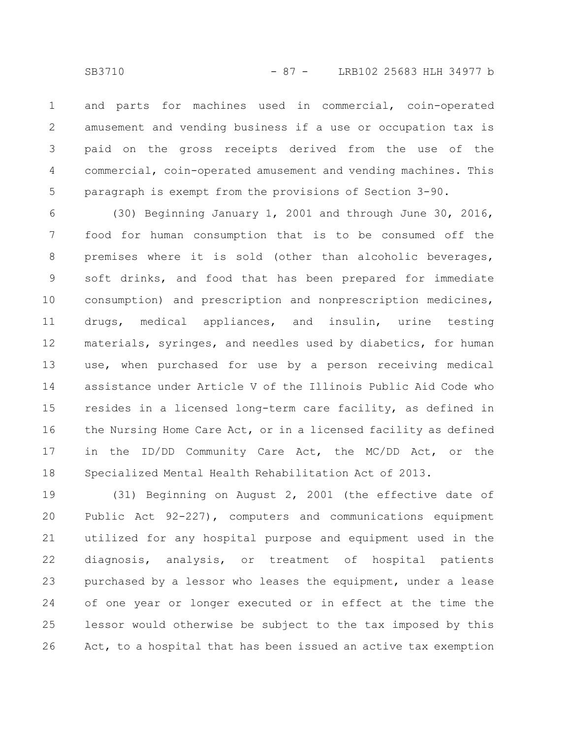and parts for machines used in commercial, coin-operated amusement and vending business if a use or occupation tax is paid on the gross receipts derived from the use of the commercial, coin-operated amusement and vending machines. This paragraph is exempt from the provisions of Section 3-90.

(30) Beginning January 1, 2001 and through June 30, 2016, food for human consumption that is to be consumed off the premises where it is sold (other than alcoholic beverages, soft drinks, and food that has been prepared for immediate consumption) and prescription and nonprescription medicines, drugs, medical appliances, and insulin, urine testing materials, syringes, and needles used by diabetics, for human use, when purchased for use by a person receiving medical assistance under Article V of the Illinois Public Aid Code who resides in a licensed long-term care facility, as defined in the Nursing Home Care Act, or in a licensed facility as defined in the ID/DD Community Care Act, the MC/DD Act, or the Specialized Mental Health Rehabilitation Act of 2013.

(31) Beginning on August 2, 2001 (the effective date of Public Act 92-227), computers and communications equipment utilized for any hospital purpose and equipment used in the diagnosis, analysis, or treatment of hospital patients purchased by a lessor who leases the equipment, under a lease of one year or longer executed or in effect at the time the lessor would otherwise be subject to the tax imposed by this Act, to a hospital that has been issued an active tax exemption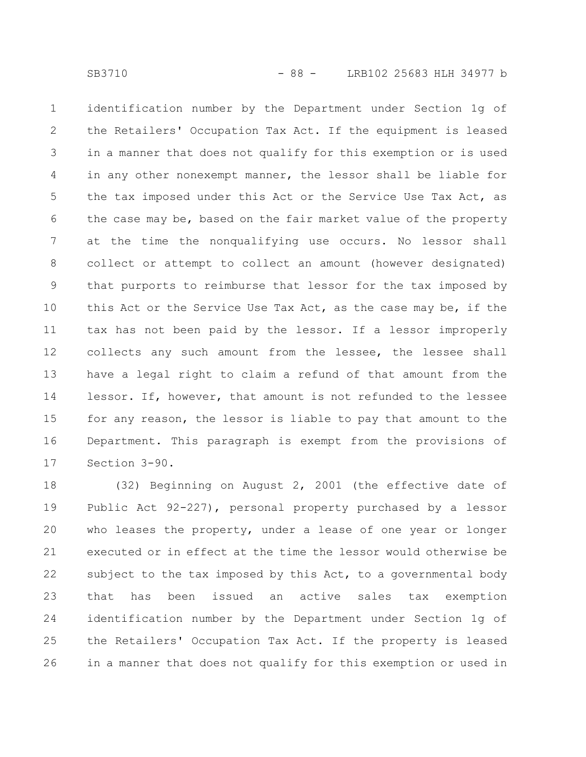identification number by the Department under Section 1g of the Retailers' Occupation Tax Act. If the equipment is leased in a manner that does not qualify for this exemption or is used in any other nonexempt manner, the lessor shall be liable for the tax imposed under this Act or the Service Use Tax Act, as the case may be, based on the fair market value of the property at the time the nonqualifying use occurs. No lessor shall collect or attempt to collect an amount (however designated) that purports to reimburse that lessor for the tax imposed by this Act or the Service Use Tax Act, as the case may be, if the tax has not been paid by the lessor. If a lessor improperly collects any such amount from the lessee, the lessee shall have a legal right to claim a refund of that amount from the lessor. If, however, that amount is not refunded to the lessee for any reason, the lessor is liable to pay that amount to the Department. This paragraph is exempt from the provisions of Section 3-90.

(32) Beginning on August 2, 2001 (the effective date of Public Act 92-227), personal property purchased by a lessor who leases the property, under a lease of one year or longer executed or in effect at the time the lessor would otherwise be subject to the tax imposed by this Act, to a governmental body that has been issued an active sales tax exemption identification number by the Department under Section 1g of the Retailers' Occupation Tax Act. If the property is leased in a manner that does not qualify for this exemption or used in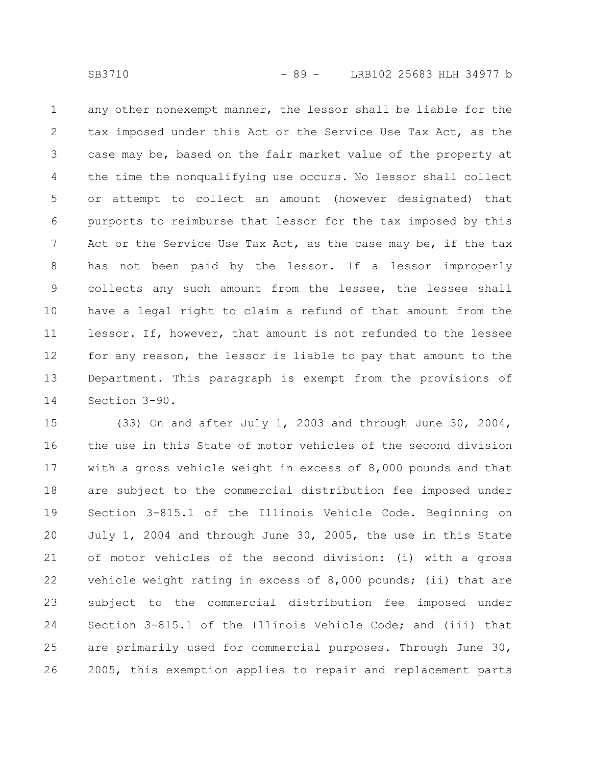any other nonexempt manner, the lessor shall be liable for the tax imposed under this Act or the Service Use Tax Act, as the case may be, based on the fair market value of the property at the time the nonqualifying use occurs. No lessor shall collect or attempt to collect an amount (however designated) that purports to reimburse that lessor for the tax imposed by this Act or the Service Use Tax Act, as the case may be, if the tax has not been paid by the lessor. If a lessor improperly collects any such amount from the lessee, the lessee shall have a legal right to claim a refund of that amount from the lessor. If, however, that amount is not refunded to the lessee for any reason, the lessor is liable to pay that amount to the Department. This paragraph is exempt from the provisions of Section 3-90.

(33) On and after July 1, 2003 and through June 30, 2004, the use in this State of motor vehicles of the second division with a gross vehicle weight in excess of 8,000 pounds and that are subject to the commercial distribution fee imposed under Section 3-815.1 of the Illinois Vehicle Code. Beginning on July 1, 2004 and through June 30, 2005, the use in this State of motor vehicles of the second division: (i) with a gross vehicle weight rating in excess of 8,000 pounds; (ii) that are subject to the commercial distribution fee imposed under Section 3-815.1 of the Illinois Vehicle Code; and (iii) that are primarily used for commercial purposes. Through June 30, 2005, this exemption applies to repair and replacement parts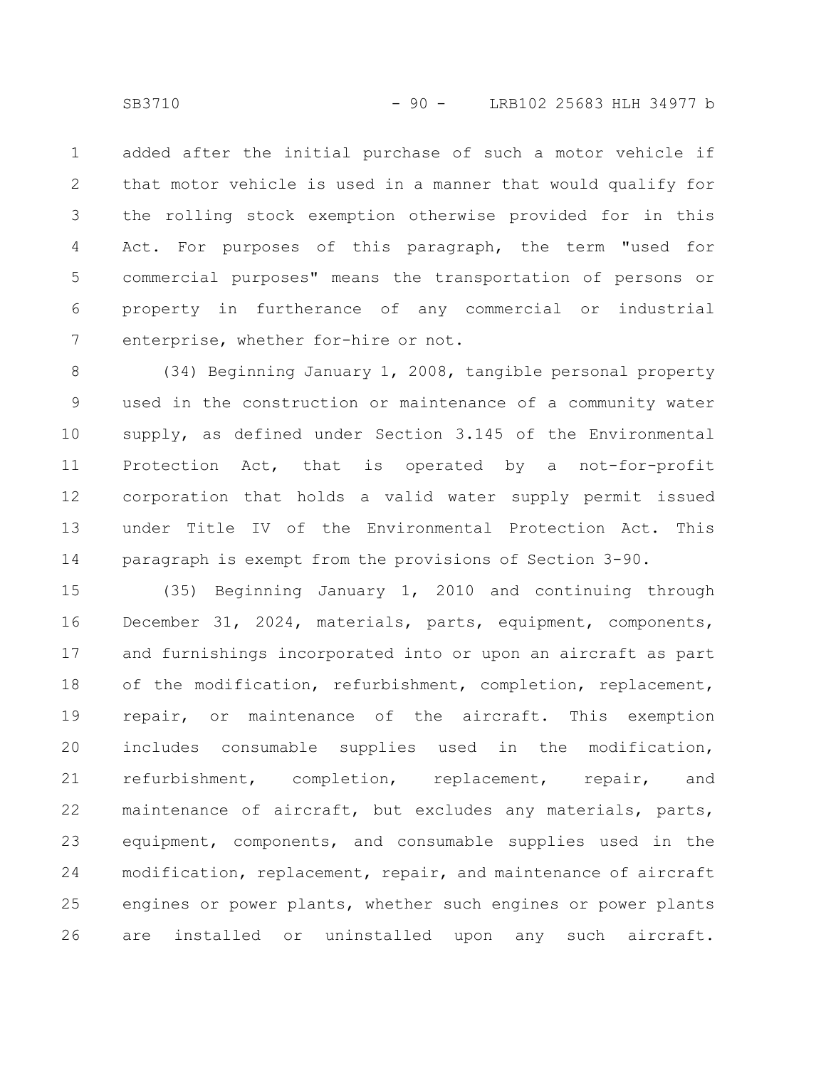added after the initial purchase of such a motor vehicle if that motor vehicle is used in a manner that would qualify for the rolling stock exemption otherwise provided for in this Act. For purposes of this paragraph, the term "used for commercial purposes" means the transportation of persons or property in furtherance of any commercial or industrial enterprise, whether for-hire or not.

(34) Beginning January 1, 2008, tangible personal property used in the construction or maintenance of a community water supply, as defined under Section 3.145 of the Environmental Protection Act, that is operated by a not-for-profit corporation that holds a valid water supply permit issued under Title IV of the Environmental Protection Act. This paragraph is exempt from the provisions of Section 3-90.

(35) Beginning January 1, 2010 and continuing through December 31, 2024, materials, parts, equipment, components, and furnishings incorporated into or upon an aircraft as part of the modification, refurbishment, completion, replacement, repair, or maintenance of the aircraft. This exemption includes consumable supplies used in the modification, refurbishment, completion, replacement, repair, and maintenance of aircraft, but excludes any materials, parts, equipment, components, and consumable supplies used in the modification, replacement, repair, and maintenance of aircraft engines or power plants, whether such engines or power plants are installed or uninstalled upon any such aircraft.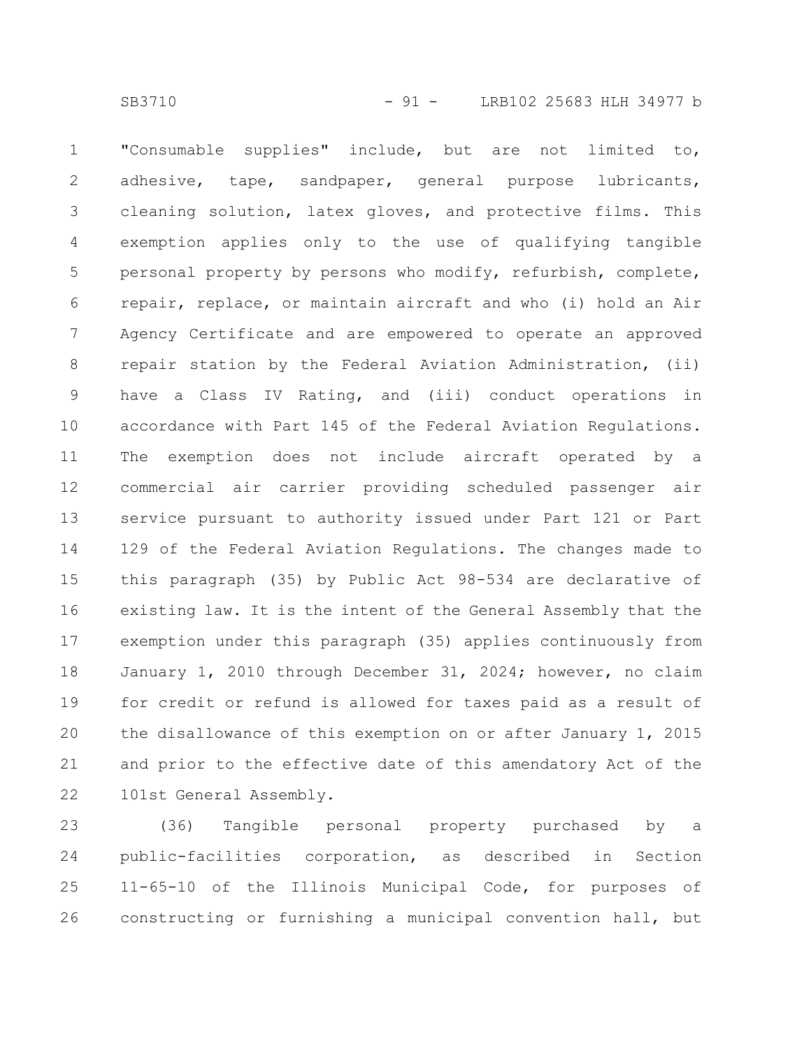"Consumable supplies" include, but are not limited to, adhesive, tape, sandpaper, general purpose lubricants, cleaning solution, latex gloves, and protective films. This exemption applies only to the use of qualifying tangible personal property by persons who modify, refurbish, complete, repair, replace, or maintain aircraft and who (i) hold an Air Agency Certificate and are empowered to operate an approved repair station by the Federal Aviation Administration, (ii) have a Class IV Rating, and (iii) conduct operations in accordance with Part 145 of the Federal Aviation Regulations. The exemption does not include aircraft operated by a commercial air carrier providing scheduled passenger air service pursuant to authority issued under Part 121 or Part 129 of the Federal Aviation Regulations. The changes made to this paragraph (35) by Public Act 98-534 are declarative of existing law. It is the intent of the General Assembly that the exemption under this paragraph (35) applies continuously from January 1, 2010 through December 31, 2024; however, no claim for credit or refund is allowed for taxes paid as a result of the disallowance of this exemption on or after January 1, 2015 and prior to the effective date of this amendatory Act of the 101st General Assembly.

(36) Tangible personal property purchased by a public-facilities corporation, as described in Section 11-65-10 of the Illinois Municipal Code, for purposes of constructing or furnishing a municipal convention hall, but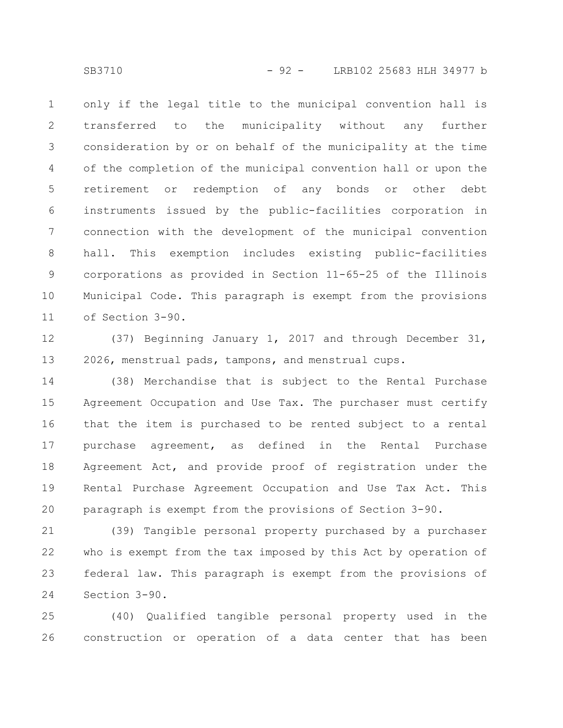only if the legal title to the municipal convention hall is transferred to the municipality without any further consideration by or on behalf of the municipality at the time of the completion of the municipal convention hall or upon the retirement or redemption of any bonds or other debt instruments issued by the public-facilities corporation in connection with the development of the municipal convention hall. This exemption includes existing public-facilities corporations as provided in Section 11-65-25 of the Illinois Municipal Code. This paragraph is exempt from the provisions of Section 3-90.

(37) Beginning January 1, 2017 and through December 31, 2026, menstrual pads, tampons, and menstrual cups.

(38) Merchandise that is subject to the Rental Purchase Agreement Occupation and Use Tax. The purchaser must certify that the item is purchased to be rented subject to a rental purchase agreement, as defined in the Rental Purchase Agreement Act, and provide proof of registration under the Rental Purchase Agreement Occupation and Use Tax Act. This paragraph is exempt from the provisions of Section 3-90.

(39) Tangible personal property purchased by a purchaser who is exempt from the tax imposed by this Act by operation of federal law. This paragraph is exempt from the provisions of Section 3-90.

(40) Qualified tangible personal property used in the construction or operation of a data center that has been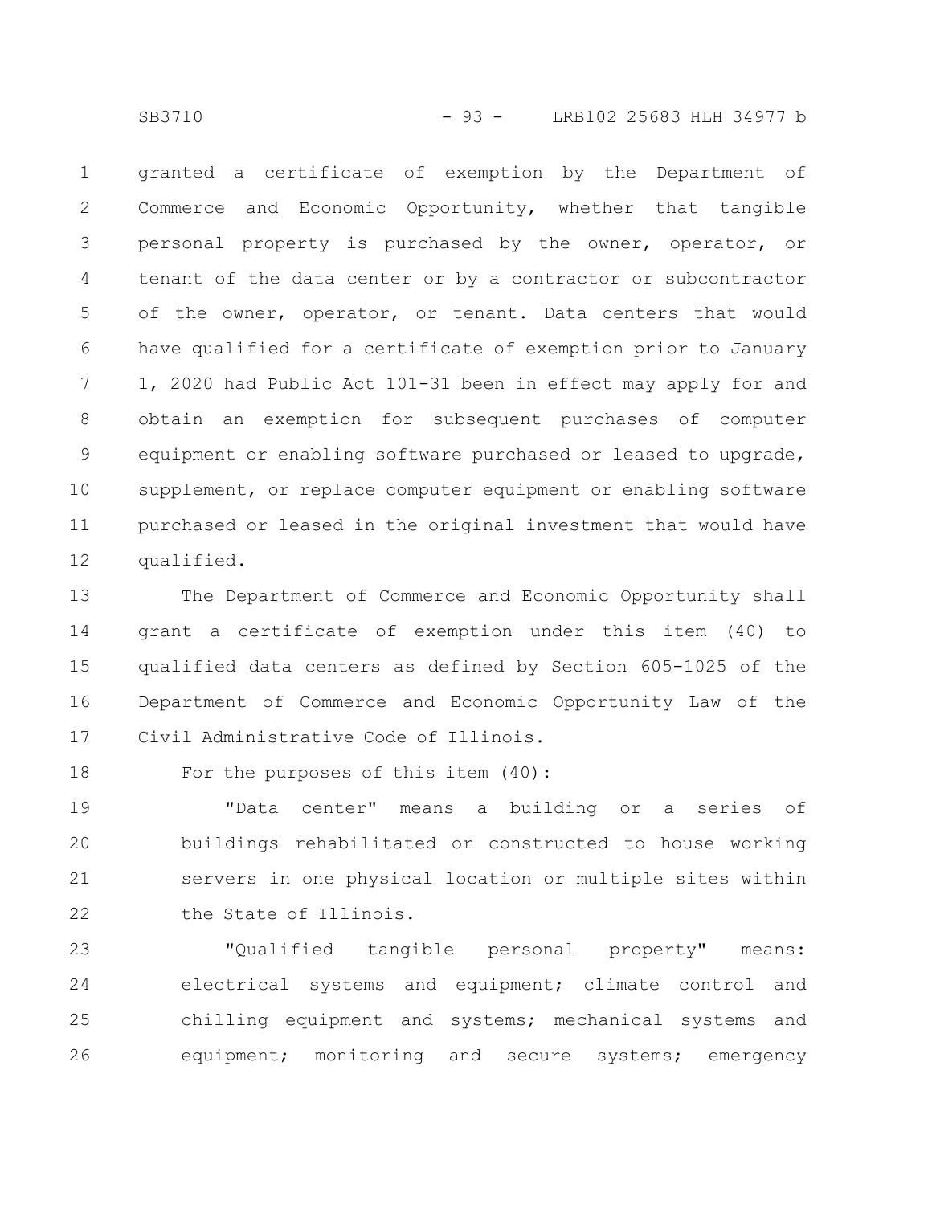granted a certificate of exemption by the Department of Commerce and Economic Opportunity, whether that tangible personal property is purchased by the owner, operator, or tenant of the data center or by a contractor or subcontractor of the owner, operator, or tenant. Data centers that would have qualified for a certificate of exemption prior to January 1, 2020 had Public Act 101-31 been in effect may apply for and obtain an exemption for subsequent purchases of computer equipment or enabling software purchased or leased to upgrade, supplement, or replace computer equipment or enabling software purchased or leased in the original investment that would have qualified.

The Department of Commerce and Economic Opportunity shall grant a certificate of exemption under this item (40) to qualified data centers as defined by Section 605-1025 of the Department of Commerce and Economic Opportunity Law of the Civil Administrative Code of Illinois.

For the purposes of this item (40):

"Data center" means a building or a series of buildings rehabilitated or constructed to house working servers in one physical location or multiple sites within the State of Illinois.

"Qualified tangible personal property" means: electrical systems and equipment; climate control and chilling equipment and systems; mechanical systems and equipment; monitoring and secure systems; emergency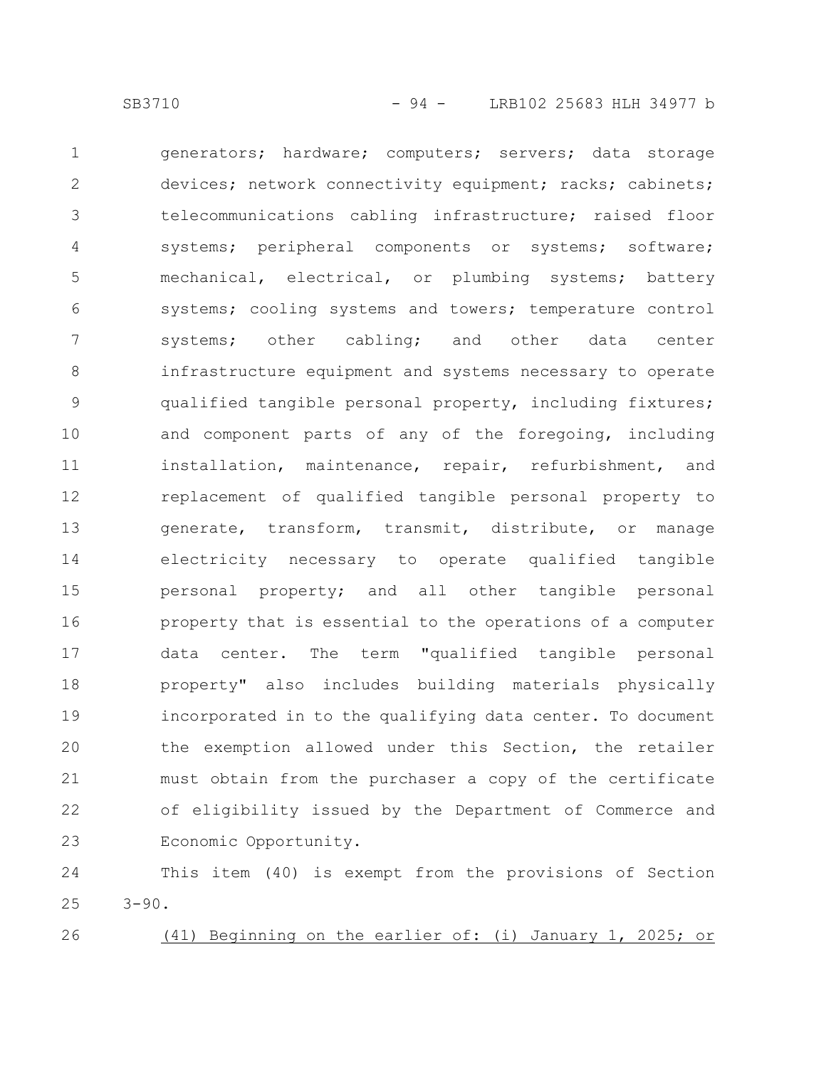generators; hardware; computers; servers; data storage devices; network connectivity equipment; racks; cabinets; telecommunications cabling infrastructure; raised floor systems; peripheral components or systems; software; mechanical, electrical, or plumbing systems; battery systems; cooling systems and towers; temperature control systems; other cabling; and other data center infrastructure equipment and systems necessary to operate qualified tangible personal property, including fixtures; and component parts of any of the foregoing, including installation, maintenance, repair, refurbishment, and replacement of qualified tangible personal property to generate, transform, transmit, distribute, or manage electricity necessary to operate qualified tangible personal property; and all other tangible personal property that is essential to the operations of a computer data center. The term "qualified tangible personal property" also includes building materials physically incorporated in to the qualifying data center. To document the exemption allowed under this Section, the retailer must obtain from the purchaser a copy of the certificate of eligibility issued by the Department of Commerce and Economic Opportunity.

This item (40) is exempt from the provisions of Section 3-90.

<u>(41) Beginning on the earlier of: (i) January 1, 2025; or</u>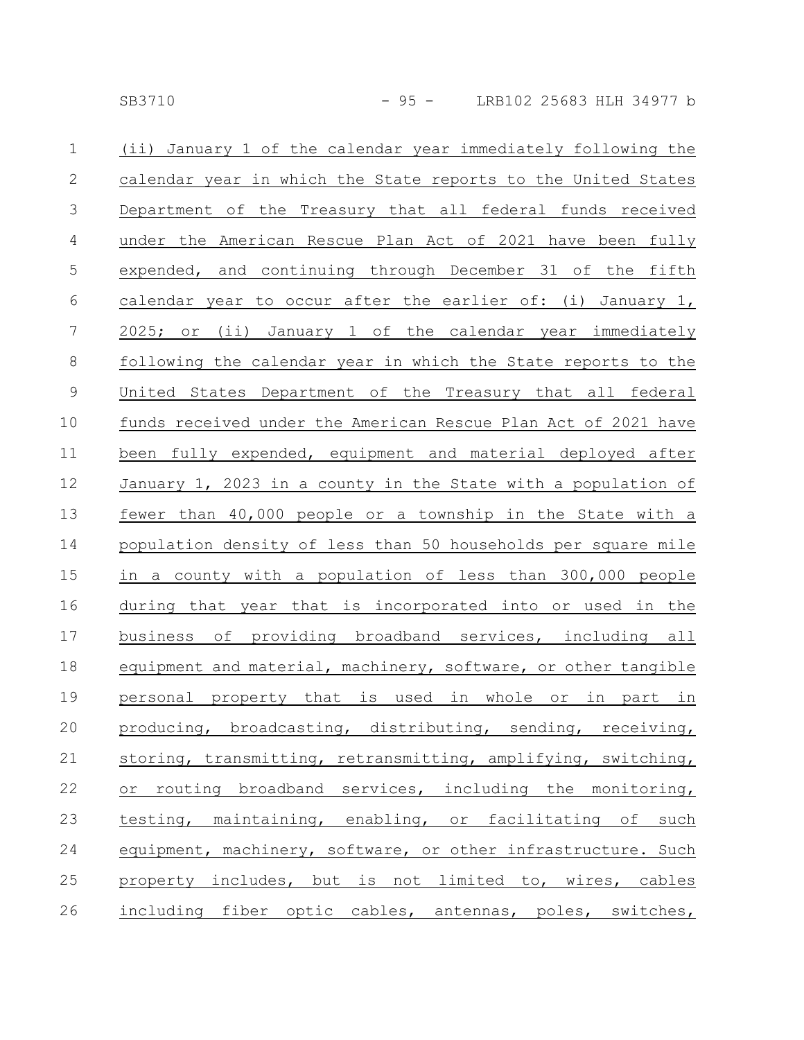(ii) January 1 of the calendar year immediately following the calendar year in which the State reports to the United States Department of the Treasury that all federal funds received under the American Rescue Plan Act of 2021 have been fully expended, and continuing through December 31 of the fifth calendar year to occur after the earlier of: (i) January 1, 2025; or (ii) January 1 of the calendar year immediately following the calendar year in which the State reports to the United States Department of the Treasury that all federal funds received under the American Rescue Plan Act of 2021 have been fully expended, equipment and material deployed after January 1, 2023 in a county in the State with a population of fewer than 40,000 people or a township in the State with a population density of less than 50 households per square mile in a county with a population of less than 300,000 people during that year that is incorporated into or used in the business of providing broadband services, including all equipment and material, machinery, software, or other tangible personal property that is used in whole or in part in producing, broadcasting, distributing, sending, receiving, storing, transmitting, retransmitting, amplifying, switching, or routing broadband services, including the monitoring, testing, maintaining, enabling, or facilitating of such equipment, machinery, software, or other infrastructure. Such property includes, but is not limited to, wires, cables including fiber optic cables, antennas, poles, switches,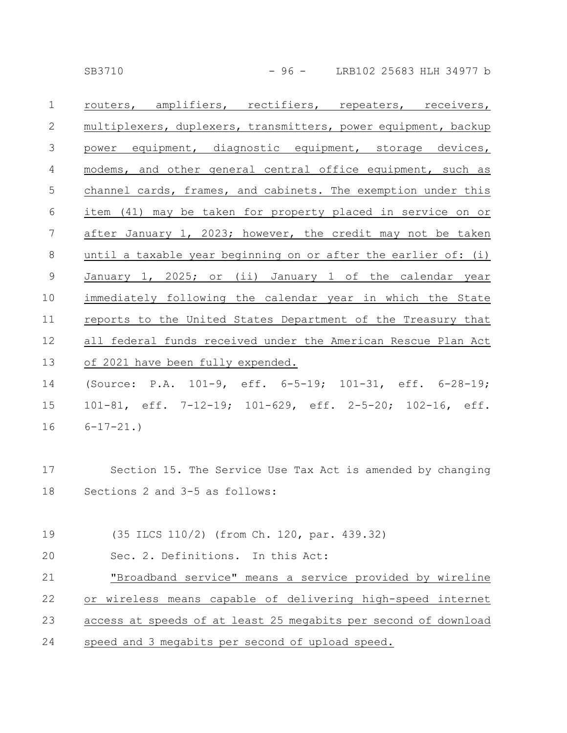routers, amplifiers, rectifiers, repeaters, receivers, multiplexers, duplexers, transmitters, power equipment, backup power equipment, diagnostic equipment, storage devices, modems, and other general central office equipment, such as channel cards, frames, and cabinets. The exemption under this item (41) may be taken for property placed in service on or after January 1, 2023; however, the credit may not be taken until a taxable year beginning on or after the earlier of: (i) January 1, 2025; or (ii) January 1 of the calendar year immediately following the calendar year in which the State reports to the United States Department of the Treasury that all federal funds received under the American Rescue Plan Act of 2021 have been fully expended.

(Source: P.A. 101-9, eff. 6-5-19; 101-31, eff. 6-28-19; 101-81, eff. 7-12-19; 101-629, eff. 2-5-20; 102-16, eff. 6-17-21.)

Section 15. The Service Use Tax Act is amended by changing Sections 2 and 3-5 as follows:

(35 ILCS 110/2) (from Ch. 120, par. 439.32)

Sec. 2. Definitions. In this Act:

"Broadband service" means a service provided by wireline or wireless means capable of delivering high-speed internet access at speeds of at least 25 megabits per second of download speed and 3 megabits per second of upload speed.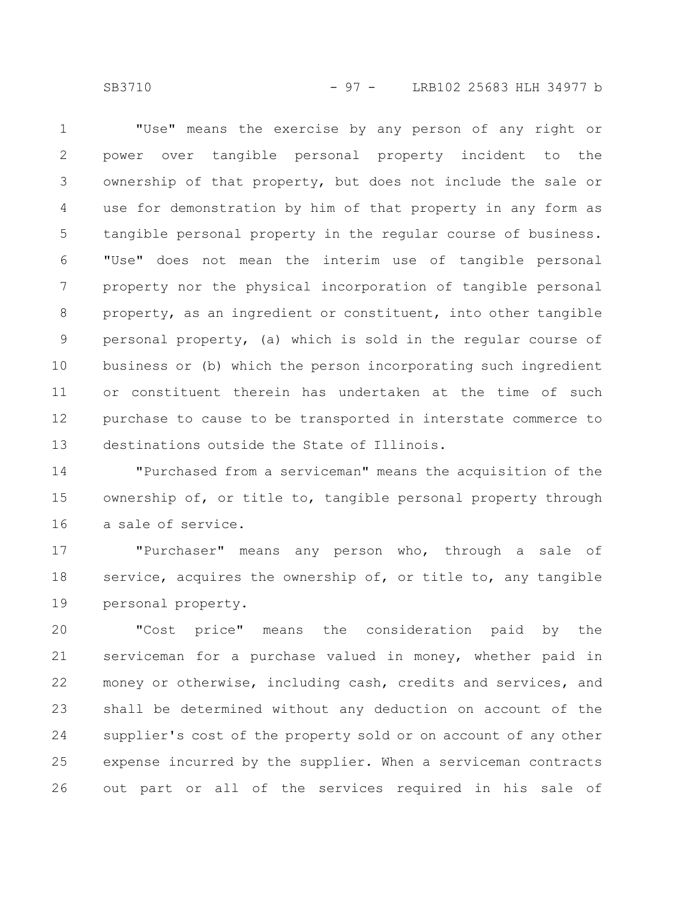"Use" means the exercise by any person of any right or power over tangible personal property incident to the ownership of that property, but does not include the sale or use for demonstration by him of that property in any form as tangible personal property in the regular course of business. "Use" does not mean the interim use of tangible personal property nor the physical incorporation of tangible personal property, as an ingredient or constituent, into other tangible personal property, (a) which is sold in the regular course of business or (b) which the person incorporating such ingredient or constituent therein has undertaken at the time of such purchase to cause to be transported in interstate commerce to destinations outside the State of Illinois.

"Purchased from a serviceman" means the acquisition of the ownership of, or title to, tangible personal property through a sale of service.

"Purchaser" means any person who, through a sale of service, acquires the ownership of, or title to, any tangible personal property.

"Cost price" means the consideration paid by the serviceman for a purchase valued in money, whether paid in money or otherwise, including cash, credits and services, and shall be determined without any deduction on account of the supplier's cost of the property sold or on account of any other expense incurred by the supplier. When a serviceman contracts out part or all of the services required in his sale of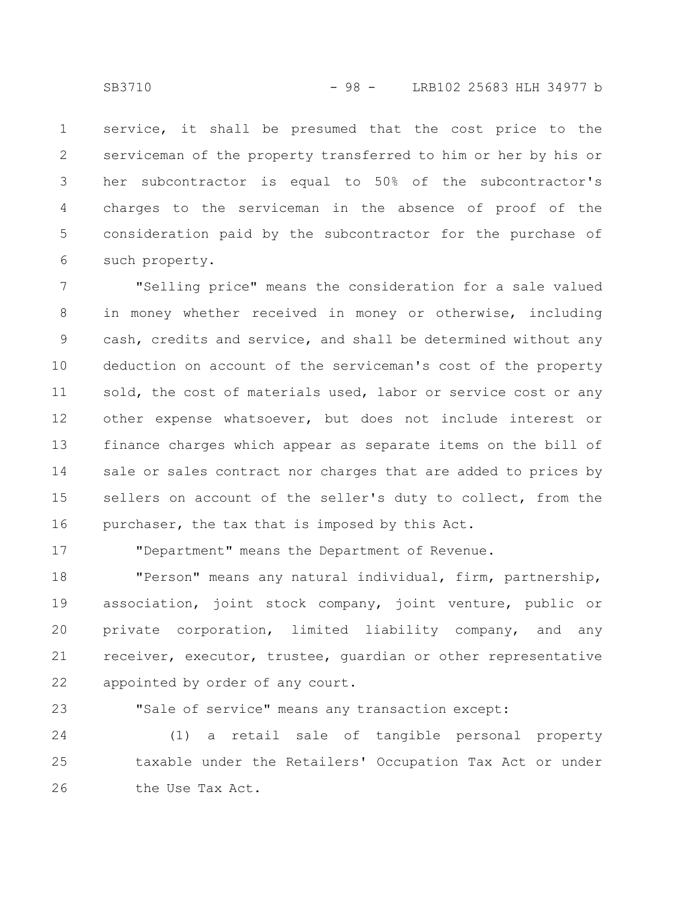service, it shall be presumed that the cost price to the serviceman of the property transferred to him or her by his or her subcontractor is equal to 50% of the subcontractor's charges to the serviceman in the absence of proof of the consideration paid by the subcontractor for the purchase of such property.

"Selling price" means the consideration for a sale valued in money whether received in money or otherwise, including cash, credits and service, and shall be determined without any deduction on account of the serviceman's cost of the property sold, the cost of materials used, labor or service cost or any other expense whatsoever, but does not include interest or finance charges which appear as separate items on the bill of sale or sales contract nor charges that are added to prices by sellers on account of the seller's duty to collect, from the purchaser, the tax that is imposed by this Act.

"Department" means the Department of Revenue.

"Person" means any natural individual, firm, partnership, association, joint stock company, joint venture, public or private corporation, limited liability company, and any receiver, executor, trustee, guardian or other representative appointed by order of any court.

"Sale of service" means any transaction except:

(1) a retail sale of tangible personal property taxable under the Retailers' Occupation Tax Act or under the Use Tax Act.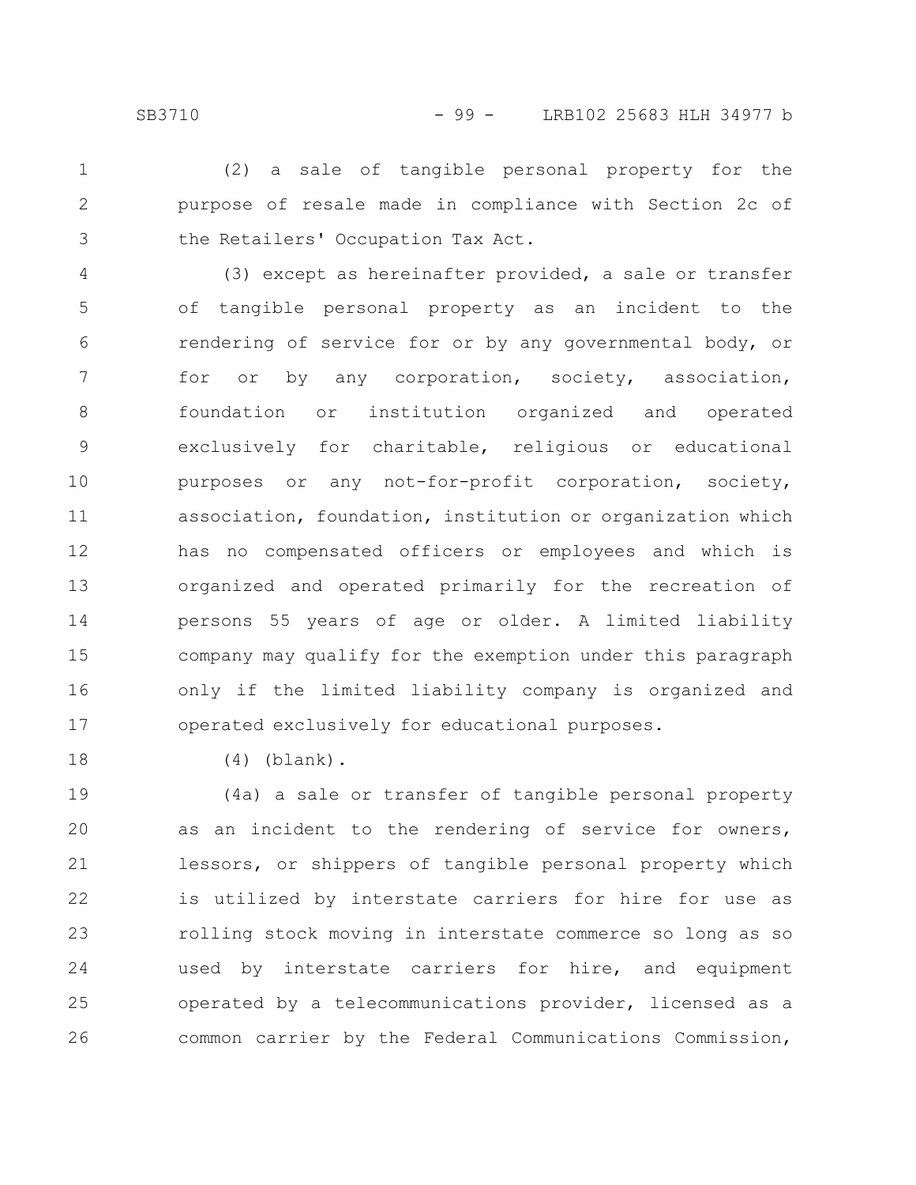(2) a sale of tangible personal property for the purpose of resale made in compliance with Section 2c of the Retailers' Occupation Tax Act.

(3) except as hereinafter provided, a sale or transfer of tangible personal property as an incident to the rendering of service for or by any governmental body, or for or by any corporation, society, association, foundation or institution organized and operated exclusively for charitable, religious or educational purposes or any not-for-profit corporation, society, association, foundation, institution or organization which has no compensated officers or employees and which is organized and operated primarily for the recreation of persons 55 years of age or older. A limited liability company may qualify for the exemption under this paragraph only if the limited liability company is organized and operated exclusively for educational purposes.

(4) (blank).

(4a) a sale or transfer of tangible personal property as an incident to the rendering of service for owners, lessors, or shippers of tangible personal property which is utilized by interstate carriers for hire for use as rolling stock moving in interstate commerce so long as so used by interstate carriers for hire, and equipment operated by a telecommunications provider, licensed as a common carrier by the Federal Communications Commission,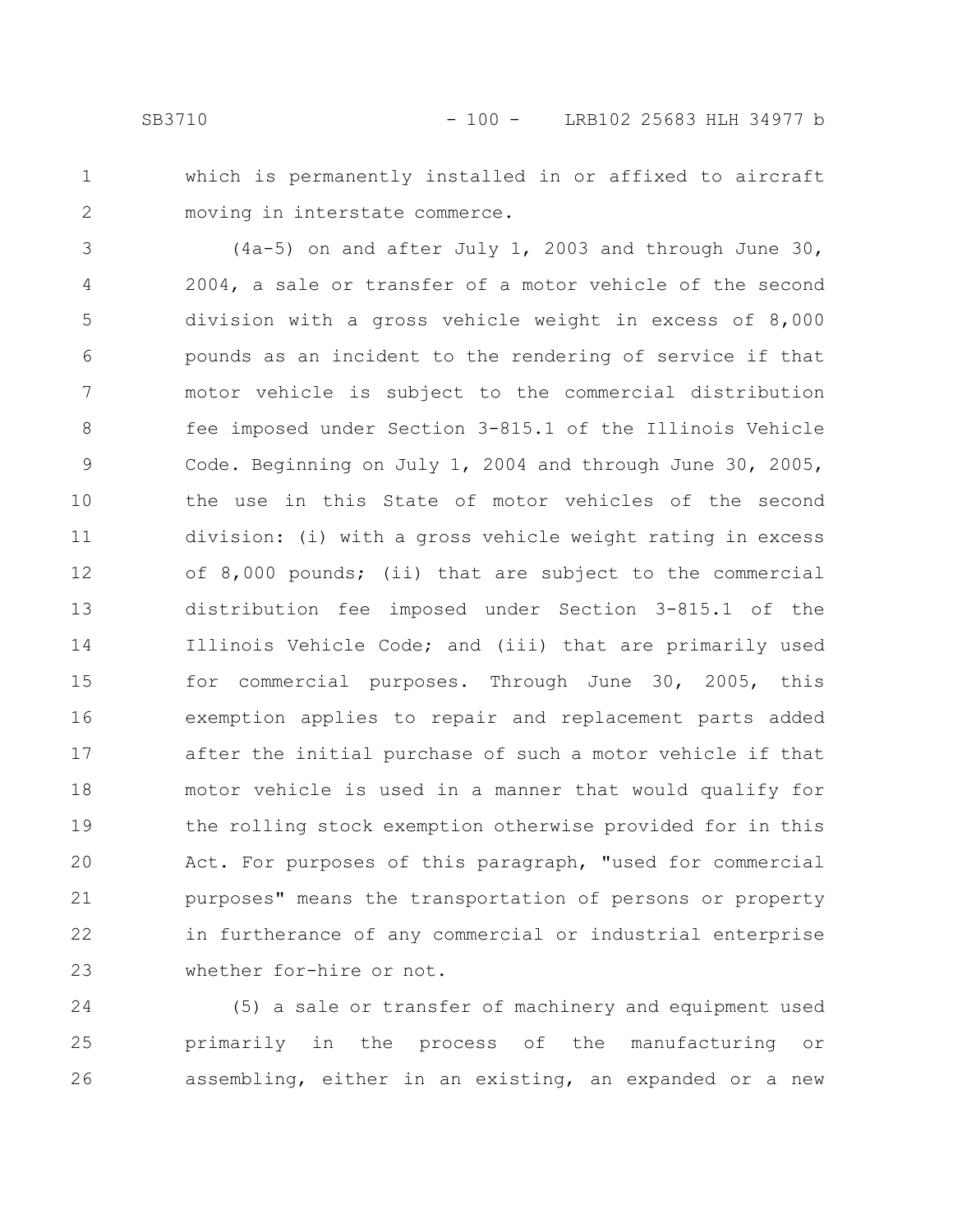which is permanently installed in or affixed to aircraft moving in interstate commerce.

(4a-5) on and after July 1, 2003 and through June 30, 2004, a sale or transfer of a motor vehicle of the second division with a gross vehicle weight in excess of 8,000 pounds as an incident to the rendering of service if that motor vehicle is subject to the commercial distribution fee imposed under Section 3-815.1 of the Illinois Vehicle Code. Beginning on July 1, 2004 and through June 30, 2005, the use in this State of motor vehicles of the second division: (i) with a gross vehicle weight rating in excess of 8,000 pounds; (ii) that are subject to the commercial distribution fee imposed under Section 3-815.1 of the Illinois Vehicle Code; and (iii) that are primarily used for commercial purposes. Through June 30, 2005, this exemption applies to repair and replacement parts added after the initial purchase of such a motor vehicle if that motor vehicle is used in a manner that would qualify for the rolling stock exemption otherwise provided for in this Act. For purposes of this paragraph, "used for commercial purposes" means the transportation of persons or property in furtherance of any commercial or industrial enterprise whether for-hire or not.

(5) a sale or transfer of machinery and equipment used primarily in the process of the manufacturing or assembling, either in an existing, an expanded or a new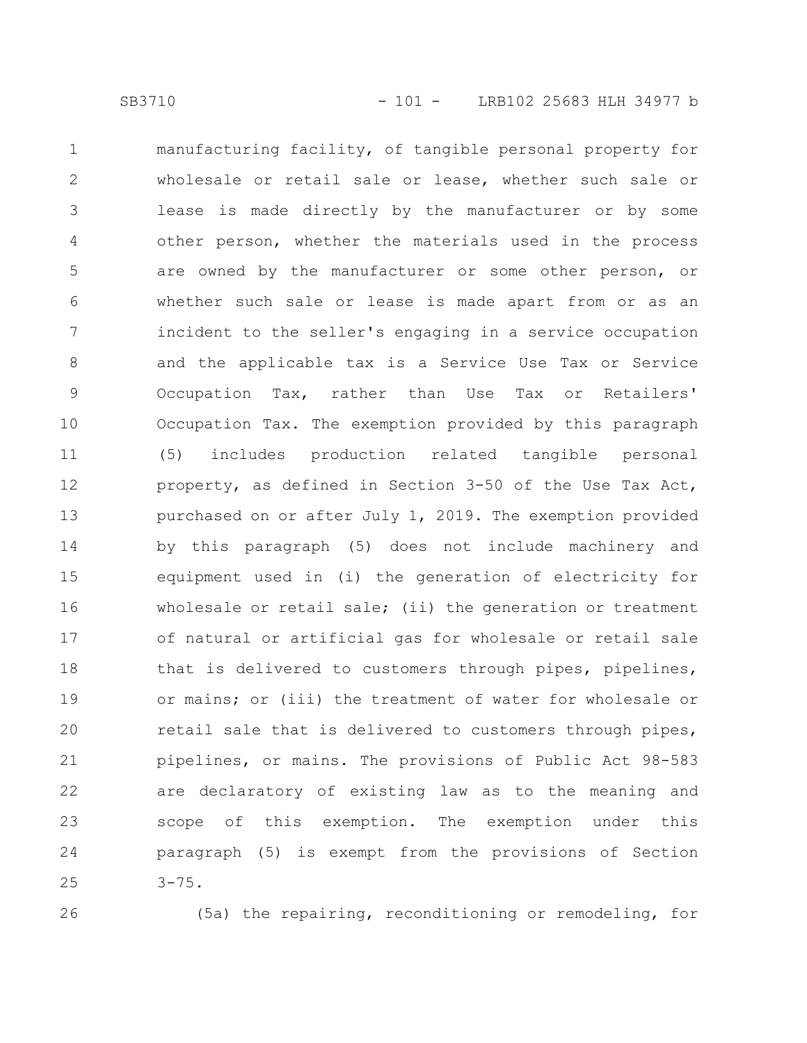manufacturing facility, of tangible personal property for wholesale or retail sale or lease, whether such sale or lease is made directly by the manufacturer or by some other person, whether the materials used in the process are owned by the manufacturer or some other person, or whether such sale or lease is made apart from or as an incident to the seller's engaging in a service occupation and the applicable tax is a Service Use Tax or Service Occupation Tax, rather than Use Tax or Retailers' Occupation Tax. The exemption provided by this paragraph (5) includes production related tangible personal property, as defined in Section 3-50 of the Use Tax Act, purchased on or after July 1, 2019. The exemption provided by this paragraph (5) does not include machinery and equipment used in (i) the generation of electricity for wholesale or retail sale; (ii) the generation or treatment of natural or artificial gas for wholesale or retail sale that is delivered to customers through pipes, pipelines, or mains; or (iii) the treatment of water for wholesale or retail sale that is delivered to customers through pipes, pipelines, or mains. The provisions of Public Act 98-583 are declaratory of existing law as to the meaning and scope of this exemption. The exemption under this paragraph (5) is exempt from the provisions of Section 3-75.

(5a) the repairing, reconditioning or remodeling, for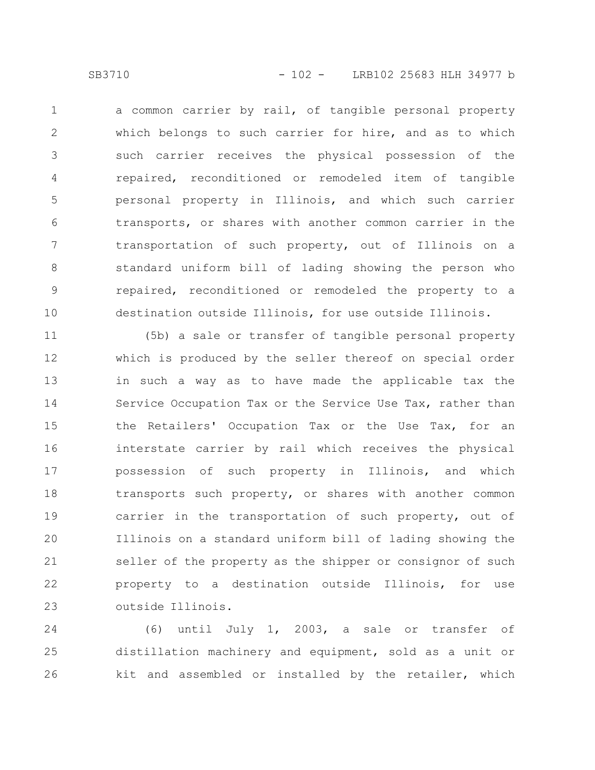a common carrier by rail, of tangible personal property which belongs to such carrier for hire, and as to which such carrier receives the physical possession of the repaired, reconditioned or remodeled item of tangible personal property in Illinois, and which such carrier transports, or shares with another common carrier in the transportation of such property, out of Illinois on a standard uniform bill of lading showing the person who repaired, reconditioned or remodeled the property to a destination outside Illinois, for use outside Illinois.

(5b) a sale or transfer of tangible personal property which is produced by the seller thereof on special order in such a way as to have made the applicable tax the Service Occupation Tax or the Service Use Tax, rather than the Retailers' Occupation Tax or the Use Tax, for an interstate carrier by rail which receives the physical possession of such property in Illinois, and which transports such property, or shares with another common carrier in the transportation of such property, out of Illinois on a standard uniform bill of lading showing the seller of the property as the shipper or consignor of such property to a destination outside Illinois, for use outside Illinois.

(6) until July 1, 2003, a sale or transfer of distillation machinery and equipment, sold as a unit or kit and assembled or installed by the retailer, which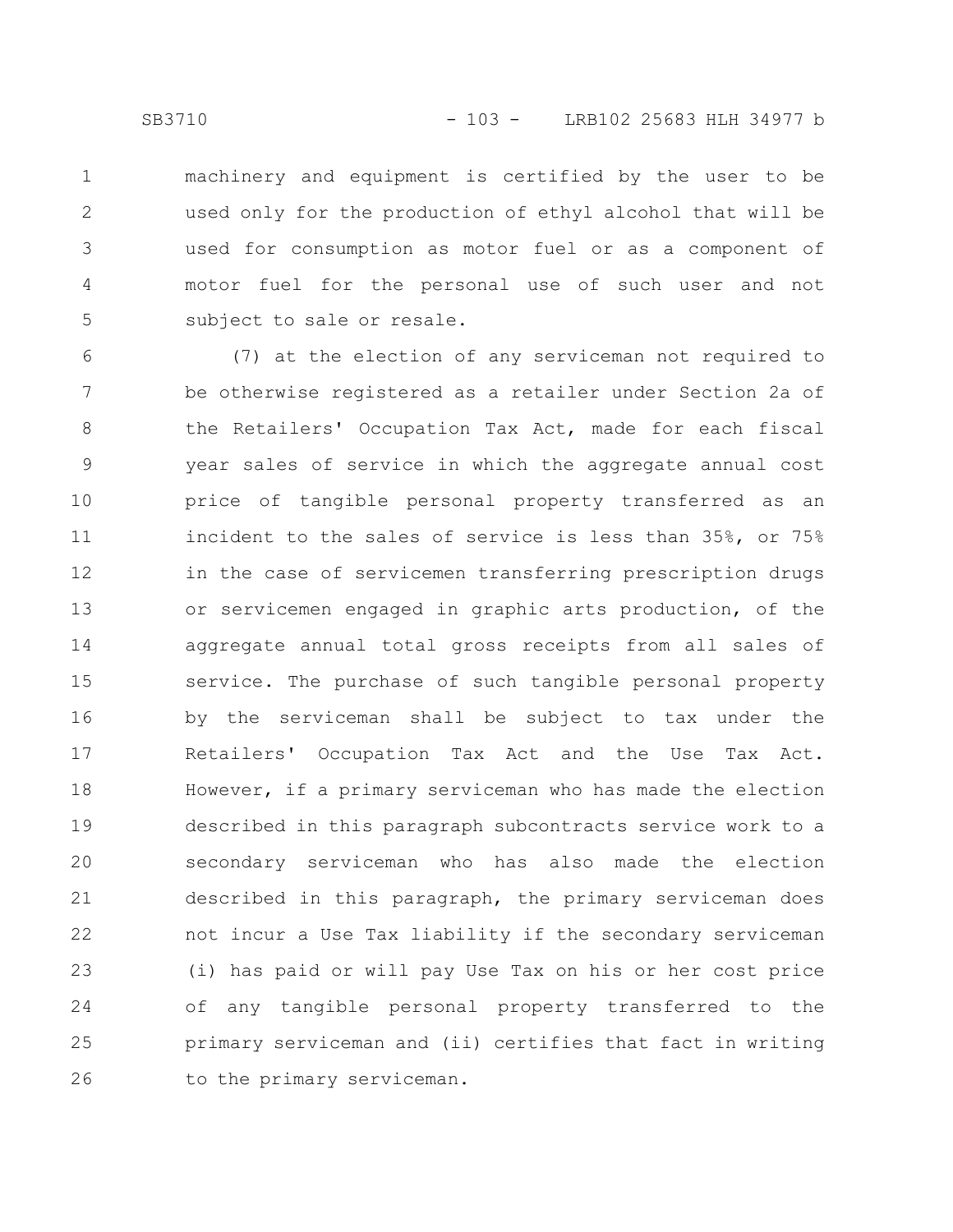machinery and equipment is certified by the user to be used only for the production of ethyl alcohol that will be used for consumption as motor fuel or as a component of motor fuel for the personal use of such user and not subject to sale or resale.

(7) at the election of any serviceman not required to be otherwise registered as a retailer under Section 2a of the Retailers' Occupation Tax Act, made for each fiscal year sales of service in which the aggregate annual cost price of tangible personal property transferred as an incident to the sales of service is less than 35%, or 75% in the case of servicemen transferring prescription drugs or servicemen engaged in graphic arts production, of the aggregate annual total gross receipts from all sales of service. The purchase of such tangible personal property by the serviceman shall be subject to tax under the Retailers' Occupation Tax Act and the Use Tax Act. However, if a primary serviceman who has made the election described in this paragraph subcontracts service work to a secondary serviceman who has also made the election described in this paragraph, the primary serviceman does not incur a Use Tax liability if the secondary serviceman (i) has paid or will pay Use Tax on his or her cost price of any tangible personal property transferred to the primary serviceman and (ii) certifies that fact in writing to the primary serviceman.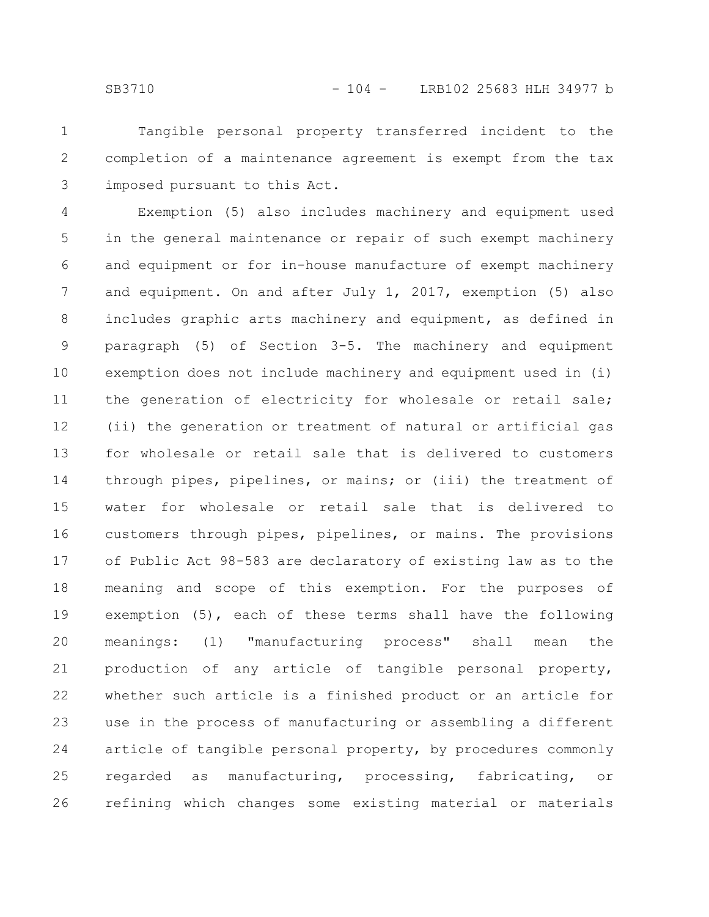Tangible personal property transferred incident to the completion of a maintenance agreement is exempt from the tax imposed pursuant to this Act.

Exemption (5) also includes machinery and equipment used in the general maintenance or repair of such exempt machinery and equipment or for in-house manufacture of exempt machinery and equipment. On and after July 1, 2017, exemption (5) also includes graphic arts machinery and equipment, as defined in paragraph (5) of Section 3-5. The machinery and equipment exemption does not include machinery and equipment used in (i) the generation of electricity for wholesale or retail sale; (ii) the generation or treatment of natural or artificial gas for wholesale or retail sale that is delivered to customers through pipes, pipelines, or mains; or (iii) the treatment of water for wholesale or retail sale that is delivered to customers through pipes, pipelines, or mains. The provisions of Public Act 98-583 are declaratory of existing law as to the meaning and scope of this exemption. For the purposes of exemption (5), each of these terms shall have the following meanings: (1) "manufacturing process" shall mean the production of any article of tangible personal property, whether such article is a finished product or an article for use in the process of manufacturing or assembling a different article of tangible personal property, by procedures commonly regarded as manufacturing, processing, fabricating, or refining which changes some existing material or materials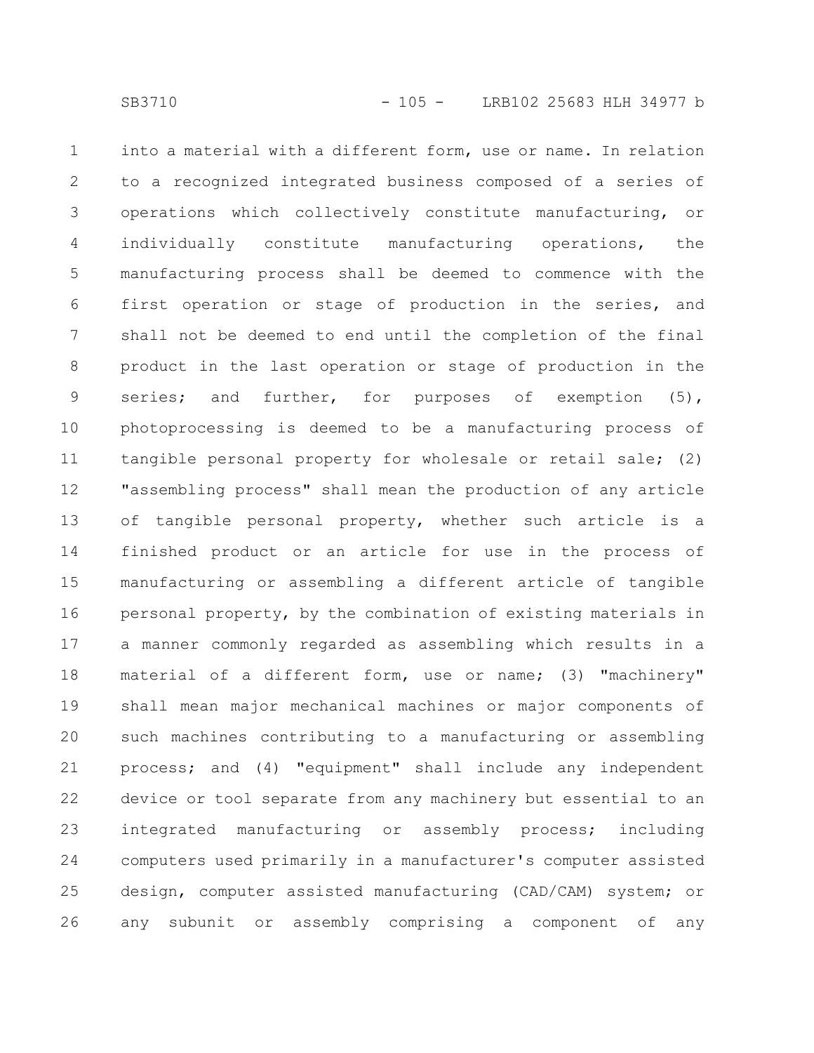into a material with a different form, use or name. In relation to a recognized integrated business composed of a series of operations which collectively constitute manufacturing, or individually constitute manufacturing operations, the manufacturing process shall be deemed to commence with the first operation or stage of production in the series, and shall not be deemed to end until the completion of the final product in the last operation or stage of production in the series; and further, for purposes of exemption (5), photoprocessing is deemed to be a manufacturing process of tangible personal property for wholesale or retail sale; (2) "assembling process" shall mean the production of any article of tangible personal property, whether such article is a finished product or an article for use in the process of manufacturing or assembling a different article of tangible personal property, by the combination of existing materials in a manner commonly regarded as assembling which results in a material of a different form, use or name; (3) "machinery" shall mean major mechanical machines or major components of such machines contributing to a manufacturing or assembling process; and (4) "equipment" shall include any independent device or tool separate from any machinery but essential to an integrated manufacturing or assembly process; including computers used primarily in a manufacturer's computer assisted design, computer assisted manufacturing (CAD/CAM) system; or any subunit or assembly comprising a component of any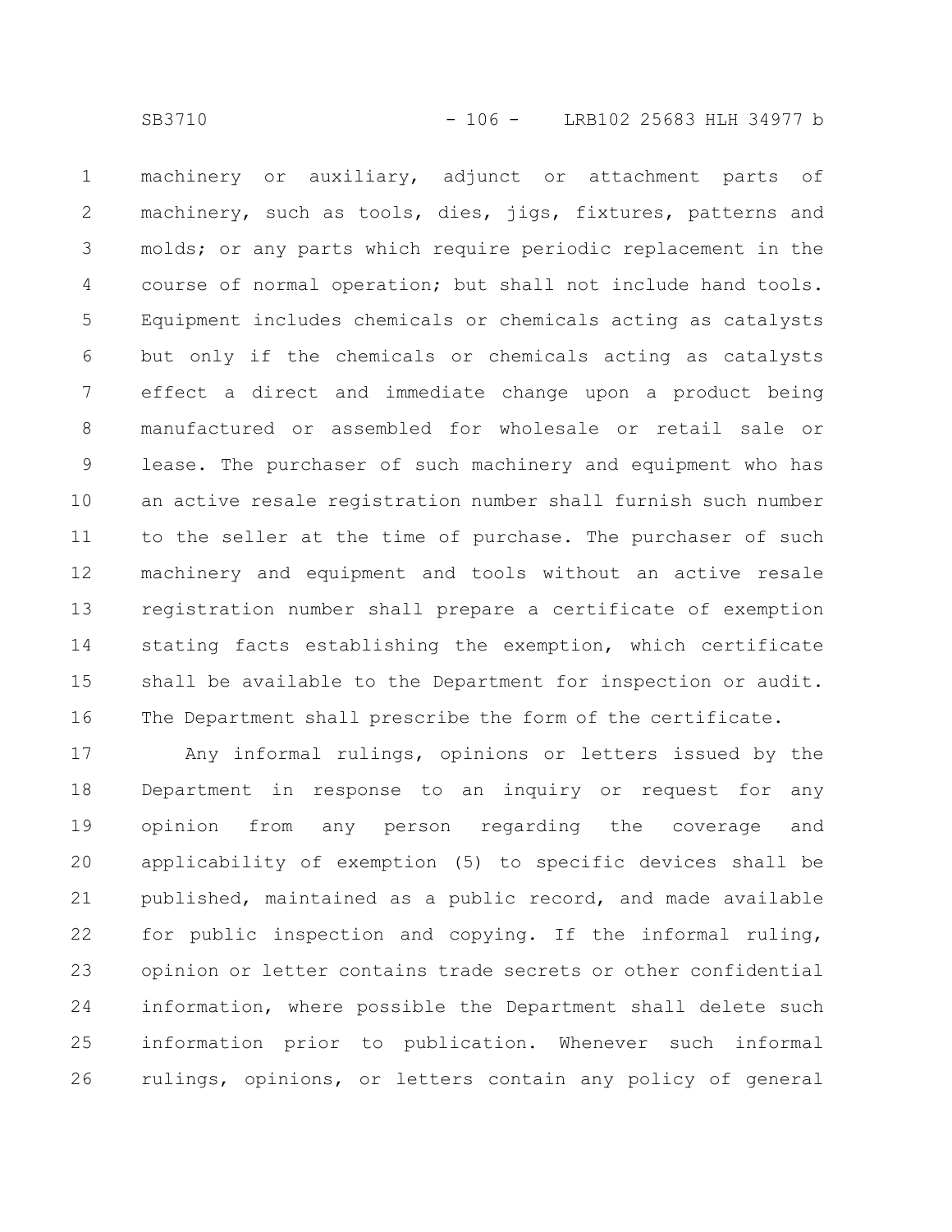machinery or auxiliary, adjunct or attachment parts of machinery, such as tools, dies, jigs, fixtures, patterns and molds; or any parts which require periodic replacement in the course of normal operation; but shall not include hand tools. Equipment includes chemicals or chemicals acting as catalysts but only if the chemicals or chemicals acting as catalysts effect a direct and immediate change upon a product being manufactured or assembled for wholesale or retail sale or lease. The purchaser of such machinery and equipment who has an active resale registration number shall furnish such number to the seller at the time of purchase. The purchaser of such machinery and equipment and tools without an active resale registration number shall prepare a certificate of exemption stating facts establishing the exemption, which certificate shall be available to the Department for inspection or audit. The Department shall prescribe the form of the certificate.

Any informal rulings, opinions or letters issued by the Department in response to an inquiry or request for any opinion from any person regarding the coverage and applicability of exemption (5) to specific devices shall be published, maintained as a public record, and made available for public inspection and copying. If the informal ruling, opinion or letter contains trade secrets or other confidential information, where possible the Department shall delete such information prior to publication. Whenever such informal rulings, opinions, or letters contain any policy of general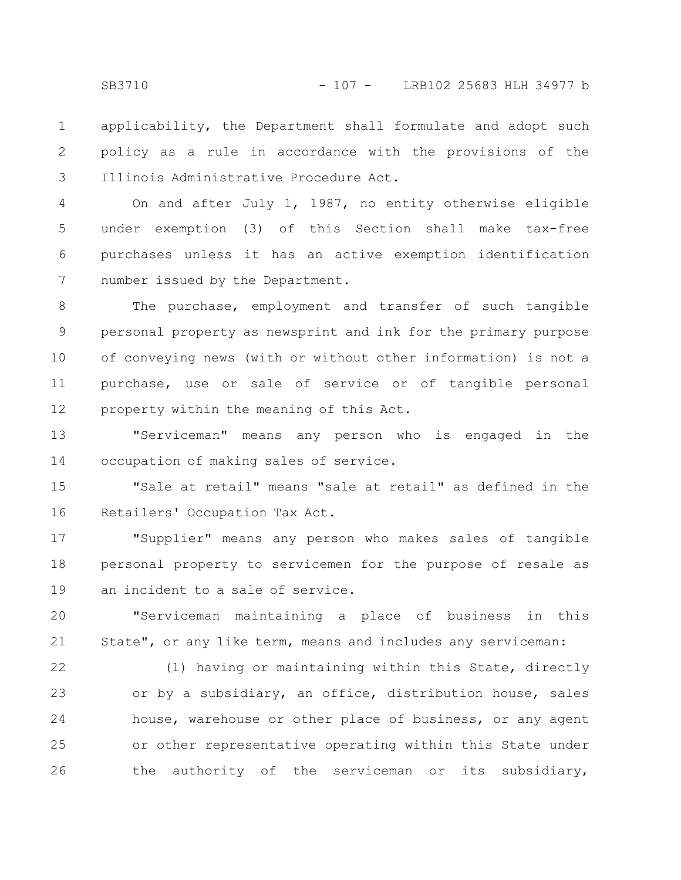applicability, the Department shall formulate and adopt such policy as a rule in accordance with the provisions of the Illinois Administrative Procedure Act.

On and after July 1, 1987, no entity otherwise eligible under exemption (3) of this Section shall make tax-free purchases unless it has an active exemption identification number issued by the Department.

The purchase, employment and transfer of such tangible personal property as newsprint and ink for the primary purpose of conveying news (with or without other information) is not a purchase, use or sale of service or of tangible personal property within the meaning of this Act.

"Serviceman" means any person who is engaged in the occupation of making sales of service.

"Sale at retail" means "sale at retail" as defined in the Retailers' Occupation Tax Act.

"Supplier" means any person who makes sales of tangible personal property to servicemen for the purpose of resale as an incident to a sale of service.

"Serviceman maintaining a place of business in this State", or any like term, means and includes any serviceman:

(1) having or maintaining within this State, directly or by a subsidiary, an office, distribution house, sales house, warehouse or other place of business, or any agent or other representative operating within this State under the authority of the serviceman or its subsidiary,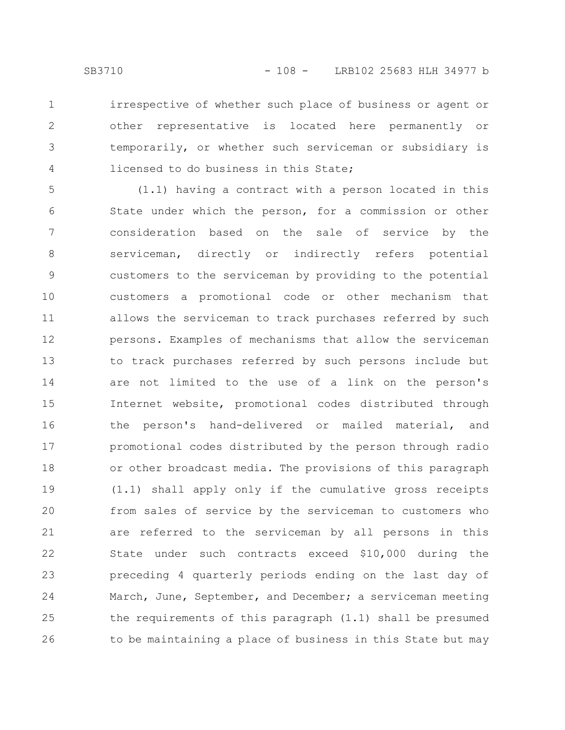irrespective of whether such place of business or agent or other representative is located here permanently or temporarily, or whether such serviceman or subsidiary is licensed to do business in this State;

(1.1) having a contract with a person located in this State under which the person, for a commission or other consideration based on the sale of service by the serviceman, directly or indirectly refers potential customers to the serviceman by providing to the potential customers a promotional code or other mechanism that allows the serviceman to track purchases referred by such persons. Examples of mechanisms that allow the serviceman to track purchases referred by such persons include but are not limited to the use of a link on the person's Internet website, promotional codes distributed through the person's hand-delivered or mailed material, and promotional codes distributed by the person through radio or other broadcast media. The provisions of this paragraph (1.1) shall apply only if the cumulative gross receipts from sales of service by the serviceman to customers who are referred to the serviceman by all persons in this State under such contracts exceed $10,000 during the preceding 4 quarterly periods ending on the last day of March, June, September, and December; a serviceman meeting the requirements of this paragraph (1.1) shall be presumed to be maintaining a place of business in this State but may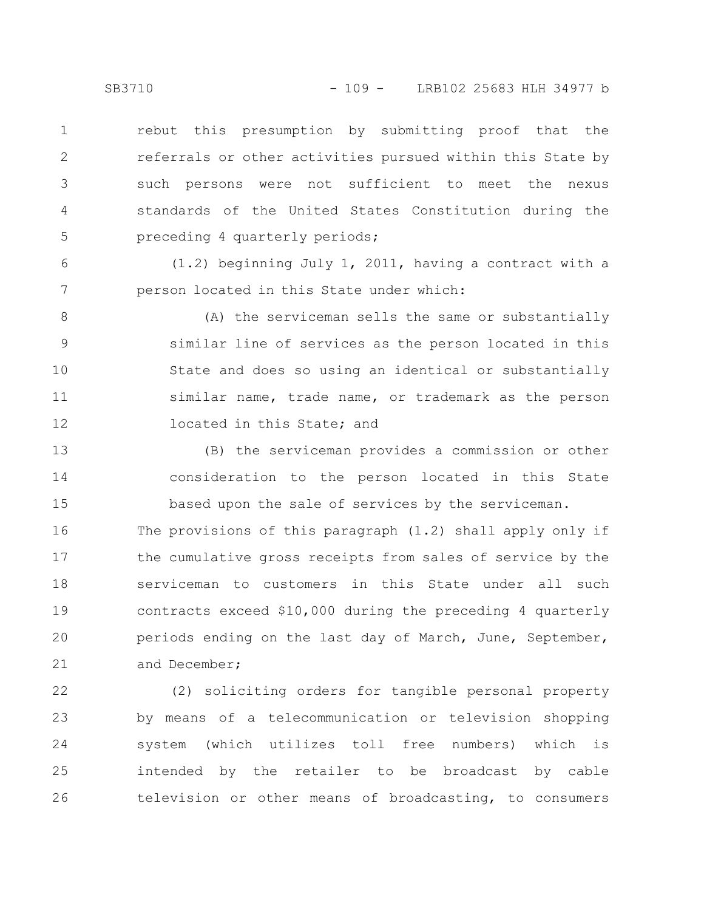rebut this presumption by submitting proof that the referrals or other activities pursued within this State by such persons were not sufficient to meet the nexus standards of the United States Constitution during the preceding 4 quarterly periods;

(1.2) beginning July 1, 2011, having a contract with a person located in this State under which:

(A) the serviceman sells the same or substantially similar line of services as the person located in this State and does so using an identical or substantially similar name, trade name, or trademark as the person located in this State; and

(B) the serviceman provides a commission or other consideration to the person located in this State based upon the sale of services by the serviceman.

The provisions of this paragraph (1.2) shall apply only if the cumulative gross receipts from sales of service by the serviceman to customers in this State under all such contracts exceed $10,000 during the preceding 4 quarterly periods ending on the last day of March, June, September, and December;

(2) soliciting orders for tangible personal property by means of a telecommunication or television shopping system (which utilizes toll free numbers) which is intended by the retailer to be broadcast by cable television or other means of broadcasting, to consumers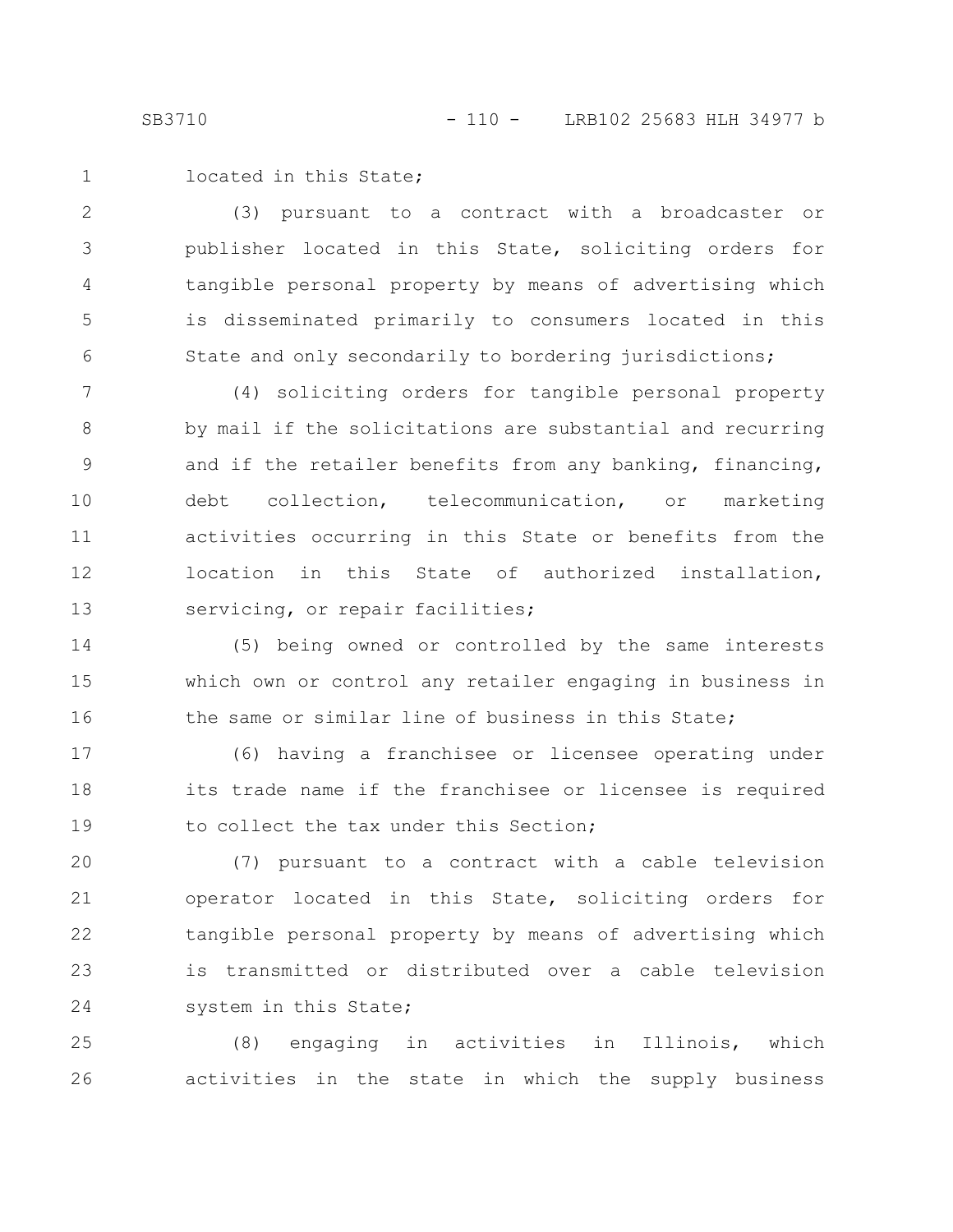located in this State;

(3) pursuant to a contract with a broadcaster or publisher located in this State, soliciting orders for tangible personal property by means of advertising which is disseminated primarily to consumers located in this State and only secondarily to bordering jurisdictions;

(4) soliciting orders for tangible personal property by mail if the solicitations are substantial and recurring and if the retailer benefits from any banking, financing, debt collection, telecommunication, or marketing activities occurring in this State or benefits from the location in this State of authorized installation, servicing, or repair facilities;

(5) being owned or controlled by the same interests which own or control any retailer engaging in business in the same or similar line of business in this State;

(6) having a franchisee or licensee operating under its trade name if the franchisee or licensee is required to collect the tax under this Section;

(7) pursuant to a contract with a cable television operator located in this State, soliciting orders for tangible personal property by means of advertising which is transmitted or distributed over a cable television system in this State;

(8) engaging in activities in Illinois, which activities in the state in which the supply business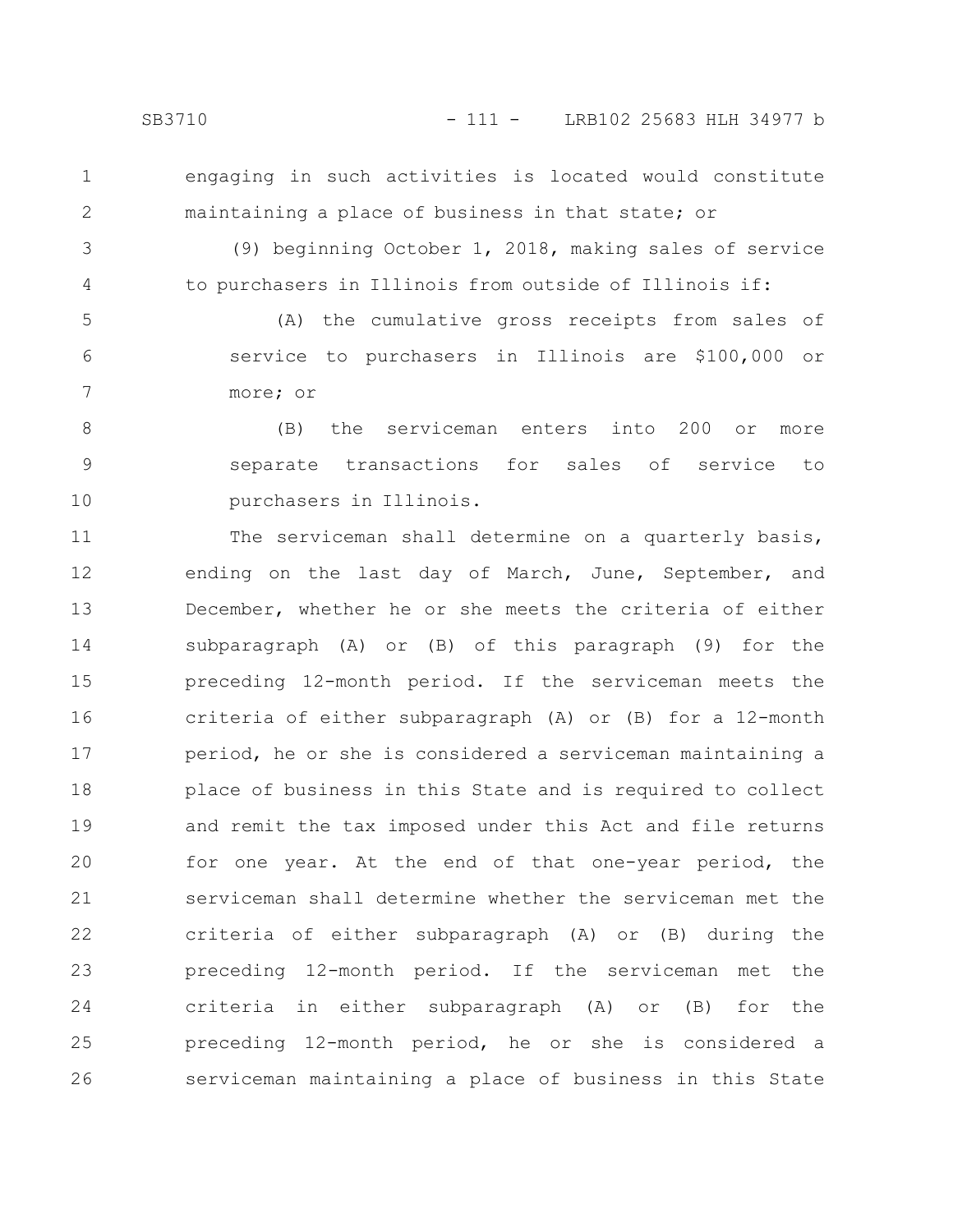engaging in such activities is located would constitute maintaining a place of business in that state; or

(9) beginning October 1, 2018, making sales of service to purchasers in Illinois from outside of Illinois if:

(A) the cumulative gross receipts from sales of service to purchasers in Illinois are $100,000 or more; or

(B) the serviceman enters into 200 or more separate transactions for sales of service to purchasers in Illinois.

The serviceman shall determine on a quarterly basis, ending on the last day of March, June, September, and December, whether he or she meets the criteria of either subparagraph (A) or (B) of this paragraph (9) for the preceding 12-month period. If the serviceman meets the criteria of either subparagraph (A) or (B) for a 12-month period, he or she is considered a serviceman maintaining a place of business in this State and is required to collect and remit the tax imposed under this Act and file returns for one year. At the end of that one-year period, the serviceman shall determine whether the serviceman met the criteria of either subparagraph (A) or (B) during the preceding 12-month period. If the serviceman met the criteria in either subparagraph (A) or (B) for the preceding 12-month period, he or she is considered a serviceman maintaining a place of business in this State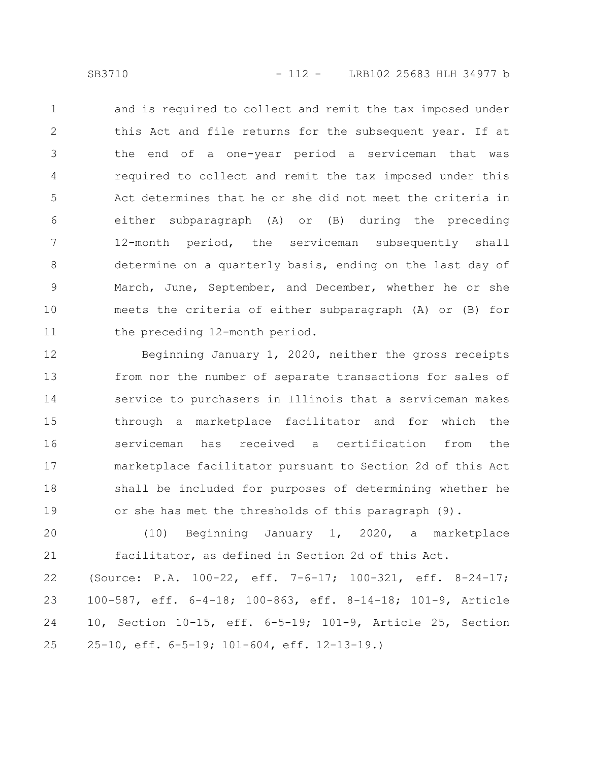and is required to collect and remit the tax imposed under this Act and file returns for the subsequent year. If at the end of a one-year period a serviceman that was required to collect and remit the tax imposed under this Act determines that he or she did not meet the criteria in either subparagraph (A) or (B) during the preceding 12-month period, the serviceman subsequently shall determine on a quarterly basis, ending on the last day of March, June, September, and December, whether he or she meets the criteria of either subparagraph (A) or (B) for the preceding 12-month period.

Beginning January 1, 2020, neither the gross receipts from nor the number of separate transactions for sales of service to purchasers in Illinois that a serviceman makes through a marketplace facilitator and for which the serviceman has received a certification from the marketplace facilitator pursuant to Section 2d of this Act shall be included for purposes of determining whether he or she has met the thresholds of this paragraph (9).

(10) Beginning January 1, 2020, a marketplace facilitator, as defined in Section 2d of this Act.

(Source: P.A. 100-22, eff. 7-6-17; 100-321, eff. 8-24-17; 100-587, eff. 6-4-18; 100-863, eff. 8-14-18; 101-9, Article 10, Section 10-15, eff. 6-5-19; 101-9, Article 25, Section 25-10, eff. 6-5-19; 101-604, eff. 12-13-19.)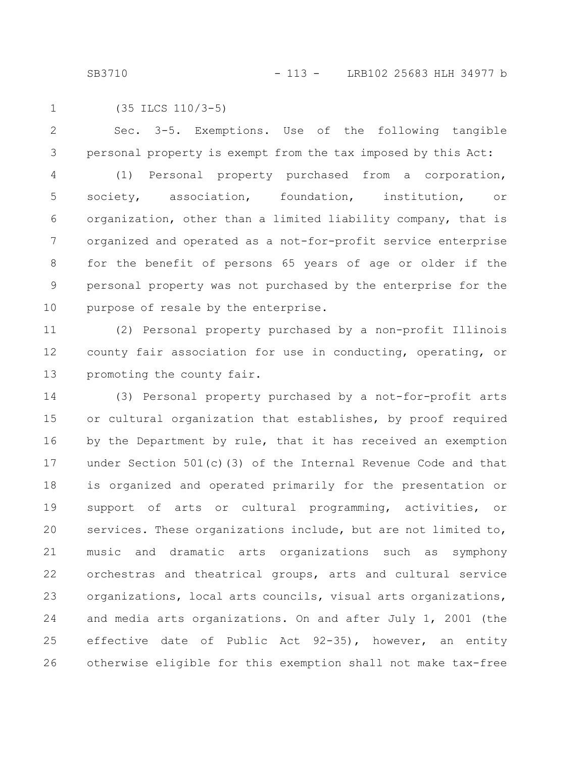(35 ILCS 110/3-5)

Sec. 3-5. Exemptions. Use of the following tangible personal property is exempt from the tax imposed by this Act:

(1) Personal property purchased from a corporation, society, association, foundation, institution, or organization, other than a limited liability company, that is organized and operated as a not-for-profit service enterprise for the benefit of persons 65 years of age or older if the personal property was not purchased by the enterprise for the purpose of resale by the enterprise.

(2) Personal property purchased by a non-profit Illinois county fair association for use in conducting, operating, or promoting the county fair.

(3) Personal property purchased by a not-for-profit arts or cultural organization that establishes, by proof required by the Department by rule, that it has received an exemption under Section 501(c)(3) of the Internal Revenue Code and that is organized and operated primarily for the presentation or support of arts or cultural programming, activities, or services. These organizations include, but are not limited to, music and dramatic arts organizations such as symphony orchestras and theatrical groups, arts and cultural service organizations, local arts councils, visual arts organizations, and media arts organizations. On and after July 1, 2001 (the effective date of Public Act 92-35), however, an entity otherwise eligible for this exemption shall not make tax-free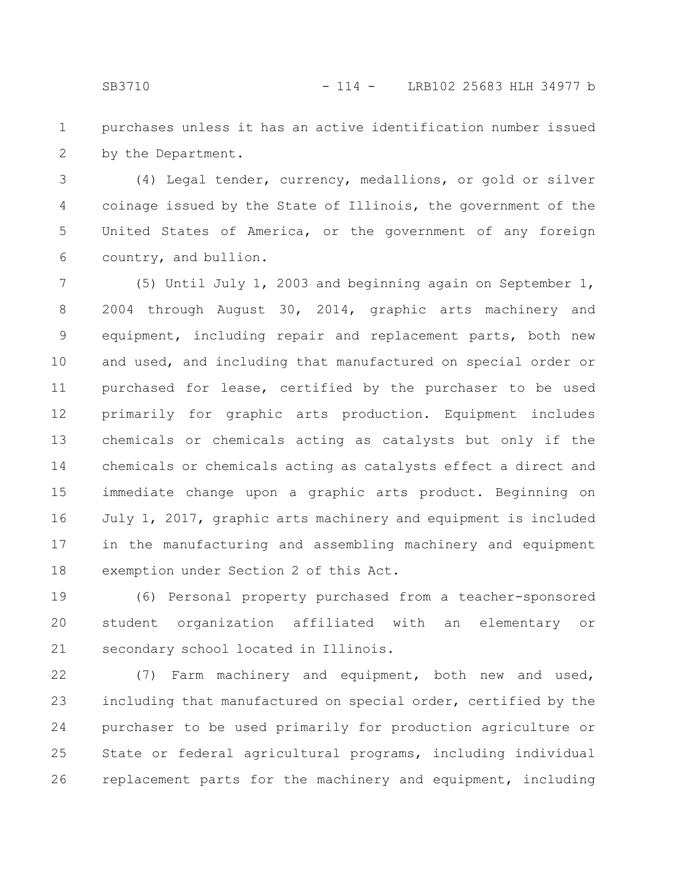purchases unless it has an active identification number issued by the Department.

(4) Legal tender, currency, medallions, or gold or silver coinage issued by the State of Illinois, the government of the United States of America, or the government of any foreign country, and bullion.

(5) Until July 1, 2003 and beginning again on September 1, 2004 through August 30, 2014, graphic arts machinery and equipment, including repair and replacement parts, both new and used, and including that manufactured on special order or purchased for lease, certified by the purchaser to be used primarily for graphic arts production. Equipment includes chemicals or chemicals acting as catalysts but only if the chemicals or chemicals acting as catalysts effect a direct and immediate change upon a graphic arts product. Beginning on July 1, 2017, graphic arts machinery and equipment is included in the manufacturing and assembling machinery and equipment exemption under Section 2 of this Act.

(6) Personal property purchased from a teacher-sponsored student organization affiliated with an elementary or secondary school located in Illinois.

(7) Farm machinery and equipment, both new and used, including that manufactured on special order, certified by the purchaser to be used primarily for production agriculture or State or federal agricultural programs, including individual replacement parts for the machinery and equipment, including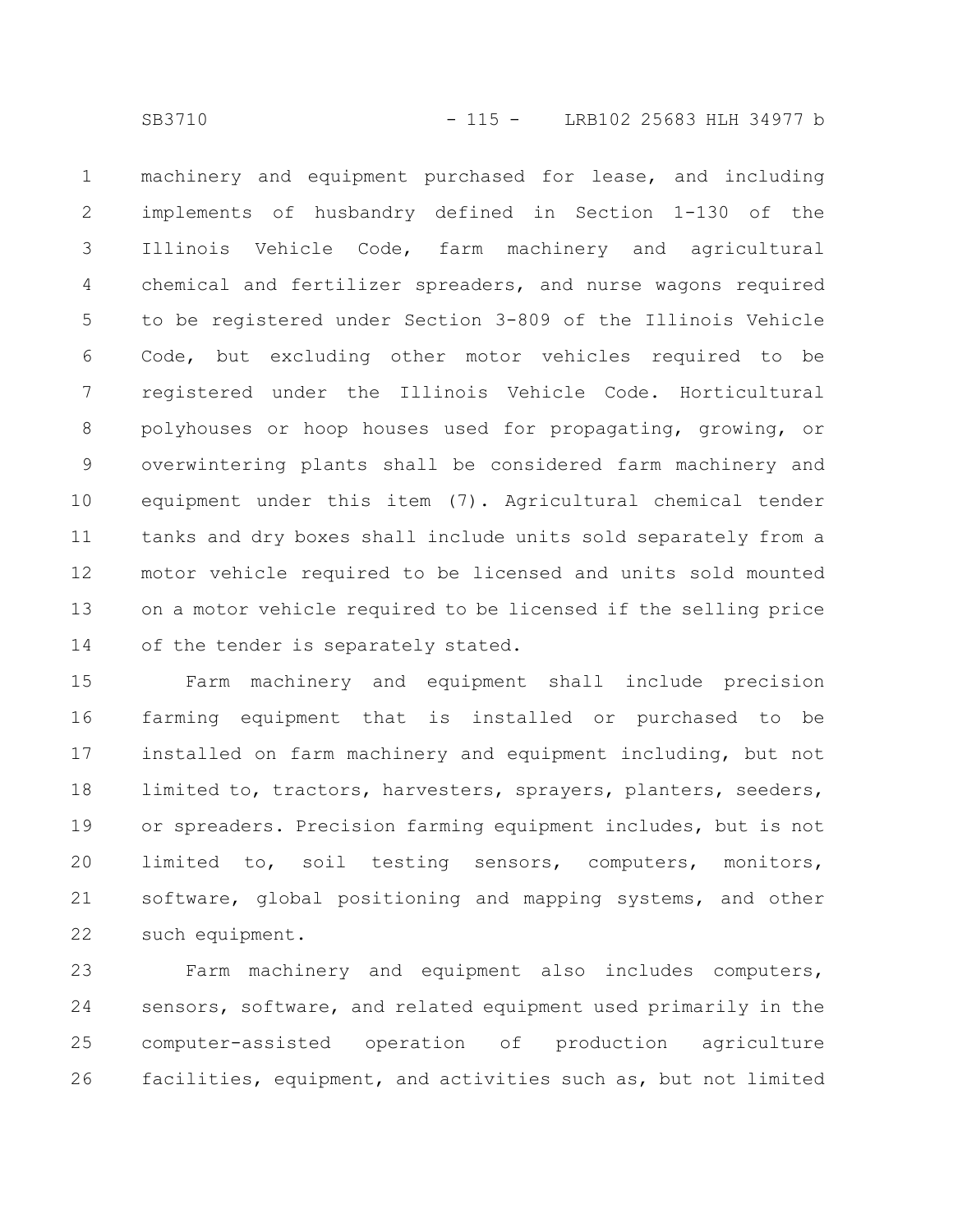machinery and equipment purchased for lease, and including implements of husbandry defined in Section 1-130 of the Illinois Vehicle Code, farm machinery and agricultural chemical and fertilizer spreaders, and nurse wagons required to be registered under Section 3-809 of the Illinois Vehicle Code, but excluding other motor vehicles required to be registered under the Illinois Vehicle Code. Horticultural polyhouses or hoop houses used for propagating, growing, or overwintering plants shall be considered farm machinery and equipment under this item (7). Agricultural chemical tender tanks and dry boxes shall include units sold separately from a motor vehicle required to be licensed and units sold mounted on a motor vehicle required to be licensed if the selling price of the tender is separately stated.

Farm machinery and equipment shall include precision farming equipment that is installed or purchased to be installed on farm machinery and equipment including, but not limited to, tractors, harvesters, sprayers, planters, seeders, or spreaders. Precision farming equipment includes, but is not limited to, soil testing sensors, computers, monitors, software, global positioning and mapping systems, and other such equipment.

Farm machinery and equipment also includes computers, sensors, software, and related equipment used primarily in the computer-assisted operation of production agriculture facilities, equipment, and activities such as, but not limited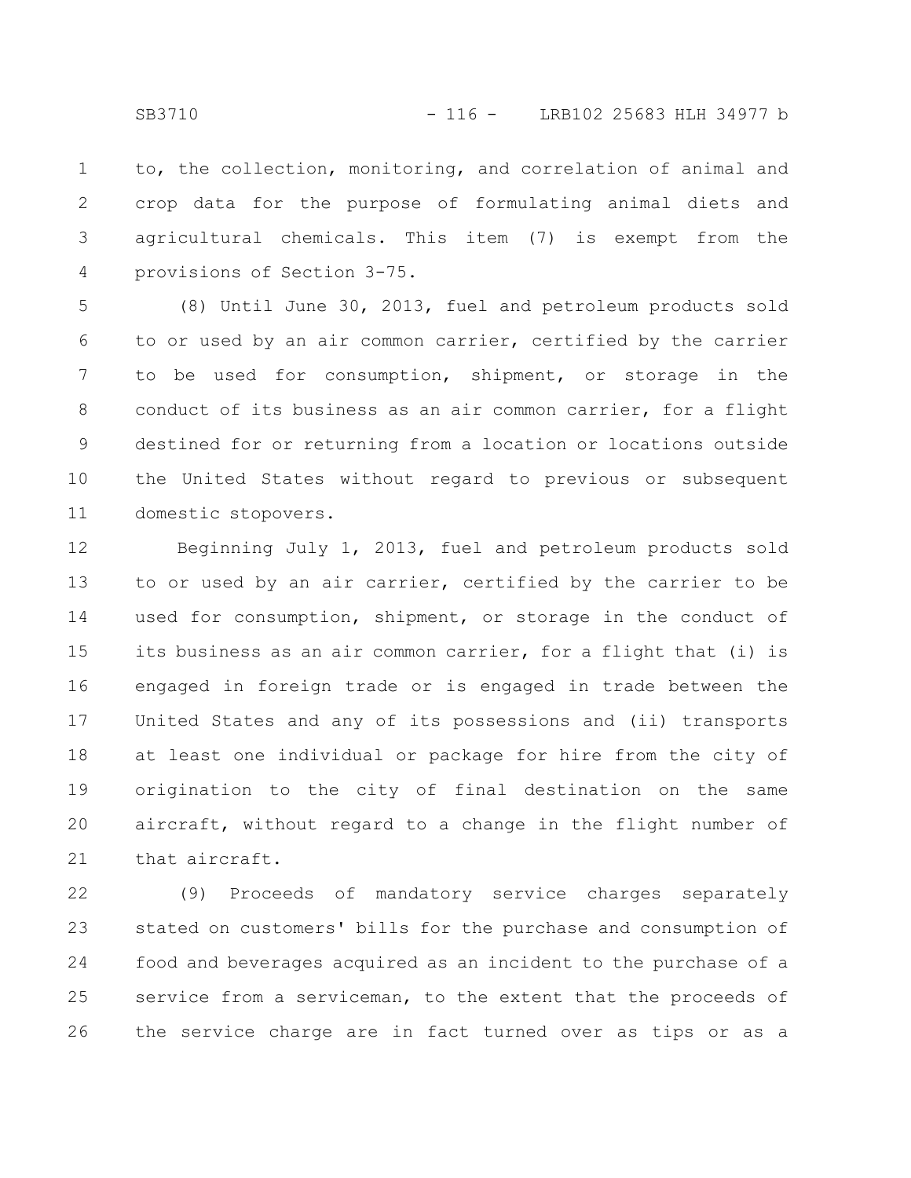to, the collection, monitoring, and correlation of animal and crop data for the purpose of formulating animal diets and agricultural chemicals. This item (7) is exempt from the provisions of Section 3-75.

(8) Until June 30, 2013, fuel and petroleum products sold to or used by an air common carrier, certified by the carrier to be used for consumption, shipment, or storage in the conduct of its business as an air common carrier, for a flight destined for or returning from a location or locations outside the United States without regard to previous or subsequent domestic stopovers.

Beginning July 1, 2013, fuel and petroleum products sold to or used by an air carrier, certified by the carrier to be used for consumption, shipment, or storage in the conduct of its business as an air common carrier, for a flight that (i) is engaged in foreign trade or is engaged in trade between the United States and any of its possessions and (ii) transports at least one individual or package for hire from the city of origination to the city of final destination on the same aircraft, without regard to a change in the flight number of that aircraft.

(9) Proceeds of mandatory service charges separately stated on customers' bills for the purchase and consumption of food and beverages acquired as an incident to the purchase of a service from a serviceman, to the extent that the proceeds of the service charge are in fact turned over as tips or as a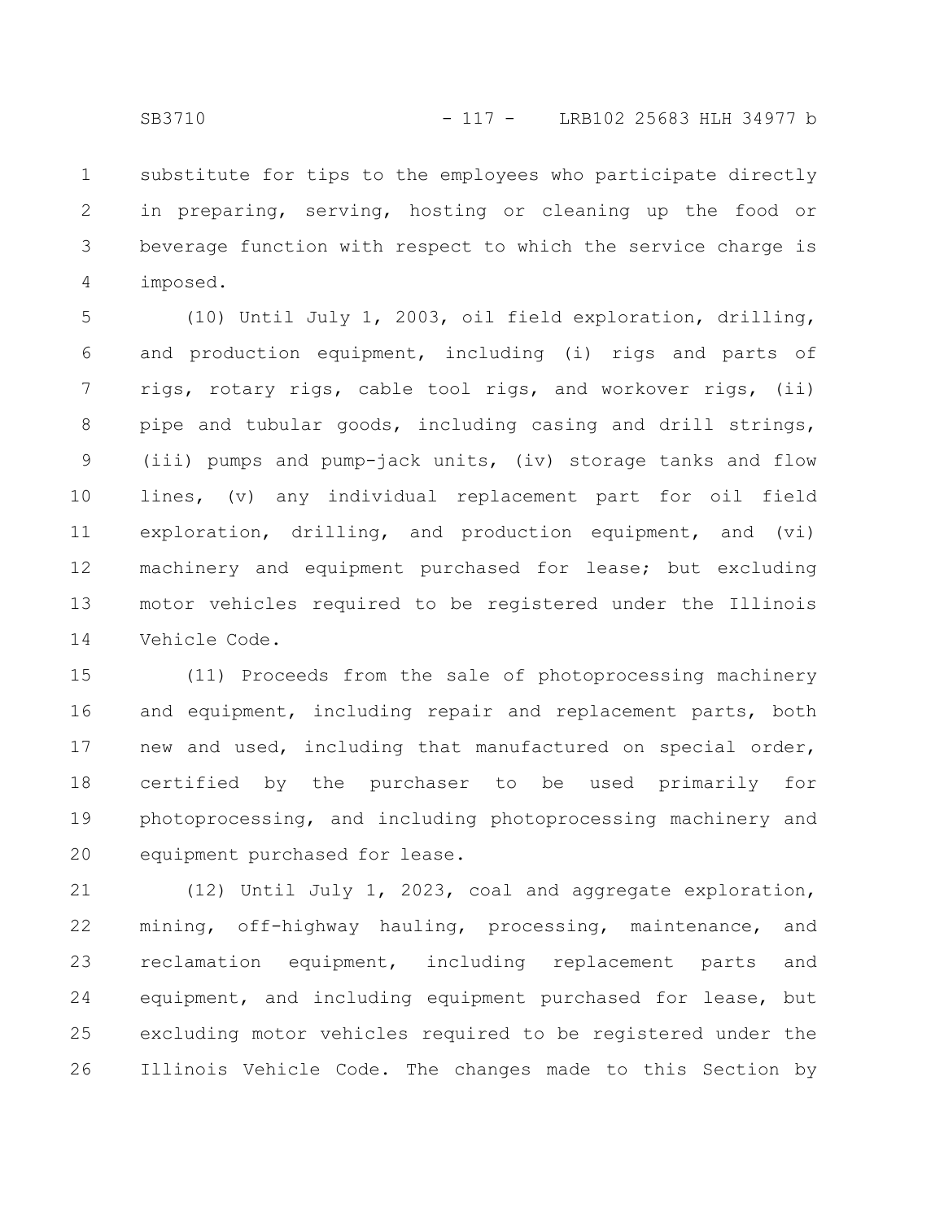substitute for tips to the employees who participate directly in preparing, serving, hosting or cleaning up the food or beverage function with respect to which the service charge is imposed.

(10) Until July 1, 2003, oil field exploration, drilling, and production equipment, including (i) rigs and parts of rigs, rotary rigs, cable tool rigs, and workover rigs, (ii) pipe and tubular goods, including casing and drill strings, (iii) pumps and pump-jack units, (iv) storage tanks and flow lines, (v) any individual replacement part for oil field exploration, drilling, and production equipment, and (vi) machinery and equipment purchased for lease; but excluding motor vehicles required to be registered under the Illinois Vehicle Code.

(11) Proceeds from the sale of photoprocessing machinery and equipment, including repair and replacement parts, both new and used, including that manufactured on special order, certified by the purchaser to be used primarily for photoprocessing, and including photoprocessing machinery and equipment purchased for lease.

(12) Until July 1, 2023, coal and aggregate exploration, mining, off-highway hauling, processing, maintenance, and reclamation equipment, including replacement parts and equipment, and including equipment purchased for lease, but excluding motor vehicles required to be registered under the Illinois Vehicle Code. The changes made to this Section by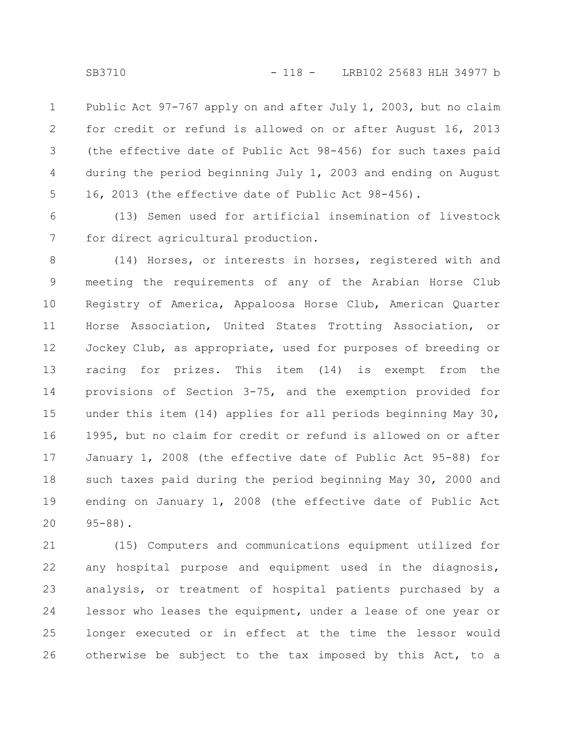Public Act 97-767 apply on and after July 1, 2003, but no claim for credit or refund is allowed on or after August 16, 2013 (the effective date of Public Act 98-456) for such taxes paid during the period beginning July 1, 2003 and ending on August 16, 2013 (the effective date of Public Act 98-456).

(13) Semen used for artificial insemination of livestock for direct agricultural production.

(14) Horses, or interests in horses, registered with and meeting the requirements of any of the Arabian Horse Club Registry of America, Appaloosa Horse Club, American Quarter Horse Association, United States Trotting Association, or Jockey Club, as appropriate, used for purposes of breeding or racing for prizes. This item (14) is exempt from the provisions of Section 3-75, and the exemption provided for under this item (14) applies for all periods beginning May 30, 1995, but no claim for credit or refund is allowed on or after January 1, 2008 (the effective date of Public Act 95-88) for such taxes paid during the period beginning May 30, 2000 and ending on January 1, 2008 (the effective date of Public Act 95-88).

(15) Computers and communications equipment utilized for any hospital purpose and equipment used in the diagnosis, analysis, or treatment of hospital patients purchased by a lessor who leases the equipment, under a lease of one year or longer executed or in effect at the time the lessor would otherwise be subject to the tax imposed by this Act, to a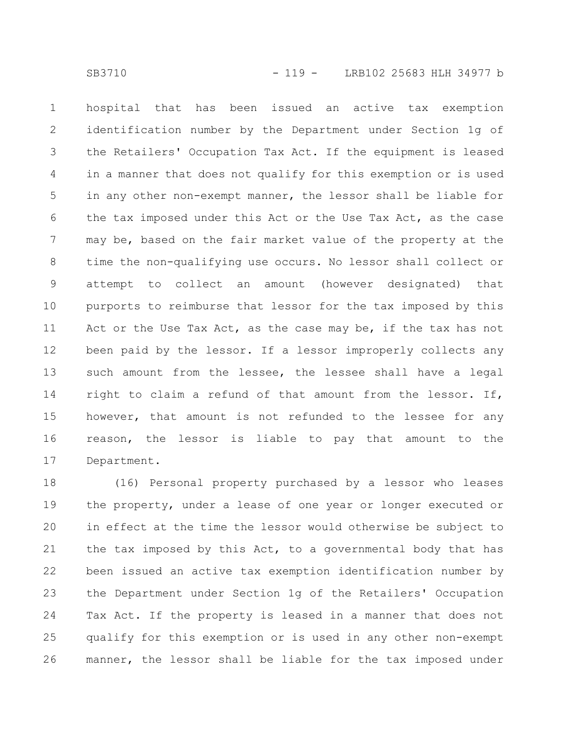hospital that has been issued an active tax exemption identification number by the Department under Section 1g of the Retailers' Occupation Tax Act. If the equipment is leased in a manner that does not qualify for this exemption or is used in any other non-exempt manner, the lessor shall be liable for the tax imposed under this Act or the Use Tax Act, as the case may be, based on the fair market value of the property at the time the non-qualifying use occurs. No lessor shall collect or attempt to collect an amount (however designated) that purports to reimburse that lessor for the tax imposed by this Act or the Use Tax Act, as the case may be, if the tax has not been paid by the lessor. If a lessor improperly collects any such amount from the lessee, the lessee shall have a legal right to claim a refund of that amount from the lessor. If, however, that amount is not refunded to the lessee for any reason, the lessor is liable to pay that amount to the Department.

(16) Personal property purchased by a lessor who leases the property, under a lease of one year or longer executed or in effect at the time the lessor would otherwise be subject to the tax imposed by this Act, to a governmental body that has been issued an active tax exemption identification number by the Department under Section 1g of the Retailers' Occupation Tax Act. If the property is leased in a manner that does not qualify for this exemption or is used in any other non-exempt manner, the lessor shall be liable for the tax imposed under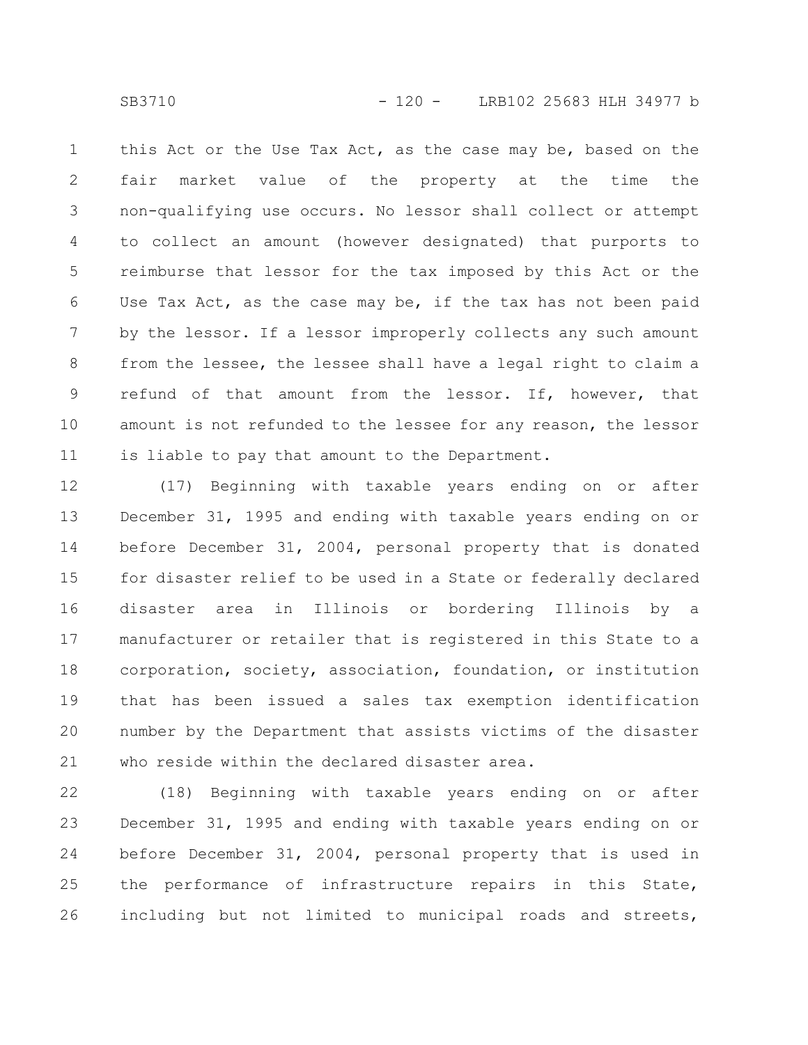this Act or the Use Tax Act, as the case may be, based on the fair market value of the property at the time the non-qualifying use occurs. No lessor shall collect or attempt to collect an amount (however designated) that purports to reimburse that lessor for the tax imposed by this Act or the Use Tax Act, as the case may be, if the tax has not been paid by the lessor. If a lessor improperly collects any such amount from the lessee, the lessee shall have a legal right to claim a refund of that amount from the lessor. If, however, that amount is not refunded to the lessee for any reason, the lessor is liable to pay that amount to the Department.

(17) Beginning with taxable years ending on or after December 31, 1995 and ending with taxable years ending on or before December 31, 2004, personal property that is donated for disaster relief to be used in a State or federally declared disaster area in Illinois or bordering Illinois by a manufacturer or retailer that is registered in this State to a corporation, society, association, foundation, or institution that has been issued a sales tax exemption identification number by the Department that assists victims of the disaster who reside within the declared disaster area.

(18) Beginning with taxable years ending on or after December 31, 1995 and ending with taxable years ending on or before December 31, 2004, personal property that is used in the performance of infrastructure repairs in this State, including but not limited to municipal roads and streets,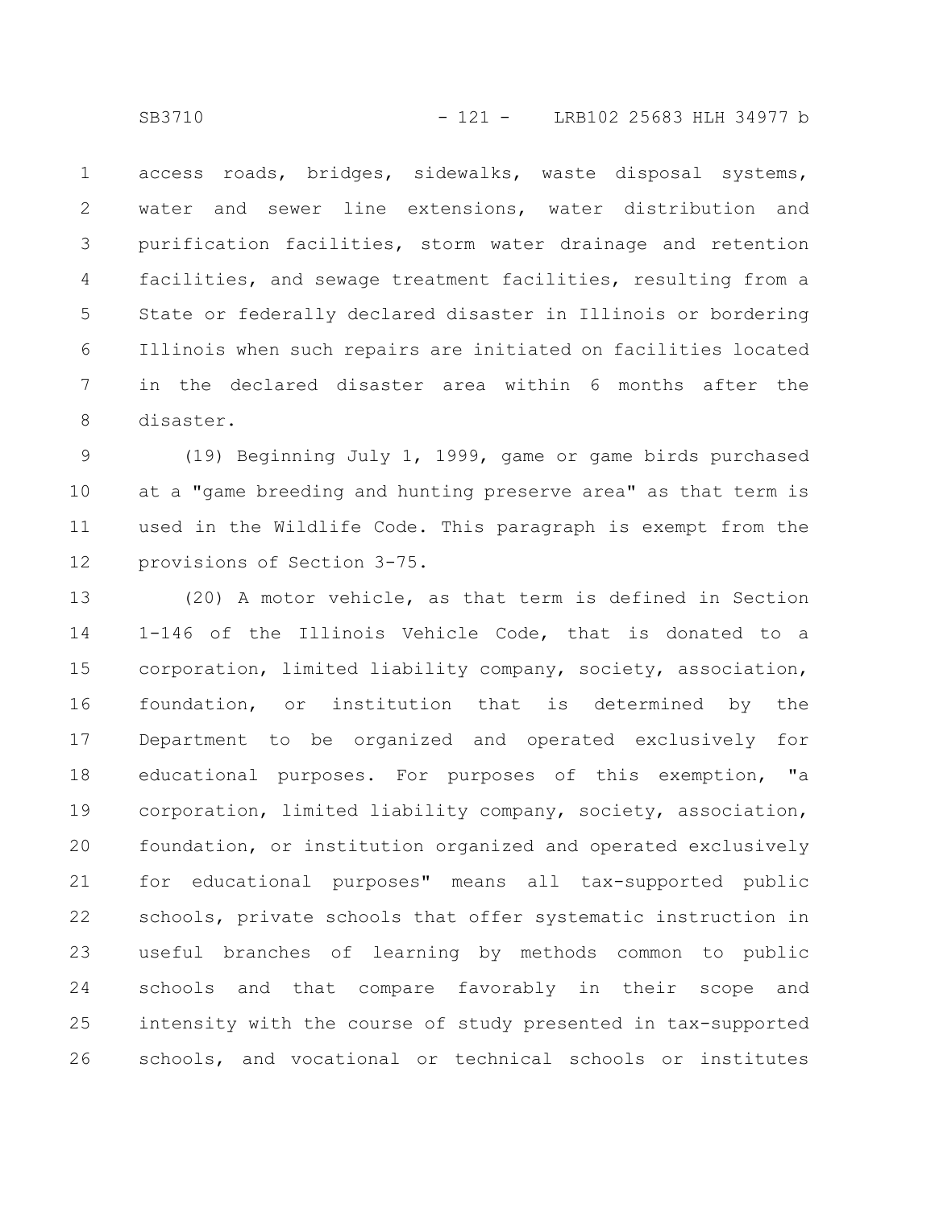access roads, bridges, sidewalks, waste disposal systems, water and sewer line extensions, water distribution and purification facilities, storm water drainage and retention facilities, and sewage treatment facilities, resulting from a State or federally declared disaster in Illinois or bordering Illinois when such repairs are initiated on facilities located in the declared disaster area within 6 months after the disaster.

(19) Beginning July 1, 1999, game or game birds purchased at a "game breeding and hunting preserve area" as that term is used in the Wildlife Code. This paragraph is exempt from the provisions of Section 3-75.

(20) A motor vehicle, as that term is defined in Section 1-146 of the Illinois Vehicle Code, that is donated to a corporation, limited liability company, society, association, foundation, or institution that is determined by the Department to be organized and operated exclusively for educational purposes. For purposes of this exemption, "a corporation, limited liability company, society, association, foundation, or institution organized and operated exclusively for educational purposes" means all tax-supported public schools, private schools that offer systematic instruction in useful branches of learning by methods common to public schools and that compare favorably in their scope and intensity with the course of study presented in tax-supported schools, and vocational or technical schools or institutes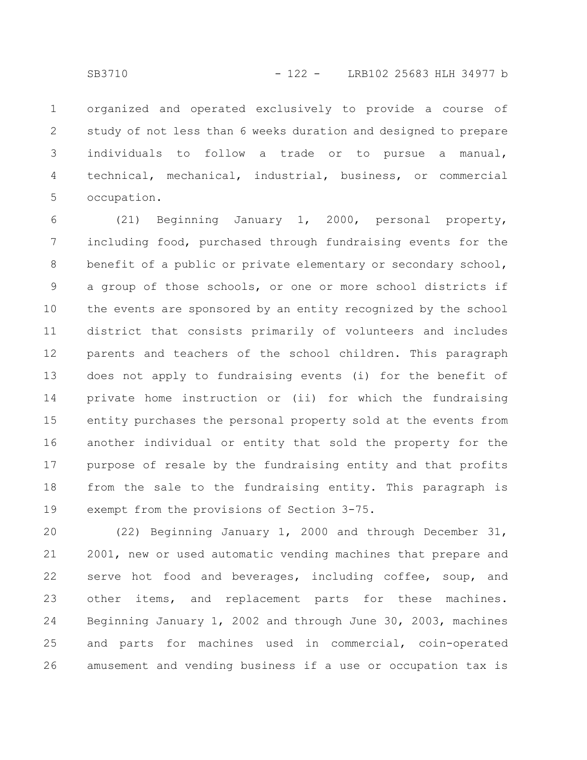organized and operated exclusively to provide a course of study of not less than 6 weeks duration and designed to prepare individuals to follow a trade or to pursue a manual, technical, mechanical, industrial, business, or commercial occupation.

(21) Beginning January 1, 2000, personal property, including food, purchased through fundraising events for the benefit of a public or private elementary or secondary school, a group of those schools, or one or more school districts if the events are sponsored by an entity recognized by the school district that consists primarily of volunteers and includes parents and teachers of the school children. This paragraph does not apply to fundraising events (i) for the benefit of private home instruction or (ii) for which the fundraising entity purchases the personal property sold at the events from another individual or entity that sold the property for the purpose of resale by the fundraising entity and that profits from the sale to the fundraising entity. This paragraph is exempt from the provisions of Section 3-75.

(22) Beginning January 1, 2000 and through December 31, 2001, new or used automatic vending machines that prepare and serve hot food and beverages, including coffee, soup, and other items, and replacement parts for these machines. Beginning January 1, 2002 and through June 30, 2003, machines and parts for machines used in commercial, coin-operated amusement and vending business if a use or occupation tax is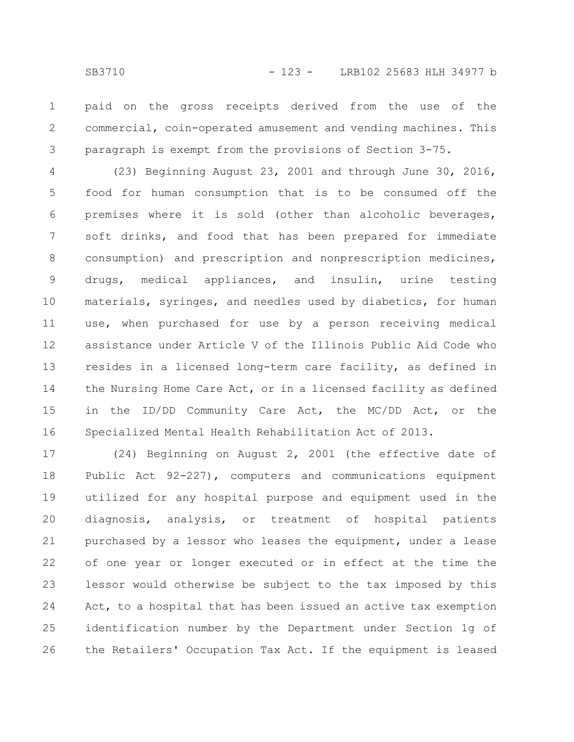paid on the gross receipts derived from the use of the commercial, coin-operated amusement and vending machines. This paragraph is exempt from the provisions of Section 3-75.

(23) Beginning August 23, 2001 and through June 30, 2016, food for human consumption that is to be consumed off the premises where it is sold (other than alcoholic beverages, soft drinks, and food that has been prepared for immediate consumption) and prescription and nonprescription medicines, drugs, medical appliances, and insulin, urine testing materials, syringes, and needles used by diabetics, for human use, when purchased for use by a person receiving medical assistance under Article V of the Illinois Public Aid Code who resides in a licensed long-term care facility, as defined in the Nursing Home Care Act, or in a licensed facility as defined in the ID/DD Community Care Act, the MC/DD Act, or the Specialized Mental Health Rehabilitation Act of 2013.

(24) Beginning on August 2, 2001 (the effective date of Public Act 92-227), computers and communications equipment utilized for any hospital purpose and equipment used in the diagnosis, analysis, or treatment of hospital patients purchased by a lessor who leases the equipment, under a lease of one year or longer executed or in effect at the time the lessor would otherwise be subject to the tax imposed by this Act, to a hospital that has been issued an active tax exemption identification number by the Department under Section 1g of the Retailers' Occupation Tax Act. If the equipment is leased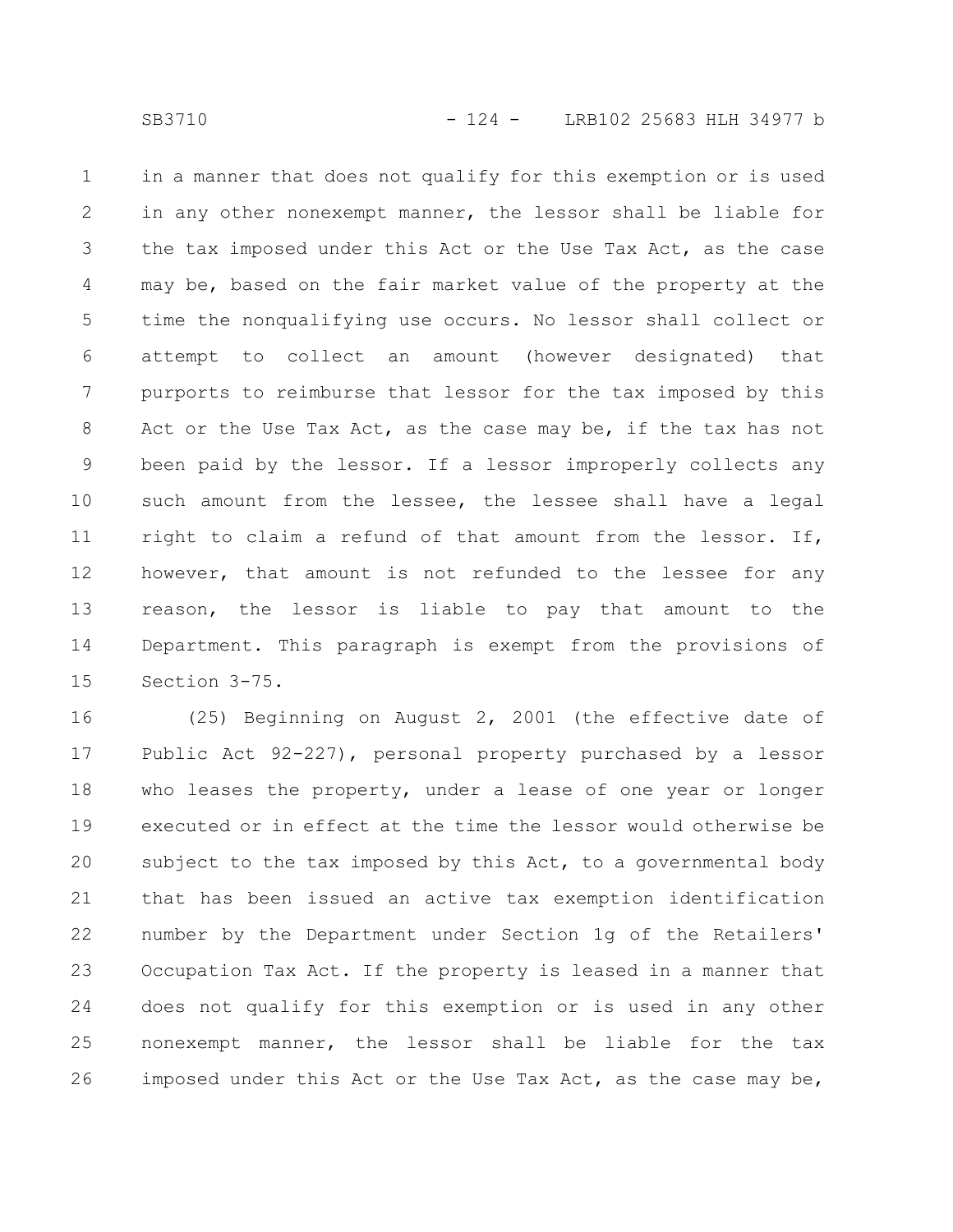in a manner that does not qualify for this exemption or is used in any other nonexempt manner, the lessor shall be liable for the tax imposed under this Act or the Use Tax Act, as the case may be, based on the fair market value of the property at the time the nonqualifying use occurs. No lessor shall collect or attempt to collect an amount (however designated) that purports to reimburse that lessor for the tax imposed by this Act or the Use Tax Act, as the case may be, if the tax has not been paid by the lessor. If a lessor improperly collects any such amount from the lessee, the lessee shall have a legal right to claim a refund of that amount from the lessor. If, however, that amount is not refunded to the lessee for any reason, the lessor is liable to pay that amount to the Department. This paragraph is exempt from the provisions of Section 3-75.

(25) Beginning on August 2, 2001 (the effective date of Public Act 92-227), personal property purchased by a lessor who leases the property, under a lease of one year or longer executed or in effect at the time the lessor would otherwise be subject to the tax imposed by this Act, to a governmental body that has been issued an active tax exemption identification number by the Department under Section 1g of the Retailers' Occupation Tax Act. If the property is leased in a manner that does not qualify for this exemption or is used in any other nonexempt manner, the lessor shall be liable for the tax imposed under this Act or the Use Tax Act, as the case may be,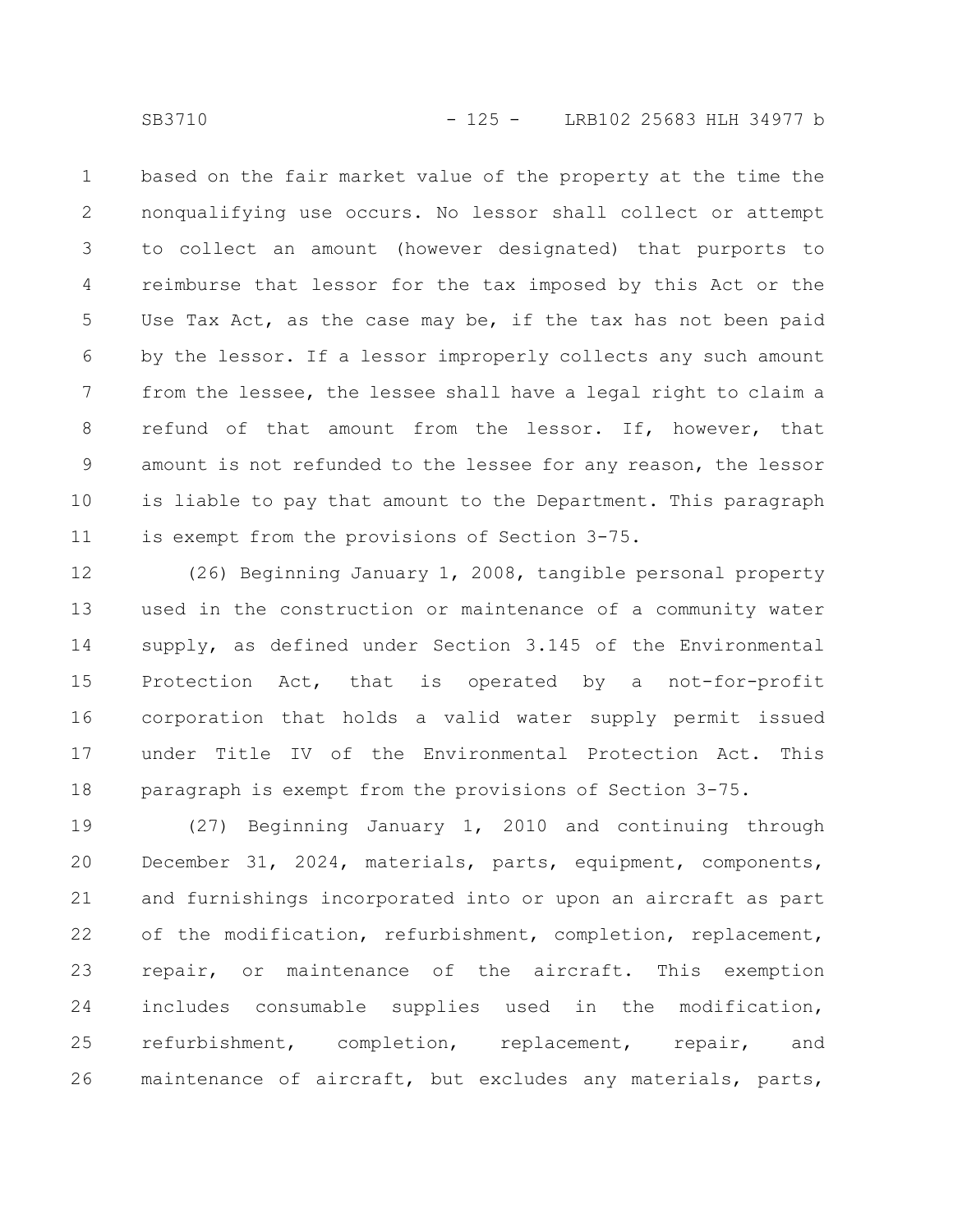based on the fair market value of the property at the time the nonqualifying use occurs. No lessor shall collect or attempt to collect an amount (however designated) that purports to reimburse that lessor for the tax imposed by this Act or the Use Tax Act, as the case may be, if the tax has not been paid by the lessor. If a lessor improperly collects any such amount from the lessee, the lessee shall have a legal right to claim a refund of that amount from the lessor. If, however, that amount is not refunded to the lessee for any reason, the lessor is liable to pay that amount to the Department. This paragraph is exempt from the provisions of Section 3-75.

(26) Beginning January 1, 2008, tangible personal property used in the construction or maintenance of a community water supply, as defined under Section 3.145 of the Environmental Protection Act, that is operated by a not-for-profit corporation that holds a valid water supply permit issued under Title IV of the Environmental Protection Act. This paragraph is exempt from the provisions of Section 3-75.

(27) Beginning January 1, 2010 and continuing through December 31, 2024, materials, parts, equipment, components, and furnishings incorporated into or upon an aircraft as part of the modification, refurbishment, completion, replacement, repair, or maintenance of the aircraft. This exemption includes consumable supplies used in the modification, refurbishment, completion, replacement, repair, and maintenance of aircraft, but excludes any materials, parts,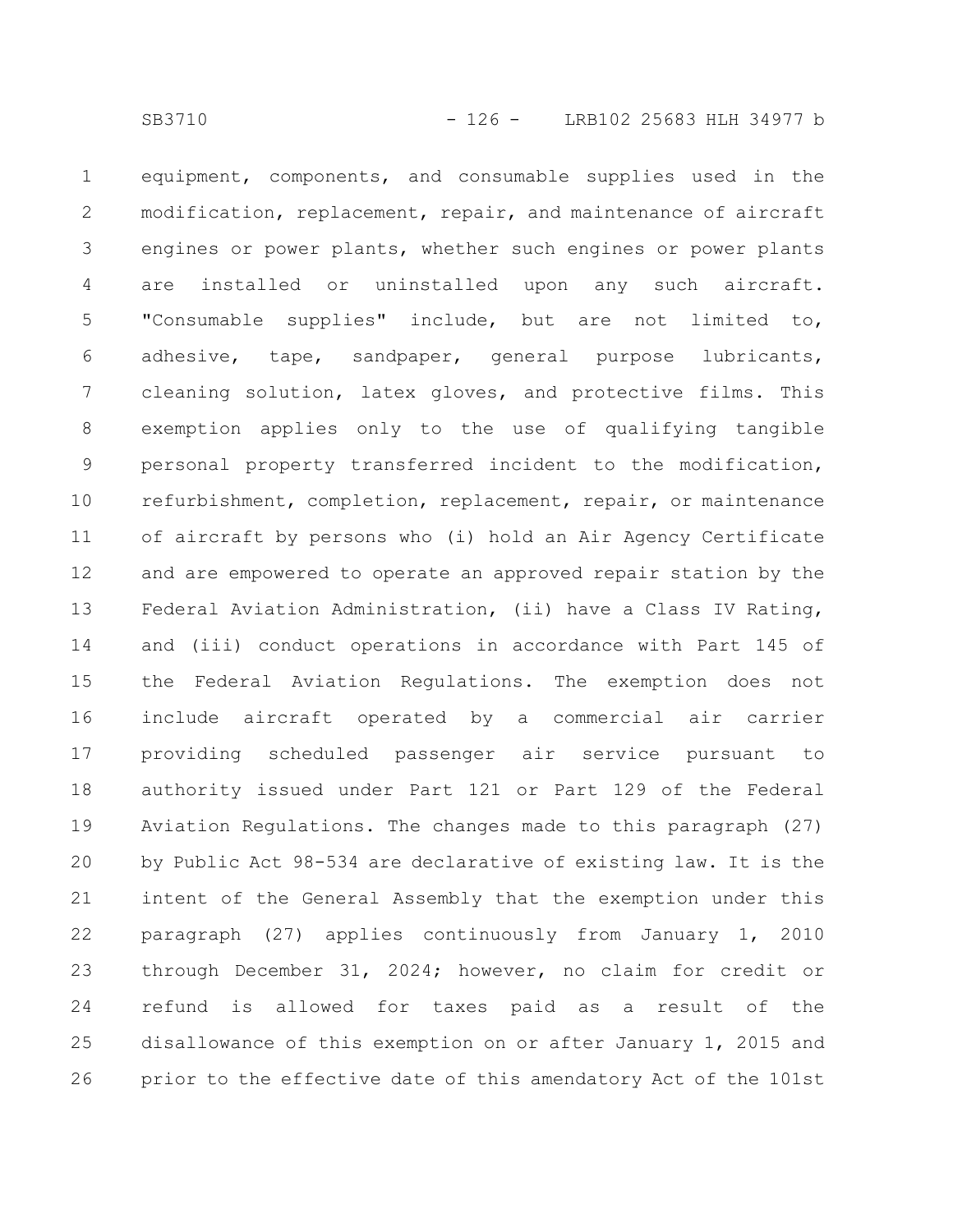equipment, components, and consumable supplies used in the modification, replacement, repair, and maintenance of aircraft engines or power plants, whether such engines or power plants are installed or uninstalled upon any such aircraft. "Consumable supplies" include, but are not limited to, adhesive, tape, sandpaper, general purpose lubricants, cleaning solution, latex gloves, and protective films. This exemption applies only to the use of qualifying tangible personal property transferred incident to the modification, refurbishment, completion, replacement, repair, or maintenance of aircraft by persons who (i) hold an Air Agency Certificate and are empowered to operate an approved repair station by the Federal Aviation Administration, (ii) have a Class IV Rating, and (iii) conduct operations in accordance with Part 145 of the Federal Aviation Regulations. The exemption does not include aircraft operated by a commercial air carrier providing scheduled passenger air service pursuant to authority issued under Part 121 or Part 129 of the Federal Aviation Regulations. The changes made to this paragraph (27) by Public Act 98-534 are declarative of existing law. It is the intent of the General Assembly that the exemption under this paragraph (27) applies continuously from January 1, 2010 through December 31, 2024; however, no claim for credit or refund is allowed for taxes paid as a result of the disallowance of this exemption on or after January 1, 2015 and prior to the effective date of this amendatory Act of the 101st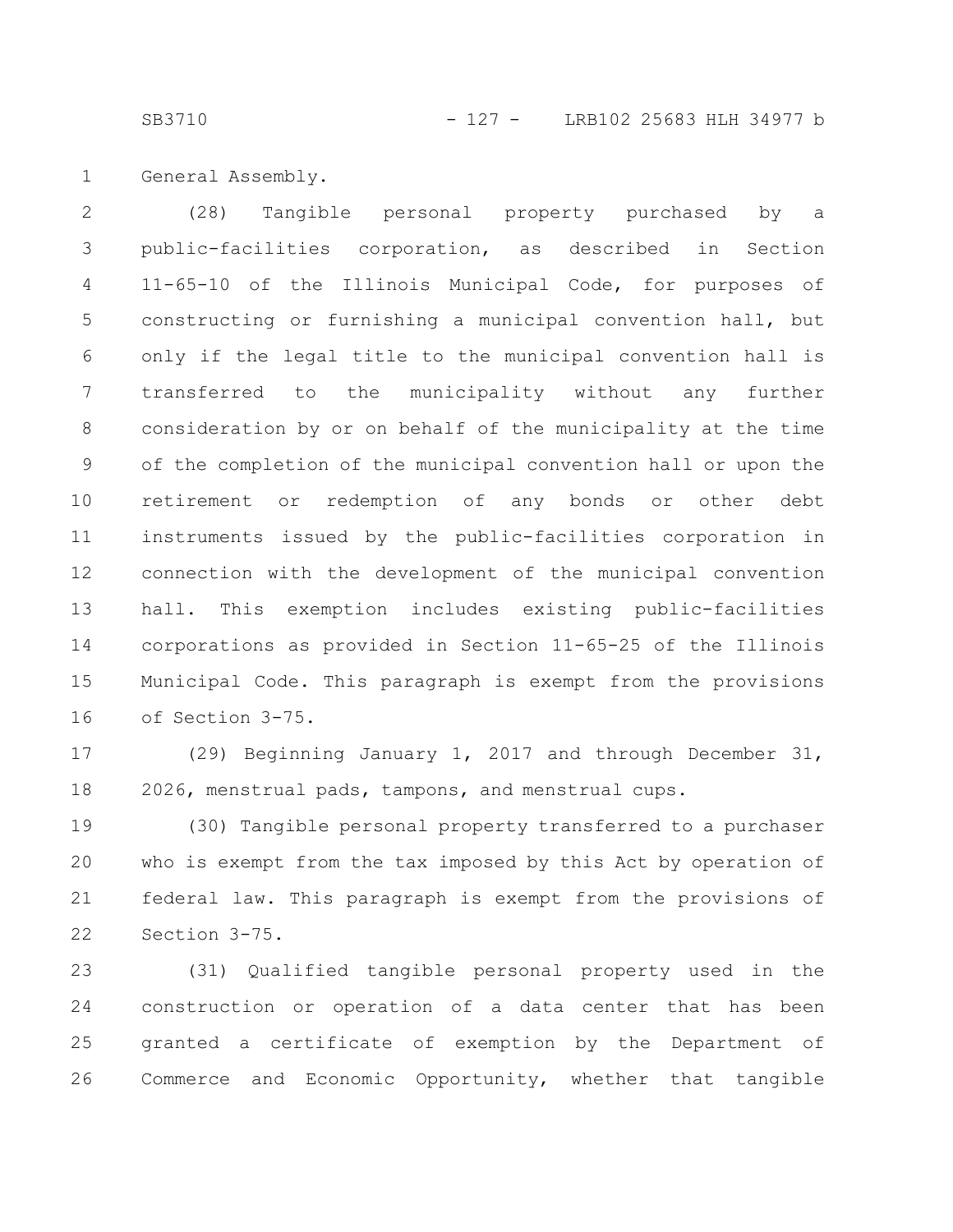General Assembly.

(28) Tangible personal property purchased by a public-facilities corporation, as described in Section 11-65-10 of the Illinois Municipal Code, for purposes of constructing or furnishing a municipal convention hall, but only if the legal title to the municipal convention hall is transferred to the municipality without any further consideration by or on behalf of the municipality at the time of the completion of the municipal convention hall or upon the retirement or redemption of any bonds or other debt instruments issued by the public-facilities corporation in connection with the development of the municipal convention hall. This exemption includes existing public-facilities corporations as provided in Section 11-65-25 of the Illinois Municipal Code. This paragraph is exempt from the provisions of Section 3-75.

(29) Beginning January 1, 2017 and through December 31, 2026, menstrual pads, tampons, and menstrual cups.

(30) Tangible personal property transferred to a purchaser who is exempt from the tax imposed by this Act by operation of federal law. This paragraph is exempt from the provisions of Section 3-75.

(31) Qualified tangible personal property used in the construction or operation of a data center that has been granted a certificate of exemption by the Department of Commerce and Economic Opportunity, whether that tangible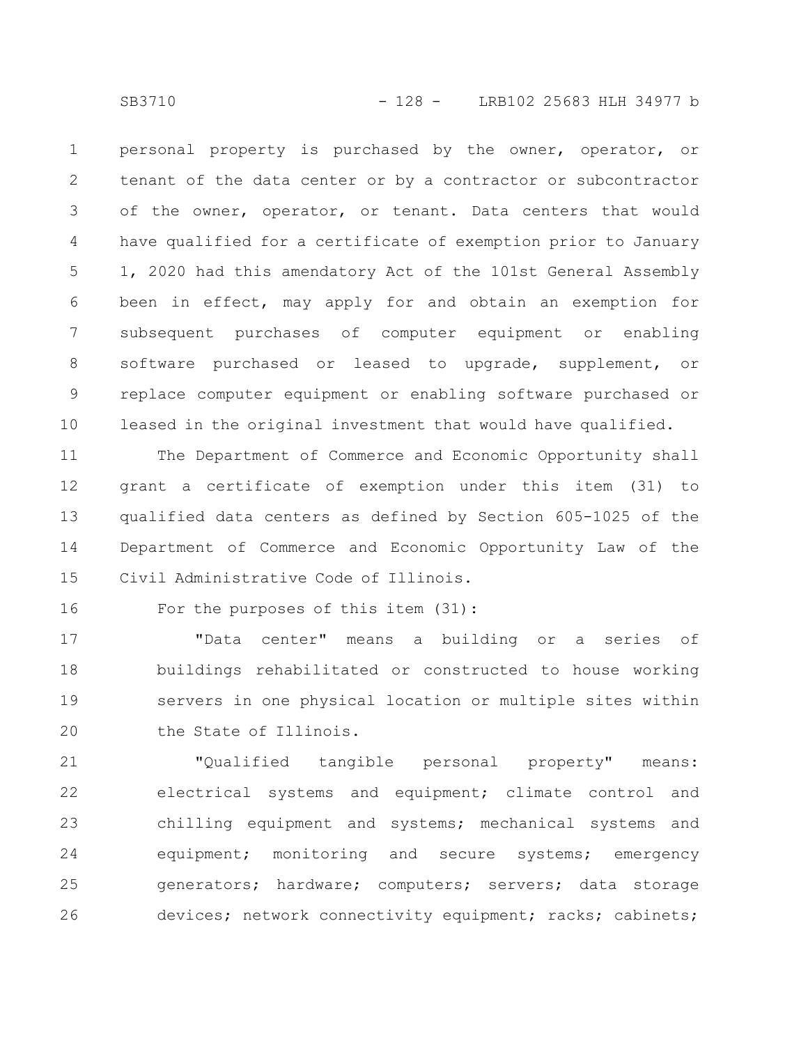personal property is purchased by the owner, operator, or tenant of the data center or by a contractor or subcontractor of the owner, operator, or tenant. Data centers that would have qualified for a certificate of exemption prior to January 1, 2020 had this amendatory Act of the 101st General Assembly been in effect, may apply for and obtain an exemption for subsequent purchases of computer equipment or enabling software purchased or leased to upgrade, supplement, or replace computer equipment or enabling software purchased or leased in the original investment that would have qualified.

The Department of Commerce and Economic Opportunity shall grant a certificate of exemption under this item (31) to qualified data centers as defined by Section 605-1025 of the Department of Commerce and Economic Opportunity Law of the Civil Administrative Code of Illinois.

For the purposes of this item (31):

"Data center" means a building or a series of buildings rehabilitated or constructed to house working servers in one physical location or multiple sites within the State of Illinois.

"Qualified tangible personal property" means: electrical systems and equipment; climate control and chilling equipment and systems; mechanical systems and equipment; monitoring and secure systems; emergency generators; hardware; computers; servers; data storage devices; network connectivity equipment; racks; cabinets;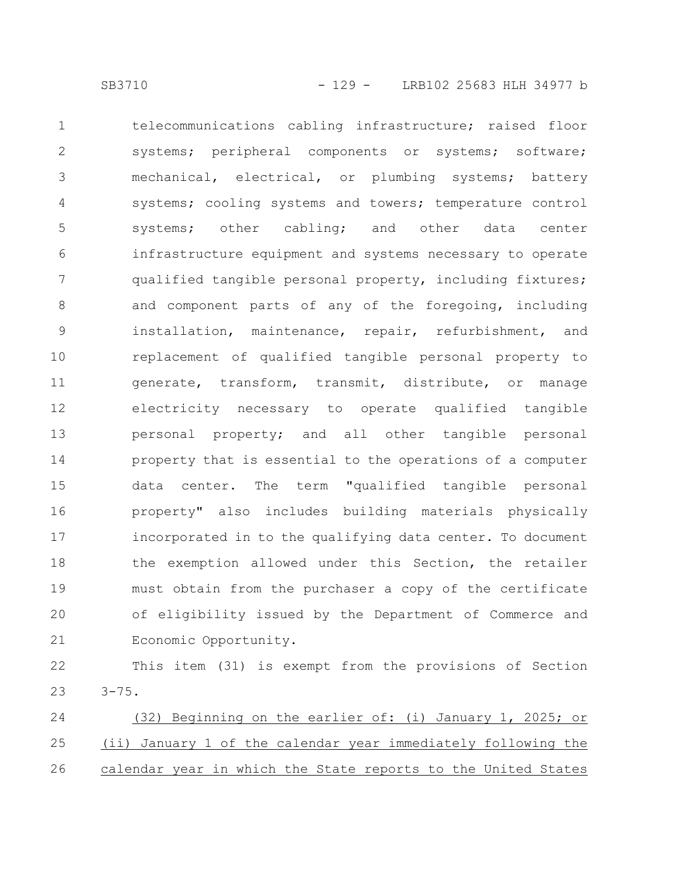telecommunications cabling infrastructure; raised floor systems; peripheral components or systems; software; mechanical, electrical, or plumbing systems; battery systems; cooling systems and towers; temperature control systems; other cabling; and other data center infrastructure equipment and systems necessary to operate qualified tangible personal property, including fixtures; and component parts of any of the foregoing, including installation, maintenance, repair, refurbishment, and replacement of qualified tangible personal property to generate, transform, transmit, distribute, or manage electricity necessary to operate qualified tangible personal property; and all other tangible personal property that is essential to the operations of a computer data center. The term "qualified tangible personal property" also includes building materials physically incorporated in to the qualifying data center. To document the exemption allowed under this Section, the retailer must obtain from the purchaser a copy of the certificate of eligibility issued by the Department of Commerce and Economic Opportunity.

This item (31) is exempt from the provisions of Section 3-75.

<u>(32) Beginning on the earlier of: (i) January 1, 2025; or (ii) January 1 of the calendar year immediately following the calendar year in which the State reports to the United States</u>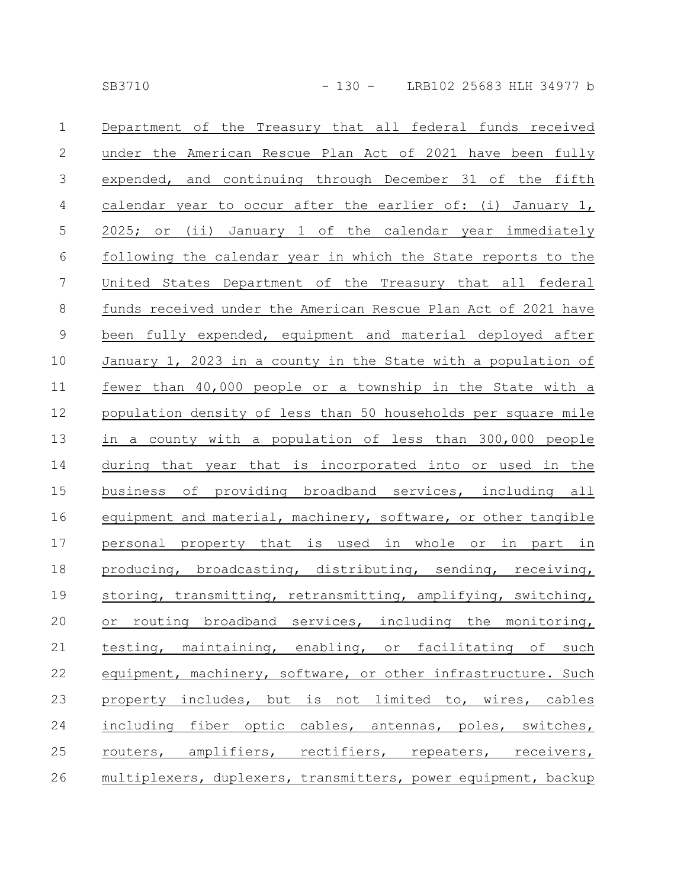Department of the Treasury that all federal funds received under the American Rescue Plan Act of 2021 have been fully expended, and continuing through December 31 of the fifth calendar year to occur after the earlier of: (i) January 1, 2025; or (ii) January 1 of the calendar year immediately following the calendar year in which the State reports to the United States Department of the Treasury that all federal funds received under the American Rescue Plan Act of 2021 have been fully expended, equipment and material deployed after January 1, 2023 in a county in the State with a population of fewer than 40,000 people or a township in the State with a population density of less than 50 households per square mile in a county with a population of less than 300,000 people during that year that is incorporated into or used in the business of providing broadband services, including all equipment and material, machinery, software, or other tangible personal property that is used in whole or in part in producing, broadcasting, distributing, sending, receiving, storing, transmitting, retransmitting, amplifying, switching, or routing broadband services, including the monitoring, testing, maintaining, enabling, or facilitating of such equipment, machinery, software, or other infrastructure. Such property includes, but is not limited to, wires, cables including fiber optic cables, antennas, poles, switches, routers, amplifiers, rectifiers, repeaters, receivers, multiplexers, duplexers, transmitters, power equipment, backup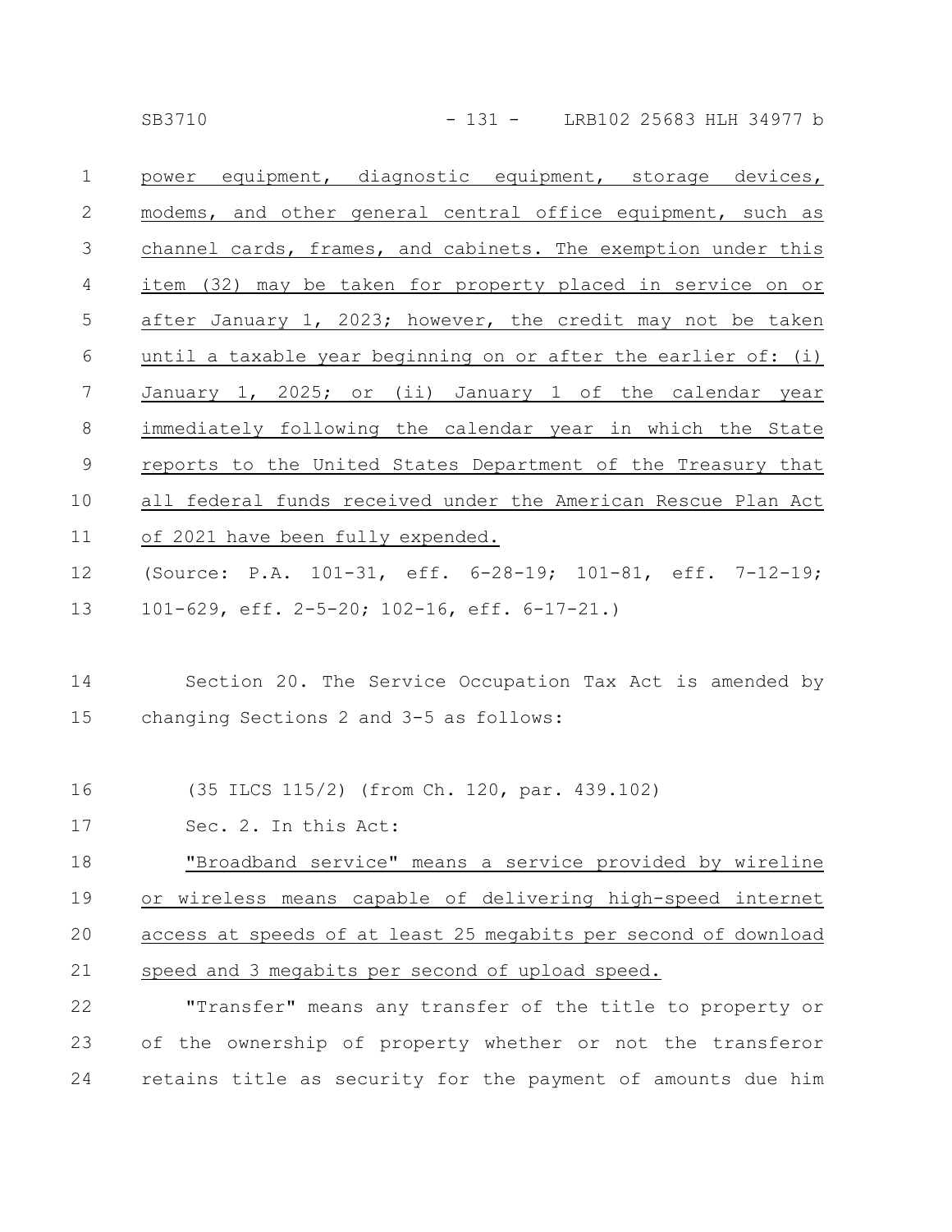power equipment, diagnostic equipment, storage devices, modems, and other general central office equipment, such as channel cards, frames, and cabinets. The exemption under this item (32) may be taken for property placed in service on or after January 1, 2023; however, the credit may not be taken until a taxable year beginning on or after the earlier of: (i) January 1, 2025; or (ii) January 1 of the calendar year immediately following the calendar year in which the State reports to the United States Department of the Treasury that all federal funds received under the American Rescue Plan Act of 2021 have been fully expended.

(Source: P.A. 101-31, eff. 6-28-19; 101-81, eff. 7-12-19; 101-629, eff. 2-5-20; 102-16, eff. 6-17-21.)

Section 20. The Service Occupation Tax Act is amended by changing Sections 2 and 3-5 as follows:

(35 ILCS 115/2) (from Ch. 120, par. 439.102)

Sec. 2. In this Act:

"Broadband service" means a service provided by wireline or wireless means capable of delivering high-speed internet access at speeds of at least 25 megabits per second of download speed and 3 megabits per second of upload speed.

"Transfer" means any transfer of the title to property or of the ownership of property whether or not the transferor retains title as security for the payment of amounts due him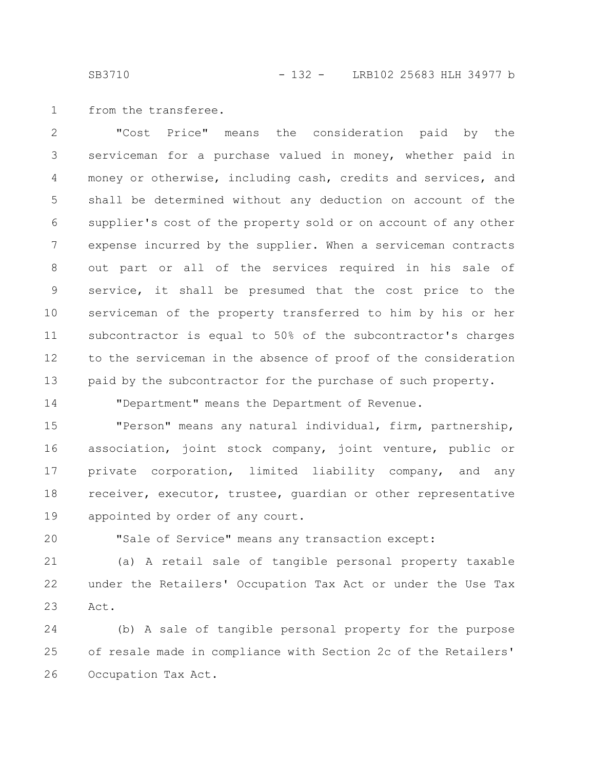from the transferee.

"Cost Price" means the consideration paid by the serviceman for a purchase valued in money, whether paid in money or otherwise, including cash, credits and services, and shall be determined without any deduction on account of the supplier's cost of the property sold or on account of any other expense incurred by the supplier. When a serviceman contracts out part or all of the services required in his sale of service, it shall be presumed that the cost price to the serviceman of the property transferred to him by his or her subcontractor is equal to 50% of the subcontractor's charges to the serviceman in the absence of proof of the consideration paid by the subcontractor for the purchase of such property.

"Department" means the Department of Revenue.

"Person" means any natural individual, firm, partnership, association, joint stock company, joint venture, public or private corporation, limited liability company, and any receiver, executor, trustee, guardian or other representative appointed by order of any court.

"Sale of Service" means any transaction except:

(a) A retail sale of tangible personal property taxable under the Retailers' Occupation Tax Act or under the Use Tax Act.

(b) A sale of tangible personal property for the purpose of resale made in compliance with Section 2c of the Retailers' Occupation Tax Act.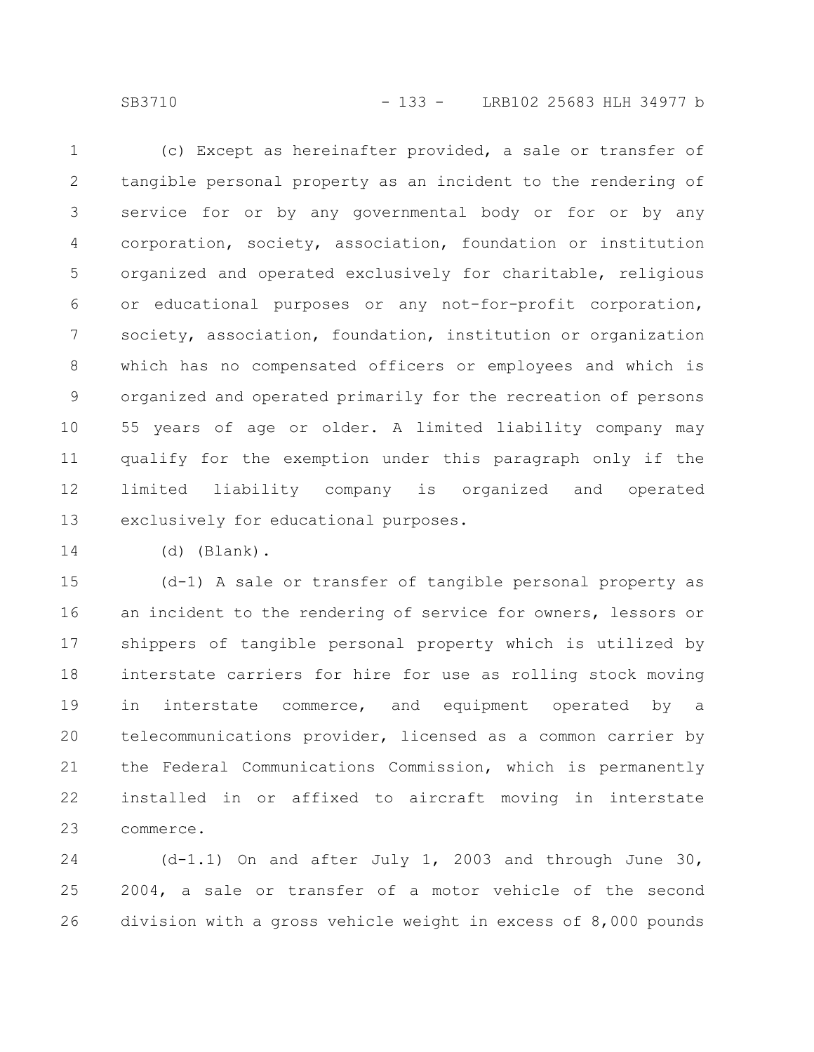(c) Except as hereinafter provided, a sale or transfer of tangible personal property as an incident to the rendering of service for or by any governmental body or for or by any corporation, society, association, foundation or institution organized and operated exclusively for charitable, religious or educational purposes or any not-for-profit corporation, society, association, foundation, institution or organization which has no compensated officers or employees and which is organized and operated primarily for the recreation of persons 55 years of age or older. A limited liability company may qualify for the exemption under this paragraph only if the limited liability company is organized and operated exclusively for educational purposes.

(d) (Blank).

(d-1) A sale or transfer of tangible personal property as an incident to the rendering of service for owners, lessors or shippers of tangible personal property which is utilized by interstate carriers for hire for use as rolling stock moving in interstate commerce, and equipment operated by a telecommunications provider, licensed as a common carrier by the Federal Communications Commission, which is permanently installed in or affixed to aircraft moving in interstate commerce.

(d-1.1) On and after July 1, 2003 and through June 30, 2004, a sale or transfer of a motor vehicle of the second division with a gross vehicle weight in excess of 8,000 pounds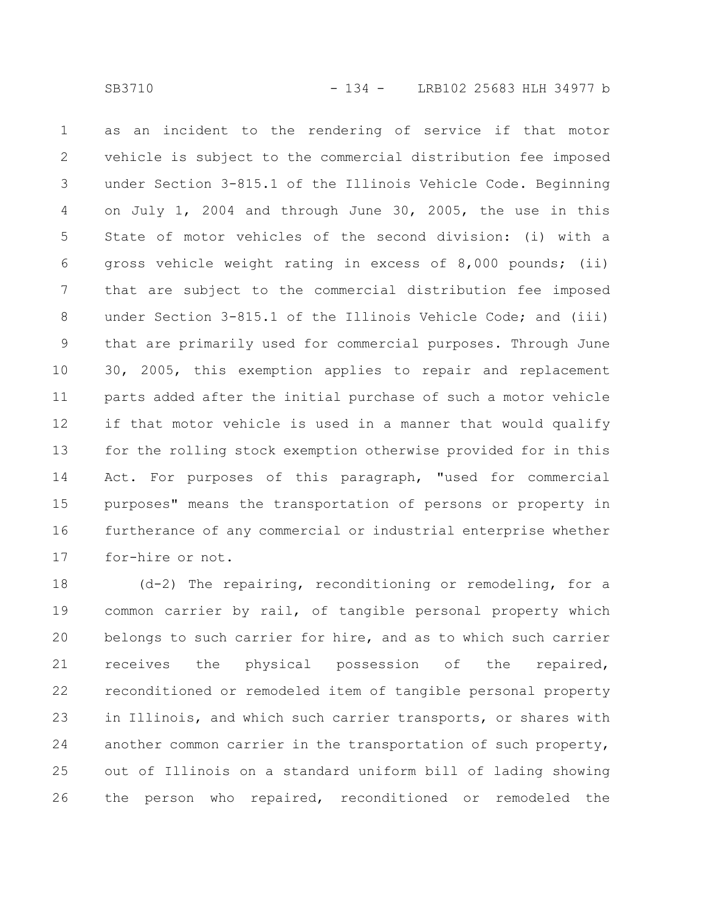as an incident to the rendering of service if that motor vehicle is subject to the commercial distribution fee imposed under Section 3-815.1 of the Illinois Vehicle Code. Beginning on July 1, 2004 and through June 30, 2005, the use in this State of motor vehicles of the second division: (i) with a gross vehicle weight rating in excess of 8,000 pounds; (ii) that are subject to the commercial distribution fee imposed under Section 3-815.1 of the Illinois Vehicle Code; and (iii) that are primarily used for commercial purposes. Through June 30, 2005, this exemption applies to repair and replacement parts added after the initial purchase of such a motor vehicle if that motor vehicle is used in a manner that would qualify for the rolling stock exemption otherwise provided for in this Act. For purposes of this paragraph, "used for commercial purposes" means the transportation of persons or property in furtherance of any commercial or industrial enterprise whether for-hire or not.

(d-2) The repairing, reconditioning or remodeling, for a common carrier by rail, of tangible personal property which belongs to such carrier for hire, and as to which such carrier receives the physical possession of the repaired, reconditioned or remodeled item of tangible personal property in Illinois, and which such carrier transports, or shares with another common carrier in the transportation of such property, out of Illinois on a standard uniform bill of lading showing the person who repaired, reconditioned or remodeled the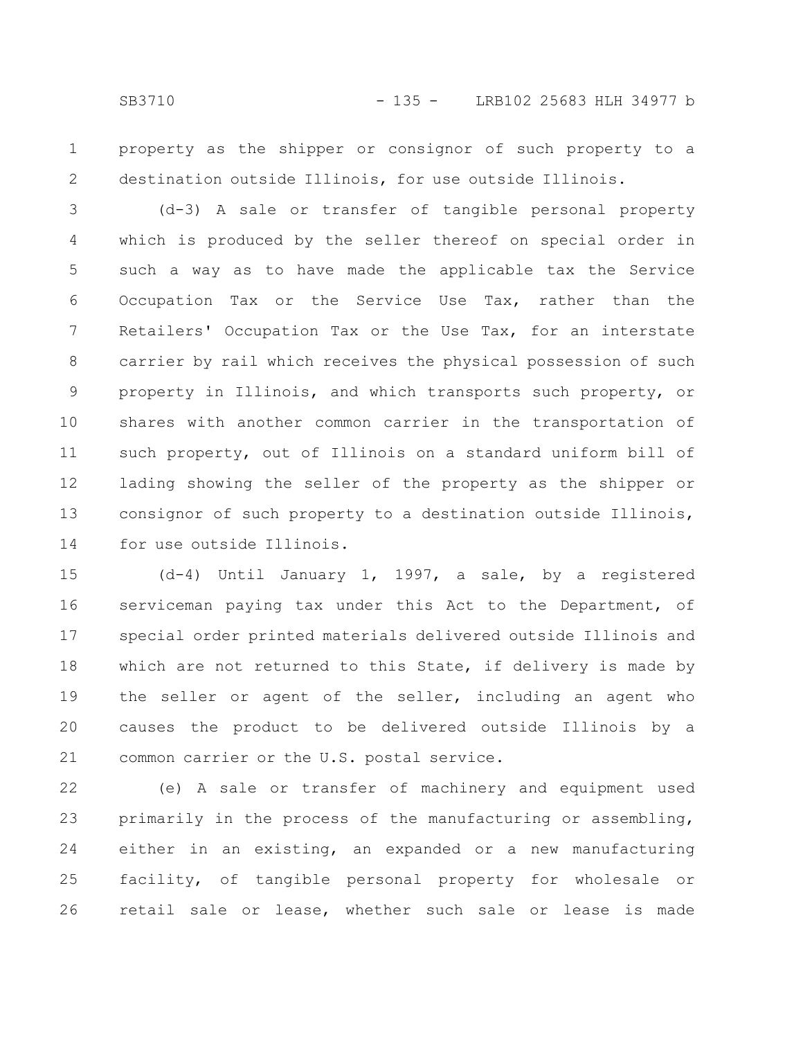property as the shipper or consignor of such property to a destination outside Illinois, for use outside Illinois.

(d-3) A sale or transfer of tangible personal property which is produced by the seller thereof on special order in such a way as to have made the applicable tax the Service Occupation Tax or the Service Use Tax, rather than the Retailers' Occupation Tax or the Use Tax, for an interstate carrier by rail which receives the physical possession of such property in Illinois, and which transports such property, or shares with another common carrier in the transportation of such property, out of Illinois on a standard uniform bill of lading showing the seller of the property as the shipper or consignor of such property to a destination outside Illinois, for use outside Illinois.

(d-4) Until January 1, 1997, a sale, by a registered serviceman paying tax under this Act to the Department, of special order printed materials delivered outside Illinois and which are not returned to this State, if delivery is made by the seller or agent of the seller, including an agent who causes the product to be delivered outside Illinois by a common carrier or the U.S. postal service.

(e) A sale or transfer of machinery and equipment used primarily in the process of the manufacturing or assembling, either in an existing, an expanded or a new manufacturing facility, of tangible personal property for wholesale or retail sale or lease, whether such sale or lease is made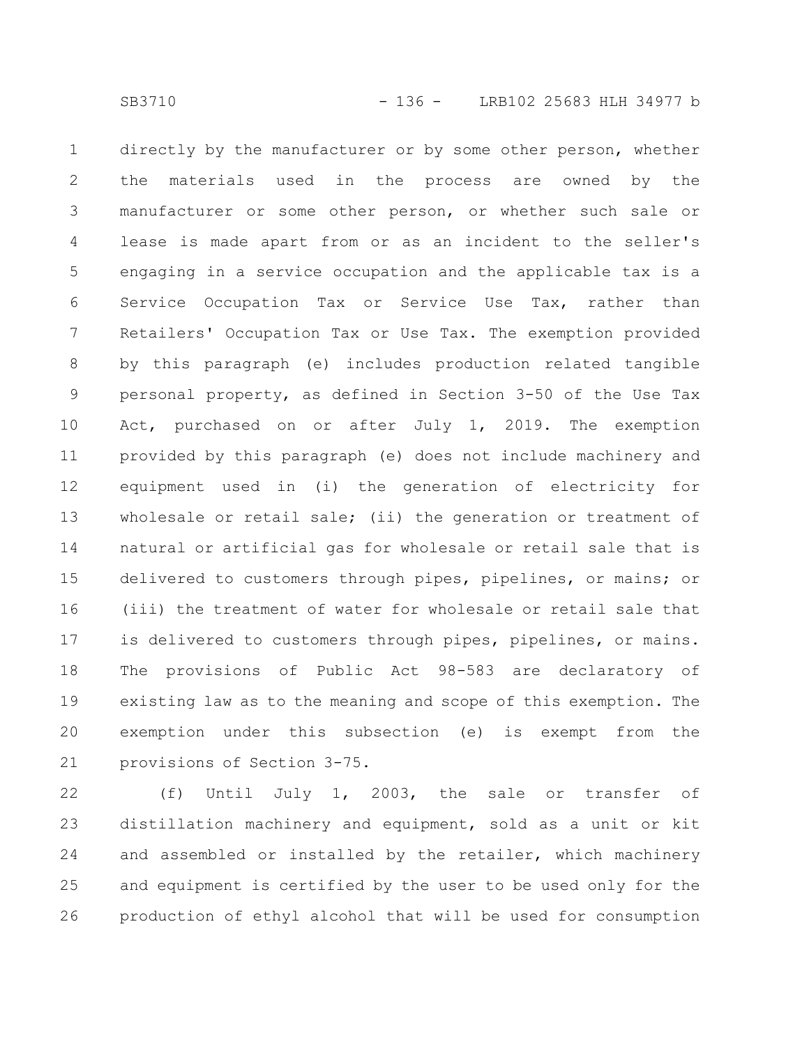directly by the manufacturer or by some other person, whether the materials used in the process are owned by the manufacturer or some other person, or whether such sale or lease is made apart from or as an incident to the seller's engaging in a service occupation and the applicable tax is a Service Occupation Tax or Service Use Tax, rather than Retailers' Occupation Tax or Use Tax. The exemption provided by this paragraph (e) includes production related tangible personal property, as defined in Section 3-50 of the Use Tax Act, purchased on or after July 1, 2019. The exemption provided by this paragraph (e) does not include machinery and equipment used in (i) the generation of electricity for wholesale or retail sale; (ii) the generation or treatment of natural or artificial gas for wholesale or retail sale that is delivered to customers through pipes, pipelines, or mains; or (iii) the treatment of water for wholesale or retail sale that is delivered to customers through pipes, pipelines, or mains. The provisions of Public Act 98-583 are declaratory of existing law as to the meaning and scope of this exemption. The exemption under this subsection (e) is exempt from the provisions of Section 3-75.

(f) Until July 1, 2003, the sale or transfer of distillation machinery and equipment, sold as a unit or kit and assembled or installed by the retailer, which machinery and equipment is certified by the user to be used only for the production of ethyl alcohol that will be used for consumption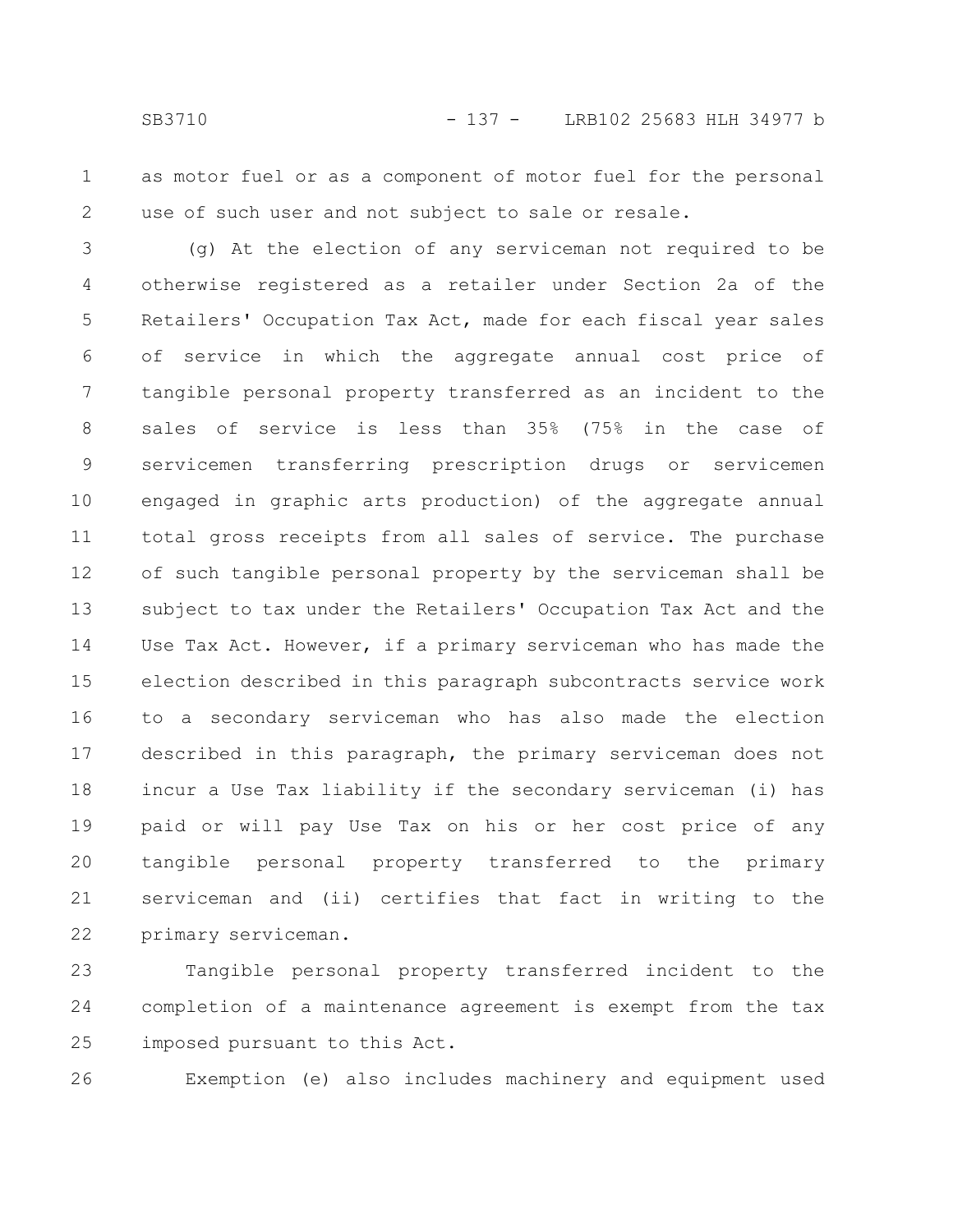as motor fuel or as a component of motor fuel for the personal use of such user and not subject to sale or resale.

(g) At the election of any serviceman not required to be otherwise registered as a retailer under Section 2a of the Retailers' Occupation Tax Act, made for each fiscal year sales of service in which the aggregate annual cost price of tangible personal property transferred as an incident to the sales of service is less than 35% (75% in the case of servicemen transferring prescription drugs or servicemen engaged in graphic arts production) of the aggregate annual total gross receipts from all sales of service. The purchase of such tangible personal property by the serviceman shall be subject to tax under the Retailers' Occupation Tax Act and the Use Tax Act. However, if a primary serviceman who has made the election described in this paragraph subcontracts service work to a secondary serviceman who has also made the election described in this paragraph, the primary serviceman does not incur a Use Tax liability if the secondary serviceman (i) has paid or will pay Use Tax on his or her cost price of any tangible personal property transferred to the primary serviceman and (ii) certifies that fact in writing to the primary serviceman.

Tangible personal property transferred incident to the completion of a maintenance agreement is exempt from the tax imposed pursuant to this Act.

Exemption (e) also includes machinery and equipment used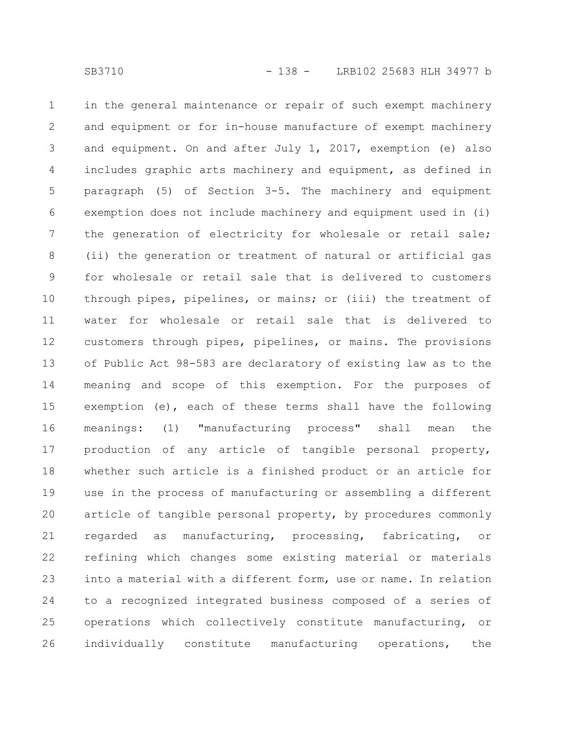in the general maintenance or repair of such exempt machinery and equipment or for in-house manufacture of exempt machinery and equipment. On and after July 1, 2017, exemption (e) also includes graphic arts machinery and equipment, as defined in paragraph (5) of Section 3-5. The machinery and equipment exemption does not include machinery and equipment used in (i) the generation of electricity for wholesale or retail sale; (ii) the generation or treatment of natural or artificial gas for wholesale or retail sale that is delivered to customers through pipes, pipelines, or mains; or (iii) the treatment of water for wholesale or retail sale that is delivered to customers through pipes, pipelines, or mains. The provisions of Public Act 98-583 are declaratory of existing law as to the meaning and scope of this exemption. For the purposes of exemption (e), each of these terms shall have the following meanings: (1) "manufacturing process" shall mean the production of any article of tangible personal property, whether such article is a finished product or an article for use in the process of manufacturing or assembling a different article of tangible personal property, by procedures commonly regarded as manufacturing, processing, fabricating, or refining which changes some existing material or materials into a material with a different form, use or name. In relation to a recognized integrated business composed of a series of operations which collectively constitute manufacturing, or individually constitute manufacturing operations, the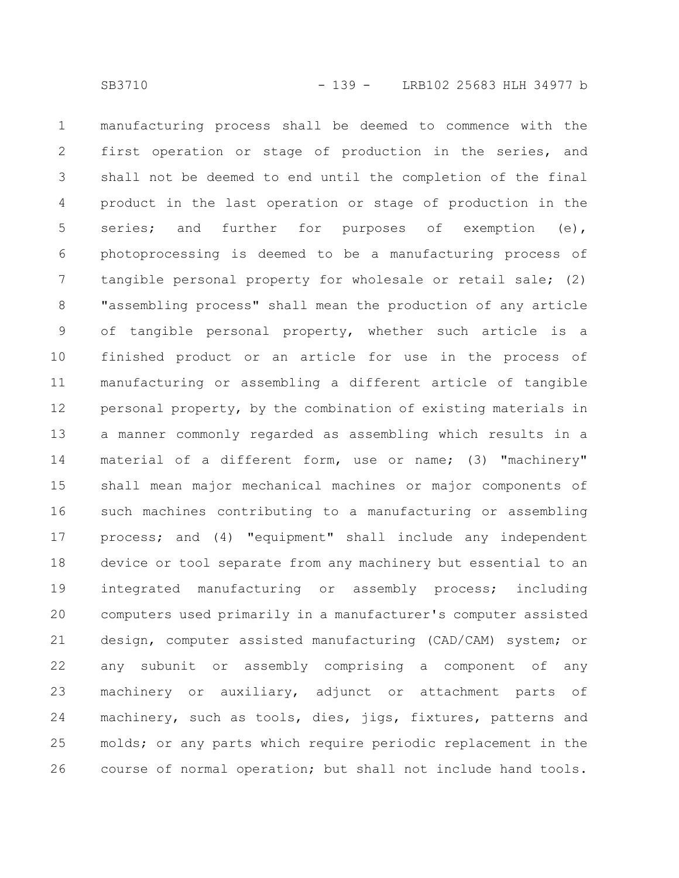manufacturing process shall be deemed to commence with the first operation or stage of production in the series, and shall not be deemed to end until the completion of the final product in the last operation or stage of production in the series; and further for purposes of exemption (e), photoprocessing is deemed to be a manufacturing process of tangible personal property for wholesale or retail sale; (2) "assembling process" shall mean the production of any article of tangible personal property, whether such article is a finished product or an article for use in the process of manufacturing or assembling a different article of tangible personal property, by the combination of existing materials in a manner commonly regarded as assembling which results in a material of a different form, use or name; (3) "machinery" shall mean major mechanical machines or major components of such machines contributing to a manufacturing or assembling process; and (4) "equipment" shall include any independent device or tool separate from any machinery but essential to an integrated manufacturing or assembly process; including computers used primarily in a manufacturer's computer assisted design, computer assisted manufacturing (CAD/CAM) system; or any subunit or assembly comprising a component of any machinery or auxiliary, adjunct or attachment parts of machinery, such as tools, dies, jigs, fixtures, patterns and molds; or any parts which require periodic replacement in the course of normal operation; but shall not include hand tools.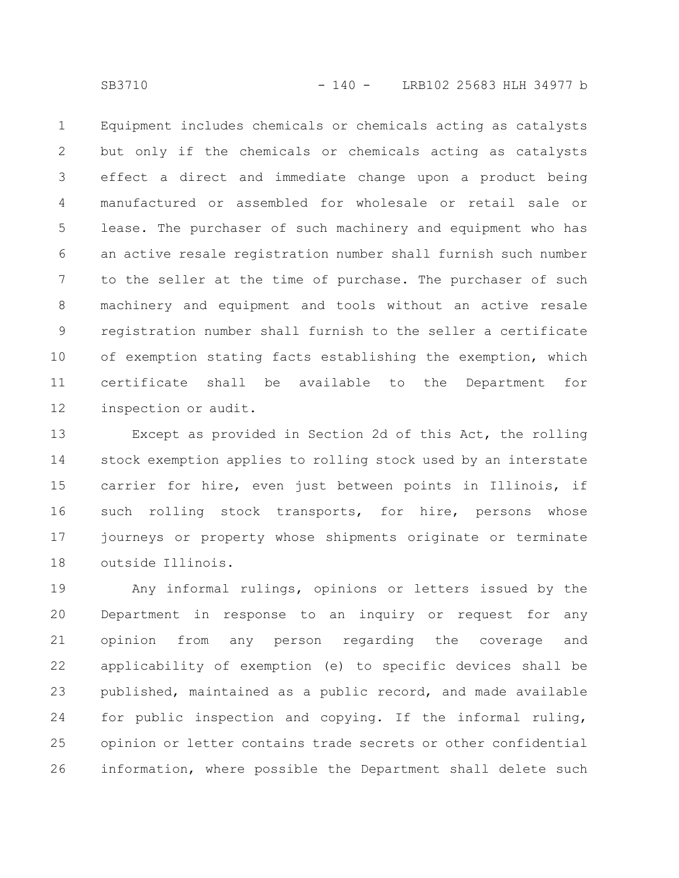Equipment includes chemicals or chemicals acting as catalysts but only if the chemicals or chemicals acting as catalysts effect a direct and immediate change upon a product being manufactured or assembled for wholesale or retail sale or lease. The purchaser of such machinery and equipment who has an active resale registration number shall furnish such number to the seller at the time of purchase. The purchaser of such machinery and equipment and tools without an active resale registration number shall furnish to the seller a certificate of exemption stating facts establishing the exemption, which certificate shall be available to the Department for inspection or audit.

Except as provided in Section 2d of this Act, the rolling stock exemption applies to rolling stock used by an interstate carrier for hire, even just between points in Illinois, if such rolling stock transports, for hire, persons whose journeys or property whose shipments originate or terminate outside Illinois.

Any informal rulings, opinions or letters issued by the Department in response to an inquiry or request for any opinion from any person regarding the coverage and applicability of exemption (e) to specific devices shall be published, maintained as a public record, and made available for public inspection and copying. If the informal ruling, opinion or letter contains trade secrets or other confidential information, where possible the Department shall delete such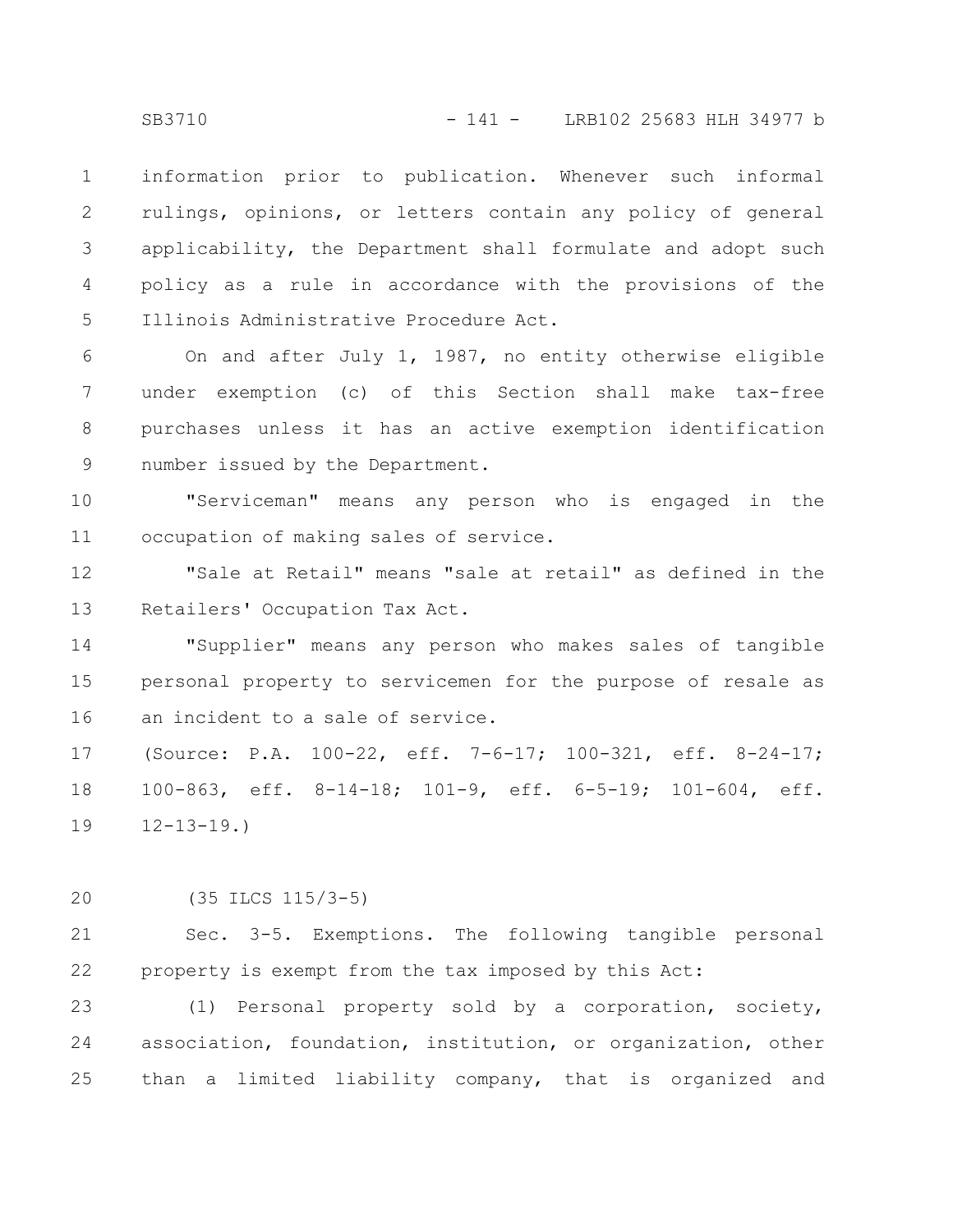information prior to publication. Whenever such informal rulings, opinions, or letters contain any policy of general applicability, the Department shall formulate and adopt such policy as a rule in accordance with the provisions of the Illinois Administrative Procedure Act.

On and after July 1, 1987, no entity otherwise eligible under exemption (c) of this Section shall make tax-free purchases unless it has an active exemption identification number issued by the Department.

"Serviceman" means any person who is engaged in the occupation of making sales of service.

"Sale at Retail" means "sale at retail" as defined in the Retailers' Occupation Tax Act.

"Supplier" means any person who makes sales of tangible personal property to servicemen for the purpose of resale as an incident to a sale of service.

(Source: P.A. 100-22, eff. 7-6-17; 100-321, eff. 8-24-17; 100-863, eff. 8-14-18; 101-9, eff. 6-5-19; 101-604, eff. 12-13-19.)

(35 ILCS 115/3-5)

Sec. 3-5. Exemptions. The following tangible personal property is exempt from the tax imposed by this Act:

(1) Personal property sold by a corporation, society, association, foundation, institution, or organization, other than a limited liability company, that is organized and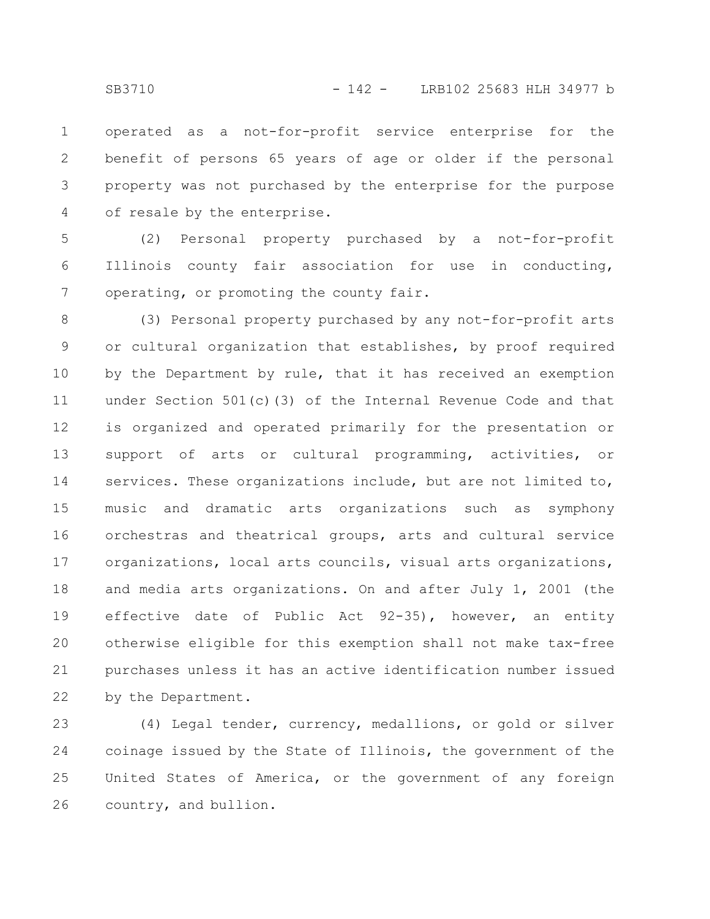operated as a not-for-profit service enterprise for the benefit of persons 65 years of age or older if the personal property was not purchased by the enterprise for the purpose of resale by the enterprise.

(2) Personal property purchased by a not-for-profit Illinois county fair association for use in conducting, operating, or promoting the county fair.

(3) Personal property purchased by any not-for-profit arts or cultural organization that establishes, by proof required by the Department by rule, that it has received an exemption under Section 501(c)(3) of the Internal Revenue Code and that is organized and operated primarily for the presentation or support of arts or cultural programming, activities, or services. These organizations include, but are not limited to, music and dramatic arts organizations such as symphony orchestras and theatrical groups, arts and cultural service organizations, local arts councils, visual arts organizations, and media arts organizations. On and after July 1, 2001 (the effective date of Public Act 92-35), however, an entity otherwise eligible for this exemption shall not make tax-free purchases unless it has an active identification number issued by the Department.

(4) Legal tender, currency, medallions, or gold or silver coinage issued by the State of Illinois, the government of the United States of America, or the government of any foreign country, and bullion.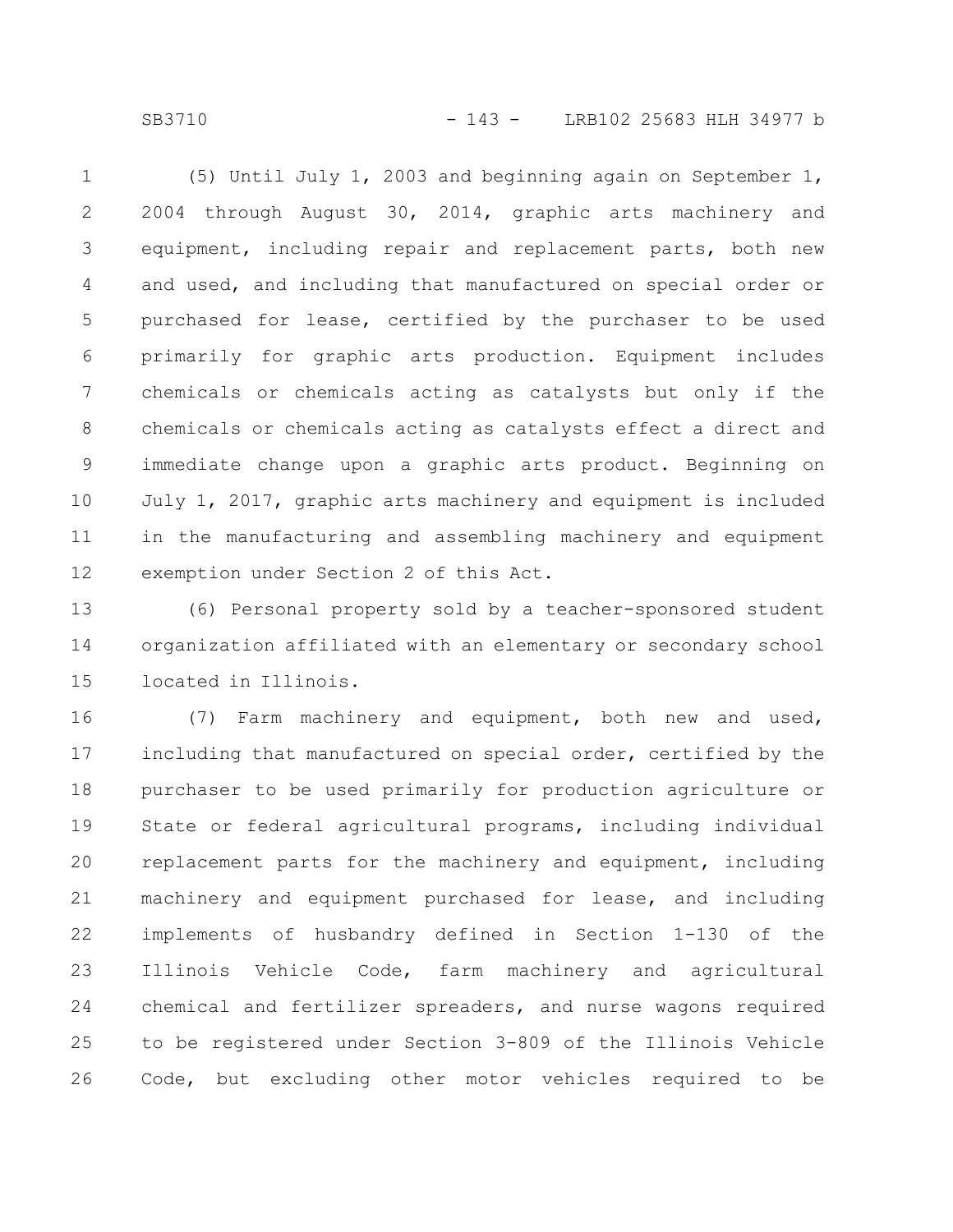(5) Until July 1, 2003 and beginning again on September 1, 2004 through August 30, 2014, graphic arts machinery and equipment, including repair and replacement parts, both new and used, and including that manufactured on special order or purchased for lease, certified by the purchaser to be used primarily for graphic arts production. Equipment includes chemicals or chemicals acting as catalysts but only if the chemicals or chemicals acting as catalysts effect a direct and immediate change upon a graphic arts product. Beginning on July 1, 2017, graphic arts machinery and equipment is included in the manufacturing and assembling machinery and equipment exemption under Section 2 of this Act.

(6) Personal property sold by a teacher-sponsored student organization affiliated with an elementary or secondary school located in Illinois.

(7) Farm machinery and equipment, both new and used, including that manufactured on special order, certified by the purchaser to be used primarily for production agriculture or State or federal agricultural programs, including individual replacement parts for the machinery and equipment, including machinery and equipment purchased for lease, and including implements of husbandry defined in Section 1-130 of the Illinois Vehicle Code, farm machinery and agricultural chemical and fertilizer spreaders, and nurse wagons required to be registered under Section 3-809 of the Illinois Vehicle Code, but excluding other motor vehicles required to be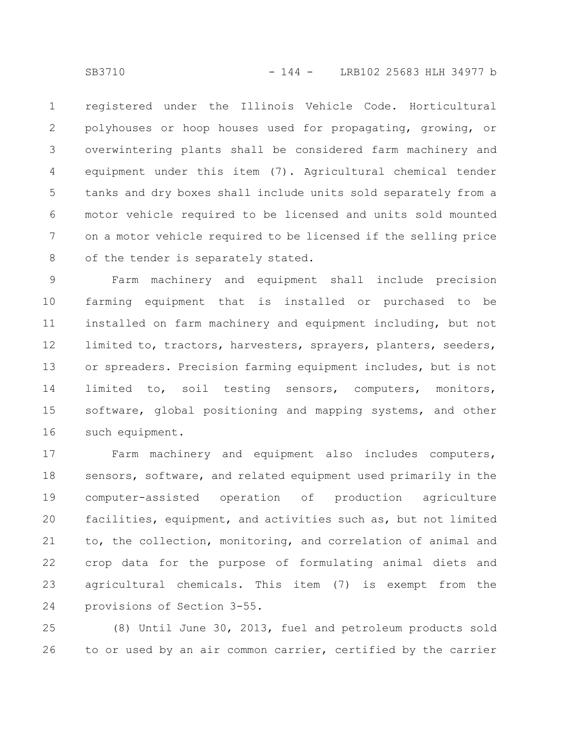registered under the Illinois Vehicle Code. Horticultural polyhouses or hoop houses used for propagating, growing, or overwintering plants shall be considered farm machinery and equipment under this item (7). Agricultural chemical tender tanks and dry boxes shall include units sold separately from a motor vehicle required to be licensed and units sold mounted on a motor vehicle required to be licensed if the selling price of the tender is separately stated.

Farm machinery and equipment shall include precision farming equipment that is installed or purchased to be installed on farm machinery and equipment including, but not limited to, tractors, harvesters, sprayers, planters, seeders, or spreaders. Precision farming equipment includes, but is not limited to, soil testing sensors, computers, monitors, software, global positioning and mapping systems, and other such equipment.

Farm machinery and equipment also includes computers, sensors, software, and related equipment used primarily in the computer-assisted operation of production agriculture facilities, equipment, and activities such as, but not limited to, the collection, monitoring, and correlation of animal and crop data for the purpose of formulating animal diets and agricultural chemicals. This item (7) is exempt from the provisions of Section 3-55.

(8) Until June 30, 2013, fuel and petroleum products sold to or used by an air common carrier, certified by the carrier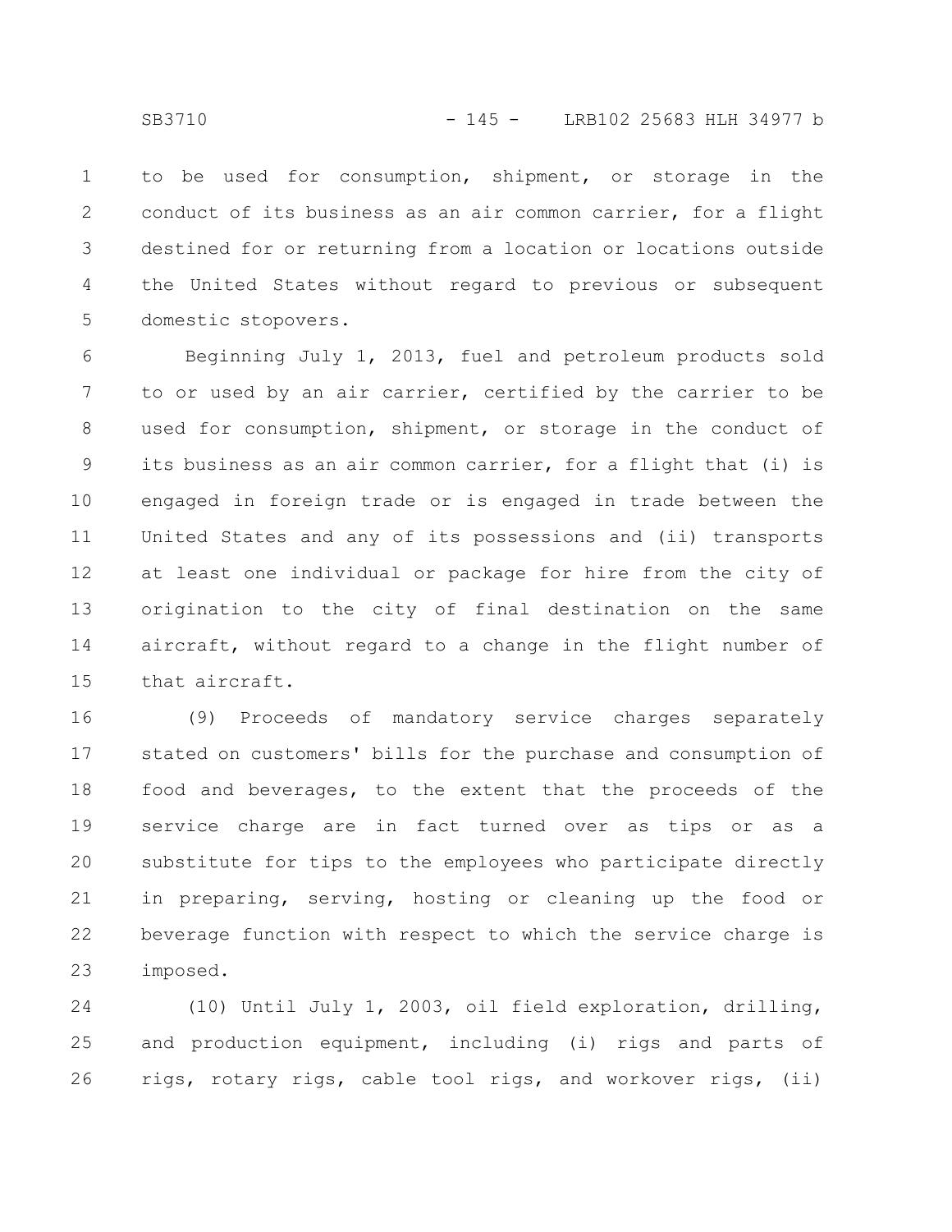to be used for consumption, shipment, or storage in the conduct of its business as an air common carrier, for a flight destined for or returning from a location or locations outside the United States without regard to previous or subsequent domestic stopovers.

Beginning July 1, 2013, fuel and petroleum products sold to or used by an air carrier, certified by the carrier to be used for consumption, shipment, or storage in the conduct of its business as an air common carrier, for a flight that (i) is engaged in foreign trade or is engaged in trade between the United States and any of its possessions and (ii) transports at least one individual or package for hire from the city of origination to the city of final destination on the same aircraft, without regard to a change in the flight number of that aircraft.

(9) Proceeds of mandatory service charges separately stated on customers' bills for the purchase and consumption of food and beverages, to the extent that the proceeds of the service charge are in fact turned over as tips or as a substitute for tips to the employees who participate directly in preparing, serving, hosting or cleaning up the food or beverage function with respect to which the service charge is imposed.

(10) Until July 1, 2003, oil field exploration, drilling, and production equipment, including (i) rigs and parts of rigs, rotary rigs, cable tool rigs, and workover rigs, (ii)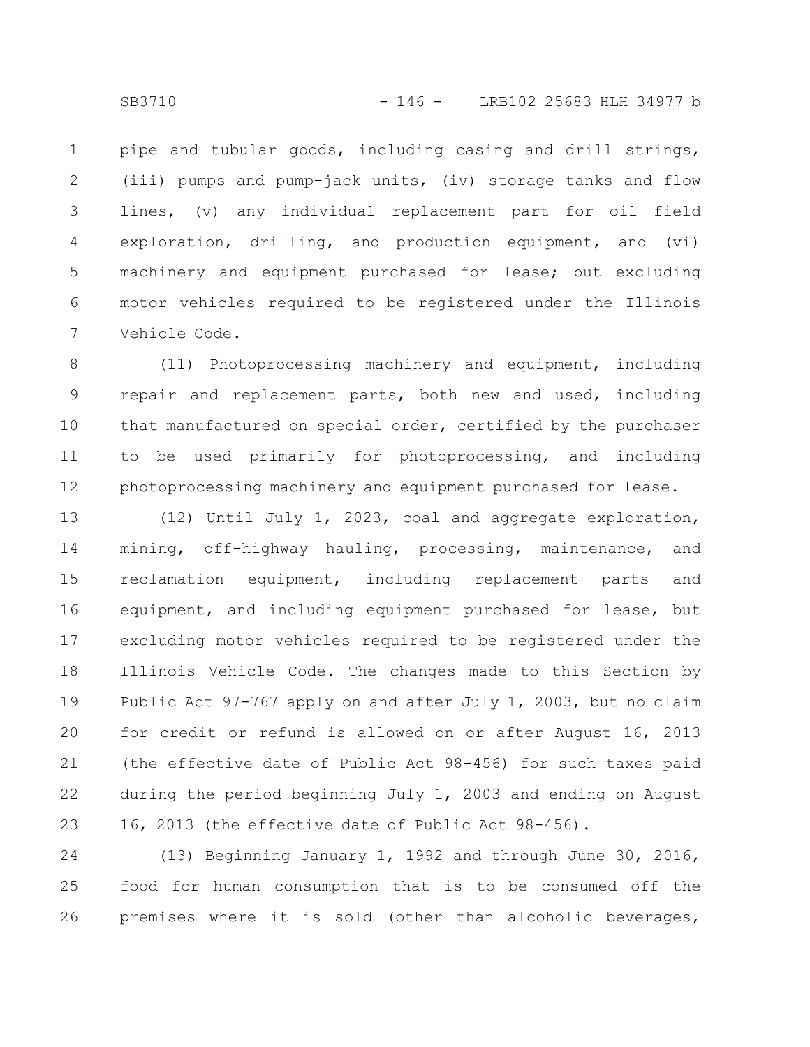pipe and tubular goods, including casing and drill strings, (iii) pumps and pump-jack units, (iv) storage tanks and flow lines, (v) any individual replacement part for oil field exploration, drilling, and production equipment, and (vi) machinery and equipment purchased for lease; but excluding motor vehicles required to be registered under the Illinois Vehicle Code.

(11) Photoprocessing machinery and equipment, including repair and replacement parts, both new and used, including that manufactured on special order, certified by the purchaser to be used primarily for photoprocessing, and including photoprocessing machinery and equipment purchased for lease.

(12) Until July 1, 2023, coal and aggregate exploration, mining, off-highway hauling, processing, maintenance, and reclamation equipment, including replacement parts and equipment, and including equipment purchased for lease, but excluding motor vehicles required to be registered under the Illinois Vehicle Code. The changes made to this Section by Public Act 97-767 apply on and after July 1, 2003, but no claim for credit or refund is allowed on or after August 16, 2013 (the effective date of Public Act 98-456) for such taxes paid during the period beginning July 1, 2003 and ending on August 16, 2013 (the effective date of Public Act 98-456).

(13) Beginning January 1, 1992 and through June 30, 2016, food for human consumption that is to be consumed off the premises where it is sold (other than alcoholic beverages,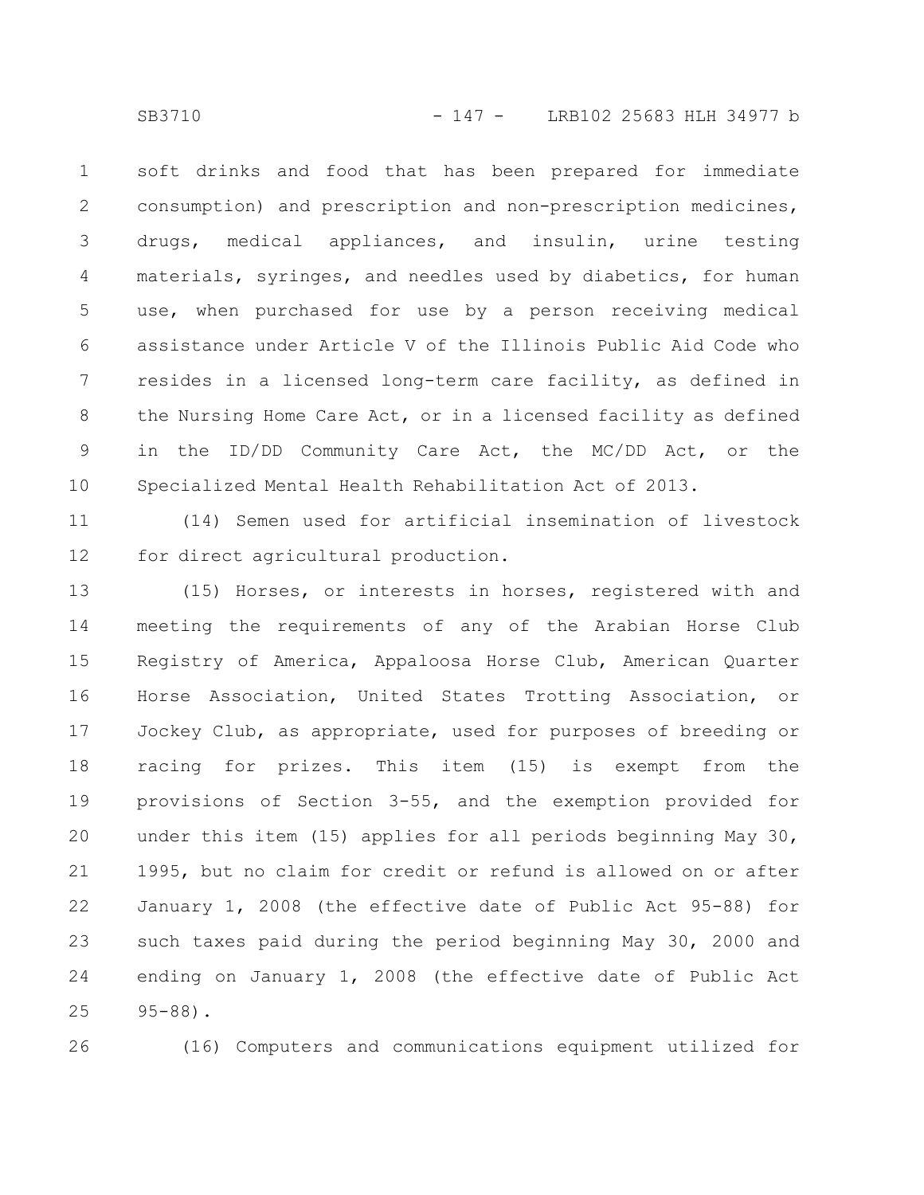soft drinks and food that has been prepared for immediate consumption) and prescription and non-prescription medicines, drugs, medical appliances, and insulin, urine testing materials, syringes, and needles used by diabetics, for human use, when purchased for use by a person receiving medical assistance under Article V of the Illinois Public Aid Code who resides in a licensed long-term care facility, as defined in the Nursing Home Care Act, or in a licensed facility as defined in the ID/DD Community Care Act, the MC/DD Act, or the Specialized Mental Health Rehabilitation Act of 2013.

(14) Semen used for artificial insemination of livestock for direct agricultural production.

(15) Horses, or interests in horses, registered with and meeting the requirements of any of the Arabian Horse Club Registry of America, Appaloosa Horse Club, American Quarter Horse Association, United States Trotting Association, or Jockey Club, as appropriate, used for purposes of breeding or racing for prizes. This item (15) is exempt from the provisions of Section 3-55, and the exemption provided for under this item (15) applies for all periods beginning May 30, 1995, but no claim for credit or refund is allowed on or after January 1, 2008 (the effective date of Public Act 95-88) for such taxes paid during the period beginning May 30, 2000 and ending on January 1, 2008 (the effective date of Public Act 95-88).

(16) Computers and communications equipment utilized for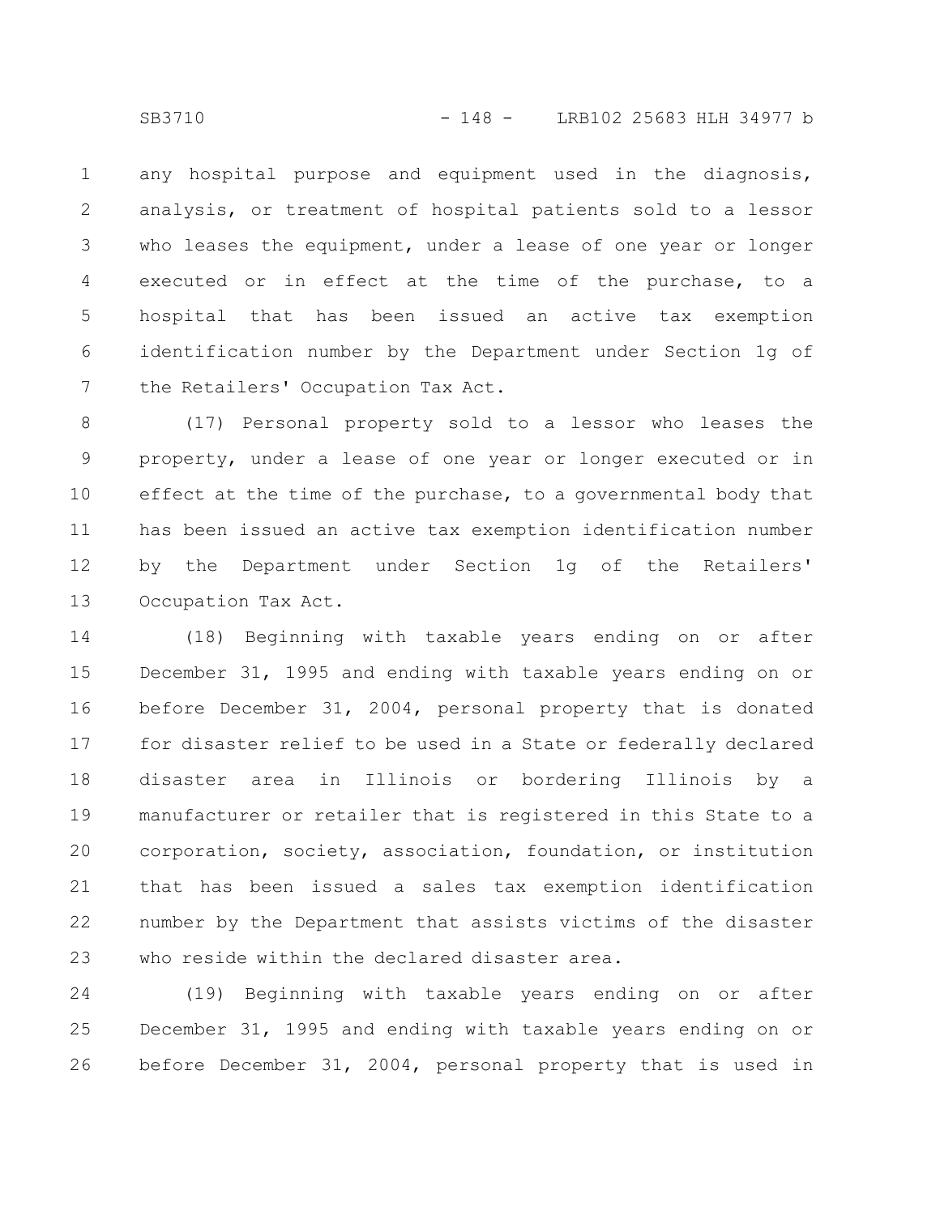any hospital purpose and equipment used in the diagnosis, analysis, or treatment of hospital patients sold to a lessor who leases the equipment, under a lease of one year or longer executed or in effect at the time of the purchase, to a hospital that has been issued an active tax exemption identification number by the Department under Section 1g of the Retailers' Occupation Tax Act.

(17) Personal property sold to a lessor who leases the property, under a lease of one year or longer executed or in effect at the time of the purchase, to a governmental body that has been issued an active tax exemption identification number by the Department under Section 1g of the Retailers' Occupation Tax Act.

(18) Beginning with taxable years ending on or after December 31, 1995 and ending with taxable years ending on or before December 31, 2004, personal property that is donated for disaster relief to be used in a State or federally declared disaster area in Illinois or bordering Illinois by a manufacturer or retailer that is registered in this State to a corporation, society, association, foundation, or institution that has been issued a sales tax exemption identification number by the Department that assists victims of the disaster who reside within the declared disaster area.

(19) Beginning with taxable years ending on or after December 31, 1995 and ending with taxable years ending on or before December 31, 2004, personal property that is used in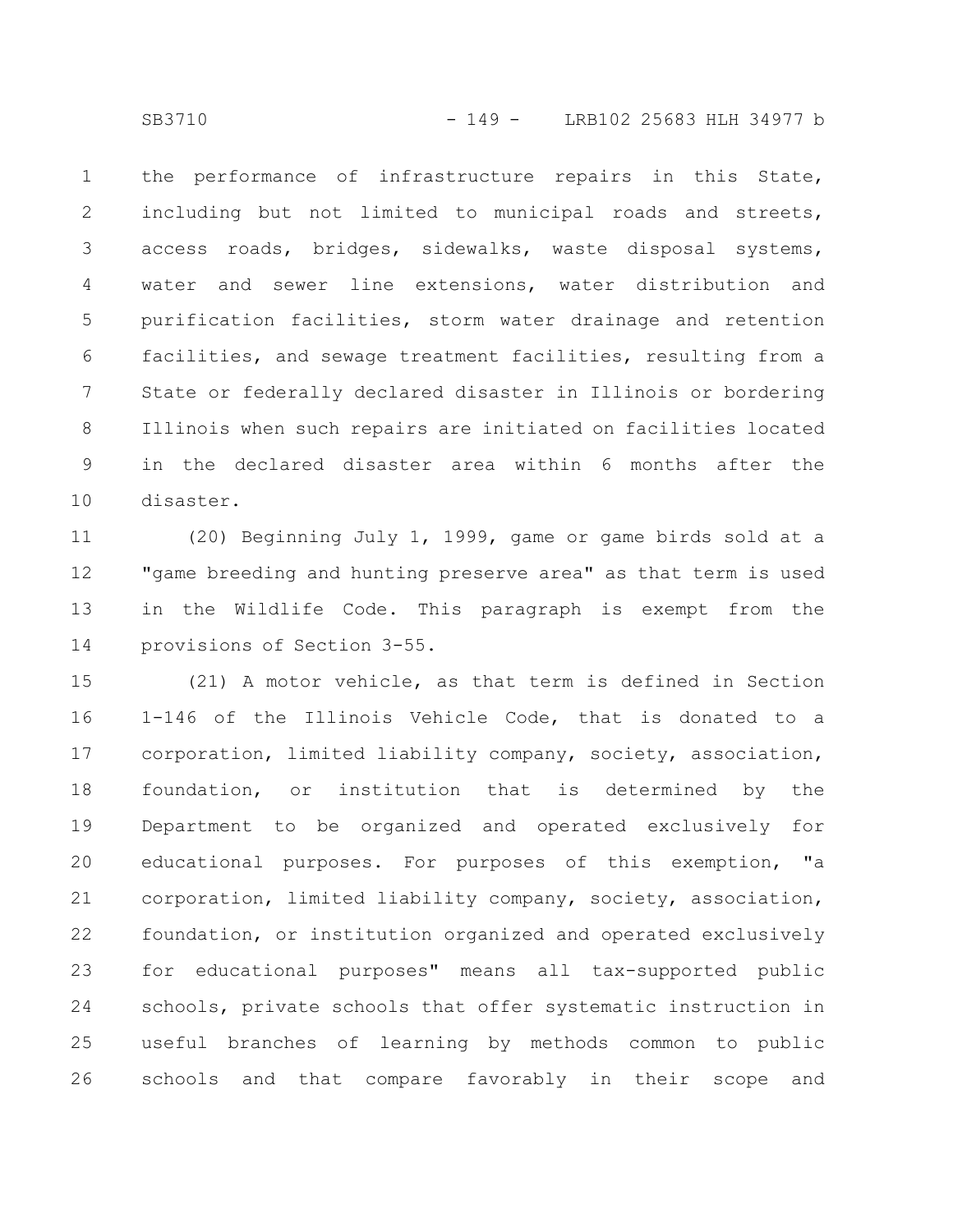the performance of infrastructure repairs in this State, including but not limited to municipal roads and streets, access roads, bridges, sidewalks, waste disposal systems, water and sewer line extensions, water distribution and purification facilities, storm water drainage and retention facilities, and sewage treatment facilities, resulting from a State or federally declared disaster in Illinois or bordering Illinois when such repairs are initiated on facilities located in the declared disaster area within 6 months after the disaster.

(20) Beginning July 1, 1999, game or game birds sold at a "game breeding and hunting preserve area" as that term is used in the Wildlife Code. This paragraph is exempt from the provisions of Section 3-55.

(21) A motor vehicle, as that term is defined in Section 1-146 of the Illinois Vehicle Code, that is donated to a corporation, limited liability company, society, association, foundation, or institution that is determined by the Department to be organized and operated exclusively for educational purposes. For purposes of this exemption, "a corporation, limited liability company, society, association, foundation, or institution organized and operated exclusively for educational purposes" means all tax-supported public schools, private schools that offer systematic instruction in useful branches of learning by methods common to public schools and that compare favorably in their scope and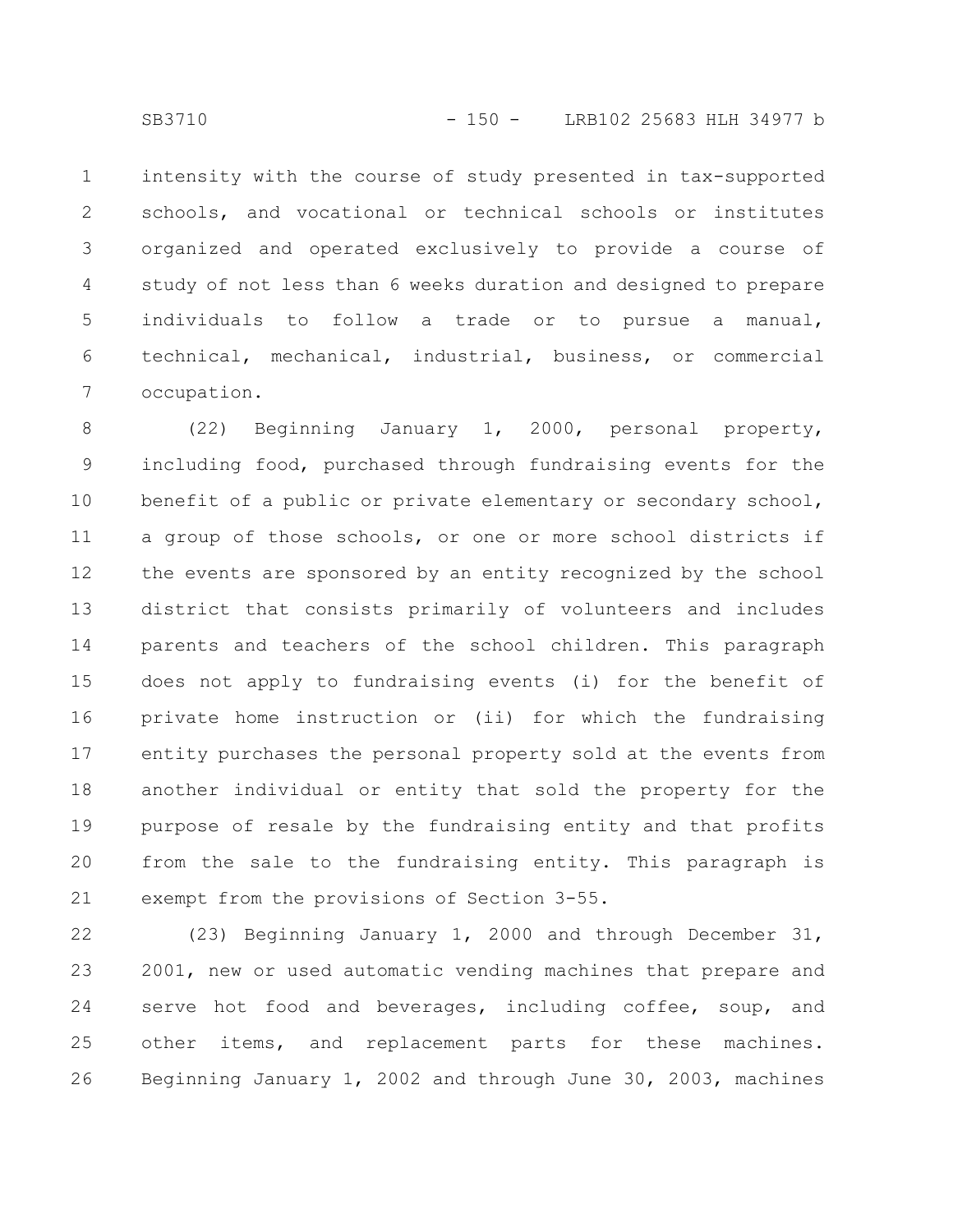intensity with the course of study presented in tax-supported schools, and vocational or technical schools or institutes organized and operated exclusively to provide a course of study of not less than 6 weeks duration and designed to prepare individuals to follow a trade or to pursue a manual, technical, mechanical, industrial, business, or commercial occupation.

(22) Beginning January 1, 2000, personal property, including food, purchased through fundraising events for the benefit of a public or private elementary or secondary school, a group of those schools, or one or more school districts if the events are sponsored by an entity recognized by the school district that consists primarily of volunteers and includes parents and teachers of the school children. This paragraph does not apply to fundraising events (i) for the benefit of private home instruction or (ii) for which the fundraising entity purchases the personal property sold at the events from another individual or entity that sold the property for the purpose of resale by the fundraising entity and that profits from the sale to the fundraising entity. This paragraph is exempt from the provisions of Section 3-55.

(23) Beginning January 1, 2000 and through December 31, 2001, new or used automatic vending machines that prepare and serve hot food and beverages, including coffee, soup, and other items, and replacement parts for these machines. Beginning January 1, 2002 and through June 30, 2003, machines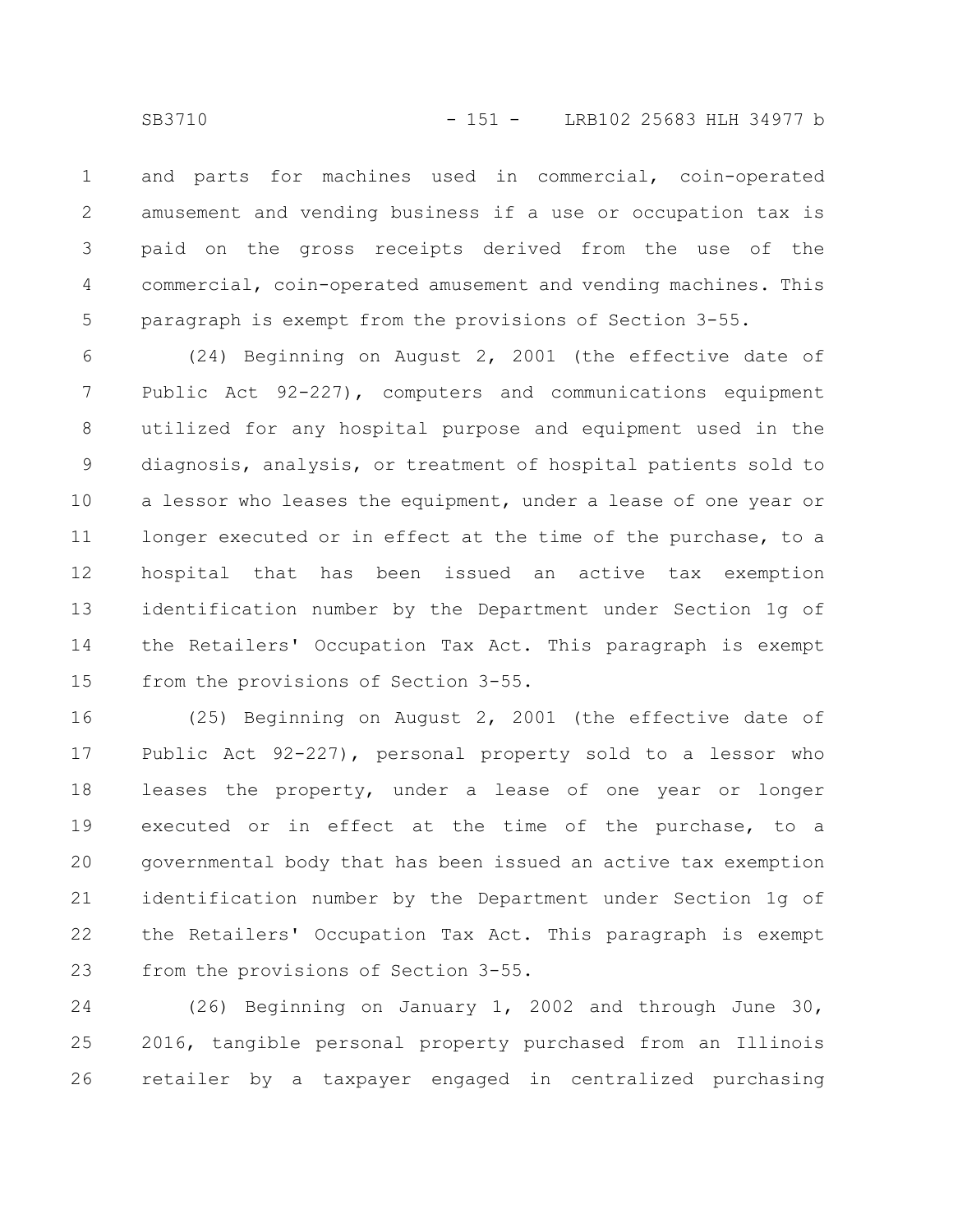and parts for machines used in commercial, coin-operated amusement and vending business if a use or occupation tax is paid on the gross receipts derived from the use of the commercial, coin-operated amusement and vending machines. This paragraph is exempt from the provisions of Section 3-55.

(24) Beginning on August 2, 2001 (the effective date of Public Act 92-227), computers and communications equipment utilized for any hospital purpose and equipment used in the diagnosis, analysis, or treatment of hospital patients sold to a lessor who leases the equipment, under a lease of one year or longer executed or in effect at the time of the purchase, to a hospital that has been issued an active tax exemption identification number by the Department under Section 1g of the Retailers' Occupation Tax Act. This paragraph is exempt from the provisions of Section 3-55.

(25) Beginning on August 2, 2001 (the effective date of Public Act 92-227), personal property sold to a lessor who leases the property, under a lease of one year or longer executed or in effect at the time of the purchase, to a governmental body that has been issued an active tax exemption identification number by the Department under Section 1g of the Retailers' Occupation Tax Act. This paragraph is exempt from the provisions of Section 3-55.

(26) Beginning on January 1, 2002 and through June 30, 2016, tangible personal property purchased from an Illinois retailer by a taxpayer engaged in centralized purchasing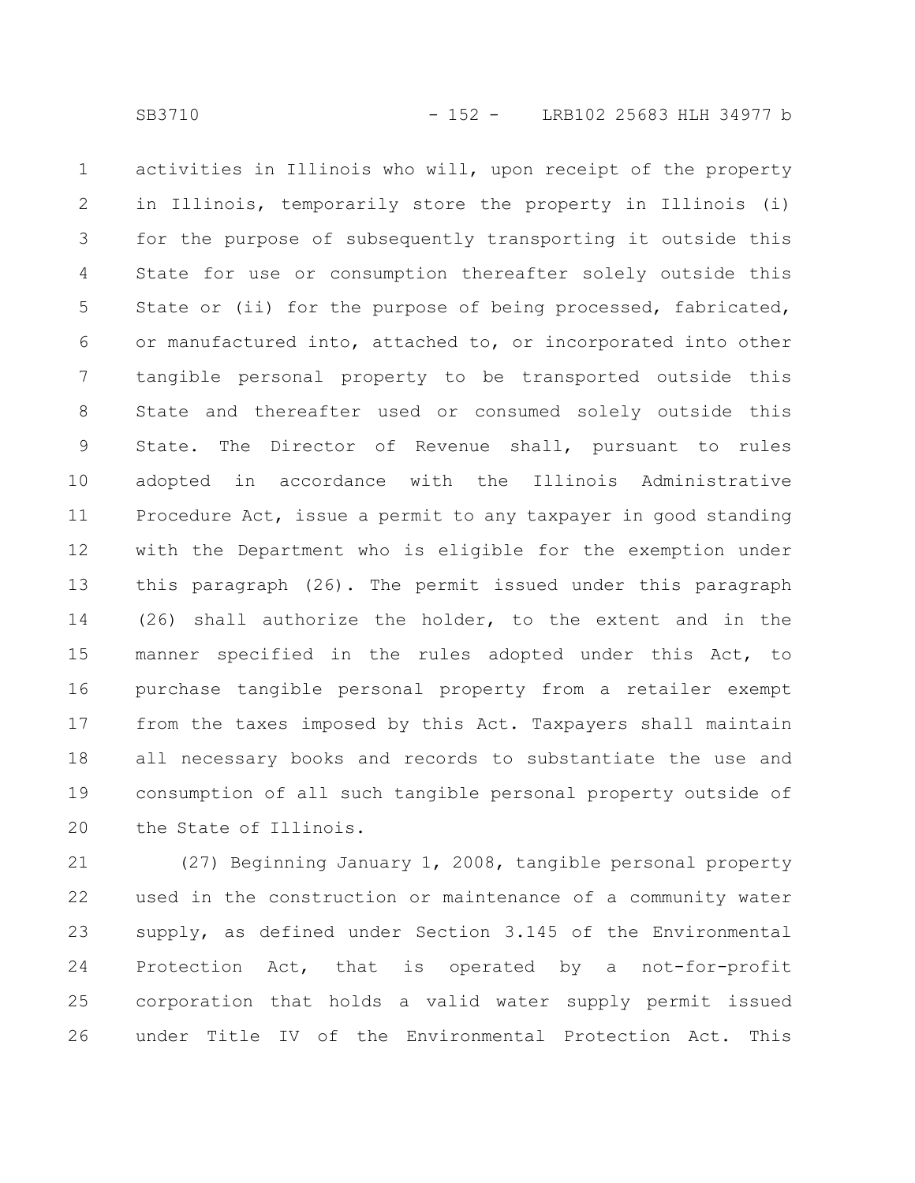activities in Illinois who will, upon receipt of the property in Illinois, temporarily store the property in Illinois (i) for the purpose of subsequently transporting it outside this State for use or consumption thereafter solely outside this State or (ii) for the purpose of being processed, fabricated, or manufactured into, attached to, or incorporated into other tangible personal property to be transported outside this State and thereafter used or consumed solely outside this State. The Director of Revenue shall, pursuant to rules adopted in accordance with the Illinois Administrative Procedure Act, issue a permit to any taxpayer in good standing with the Department who is eligible for the exemption under this paragraph (26). The permit issued under this paragraph (26) shall authorize the holder, to the extent and in the manner specified in the rules adopted under this Act, to purchase tangible personal property from a retailer exempt from the taxes imposed by this Act. Taxpayers shall maintain all necessary books and records to substantiate the use and consumption of all such tangible personal property outside of the State of Illinois.

(27) Beginning January 1, 2008, tangible personal property used in the construction or maintenance of a community water supply, as defined under Section 3.145 of the Environmental Protection Act, that is operated by a not-for-profit corporation that holds a valid water supply permit issued under Title IV of the Environmental Protection Act. This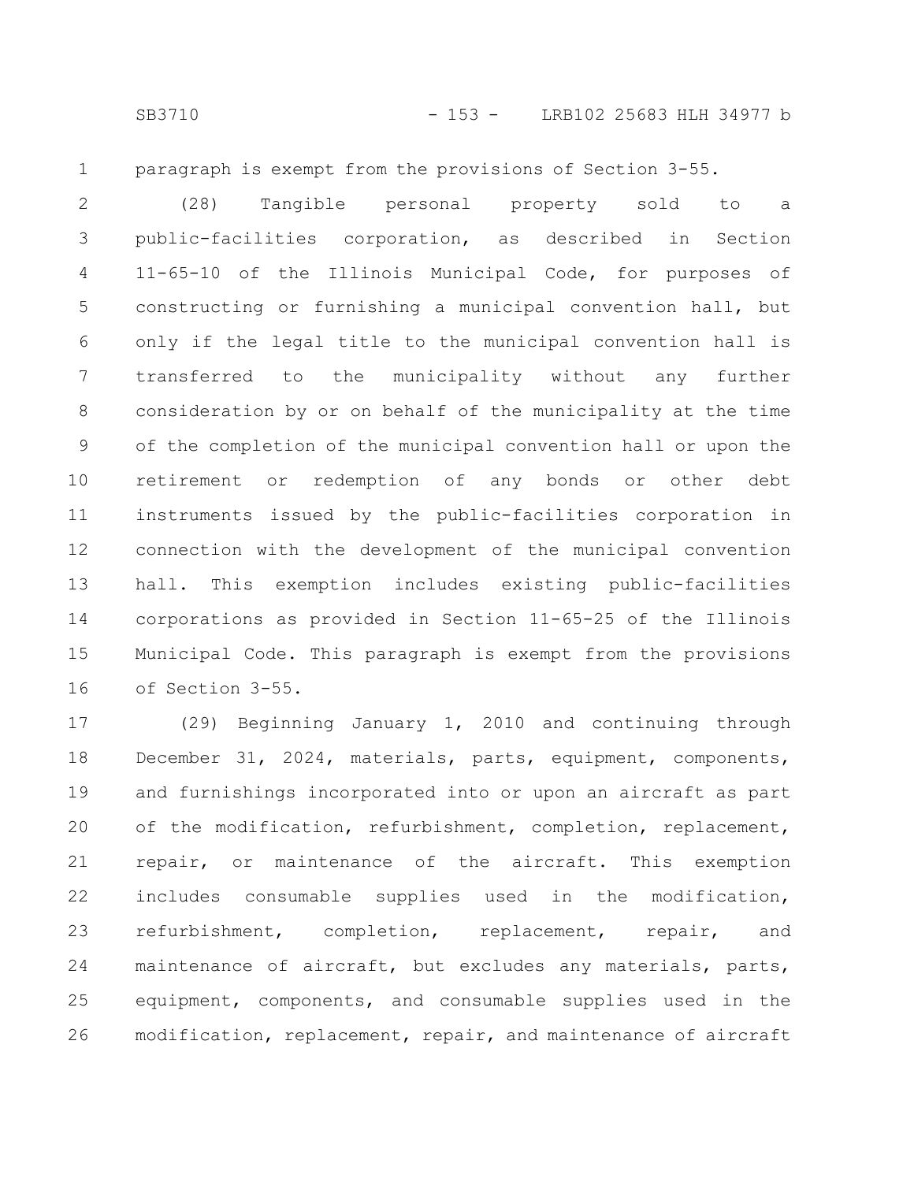paragraph is exempt from the provisions of Section 3-55.

(28) Tangible personal property sold to a public-facilities corporation, as described in Section 11-65-10 of the Illinois Municipal Code, for purposes of constructing or furnishing a municipal convention hall, but only if the legal title to the municipal convention hall is transferred to the municipality without any further consideration by or on behalf of the municipality at the time of the completion of the municipal convention hall or upon the retirement or redemption of any bonds or other debt instruments issued by the public-facilities corporation in connection with the development of the municipal convention hall. This exemption includes existing public-facilities corporations as provided in Section 11-65-25 of the Illinois Municipal Code. This paragraph is exempt from the provisions of Section 3-55.

(29) Beginning January 1, 2010 and continuing through December 31, 2024, materials, parts, equipment, components, and furnishings incorporated into or upon an aircraft as part of the modification, refurbishment, completion, replacement, repair, or maintenance of the aircraft. This exemption includes consumable supplies used in the modification, refurbishment, completion, replacement, repair, and maintenance of aircraft, but excludes any materials, parts, equipment, components, and consumable supplies used in the modification, replacement, repair, and maintenance of aircraft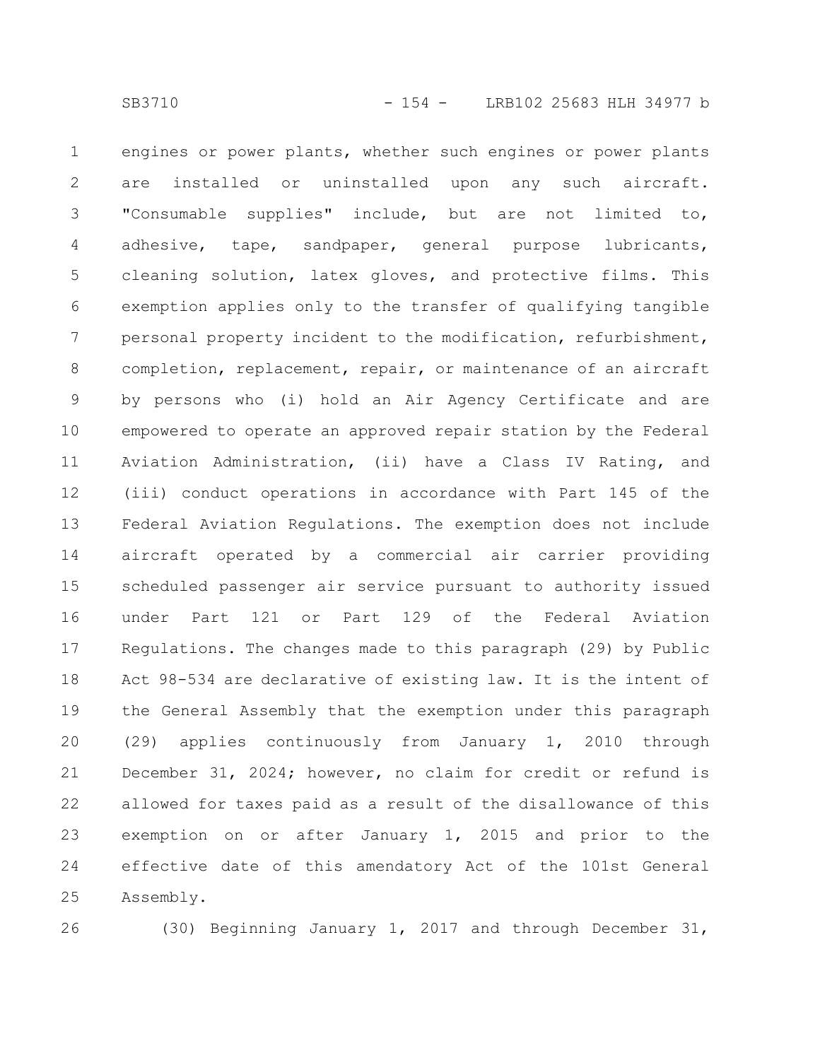engines or power plants, whether such engines or power plants are installed or uninstalled upon any such aircraft. "Consumable supplies" include, but are not limited to, adhesive, tape, sandpaper, general purpose lubricants, cleaning solution, latex gloves, and protective films. This exemption applies only to the transfer of qualifying tangible personal property incident to the modification, refurbishment, completion, replacement, repair, or maintenance of an aircraft by persons who (i) hold an Air Agency Certificate and are empowered to operate an approved repair station by the Federal Aviation Administration, (ii) have a Class IV Rating, and (iii) conduct operations in accordance with Part 145 of the Federal Aviation Regulations. The exemption does not include aircraft operated by a commercial air carrier providing scheduled passenger air service pursuant to authority issued under Part 121 or Part 129 of the Federal Aviation Regulations. The changes made to this paragraph (29) by Public Act 98-534 are declarative of existing law. It is the intent of the General Assembly that the exemption under this paragraph (29) applies continuously from January 1, 2010 through December 31, 2024; however, no claim for credit or refund is allowed for taxes paid as a result of the disallowance of this exemption on or after January 1, 2015 and prior to the effective date of this amendatory Act of the 101st General Assembly.

(30) Beginning January 1, 2017 and through December 31,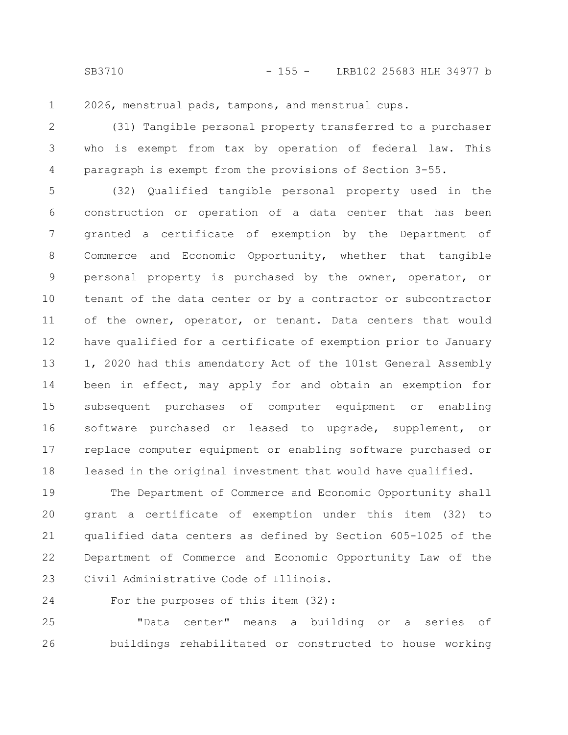2026, menstrual pads, tampons, and menstrual cups.

(31) Tangible personal property transferred to a purchaser who is exempt from tax by operation of federal law. This paragraph is exempt from the provisions of Section 3-55.

(32) Qualified tangible personal property used in the construction or operation of a data center that has been granted a certificate of exemption by the Department of Commerce and Economic Opportunity, whether that tangible personal property is purchased by the owner, operator, or tenant of the data center or by a contractor or subcontractor of the owner, operator, or tenant. Data centers that would have qualified for a certificate of exemption prior to January 1, 2020 had this amendatory Act of the 101st General Assembly been in effect, may apply for and obtain an exemption for subsequent purchases of computer equipment or enabling software purchased or leased to upgrade, supplement, or replace computer equipment or enabling software purchased or leased in the original investment that would have qualified.

The Department of Commerce and Economic Opportunity shall grant a certificate of exemption under this item (32) to qualified data centers as defined by Section 605-1025 of the Department of Commerce and Economic Opportunity Law of the Civil Administrative Code of Illinois.

For the purposes of this item (32):

"Data center" means a building or a series of buildings rehabilitated or constructed to house working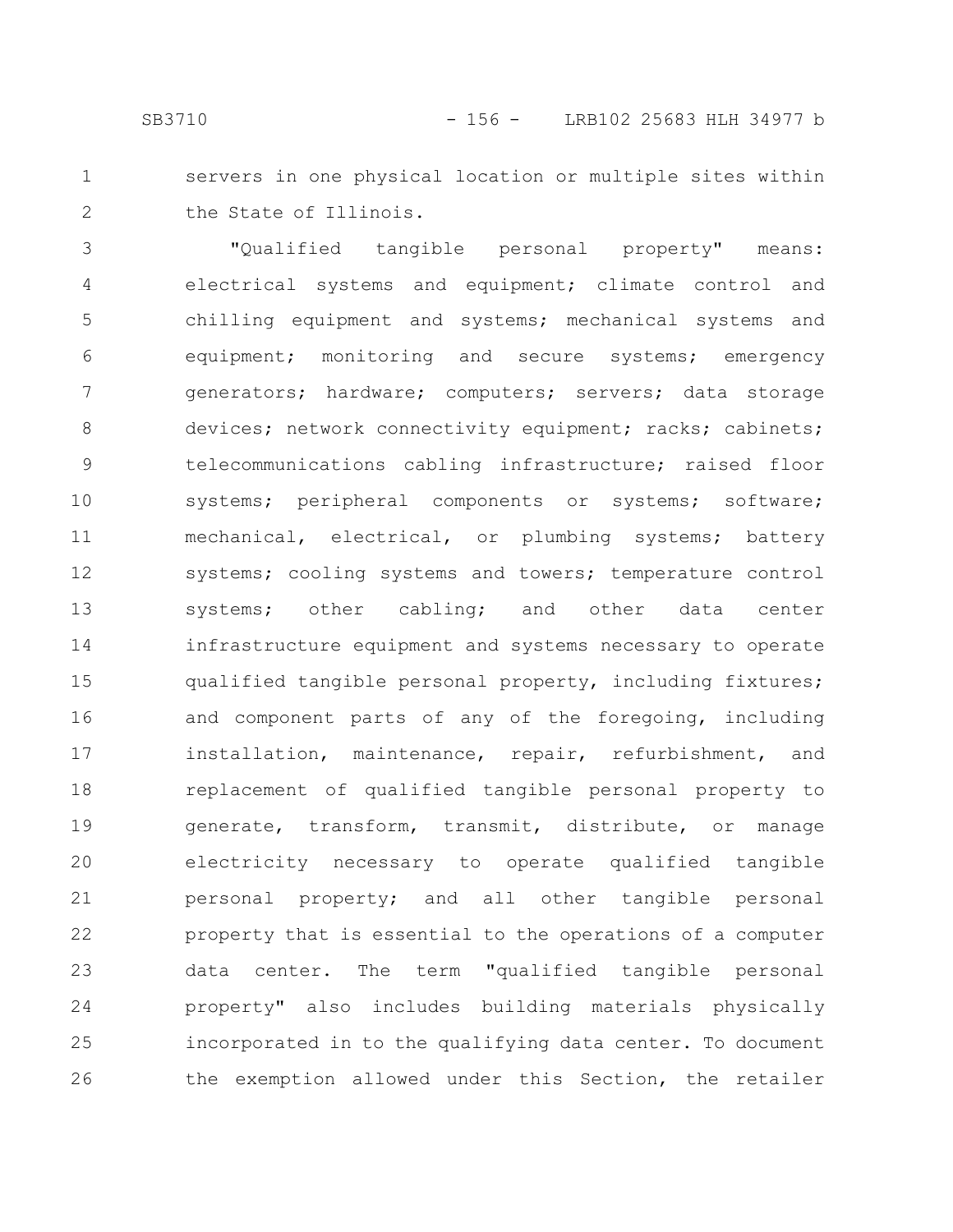servers in one physical location or multiple sites within the State of Illinois.

"Qualified tangible personal property" means: electrical systems and equipment; climate control and chilling equipment and systems; mechanical systems and equipment; monitoring and secure systems; emergency generators; hardware; computers; servers; data storage devices; network connectivity equipment; racks; cabinets; telecommunications cabling infrastructure; raised floor systems; peripheral components or systems; software; mechanical, electrical, or plumbing systems; battery systems; cooling systems and towers; temperature control systems; other cabling; and other data center infrastructure equipment and systems necessary to operate qualified tangible personal property, including fixtures; and component parts of any of the foregoing, including installation, maintenance, repair, refurbishment, and replacement of qualified tangible personal property to generate, transform, transmit, distribute, or manage electricity necessary to operate qualified tangible personal property; and all other tangible personal property that is essential to the operations of a computer data center. The term "qualified tangible personal property" also includes building materials physically incorporated in to the qualifying data center. To document the exemption allowed under this Section, the retailer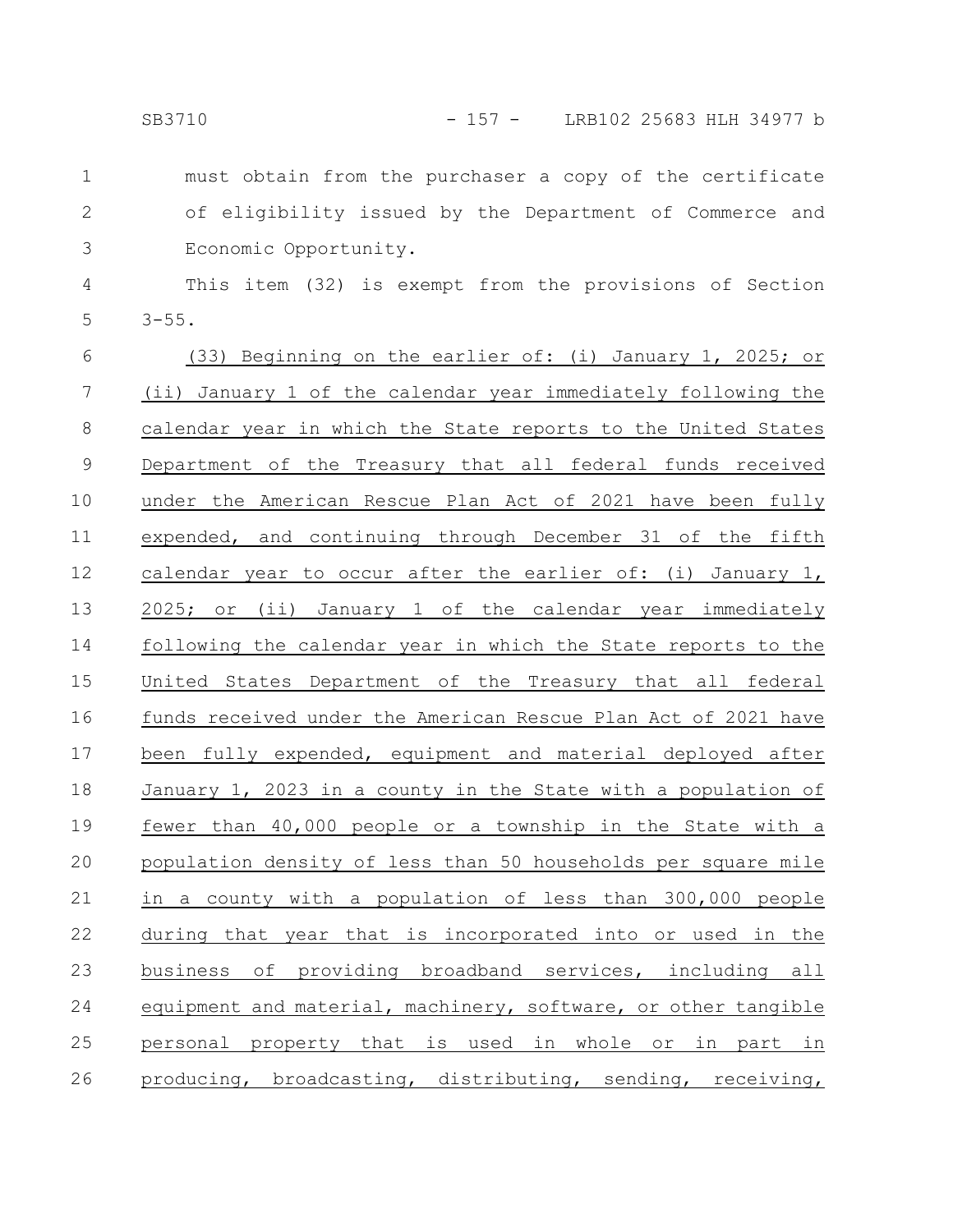must obtain from the purchaser a copy of the certificate of eligibility issued by the Department of Commerce and Economic Opportunity.

This item (32) is exempt from the provisions of Section 3-55.

(33) Beginning on the earlier of: (i) January 1, 2025; or (ii) January 1 of the calendar year immediately following the calendar year in which the State reports to the United States Department of the Treasury that all federal funds received under the American Rescue Plan Act of 2021 have been fully expended, and continuing through December 31 of the fifth calendar year to occur after the earlier of: (i) January 1, 2025; or (ii) January 1 of the calendar year immediately following the calendar year in which the State reports to the United States Department of the Treasury that all federal funds received under the American Rescue Plan Act of 2021 have been fully expended, equipment and material deployed after January 1, 2023 in a county in the State with a population of fewer than 40,000 people or a township in the State with a population density of less than 50 households per square mile in a county with a population of less than 300,000 people during that year that is incorporated into or used in the business of providing broadband services, including all equipment and material, machinery, software, or other tangible personal property that is used in whole or in part in producing, broadcasting, distributing, sending, receiving,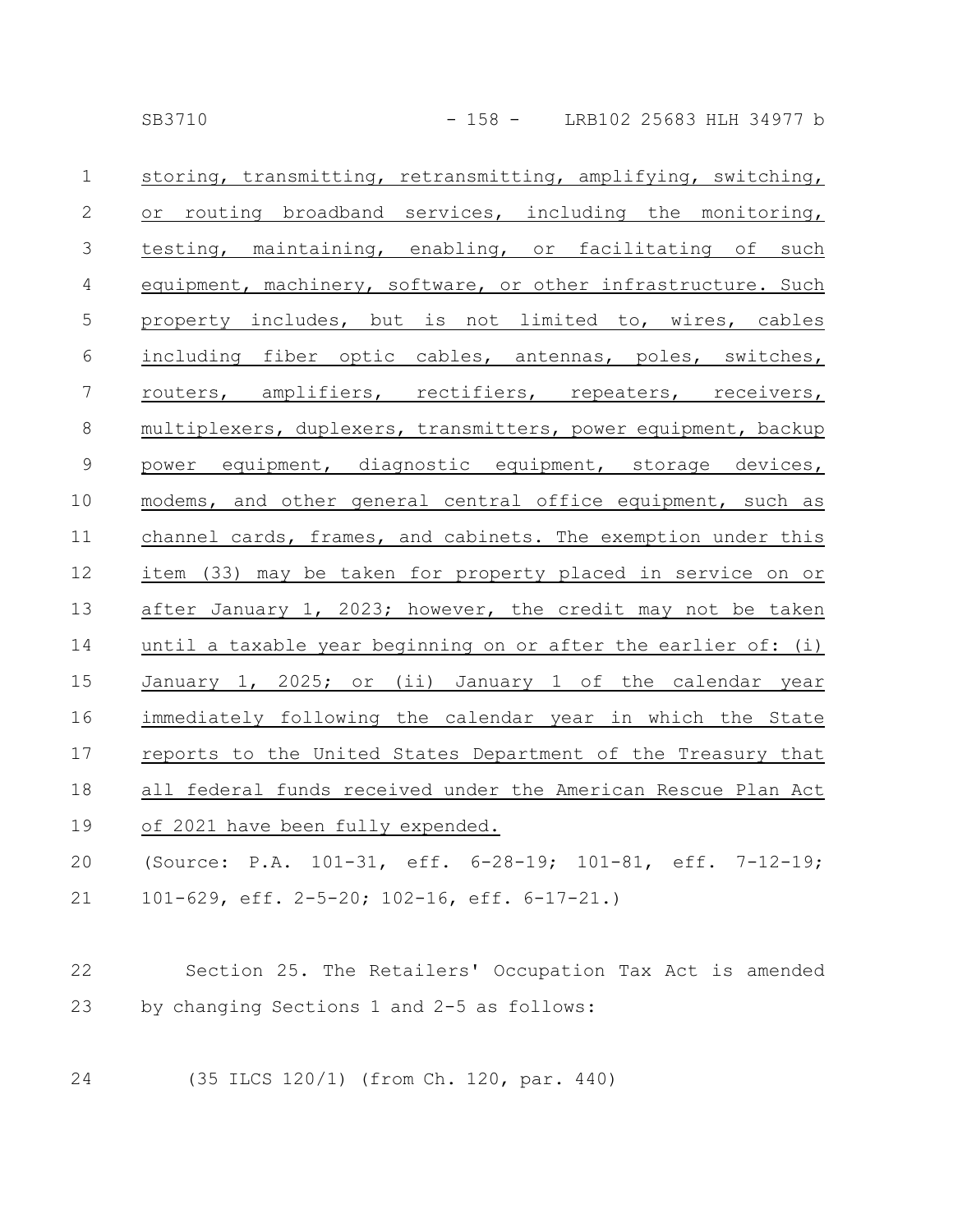storing, transmitting, retransmitting, amplifying, switching, or routing broadband services, including the monitoring, testing, maintaining, enabling, or facilitating of such equipment, machinery, software, or other infrastructure. Such property includes, but is not limited to, wires, cables including fiber optic cables, antennas, poles, switches, routers, amplifiers, rectifiers, repeaters, receivers, multiplexers, duplexers, transmitters, power equipment, backup power equipment, diagnostic equipment, storage devices, modems, and other general central office equipment, such as channel cards, frames, and cabinets. The exemption under this item (33) may be taken for property placed in service on or after January 1, 2023; however, the credit may not be taken until a taxable year beginning on or after the earlier of: (i) January 1, 2025; or (ii) January 1 of the calendar year immediately following the calendar year in which the State reports to the United States Department of the Treasury that all federal funds received under the American Rescue Plan Act of 2021 have been fully expended.

(Source: P.A. 101-31, eff. 6-28-19; 101-81, eff. 7-12-19; 101-629, eff. 2-5-20; 102-16, eff. 6-17-21.)

Section 25. The Retailers' Occupation Tax Act is amended by changing Sections 1 and 2-5 as follows:

(35 ILCS 120/1) (from Ch. 120, par. 440)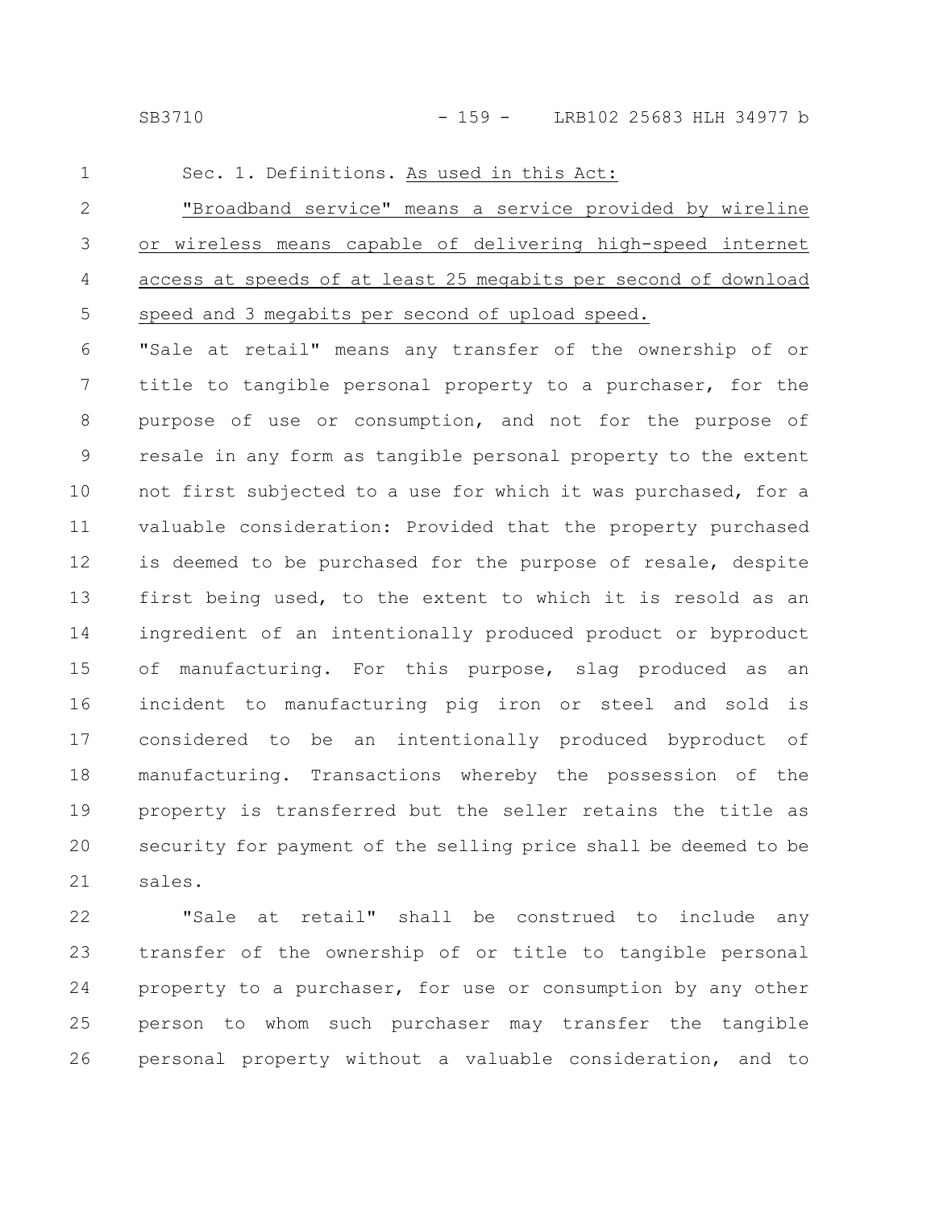Sec. 1. Definitions. As used in this Act:

"Broadband service" means a service provided by wireline or wireless means capable of delivering high-speed internet access at speeds of at least 25 megabits per second of download speed and 3 megabits per second of upload speed.

"Sale at retail" means any transfer of the ownership of or title to tangible personal property to a purchaser, for the purpose of use or consumption, and not for the purpose of resale in any form as tangible personal property to the extent not first subjected to a use for which it was purchased, for a valuable consideration: Provided that the property purchased is deemed to be purchased for the purpose of resale, despite first being used, to the extent to which it is resold as an ingredient of an intentionally produced product or byproduct of manufacturing. For this purpose, slag produced as an incident to manufacturing pig iron or steel and sold is considered to be an intentionally produced byproduct of manufacturing. Transactions whereby the possession of the property is transferred but the seller retains the title as security for payment of the selling price shall be deemed to be sales.

"Sale at retail" shall be construed to include any transfer of the ownership of or title to tangible personal property to a purchaser, for use or consumption by any other person to whom such purchaser may transfer the tangible personal property without a valuable consideration, and to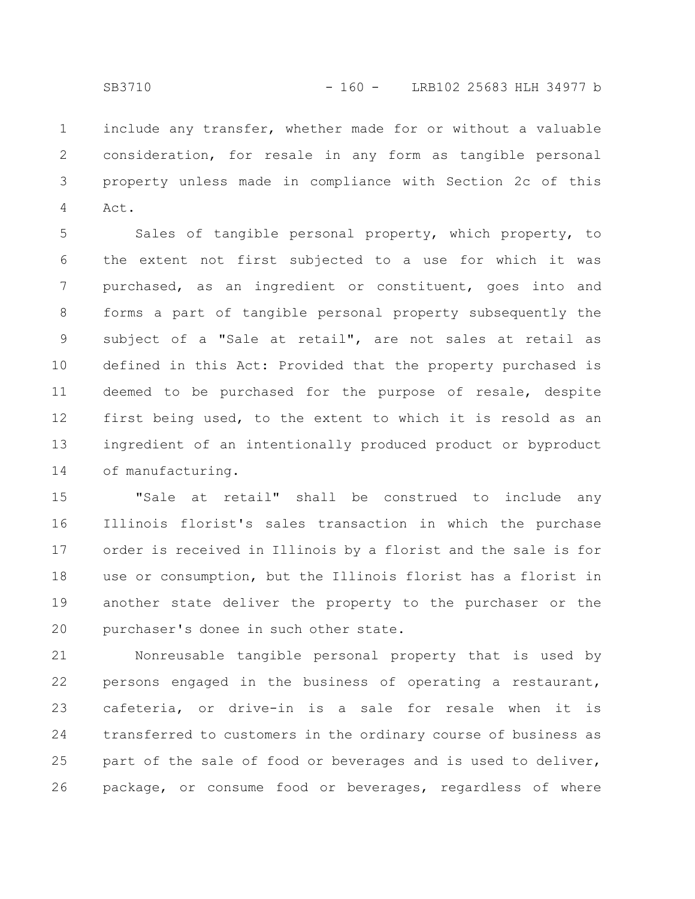include any transfer, whether made for or without a valuable consideration, for resale in any form as tangible personal property unless made in compliance with Section 2c of this Act.

Sales of tangible personal property, which property, to the extent not first subjected to a use for which it was purchased, as an ingredient or constituent, goes into and forms a part of tangible personal property subsequently the subject of a "Sale at retail", are not sales at retail as defined in this Act: Provided that the property purchased is deemed to be purchased for the purpose of resale, despite first being used, to the extent to which it is resold as an ingredient of an intentionally produced product or byproduct of manufacturing.

"Sale at retail" shall be construed to include any Illinois florist's sales transaction in which the purchase order is received in Illinois by a florist and the sale is for use or consumption, but the Illinois florist has a florist in another state deliver the property to the purchaser or the purchaser's donee in such other state.

Nonreusable tangible personal property that is used by persons engaged in the business of operating a restaurant, cafeteria, or drive-in is a sale for resale when it is transferred to customers in the ordinary course of business as part of the sale of food or beverages and is used to deliver, package, or consume food or beverages, regardless of where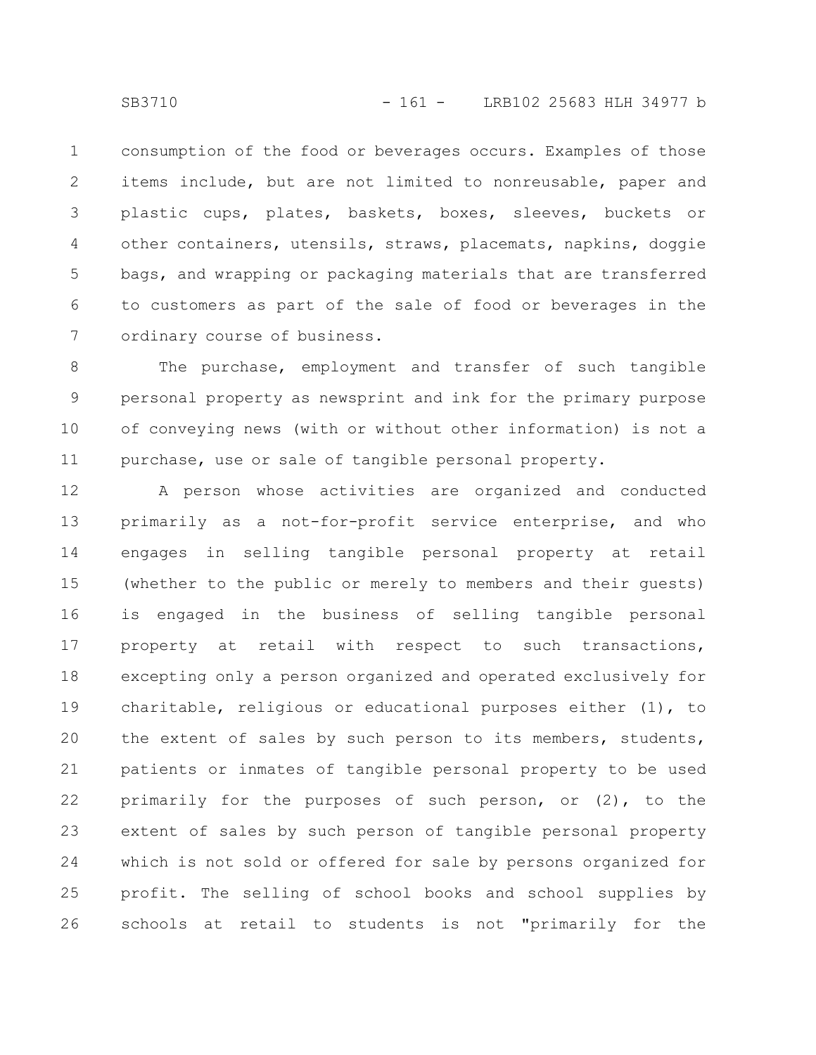consumption of the food or beverages occurs. Examples of those items include, but are not limited to nonreusable, paper and plastic cups, plates, baskets, boxes, sleeves, buckets or other containers, utensils, straws, placemats, napkins, doggie bags, and wrapping or packaging materials that are transferred to customers as part of the sale of food or beverages in the ordinary course of business.

The purchase, employment and transfer of such tangible personal property as newsprint and ink for the primary purpose of conveying news (with or without other information) is not a purchase, use or sale of tangible personal property.

A person whose activities are organized and conducted primarily as a not-for-profit service enterprise, and who engages in selling tangible personal property at retail (whether to the public or merely to members and their guests) is engaged in the business of selling tangible personal property at retail with respect to such transactions, excepting only a person organized and operated exclusively for charitable, religious or educational purposes either (1), to the extent of sales by such person to its members, students, patients or inmates of tangible personal property to be used primarily for the purposes of such person, or (2), to the extent of sales by such person of tangible personal property which is not sold or offered for sale by persons organized for profit. The selling of school books and school supplies by schools at retail to students is not "primarily for the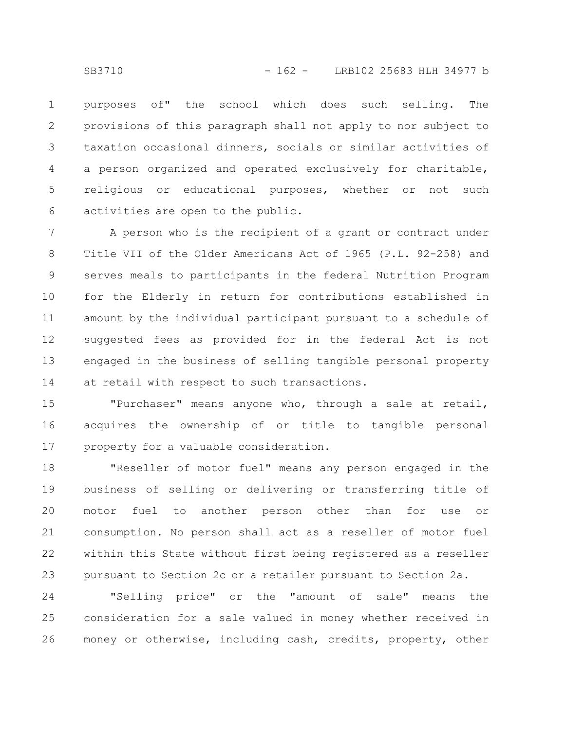purposes of" the school which does such selling. The provisions of this paragraph shall not apply to nor subject to taxation occasional dinners, socials or similar activities of a person organized and operated exclusively for charitable, religious or educational purposes, whether or not such activities are open to the public.

A person who is the recipient of a grant or contract under Title VII of the Older Americans Act of 1965 (P.L. 92-258) and serves meals to participants in the federal Nutrition Program for the Elderly in return for contributions established in amount by the individual participant pursuant to a schedule of suggested fees as provided for in the federal Act is not engaged in the business of selling tangible personal property at retail with respect to such transactions.

"Purchaser" means anyone who, through a sale at retail, acquires the ownership of or title to tangible personal property for a valuable consideration.

"Reseller of motor fuel" means any person engaged in the business of selling or delivering or transferring title of motor fuel to another person other than for use or consumption. No person shall act as a reseller of motor fuel within this State without first being registered as a reseller pursuant to Section 2c or a retailer pursuant to Section 2a.

"Selling price" or the "amount of sale" means the consideration for a sale valued in money whether received in money or otherwise, including cash, credits, property, other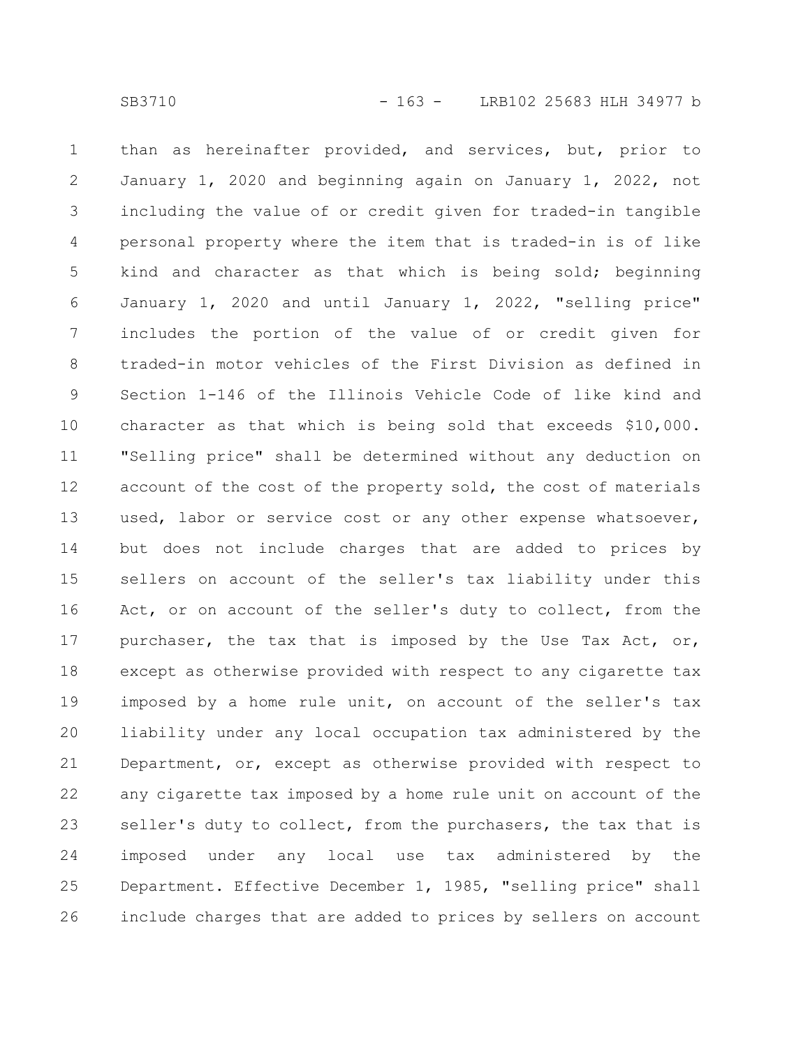than as hereinafter provided, and services, but, prior to January 1, 2020 and beginning again on January 1, 2022, not including the value of or credit given for traded-in tangible personal property where the item that is traded-in is of like kind and character as that which is being sold; beginning January 1, 2020 and until January 1, 2022, "selling price" includes the portion of the value of or credit given for traded-in motor vehicles of the First Division as defined in Section 1-146 of the Illinois Vehicle Code of like kind and character as that which is being sold that exceeds $10,000. "Selling price" shall be determined without any deduction on account of the cost of the property sold, the cost of materials used, labor or service cost or any other expense whatsoever, but does not include charges that are added to prices by sellers on account of the seller's tax liability under this Act, or on account of the seller's duty to collect, from the purchaser, the tax that is imposed by the Use Tax Act, or, except as otherwise provided with respect to any cigarette tax imposed by a home rule unit, on account of the seller's tax liability under any local occupation tax administered by the Department, or, except as otherwise provided with respect to any cigarette tax imposed by a home rule unit on account of the seller's duty to collect, from the purchasers, the tax that is imposed under any local use tax administered by the Department. Effective December 1, 1985, "selling price" shall include charges that are added to prices by sellers on account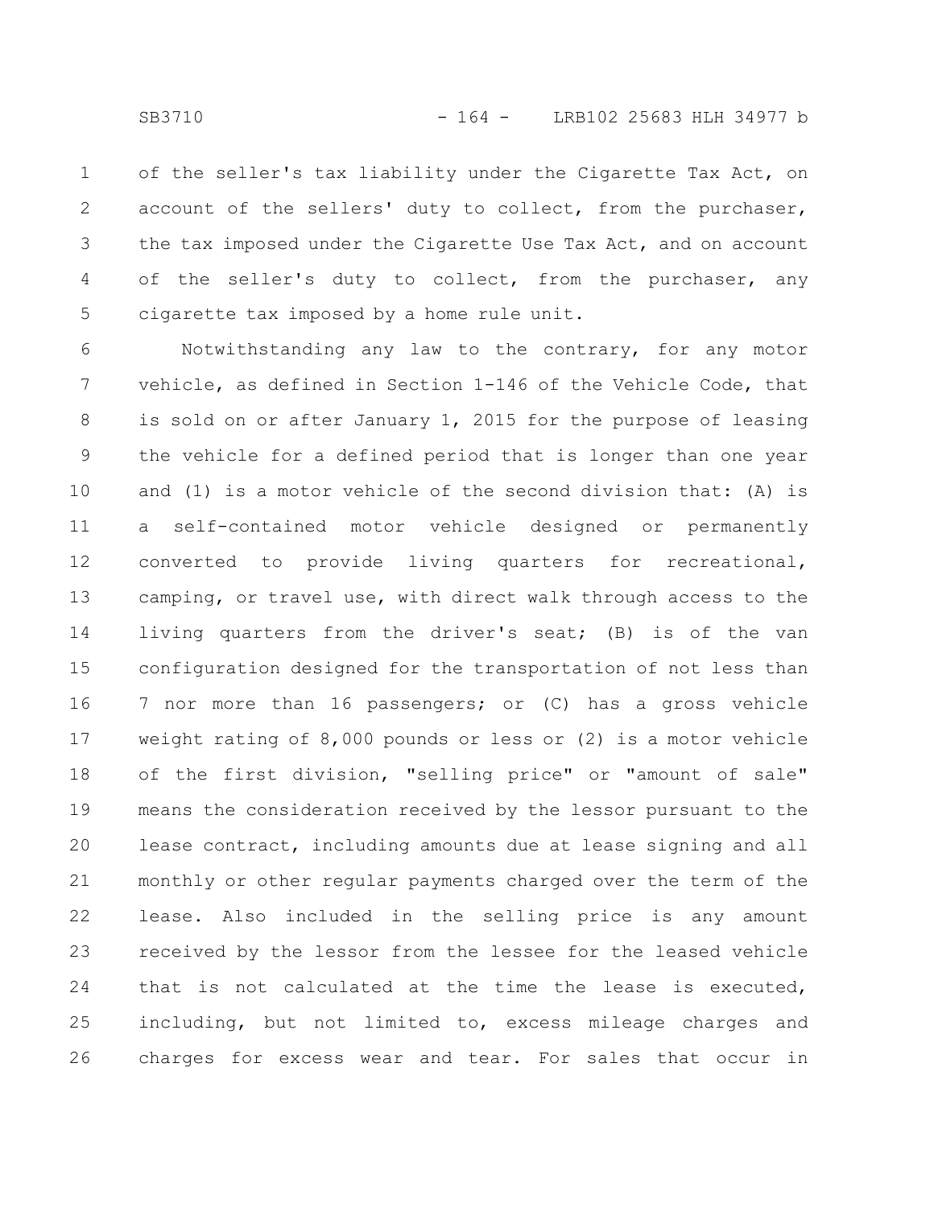of the seller's tax liability under the Cigarette Tax Act, on account of the sellers' duty to collect, from the purchaser, the tax imposed under the Cigarette Use Tax Act, and on account of the seller's duty to collect, from the purchaser, any cigarette tax imposed by a home rule unit.

Notwithstanding any law to the contrary, for any motor vehicle, as defined in Section 1-146 of the Vehicle Code, that is sold on or after January 1, 2015 for the purpose of leasing the vehicle for a defined period that is longer than one year and (1) is a motor vehicle of the second division that: (A) is a self-contained motor vehicle designed or permanently converted to provide living quarters for recreational, camping, or travel use, with direct walk through access to the living quarters from the driver's seat; (B) is of the van configuration designed for the transportation of not less than 7 nor more than 16 passengers; or (C) has a gross vehicle weight rating of 8,000 pounds or less or (2) is a motor vehicle of the first division, "selling price" or "amount of sale" means the consideration received by the lessor pursuant to the lease contract, including amounts due at lease signing and all monthly or other regular payments charged over the term of the lease. Also included in the selling price is any amount received by the lessor from the lessee for the leased vehicle that is not calculated at the time the lease is executed, including, but not limited to, excess mileage charges and charges for excess wear and tear. For sales that occur in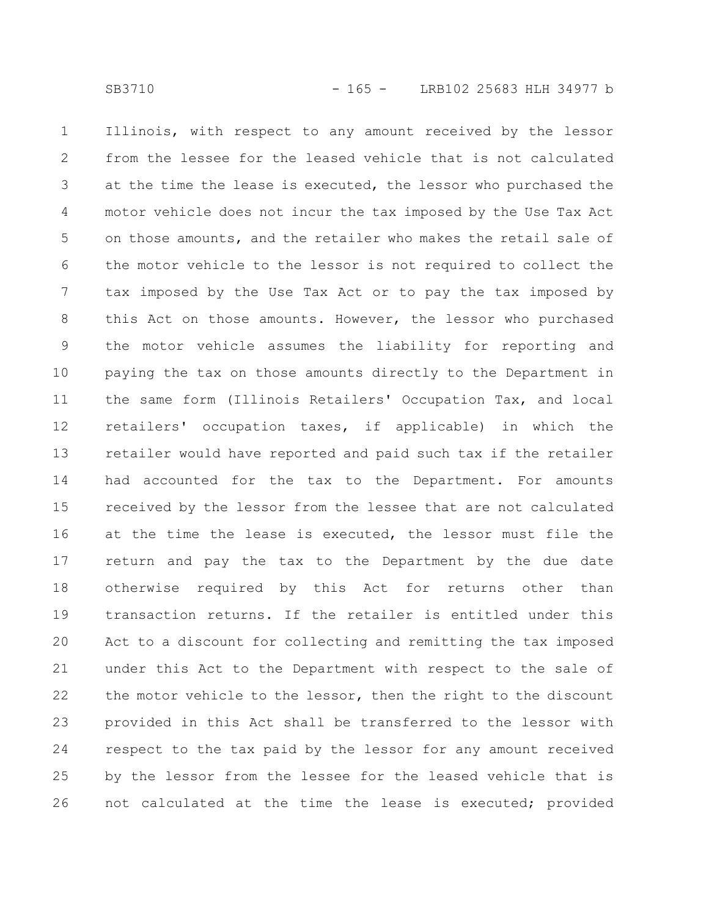Illinois, with respect to any amount received by the lessor from the lessee for the leased vehicle that is not calculated at the time the lease is executed, the lessor who purchased the motor vehicle does not incur the tax imposed by the Use Tax Act on those amounts, and the retailer who makes the retail sale of the motor vehicle to the lessor is not required to collect the tax imposed by the Use Tax Act or to pay the tax imposed by this Act on those amounts. However, the lessor who purchased the motor vehicle assumes the liability for reporting and paying the tax on those amounts directly to the Department in the same form (Illinois Retailers' Occupation Tax, and local retailers' occupation taxes, if applicable) in which the retailer would have reported and paid such tax if the retailer had accounted for the tax to the Department. For amounts received by the lessor from the lessee that are not calculated at the time the lease is executed, the lessor must file the return and pay the tax to the Department by the due date otherwise required by this Act for returns other than transaction returns. If the retailer is entitled under this Act to a discount for collecting and remitting the tax imposed under this Act to the Department with respect to the sale of the motor vehicle to the lessor, then the right to the discount provided in this Act shall be transferred to the lessor with respect to the tax paid by the lessor for any amount received by the lessor from the lessee for the leased vehicle that is not calculated at the time the lease is executed; provided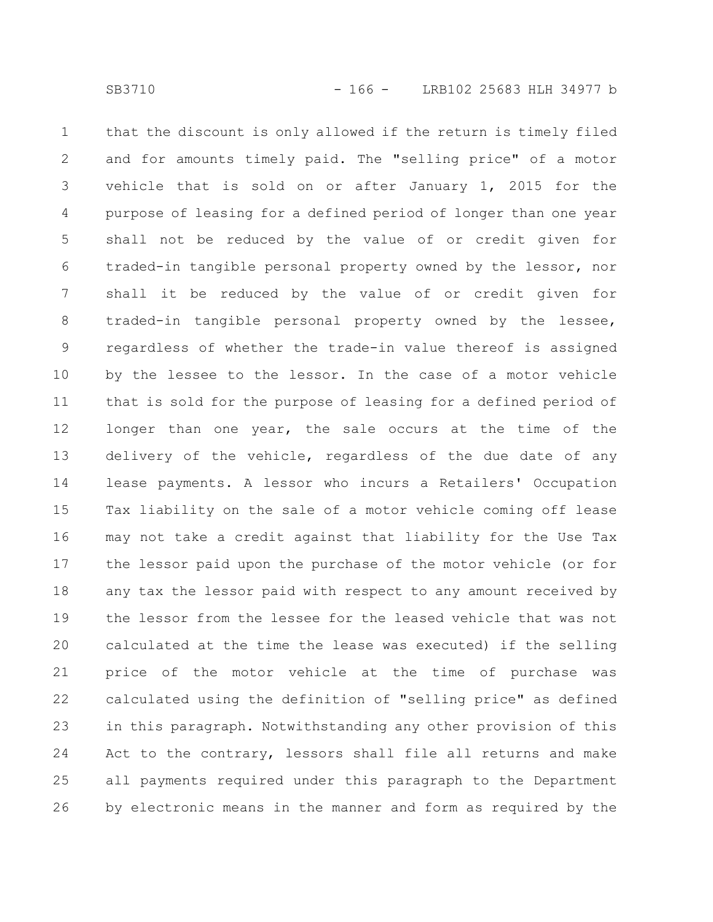that the discount is only allowed if the return is timely filed and for amounts timely paid. The "selling price" of a motor vehicle that is sold on or after January 1, 2015 for the purpose of leasing for a defined period of longer than one year shall not be reduced by the value of or credit given for traded-in tangible personal property owned by the lessor, nor shall it be reduced by the value of or credit given for traded-in tangible personal property owned by the lessee, regardless of whether the trade-in value thereof is assigned by the lessee to the lessor. In the case of a motor vehicle that is sold for the purpose of leasing for a defined period of longer than one year, the sale occurs at the time of the delivery of the vehicle, regardless of the due date of any lease payments. A lessor who incurs a Retailers' Occupation Tax liability on the sale of a motor vehicle coming off lease may not take a credit against that liability for the Use Tax the lessor paid upon the purchase of the motor vehicle (or for any tax the lessor paid with respect to any amount received by the lessor from the lessee for the leased vehicle that was not calculated at the time the lease was executed) if the selling price of the motor vehicle at the time of purchase was calculated using the definition of "selling price" as defined in this paragraph. Notwithstanding any other provision of this Act to the contrary, lessors shall file all returns and make all payments required under this paragraph to the Department by electronic means in the manner and form as required by the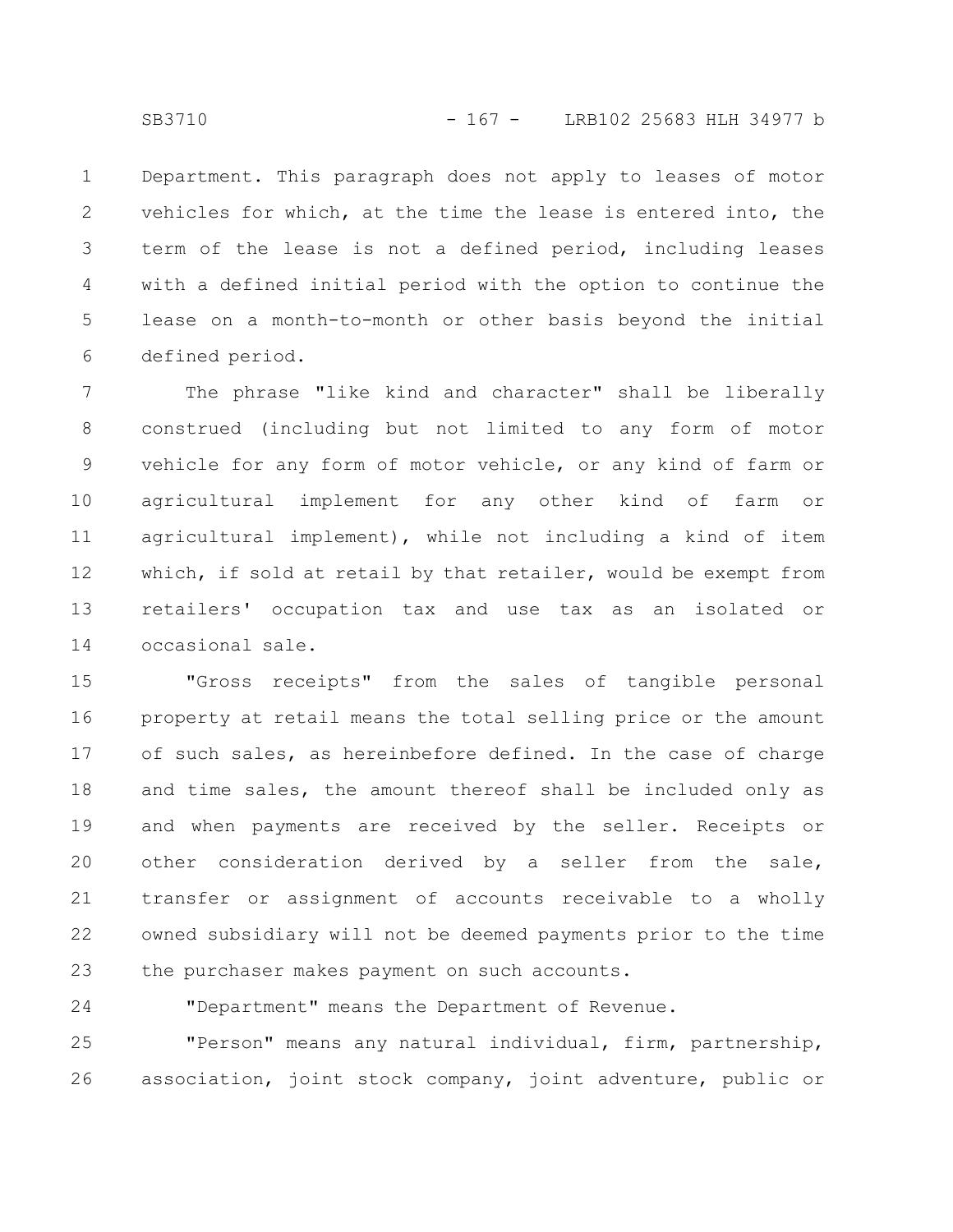Department. This paragraph does not apply to leases of motor vehicles for which, at the time the lease is entered into, the term of the lease is not a defined period, including leases with a defined initial period with the option to continue the lease on a month-to-month or other basis beyond the initial defined period.

The phrase "like kind and character" shall be liberally construed (including but not limited to any form of motor vehicle for any form of motor vehicle, or any kind of farm or agricultural implement for any other kind of farm or agricultural implement), while not including a kind of item which, if sold at retail by that retailer, would be exempt from retailers' occupation tax and use tax as an isolated or occasional sale.

"Gross receipts" from the sales of tangible personal property at retail means the total selling price or the amount of such sales, as hereinbefore defined. In the case of charge and time sales, the amount thereof shall be included only as and when payments are received by the seller. Receipts or other consideration derived by a seller from the sale, transfer or assignment of accounts receivable to a wholly owned subsidiary will not be deemed payments prior to the time the purchaser makes payment on such accounts.

"Department" means the Department of Revenue.

"Person" means any natural individual, firm, partnership, association, joint stock company, joint adventure, public or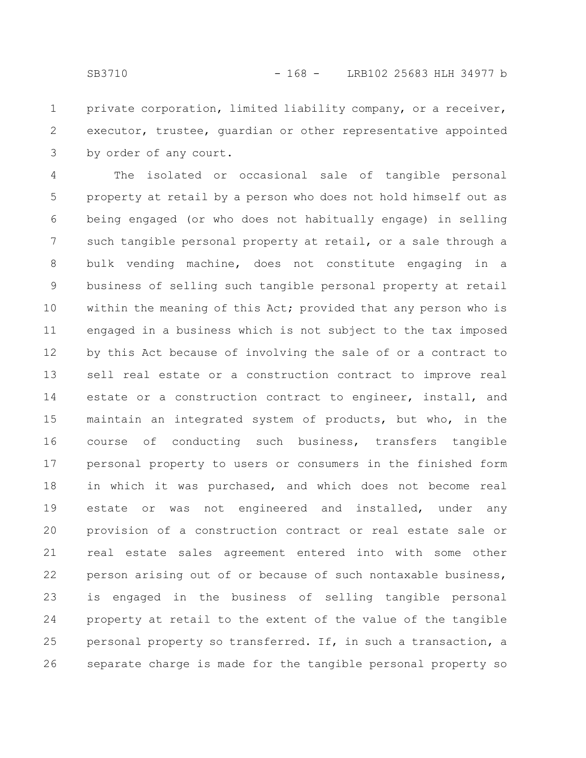private corporation, limited liability company, or a receiver, executor, trustee, guardian or other representative appointed by order of any court.

The isolated or occasional sale of tangible personal property at retail by a person who does not hold himself out as being engaged (or who does not habitually engage) in selling such tangible personal property at retail, or a sale through a bulk vending machine, does not constitute engaging in a business of selling such tangible personal property at retail within the meaning of this Act; provided that any person who is engaged in a business which is not subject to the tax imposed by this Act because of involving the sale of or a contract to sell real estate or a construction contract to improve real estate or a construction contract to engineer, install, and maintain an integrated system of products, but who, in the course of conducting such business, transfers tangible personal property to users or consumers in the finished form in which it was purchased, and which does not become real estate or was not engineered and installed, under any provision of a construction contract or real estate sale or real estate sales agreement entered into with some other person arising out of or because of such nontaxable business, is engaged in the business of selling tangible personal property at retail to the extent of the value of the tangible personal property so transferred. If, in such a transaction, a separate charge is made for the tangible personal property so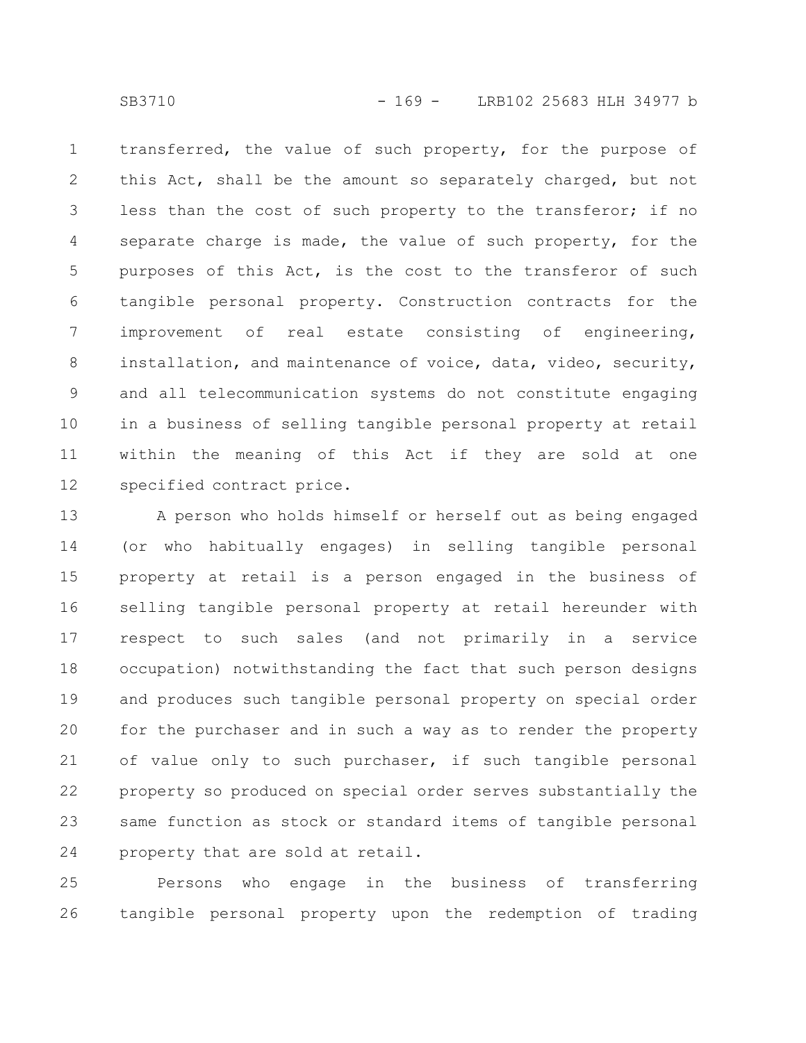transferred, the value of such property, for the purpose of this Act, shall be the amount so separately charged, but not less than the cost of such property to the transferor; if no separate charge is made, the value of such property, for the purposes of this Act, is the cost to the transferor of such tangible personal property. Construction contracts for the improvement of real estate consisting of engineering, installation, and maintenance of voice, data, video, security, and all telecommunication systems do not constitute engaging in a business of selling tangible personal property at retail within the meaning of this Act if they are sold at one specified contract price.

A person who holds himself or herself out as being engaged (or who habitually engages) in selling tangible personal property at retail is a person engaged in the business of selling tangible personal property at retail hereunder with respect to such sales (and not primarily in a service occupation) notwithstanding the fact that such person designs and produces such tangible personal property on special order for the purchaser and in such a way as to render the property of value only to such purchaser, if such tangible personal property so produced on special order serves substantially the same function as stock or standard items of tangible personal property that are sold at retail.

Persons who engage in the business of transferring tangible personal property upon the redemption of trading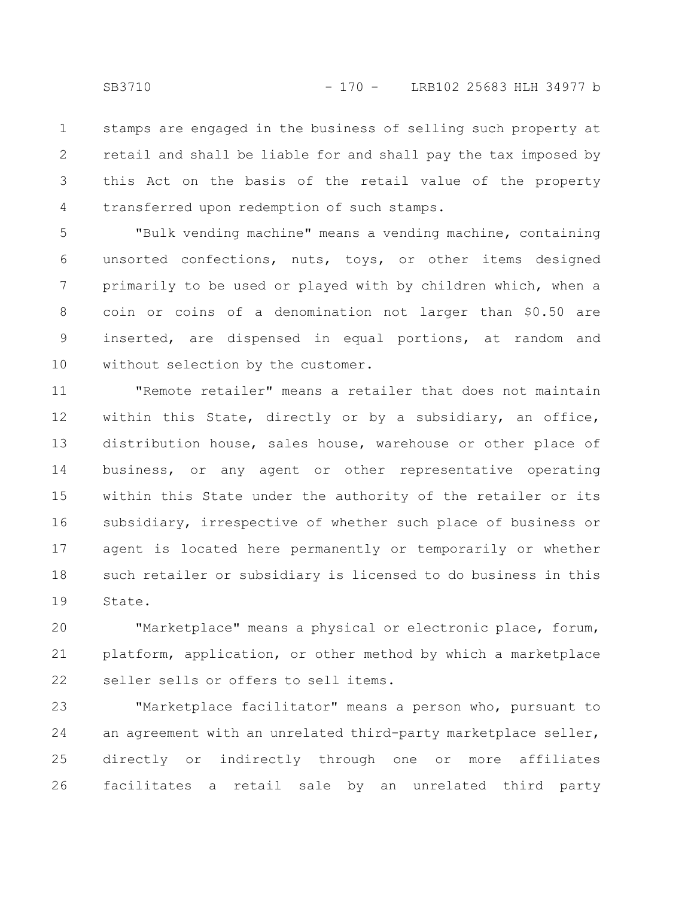stamps are engaged in the business of selling such property at retail and shall be liable for and shall pay the tax imposed by this Act on the basis of the retail value of the property transferred upon redemption of such stamps.

"Bulk vending machine" means a vending machine, containing unsorted confections, nuts, toys, or other items designed primarily to be used or played with by children which, when a coin or coins of a denomination not larger than $0.50 are inserted, are dispensed in equal portions, at random and without selection by the customer.

"Remote retailer" means a retailer that does not maintain within this State, directly or by a subsidiary, an office, distribution house, sales house, warehouse or other place of business, or any agent or other representative operating within this State under the authority of the retailer or its subsidiary, irrespective of whether such place of business or agent is located here permanently or temporarily or whether such retailer or subsidiary is licensed to do business in this State.

"Marketplace" means a physical or electronic place, forum, platform, application, or other method by which a marketplace seller sells or offers to sell items.

"Marketplace facilitator" means a person who, pursuant to an agreement with an unrelated third-party marketplace seller, directly or indirectly through one or more affiliates facilitates a retail sale by an unrelated third party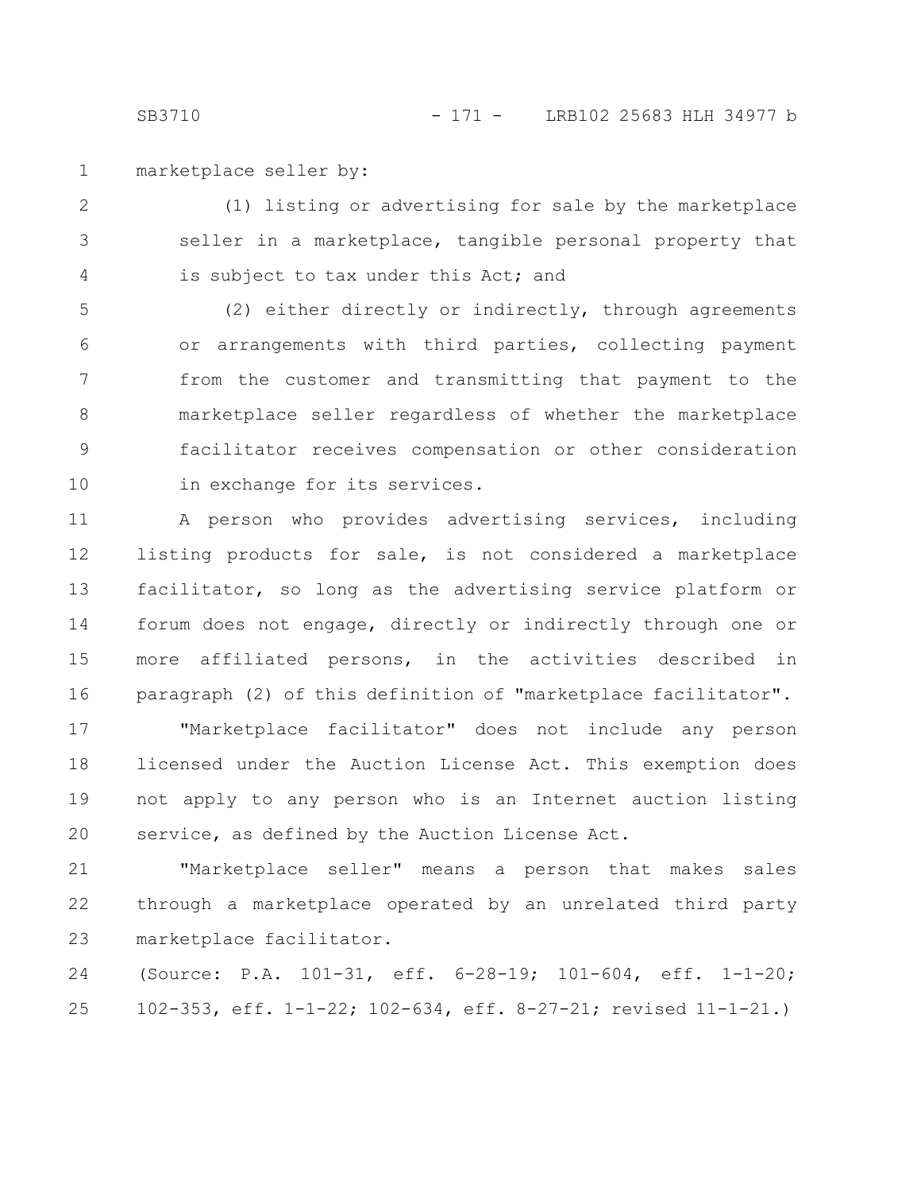marketplace seller by:

(1) listing or advertising for sale by the marketplace seller in a marketplace, tangible personal property that is subject to tax under this Act; and

(2) either directly or indirectly, through agreements or arrangements with third parties, collecting payment from the customer and transmitting that payment to the marketplace seller regardless of whether the marketplace facilitator receives compensation or other consideration in exchange for its services.

A person who provides advertising services, including listing products for sale, is not considered a marketplace facilitator, so long as the advertising service platform or forum does not engage, directly or indirectly through one or more affiliated persons, in the activities described in paragraph (2) of this definition of "marketplace facilitator".

"Marketplace facilitator" does not include any person licensed under the Auction License Act. This exemption does not apply to any person who is an Internet auction listing service, as defined by the Auction License Act.

"Marketplace seller" means a person that makes sales through a marketplace operated by an unrelated third party marketplace facilitator.

(Source: P.A. 101-31, eff. 6-28-19; 101-604, eff. 1-1-20; 102-353, eff. 1-1-22; 102-634, eff. 8-27-21; revised 11-1-21.)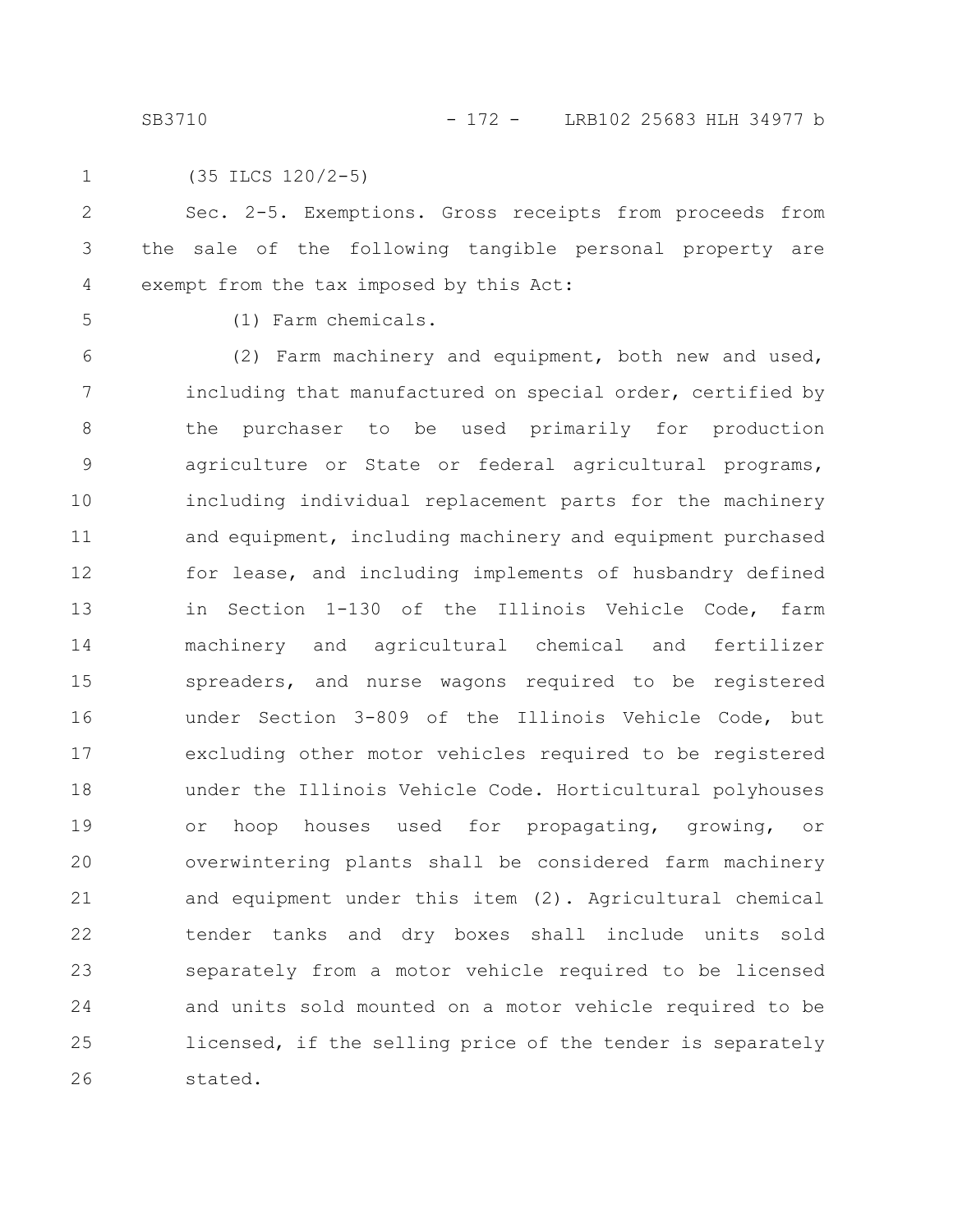(35 ILCS 120/2-5)

Sec. 2-5. Exemptions. Gross receipts from proceeds from the sale of the following tangible personal property are exempt from the tax imposed by this Act:

(1) Farm chemicals.

(2) Farm machinery and equipment, both new and used, including that manufactured on special order, certified by the purchaser to be used primarily for production agriculture or State or federal agricultural programs, including individual replacement parts for the machinery and equipment, including machinery and equipment purchased for lease, and including implements of husbandry defined in Section 1-130 of the Illinois Vehicle Code, farm machinery and agricultural chemical and fertilizer spreaders, and nurse wagons required to be registered under Section 3-809 of the Illinois Vehicle Code, but excluding other motor vehicles required to be registered under the Illinois Vehicle Code. Horticultural polyhouses or hoop houses used for propagating, growing, or overwintering plants shall be considered farm machinery and equipment under this item (2). Agricultural chemical tender tanks and dry boxes shall include units sold separately from a motor vehicle required to be licensed and units sold mounted on a motor vehicle required to be licensed, if the selling price of the tender is separately stated.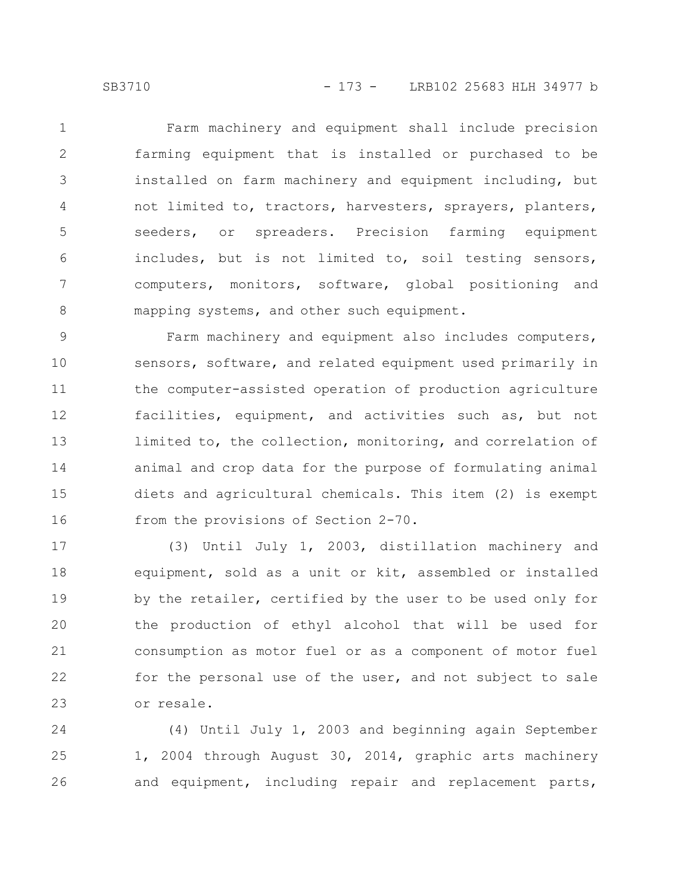Farm machinery and equipment shall include precision farming equipment that is installed or purchased to be installed on farm machinery and equipment including, but not limited to, tractors, harvesters, sprayers, planters, seeders, or spreaders. Precision farming equipment includes, but is not limited to, soil testing sensors, computers, monitors, software, global positioning and mapping systems, and other such equipment.

Farm machinery and equipment also includes computers, sensors, software, and related equipment used primarily in the computer-assisted operation of production agriculture facilities, equipment, and activities such as, but not limited to, the collection, monitoring, and correlation of animal and crop data for the purpose of formulating animal diets and agricultural chemicals. This item (2) is exempt from the provisions of Section 2-70.

(3) Until July 1, 2003, distillation machinery and equipment, sold as a unit or kit, assembled or installed by the retailer, certified by the user to be used only for the production of ethyl alcohol that will be used for consumption as motor fuel or as a component of motor fuel for the personal use of the user, and not subject to sale or resale.

(4) Until July 1, 2003 and beginning again September 1, 2004 through August 30, 2014, graphic arts machinery and equipment, including repair and replacement parts,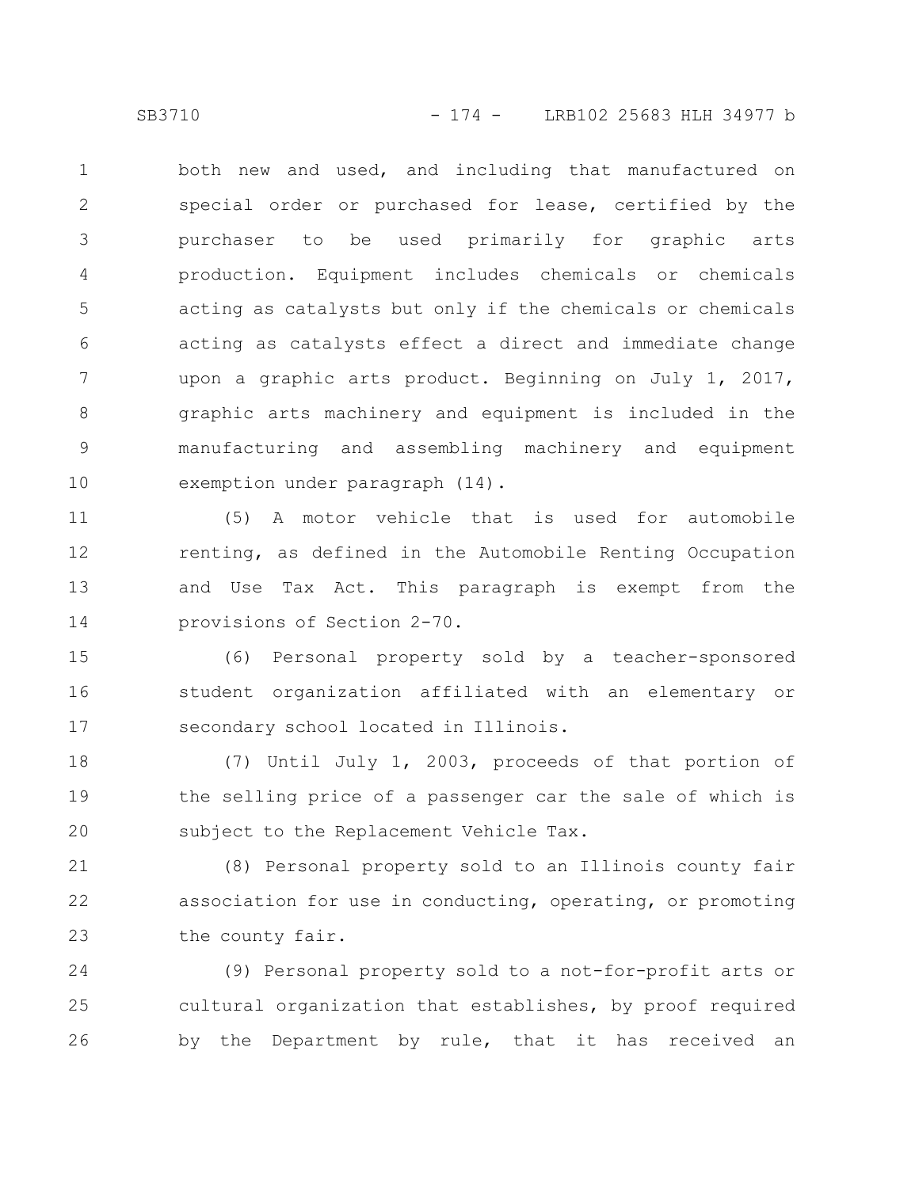both new and used, and including that manufactured on special order or purchased for lease, certified by the purchaser to be used primarily for graphic arts production. Equipment includes chemicals or chemicals acting as catalysts but only if the chemicals or chemicals acting as catalysts effect a direct and immediate change upon a graphic arts product. Beginning on July 1, 2017, graphic arts machinery and equipment is included in the manufacturing and assembling machinery and equipment exemption under paragraph (14).

(5) A motor vehicle that is used for automobile renting, as defined in the Automobile Renting Occupation and Use Tax Act. This paragraph is exempt from the provisions of Section 2-70.

(6) Personal property sold by a teacher-sponsored student organization affiliated with an elementary or secondary school located in Illinois.

(7) Until July 1, 2003, proceeds of that portion of the selling price of a passenger car the sale of which is subject to the Replacement Vehicle Tax.

(8) Personal property sold to an Illinois county fair association for use in conducting, operating, or promoting the county fair.

(9) Personal property sold to a not-for-profit arts or cultural organization that establishes, by proof required by the Department by rule, that it has received an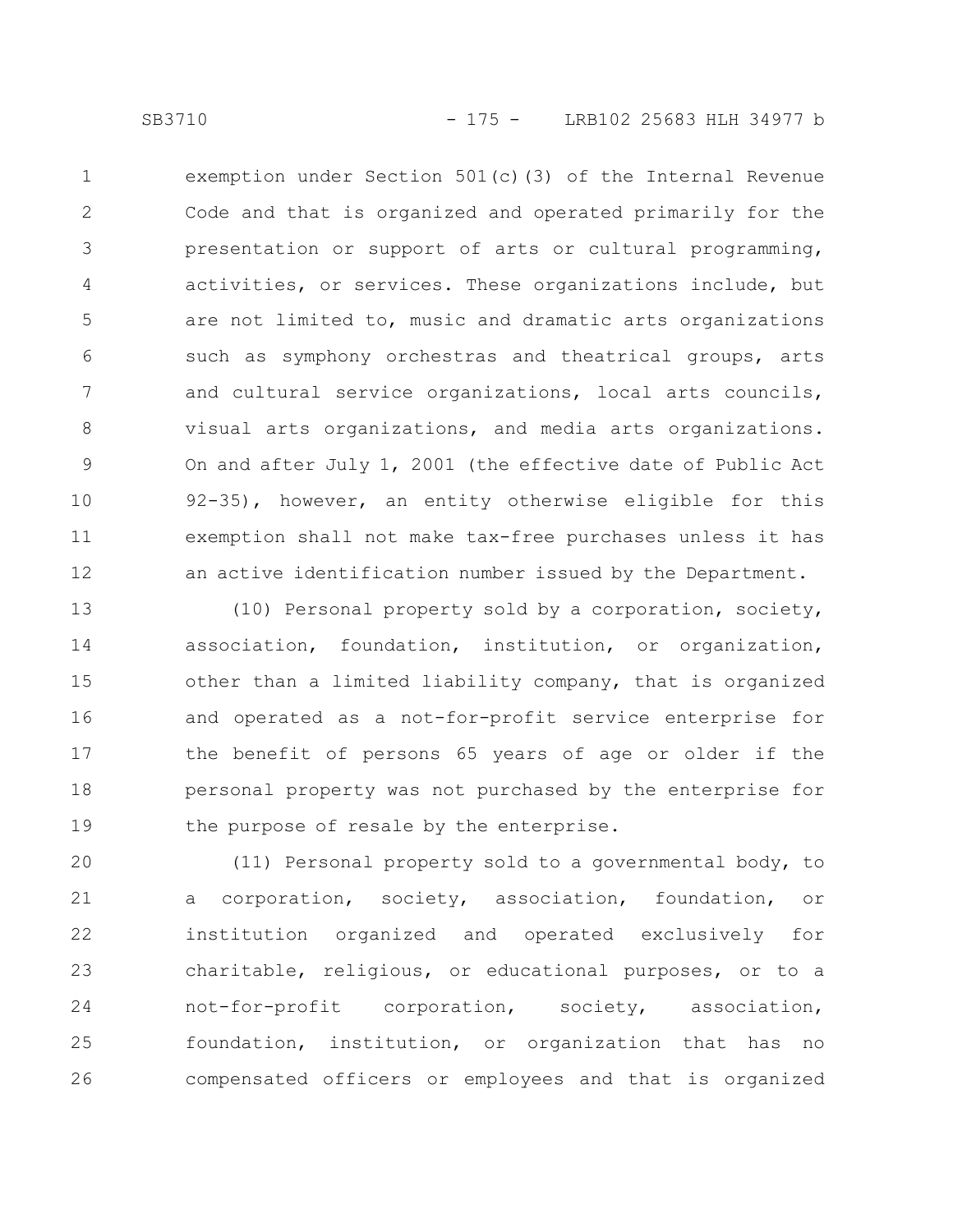exemption under Section 501(c)(3) of the Internal Revenue Code and that is organized and operated primarily for the presentation or support of arts or cultural programming, activities, or services. These organizations include, but are not limited to, music and dramatic arts organizations such as symphony orchestras and theatrical groups, arts and cultural service organizations, local arts councils, visual arts organizations, and media arts organizations. On and after July 1, 2001 (the effective date of Public Act 92-35), however, an entity otherwise eligible for this exemption shall not make tax-free purchases unless it has an active identification number issued by the Department.

(10) Personal property sold by a corporation, society, association, foundation, institution, or organization, other than a limited liability company, that is organized and operated as a not-for-profit service enterprise for the benefit of persons 65 years of age or older if the personal property was not purchased by the enterprise for the purpose of resale by the enterprise.

(11) Personal property sold to a governmental body, to a corporation, society, association, foundation, or institution organized and operated exclusively for charitable, religious, or educational purposes, or to a not-for-profit corporation, society, association, foundation, institution, or organization that has no compensated officers or employees and that is organized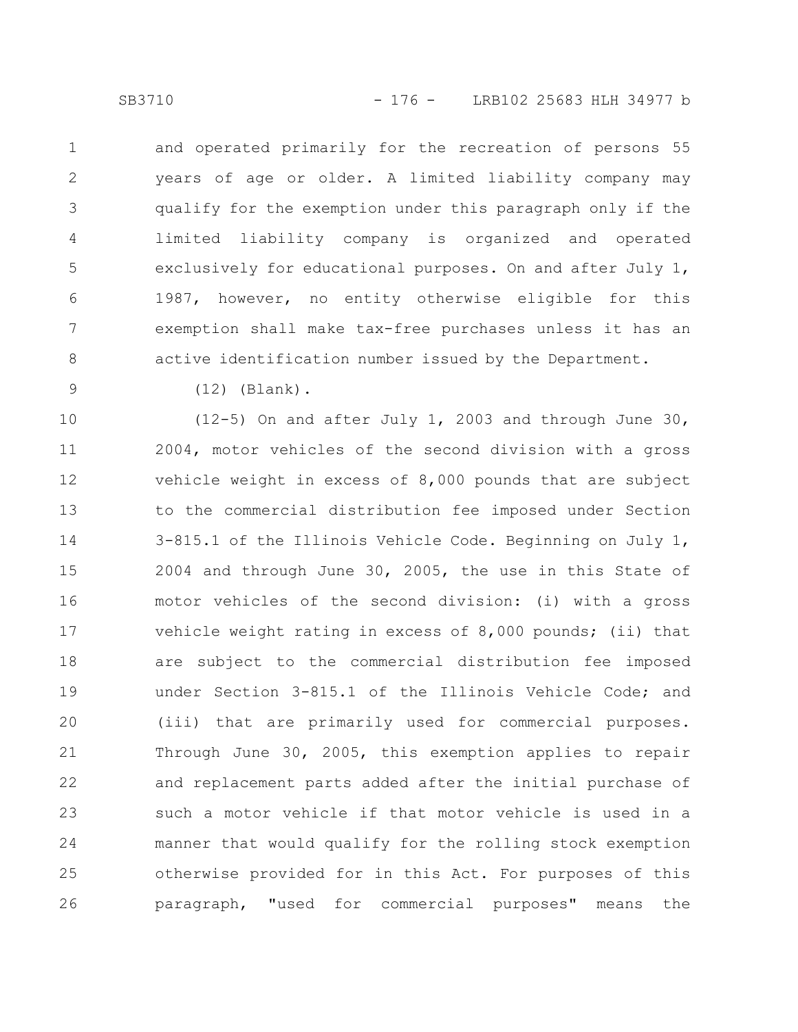and operated primarily for the recreation of persons 55 years of age or older. A limited liability company may qualify for the exemption under this paragraph only if the limited liability company is organized and operated exclusively for educational purposes. On and after July 1, 1987, however, no entity otherwise eligible for this exemption shall make tax-free purchases unless it has an active identification number issued by the Department.

(12) (Blank).

(12-5) On and after July 1, 2003 and through June 30, 2004, motor vehicles of the second division with a gross vehicle weight in excess of 8,000 pounds that are subject to the commercial distribution fee imposed under Section 3-815.1 of the Illinois Vehicle Code. Beginning on July 1, 2004 and through June 30, 2005, the use in this State of motor vehicles of the second division: (i) with a gross vehicle weight rating in excess of 8,000 pounds; (ii) that are subject to the commercial distribution fee imposed under Section 3-815.1 of the Illinois Vehicle Code; and (iii) that are primarily used for commercial purposes. Through June 30, 2005, this exemption applies to repair and replacement parts added after the initial purchase of such a motor vehicle if that motor vehicle is used in a manner that would qualify for the rolling stock exemption otherwise provided for in this Act. For purposes of this paragraph, "used for commercial purposes" means the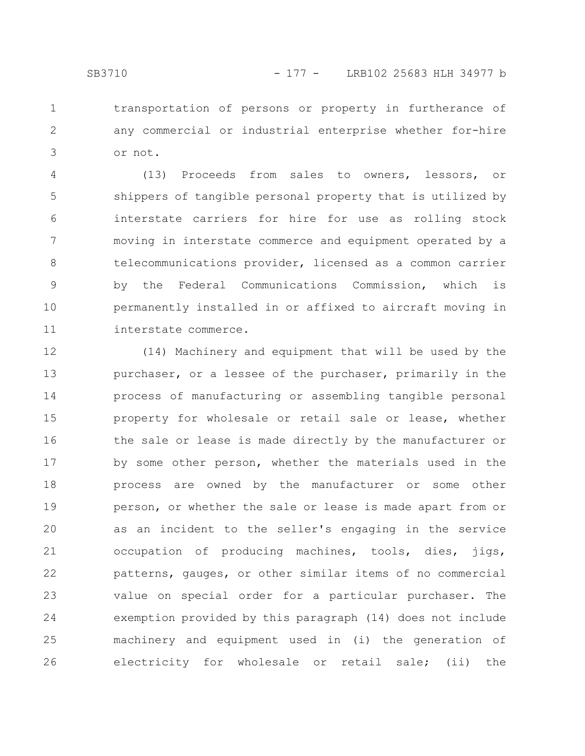transportation of persons or property in furtherance of any commercial or industrial enterprise whether for-hire or not.

(13) Proceeds from sales to owners, lessors, or shippers of tangible personal property that is utilized by interstate carriers for hire for use as rolling stock moving in interstate commerce and equipment operated by a telecommunications provider, licensed as a common carrier by the Federal Communications Commission, which is permanently installed in or affixed to aircraft moving in interstate commerce.

(14) Machinery and equipment that will be used by the purchaser, or a lessee of the purchaser, primarily in the process of manufacturing or assembling tangible personal property for wholesale or retail sale or lease, whether the sale or lease is made directly by the manufacturer or by some other person, whether the materials used in the process are owned by the manufacturer or some other person, or whether the sale or lease is made apart from or as an incident to the seller's engaging in the service occupation of producing machines, tools, dies, jigs, patterns, gauges, or other similar items of no commercial value on special order for a particular purchaser. The exemption provided by this paragraph (14) does not include machinery and equipment used in (i) the generation of electricity for wholesale or retail sale; (ii) the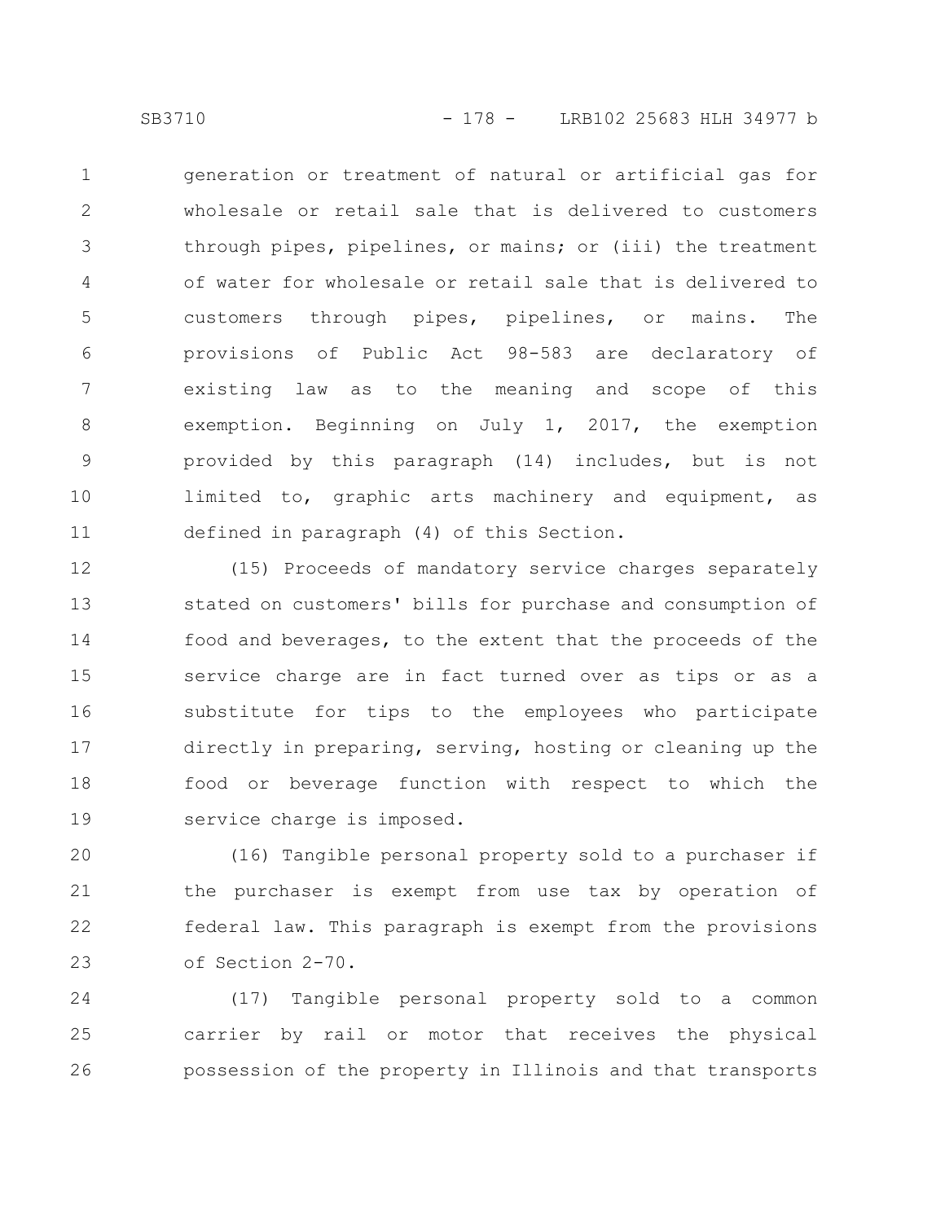generation or treatment of natural or artificial gas for wholesale or retail sale that is delivered to customers through pipes, pipelines, or mains; or (iii) the treatment of water for wholesale or retail sale that is delivered to customers through pipes, pipelines, or mains. The provisions of Public Act 98-583 are declaratory of existing law as to the meaning and scope of this exemption. Beginning on July 1, 2017, the exemption provided by this paragraph (14) includes, but is not limited to, graphic arts machinery and equipment, as defined in paragraph (4) of this Section.

(15) Proceeds of mandatory service charges separately stated on customers' bills for purchase and consumption of food and beverages, to the extent that the proceeds of the service charge are in fact turned over as tips or as a substitute for tips to the employees who participate directly in preparing, serving, hosting or cleaning up the food or beverage function with respect to which the service charge is imposed.

(16) Tangible personal property sold to a purchaser if the purchaser is exempt from use tax by operation of federal law. This paragraph is exempt from the provisions of Section 2-70.

(17) Tangible personal property sold to a common carrier by rail or motor that receives the physical possession of the property in Illinois and that transports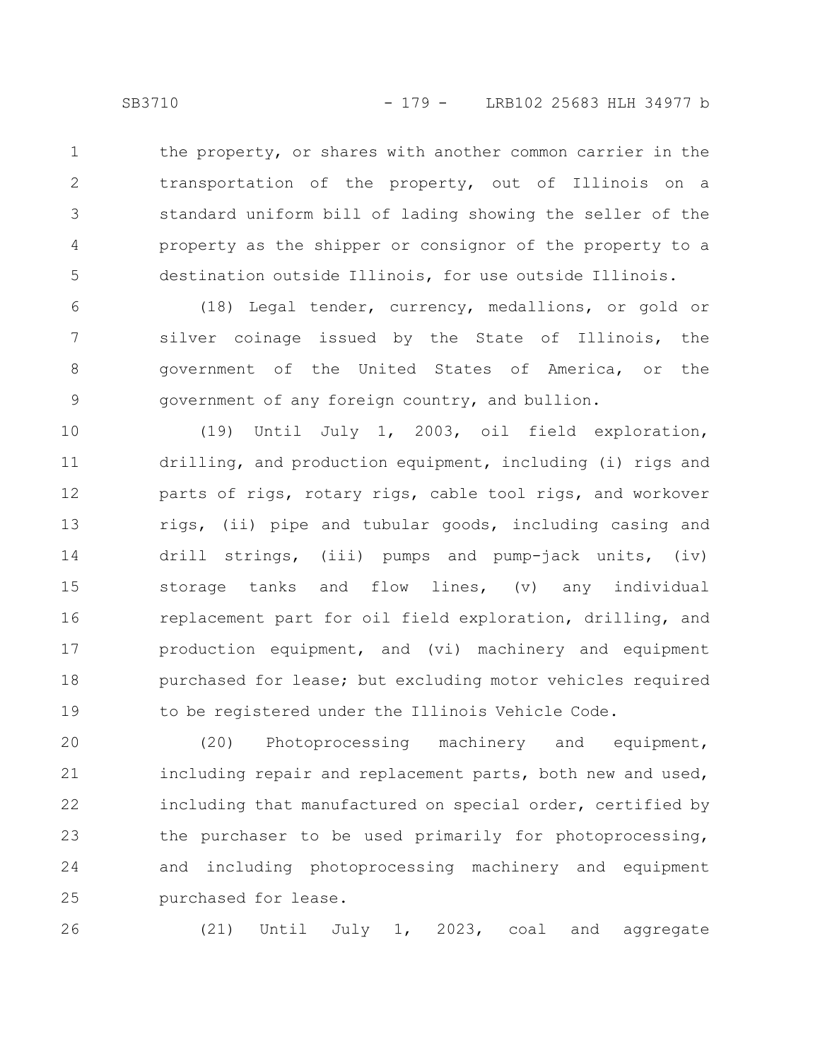the property, or shares with another common carrier in the transportation of the property, out of Illinois on a standard uniform bill of lading showing the seller of the property as the shipper or consignor of the property to a destination outside Illinois, for use outside Illinois.

(18) Legal tender, currency, medallions, or gold or silver coinage issued by the State of Illinois, the government of the United States of America, or the government of any foreign country, and bullion.

(19) Until July 1, 2003, oil field exploration, drilling, and production equipment, including (i) rigs and parts of rigs, rotary rigs, cable tool rigs, and workover rigs, (ii) pipe and tubular goods, including casing and drill strings, (iii) pumps and pump-jack units, (iv) storage tanks and flow lines, (v) any individual replacement part for oil field exploration, drilling, and production equipment, and (vi) machinery and equipment purchased for lease; but excluding motor vehicles required to be registered under the Illinois Vehicle Code.

(20) Photoprocessing machinery and equipment, including repair and replacement parts, both new and used, including that manufactured on special order, certified by the purchaser to be used primarily for photoprocessing, and including photoprocessing machinery and equipment purchased for lease.

(21) Until July 1, 2023, coal and aggregate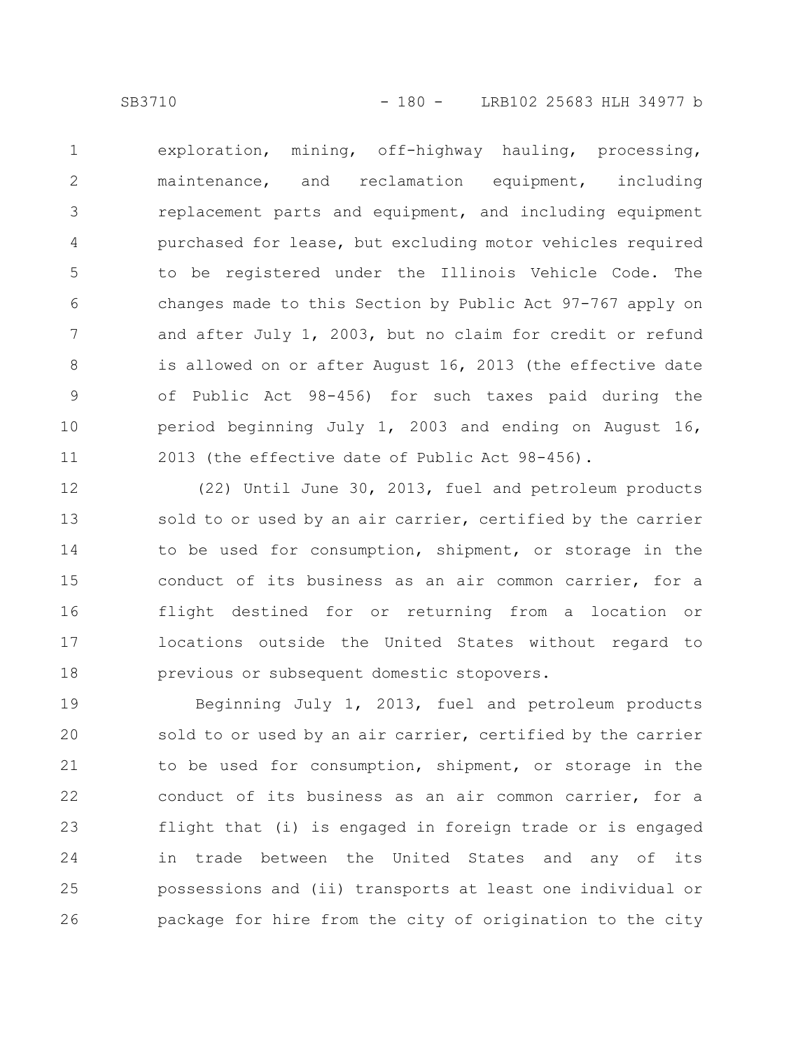exploration, mining, off-highway hauling, processing, maintenance, and reclamation equipment, including replacement parts and equipment, and including equipment purchased for lease, but excluding motor vehicles required to be registered under the Illinois Vehicle Code. The changes made to this Section by Public Act 97-767 apply on and after July 1, 2003, but no claim for credit or refund is allowed on or after August 16, 2013 (the effective date of Public Act 98-456) for such taxes paid during the period beginning July 1, 2003 and ending on August 16, 2013 (the effective date of Public Act 98-456).

(22) Until June 30, 2013, fuel and petroleum products sold to or used by an air carrier, certified by the carrier to be used for consumption, shipment, or storage in the conduct of its business as an air common carrier, for a flight destined for or returning from a location or locations outside the United States without regard to previous or subsequent domestic stopovers.

Beginning July 1, 2013, fuel and petroleum products sold to or used by an air carrier, certified by the carrier to be used for consumption, shipment, or storage in the conduct of its business as an air common carrier, for a flight that (i) is engaged in foreign trade or is engaged in trade between the United States and any of its possessions and (ii) transports at least one individual or package for hire from the city of origination to the city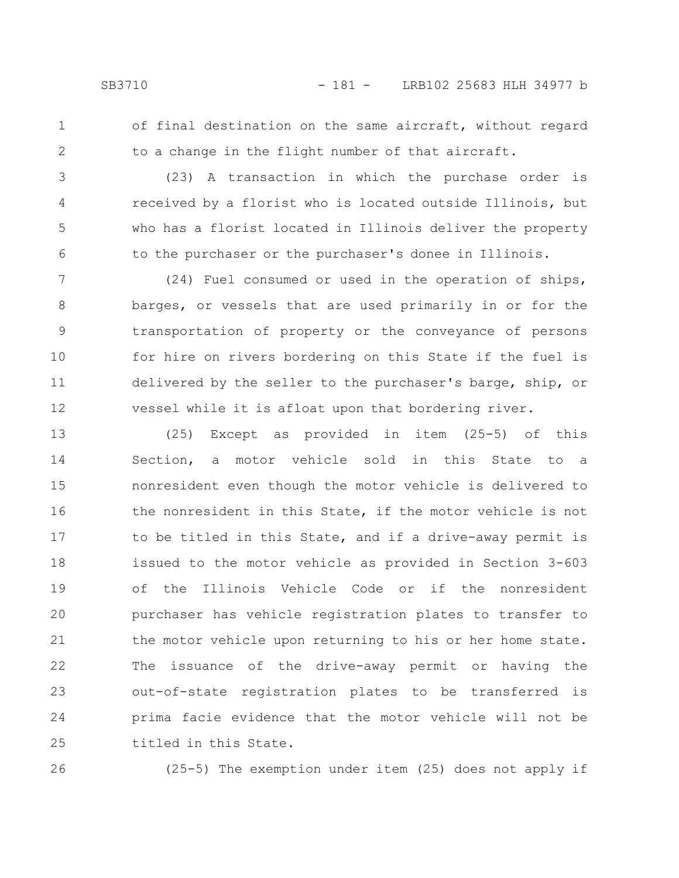of final destination on the same aircraft, without regard to a change in the flight number of that aircraft.

(23) A transaction in which the purchase order is received by a florist who is located outside Illinois, but who has a florist located in Illinois deliver the property to the purchaser or the purchaser's donee in Illinois.

(24) Fuel consumed or used in the operation of ships, barges, or vessels that are used primarily in or for the transportation of property or the conveyance of persons for hire on rivers bordering on this State if the fuel is delivered by the seller to the purchaser's barge, ship, or vessel while it is afloat upon that bordering river.

(25) Except as provided in item (25-5) of this Section, a motor vehicle sold in this State to a nonresident even though the motor vehicle is delivered to the nonresident in this State, if the motor vehicle is not to be titled in this State, and if a drive-away permit is issued to the motor vehicle as provided in Section 3-603 of the Illinois Vehicle Code or if the nonresident purchaser has vehicle registration plates to transfer to the motor vehicle upon returning to his or her home state. The issuance of the drive-away permit or having the out-of-state registration plates to be transferred is prima facie evidence that the motor vehicle will not be titled in this State.

(25-5) The exemption under item (25) does not apply if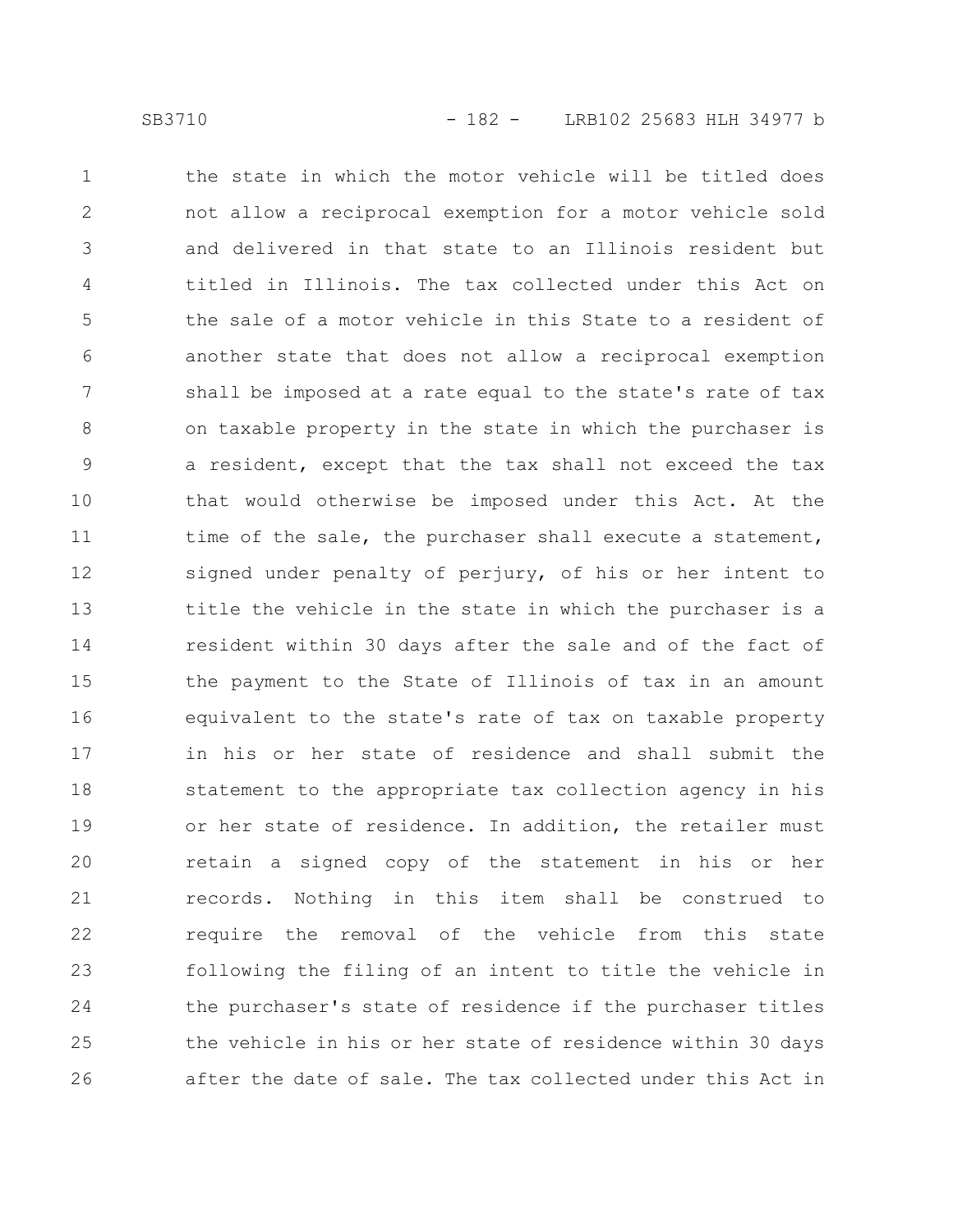the state in which the motor vehicle will be titled does not allow a reciprocal exemption for a motor vehicle sold and delivered in that state to an Illinois resident but titled in Illinois. The tax collected under this Act on the sale of a motor vehicle in this State to a resident of another state that does not allow a reciprocal exemption shall be imposed at a rate equal to the state's rate of tax on taxable property in the state in which the purchaser is a resident, except that the tax shall not exceed the tax that would otherwise be imposed under this Act. At the time of the sale, the purchaser shall execute a statement, signed under penalty of perjury, of his or her intent to title the vehicle in the state in which the purchaser is a resident within 30 days after the sale and of the fact of the payment to the State of Illinois of tax in an amount equivalent to the state's rate of tax on taxable property in his or her state of residence and shall submit the statement to the appropriate tax collection agency in his or her state of residence. In addition, the retailer must retain a signed copy of the statement in his or her records. Nothing in this item shall be construed to require the removal of the vehicle from this state following the filing of an intent to title the vehicle in the purchaser's state of residence if the purchaser titles the vehicle in his or her state of residence within 30 days after the date of sale. The tax collected under this Act in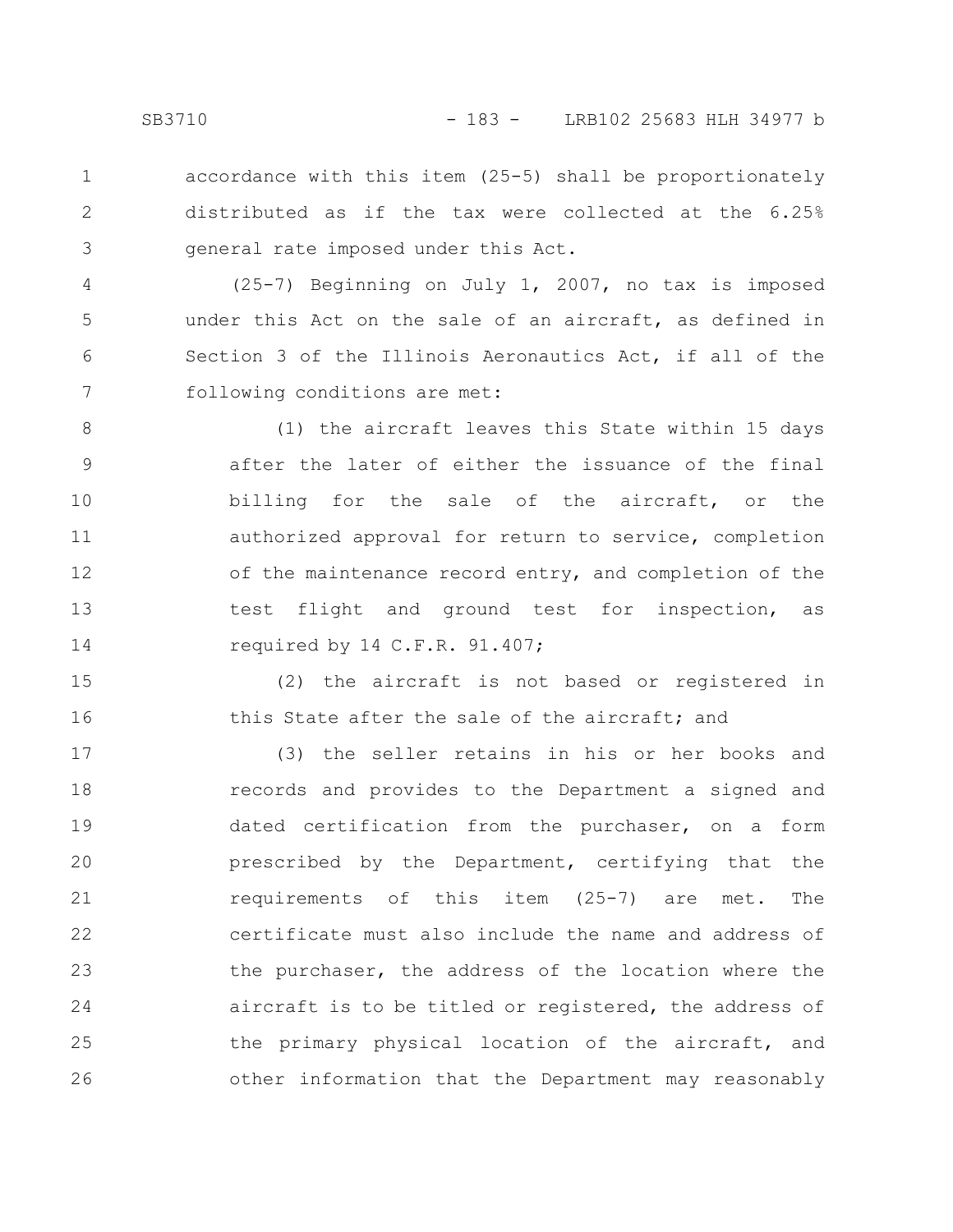accordance with this item (25-5) shall be proportionately distributed as if the tax were collected at the 6.25% general rate imposed under this Act.

(25-7) Beginning on July 1, 2007, no tax is imposed under this Act on the sale of an aircraft, as defined in Section 3 of the Illinois Aeronautics Act, if all of the following conditions are met:

(1) the aircraft leaves this State within 15 days after the later of either the issuance of the final billing for the sale of the aircraft, or the authorized approval for return to service, completion of the maintenance record entry, and completion of the test flight and ground test for inspection, as required by 14 C.F.R. 91.407;

(2) the aircraft is not based or registered in this State after the sale of the aircraft; and

(3) the seller retains in his or her books and records and provides to the Department a signed and dated certification from the purchaser, on a form prescribed by the Department, certifying that the requirements of this item (25-7) are met. The certificate must also include the name and address of the purchaser, the address of the location where the aircraft is to be titled or registered, the address of the primary physical location of the aircraft, and other information that the Department may reasonably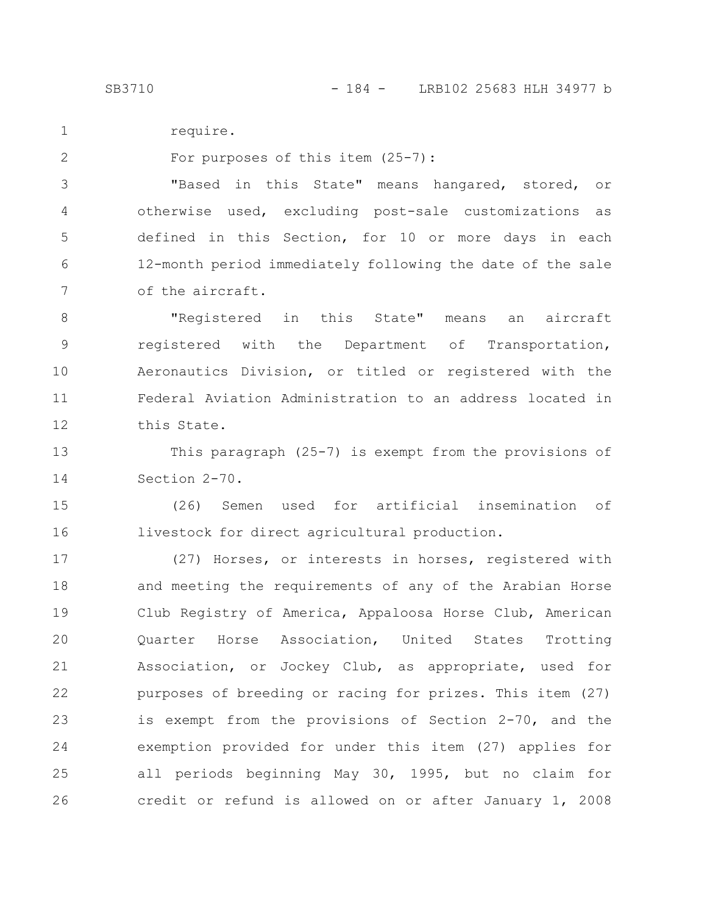require.

For purposes of this item (25-7):

"Based in this State" means hangared, stored, or otherwise used, excluding post-sale customizations as defined in this Section, for 10 or more days in each 12-month period immediately following the date of the sale of the aircraft.

"Registered in this State" means an aircraft registered with the Department of Transportation, Aeronautics Division, or titled or registered with the Federal Aviation Administration to an address located in this State.

This paragraph (25-7) is exempt from the provisions of Section 2-70.

(26) Semen used for artificial insemination of livestock for direct agricultural production.

(27) Horses, or interests in horses, registered with and meeting the requirements of any of the Arabian Horse Club Registry of America, Appaloosa Horse Club, American Quarter Horse Association, United States Trotting Association, or Jockey Club, as appropriate, used for purposes of breeding or racing for prizes. This item (27) is exempt from the provisions of Section 2-70, and the exemption provided for under this item (27) applies for all periods beginning May 30, 1995, but no claim for credit or refund is allowed on or after January 1, 2008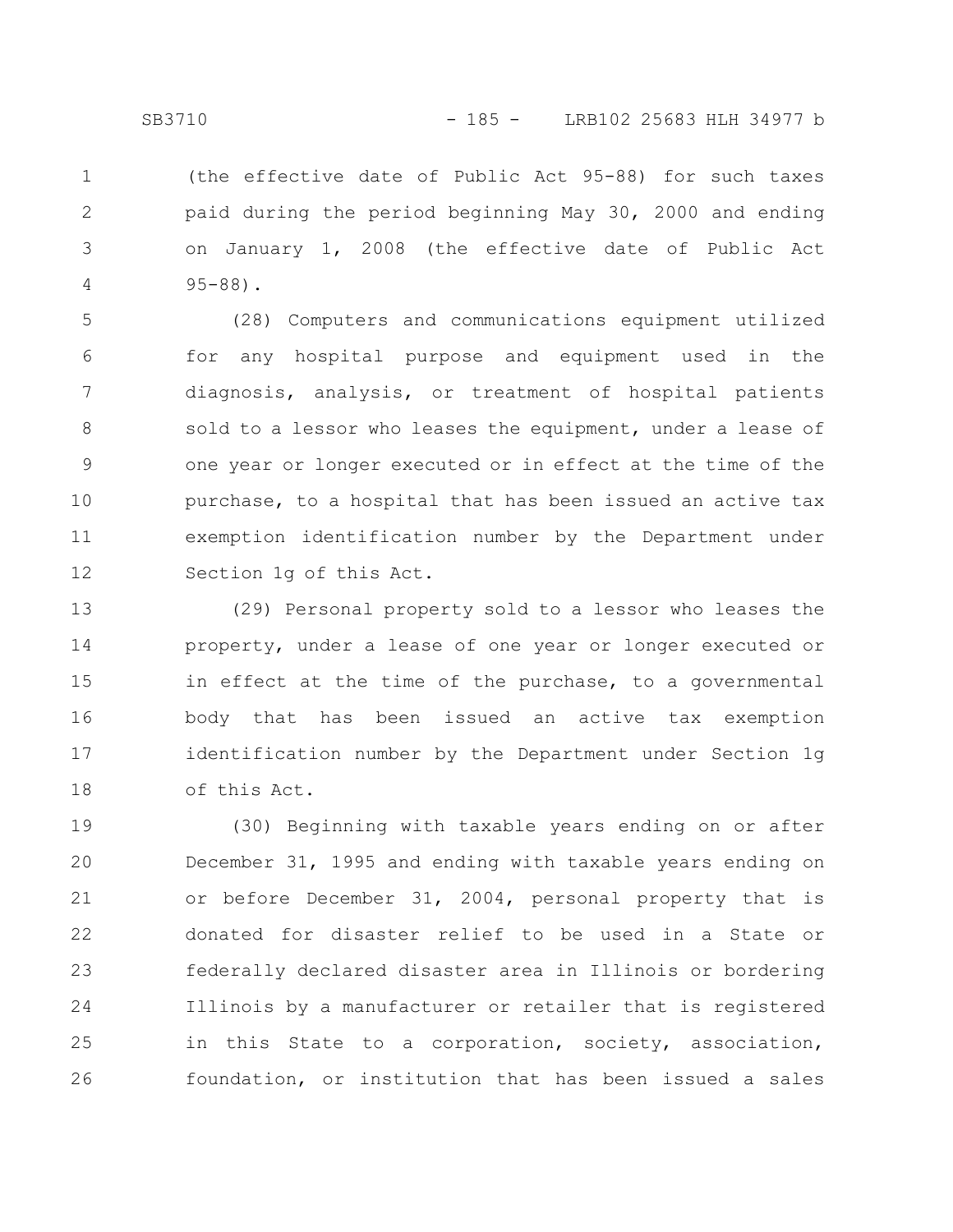(the effective date of Public Act 95-88) for such taxes paid during the period beginning May 30, 2000 and ending on January 1, 2008 (the effective date of Public Act 95-88).

(28) Computers and communications equipment utilized for any hospital purpose and equipment used in the diagnosis, analysis, or treatment of hospital patients sold to a lessor who leases the equipment, under a lease of one year or longer executed or in effect at the time of the purchase, to a hospital that has been issued an active tax exemption identification number by the Department under Section 1g of this Act.

(29) Personal property sold to a lessor who leases the property, under a lease of one year or longer executed or in effect at the time of the purchase, to a governmental body that has been issued an active tax exemption identification number by the Department under Section 1g of this Act.

(30) Beginning with taxable years ending on or after December 31, 1995 and ending with taxable years ending on or before December 31, 2004, personal property that is donated for disaster relief to be used in a State or federally declared disaster area in Illinois or bordering Illinois by a manufacturer or retailer that is registered in this State to a corporation, society, association, foundation, or institution that has been issued a sales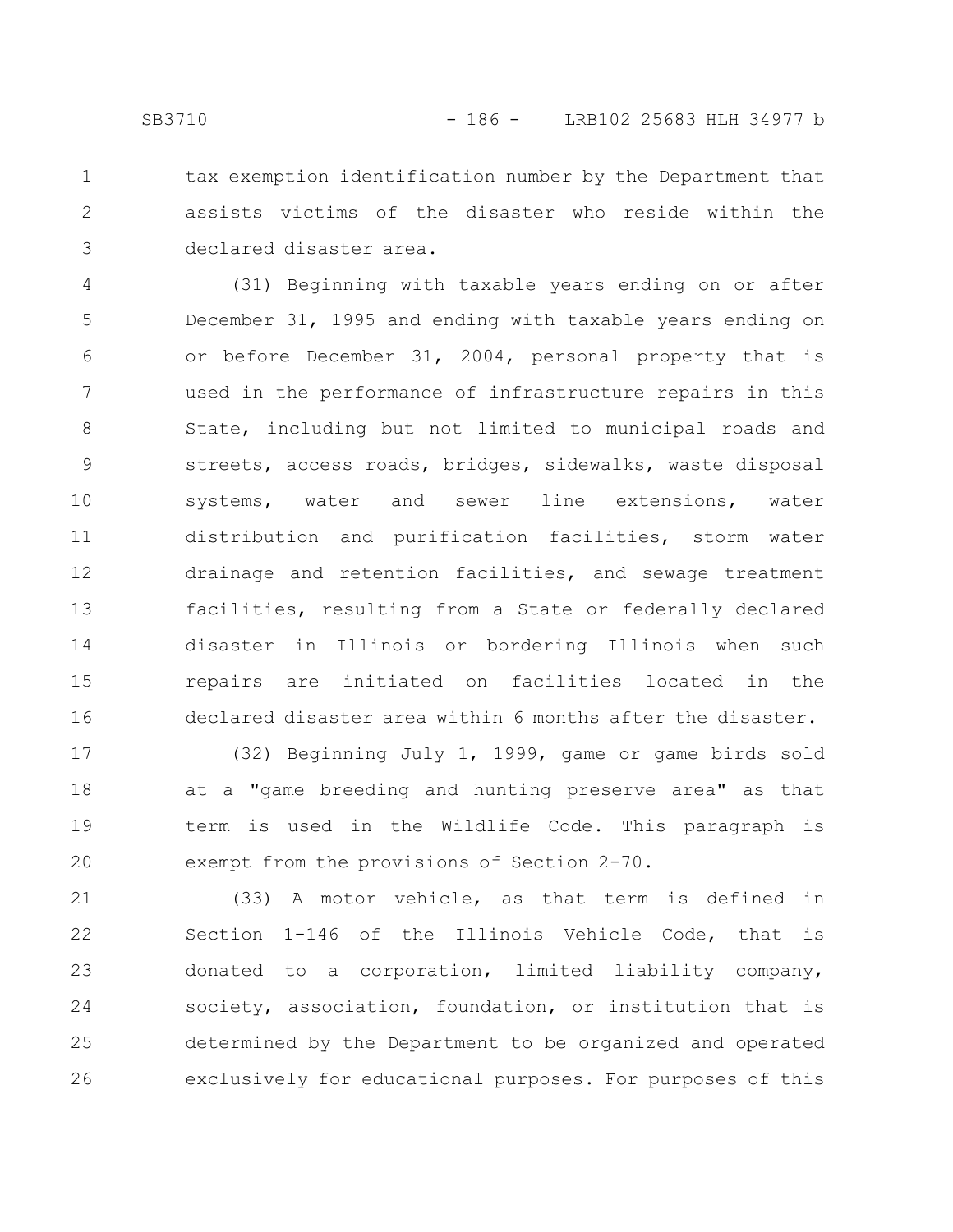tax exemption identification number by the Department that assists victims of the disaster who reside within the declared disaster area.

(31) Beginning with taxable years ending on or after December 31, 1995 and ending with taxable years ending on or before December 31, 2004, personal property that is used in the performance of infrastructure repairs in this State, including but not limited to municipal roads and streets, access roads, bridges, sidewalks, waste disposal systems, water and sewer line extensions, water distribution and purification facilities, storm water drainage and retention facilities, and sewage treatment facilities, resulting from a State or federally declared disaster in Illinois or bordering Illinois when such repairs are initiated on facilities located in the declared disaster area within 6 months after the disaster.

(32) Beginning July 1, 1999, game or game birds sold at a "game breeding and hunting preserve area" as that term is used in the Wildlife Code. This paragraph is exempt from the provisions of Section 2-70.

(33) A motor vehicle, as that term is defined in Section 1-146 of the Illinois Vehicle Code, that is donated to a corporation, limited liability company, society, association, foundation, or institution that is determined by the Department to be organized and operated exclusively for educational purposes. For purposes of this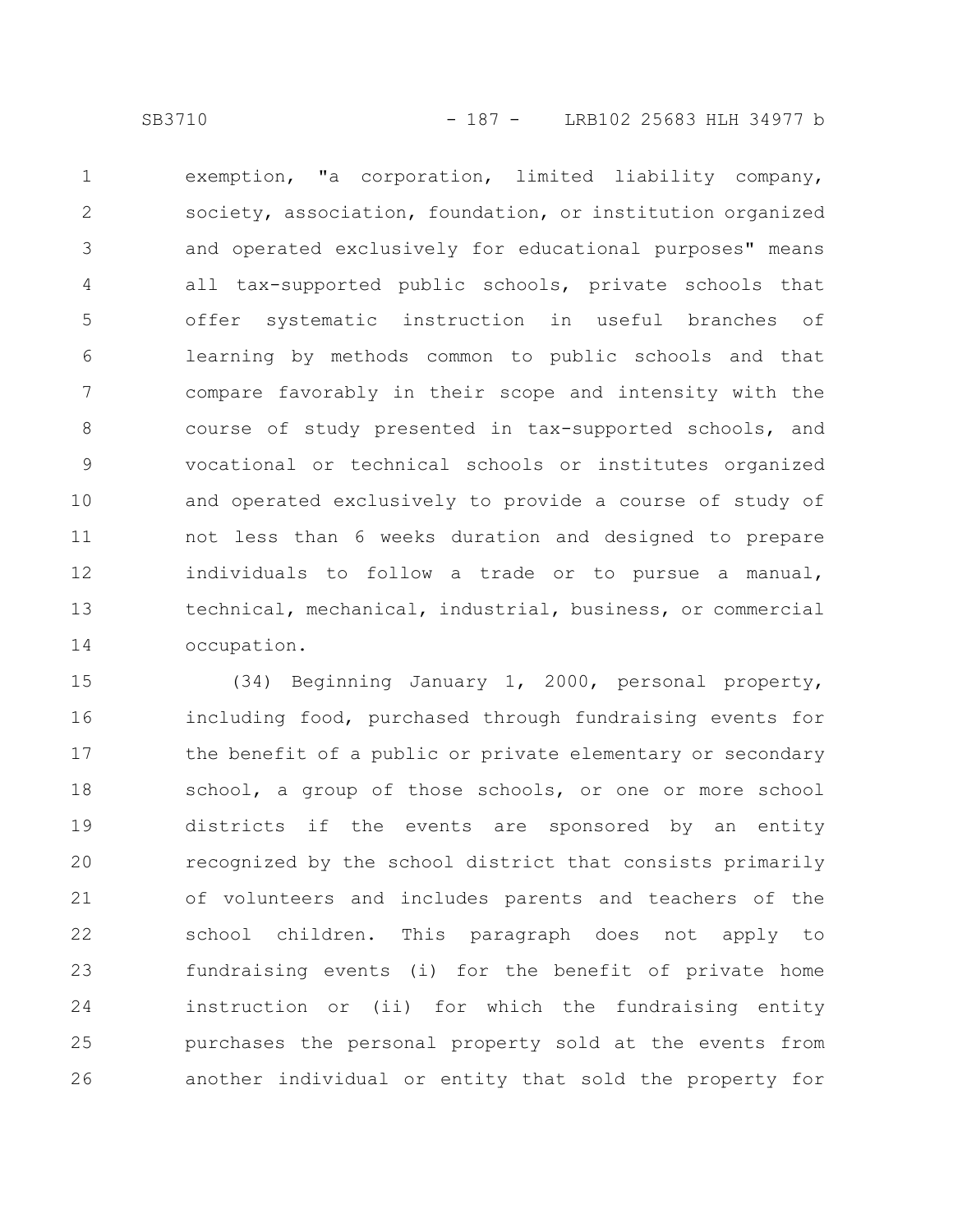exemption, "a corporation, limited liability company, society, association, foundation, or institution organized and operated exclusively for educational purposes" means all tax-supported public schools, private schools that offer systematic instruction in useful branches of learning by methods common to public schools and that compare favorably in their scope and intensity with the course of study presented in tax-supported schools, and vocational or technical schools or institutes organized and operated exclusively to provide a course of study of not less than 6 weeks duration and designed to prepare individuals to follow a trade or to pursue a manual, technical, mechanical, industrial, business, or commercial occupation.

(34) Beginning January 1, 2000, personal property, including food, purchased through fundraising events for the benefit of a public or private elementary or secondary school, a group of those schools, or one or more school districts if the events are sponsored by an entity recognized by the school district that consists primarily of volunteers and includes parents and teachers of the school children. This paragraph does not apply to fundraising events (i) for the benefit of private home instruction or (ii) for which the fundraising entity purchases the personal property sold at the events from another individual or entity that sold the property for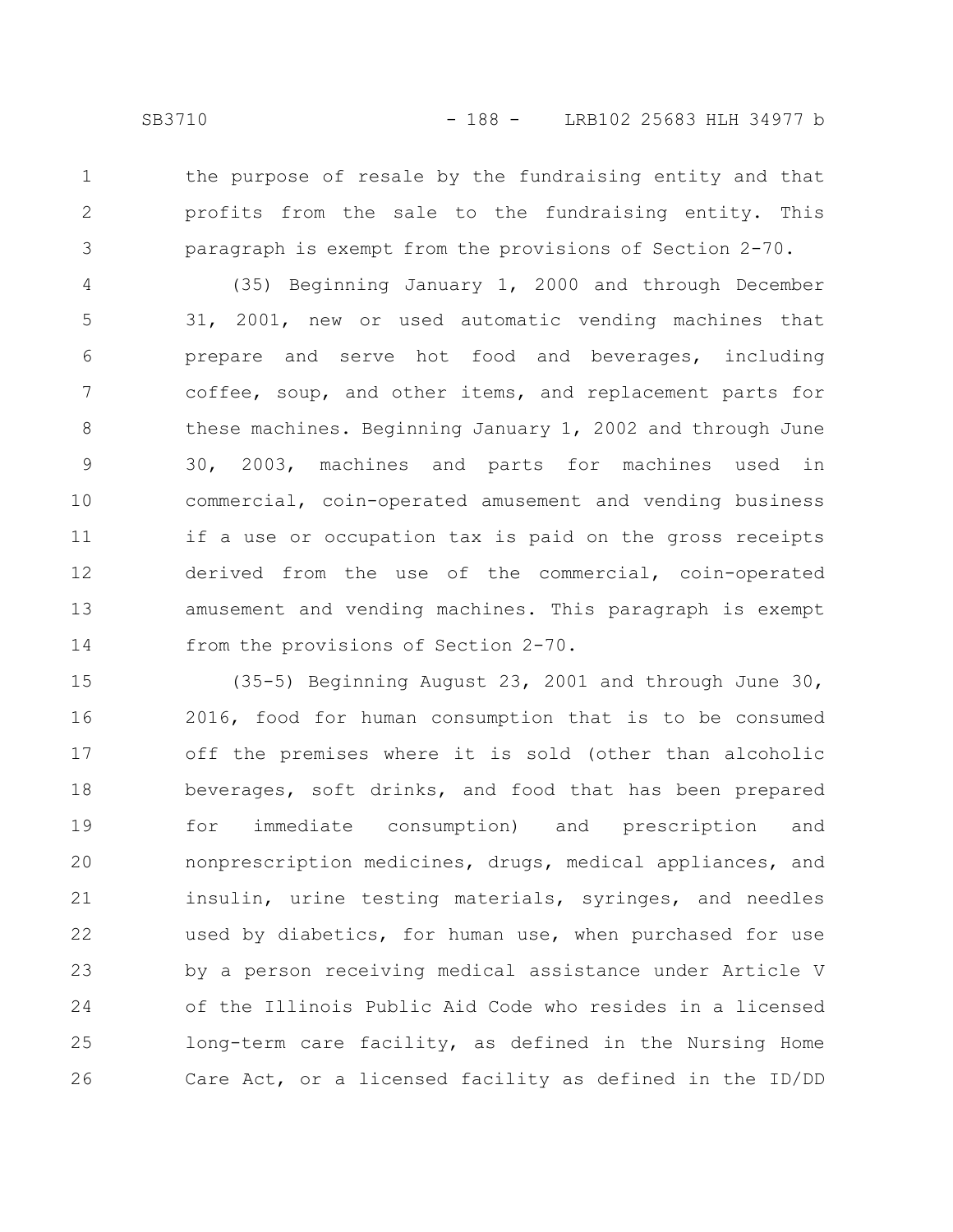the purpose of resale by the fundraising entity and that profits from the sale to the fundraising entity. This paragraph is exempt from the provisions of Section 2-70.

(35) Beginning January 1, 2000 and through December 31, 2001, new or used automatic vending machines that prepare and serve hot food and beverages, including coffee, soup, and other items, and replacement parts for these machines. Beginning January 1, 2002 and through June 30, 2003, machines and parts for machines used in commercial, coin-operated amusement and vending business if a use or occupation tax is paid on the gross receipts derived from the use of the commercial, coin-operated amusement and vending machines. This paragraph is exempt from the provisions of Section 2-70.

(35-5) Beginning August 23, 2001 and through June 30, 2016, food for human consumption that is to be consumed off the premises where it is sold (other than alcoholic beverages, soft drinks, and food that has been prepared for immediate consumption) and prescription and nonprescription medicines, drugs, medical appliances, and insulin, urine testing materials, syringes, and needles used by diabetics, for human use, when purchased for use by a person receiving medical assistance under Article V of the Illinois Public Aid Code who resides in a licensed long-term care facility, as defined in the Nursing Home Care Act, or a licensed facility as defined in the ID/DD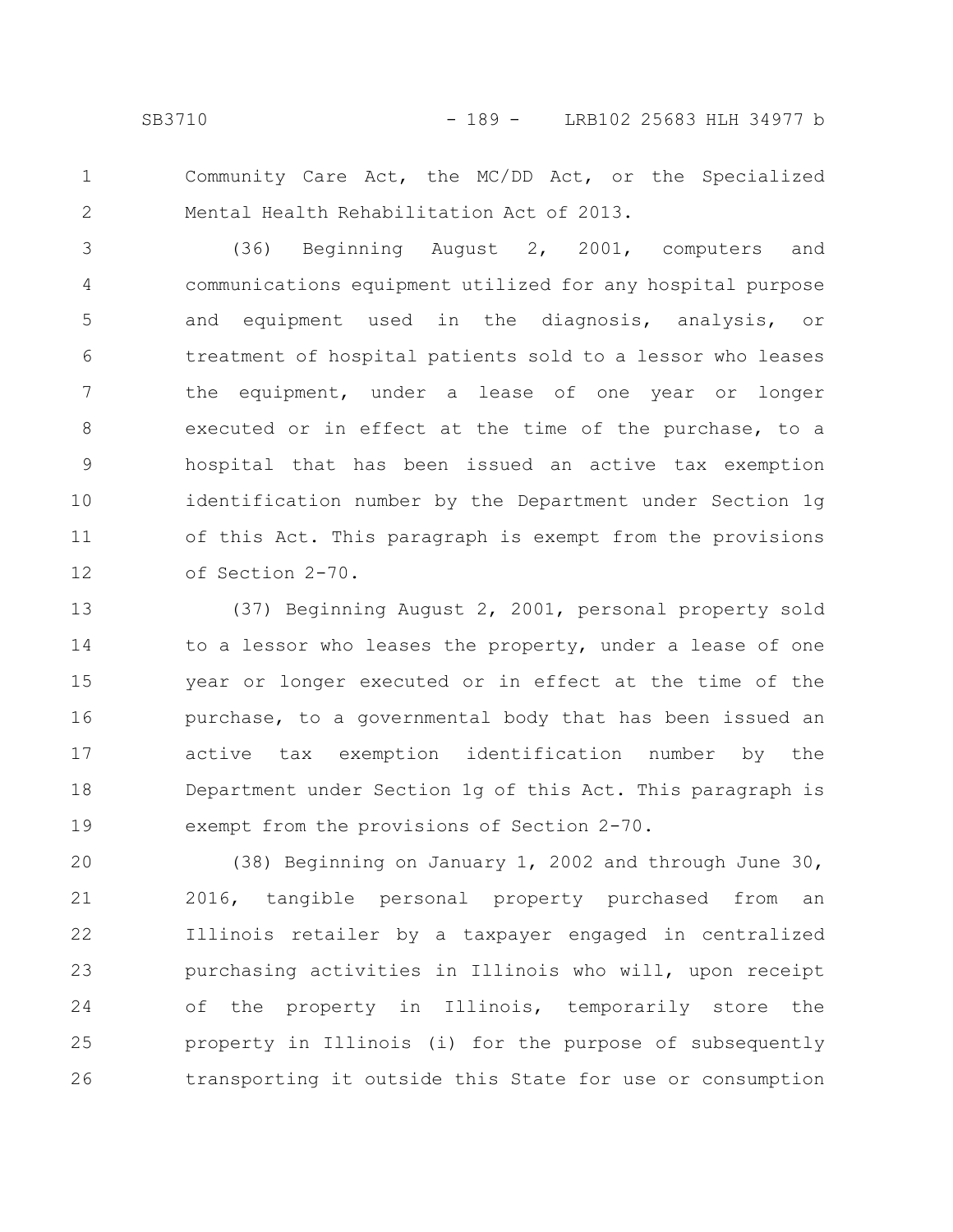Community Care Act, the MC/DD Act, or the Specialized Mental Health Rehabilitation Act of 2013.

(36) Beginning August 2, 2001, computers and communications equipment utilized for any hospital purpose and equipment used in the diagnosis, analysis, or treatment of hospital patients sold to a lessor who leases the equipment, under a lease of one year or longer executed or in effect at the time of the purchase, to a hospital that has been issued an active tax exemption identification number by the Department under Section 1g of this Act. This paragraph is exempt from the provisions of Section 2-70.

(37) Beginning August 2, 2001, personal property sold to a lessor who leases the property, under a lease of one year or longer executed or in effect at the time of the purchase, to a governmental body that has been issued an active tax exemption identification number by the Department under Section 1g of this Act. This paragraph is exempt from the provisions of Section 2-70.

(38) Beginning on January 1, 2002 and through June 30, 2016, tangible personal property purchased from an Illinois retailer by a taxpayer engaged in centralized purchasing activities in Illinois who will, upon receipt of the property in Illinois, temporarily store the property in Illinois (i) for the purpose of subsequently transporting it outside this State for use or consumption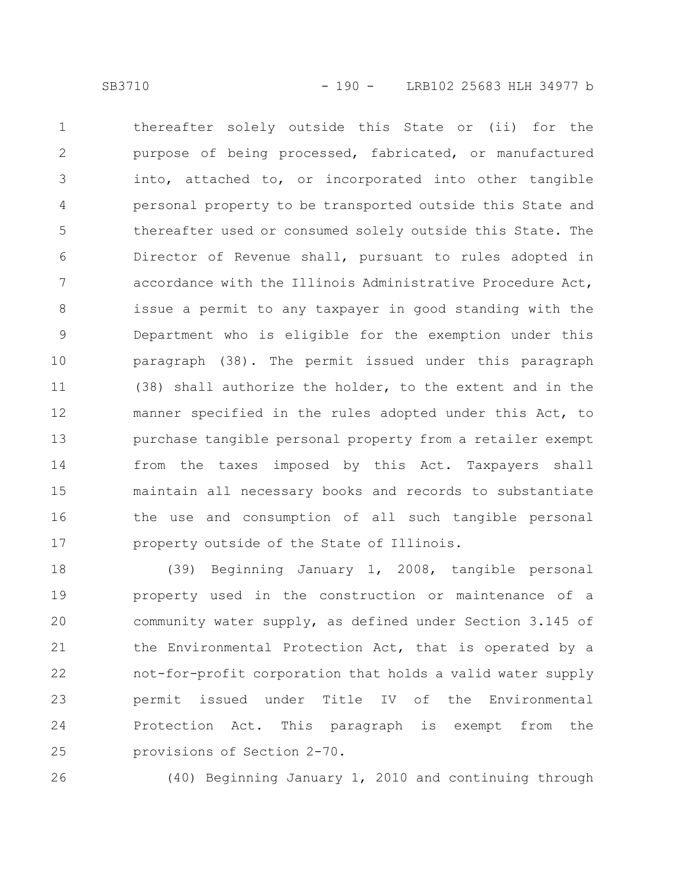thereafter solely outside this State or (ii) for the purpose of being processed, fabricated, or manufactured into, attached to, or incorporated into other tangible personal property to be transported outside this State and thereafter used or consumed solely outside this State. The Director of Revenue shall, pursuant to rules adopted in accordance with the Illinois Administrative Procedure Act, issue a permit to any taxpayer in good standing with the Department who is eligible for the exemption under this paragraph (38). The permit issued under this paragraph (38) shall authorize the holder, to the extent and in the manner specified in the rules adopted under this Act, to purchase tangible personal property from a retailer exempt from the taxes imposed by this Act. Taxpayers shall maintain all necessary books and records to substantiate the use and consumption of all such tangible personal property outside of the State of Illinois.

(39) Beginning January 1, 2008, tangible personal property used in the construction or maintenance of a community water supply, as defined under Section 3.145 of the Environmental Protection Act, that is operated by a not-for-profit corporation that holds a valid water supply permit issued under Title IV of the Environmental Protection Act. This paragraph is exempt from the provisions of Section 2-70.

(40) Beginning January 1, 2010 and continuing through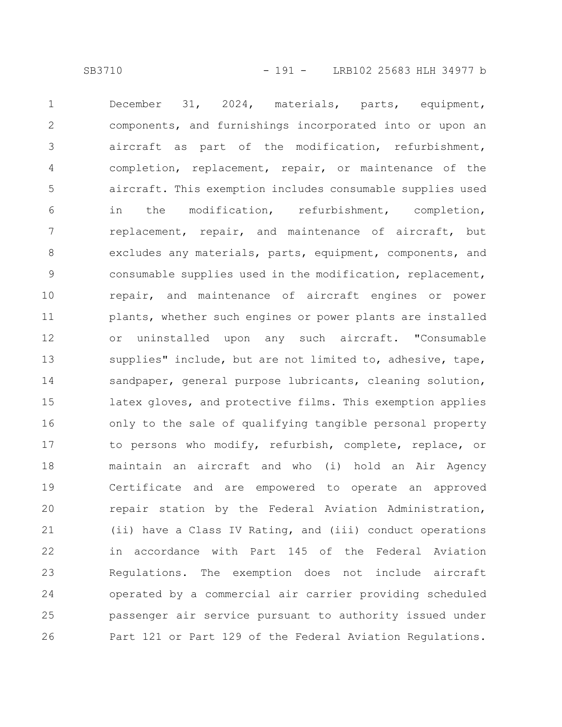December 31, 2024, materials, parts, equipment, components, and furnishings incorporated into or upon an aircraft as part of the modification, refurbishment, completion, replacement, repair, or maintenance of the aircraft. This exemption includes consumable supplies used in the modification, refurbishment, completion, replacement, repair, and maintenance of aircraft, but excludes any materials, parts, equipment, components, and consumable supplies used in the modification, replacement, repair, and maintenance of aircraft engines or power plants, whether such engines or power plants are installed or uninstalled upon any such aircraft. "Consumable supplies" include, but are not limited to, adhesive, tape, sandpaper, general purpose lubricants, cleaning solution, latex gloves, and protective films. This exemption applies only to the sale of qualifying tangible personal property to persons who modify, refurbish, complete, replace, or maintain an aircraft and who (i) hold an Air Agency Certificate and are empowered to operate an approved repair station by the Federal Aviation Administration, (ii) have a Class IV Rating, and (iii) conduct operations in accordance with Part 145 of the Federal Aviation Regulations. The exemption does not include aircraft operated by a commercial air carrier providing scheduled passenger air service pursuant to authority issued under Part 121 or Part 129 of the Federal Aviation Regulations.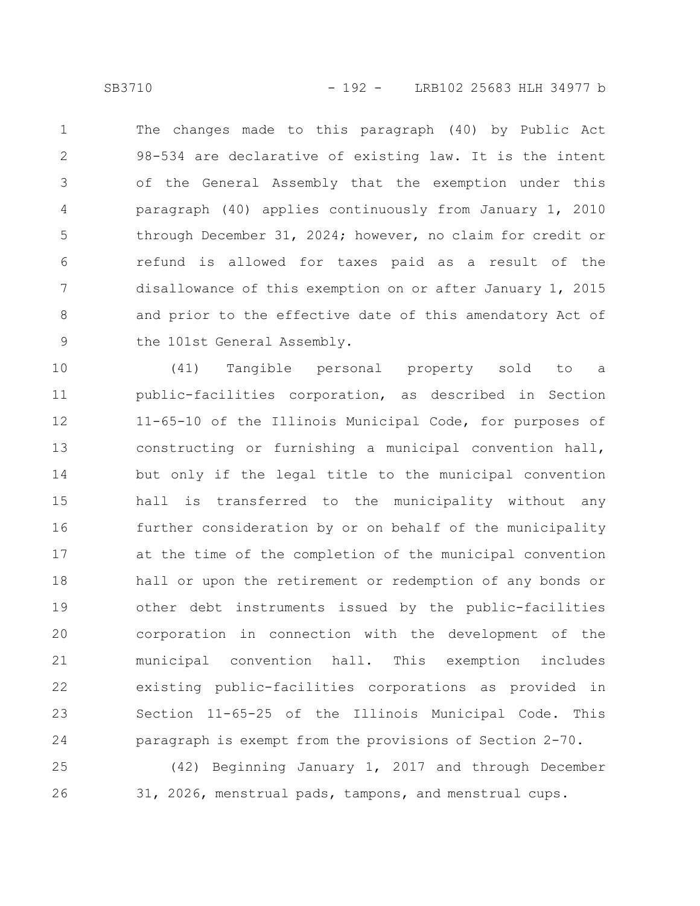The changes made to this paragraph (40) by Public Act 98-534 are declarative of existing law. It is the intent of the General Assembly that the exemption under this paragraph (40) applies continuously from January 1, 2010 through December 31, 2024; however, no claim for credit or refund is allowed for taxes paid as a result of the disallowance of this exemption on or after January 1, 2015 and prior to the effective date of this amendatory Act of the 101st General Assembly.

(41) Tangible personal property sold to a public-facilities corporation, as described in Section 11-65-10 of the Illinois Municipal Code, for purposes of constructing or furnishing a municipal convention hall, but only if the legal title to the municipal convention hall is transferred to the municipality without any further consideration by or on behalf of the municipality at the time of the completion of the municipal convention hall or upon the retirement or redemption of any bonds or other debt instruments issued by the public-facilities corporation in connection with the development of the municipal convention hall. This exemption includes existing public-facilities corporations as provided in Section 11-65-25 of the Illinois Municipal Code. This paragraph is exempt from the provisions of Section 2-70.

(42) Beginning January 1, 2017 and through December 31, 2026, menstrual pads, tampons, and menstrual cups.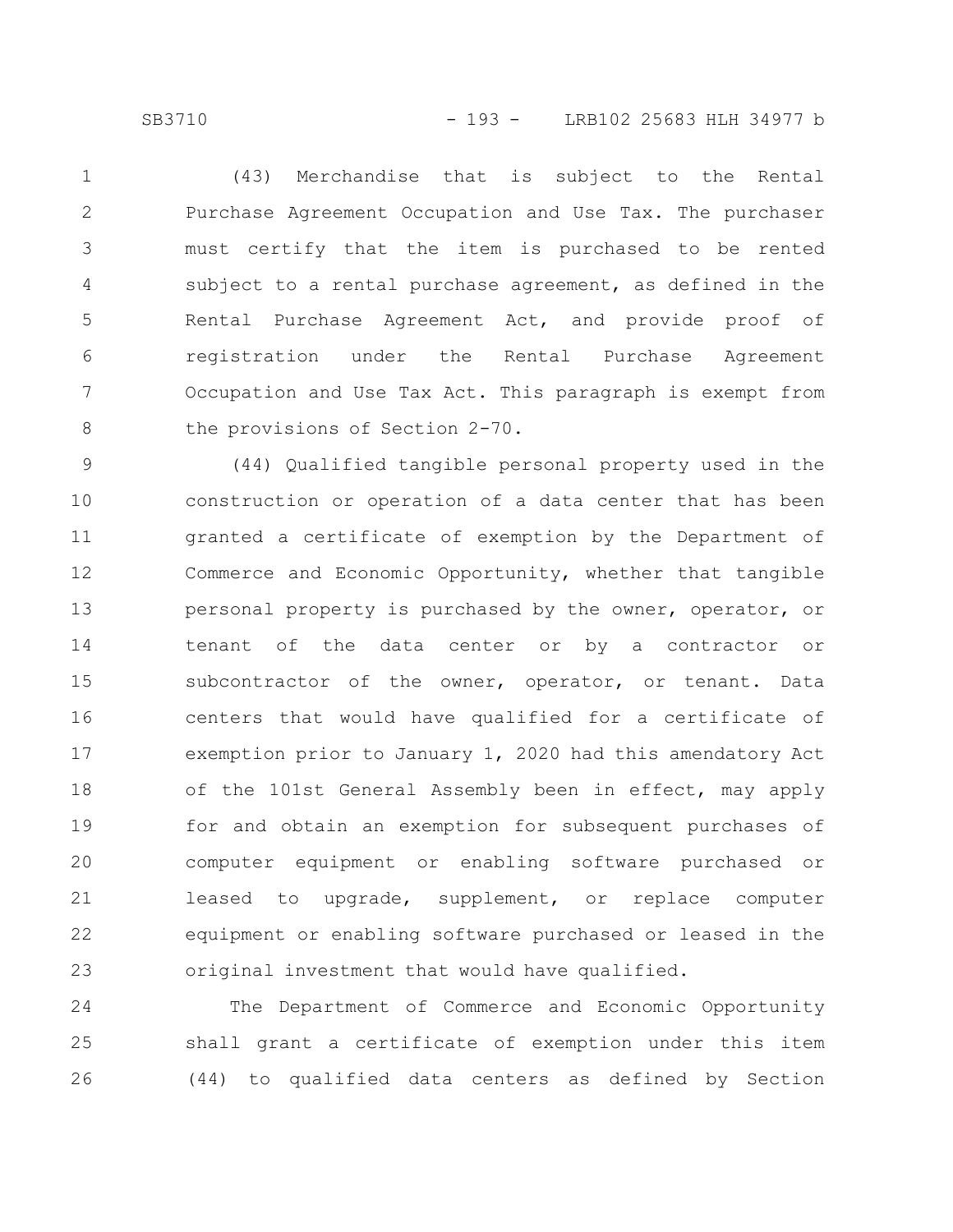(43) Merchandise that is subject to the Rental Purchase Agreement Occupation and Use Tax. The purchaser must certify that the item is purchased to be rented subject to a rental purchase agreement, as defined in the Rental Purchase Agreement Act, and provide proof of registration under the Rental Purchase Agreement Occupation and Use Tax Act. This paragraph is exempt from the provisions of Section 2-70.

(44) Qualified tangible personal property used in the construction or operation of a data center that has been granted a certificate of exemption by the Department of Commerce and Economic Opportunity, whether that tangible personal property is purchased by the owner, operator, or tenant of the data center or by a contractor or subcontractor of the owner, operator, or tenant. Data centers that would have qualified for a certificate of exemption prior to January 1, 2020 had this amendatory Act of the 101st General Assembly been in effect, may apply for and obtain an exemption for subsequent purchases of computer equipment or enabling software purchased or leased to upgrade, supplement, or replace computer equipment or enabling software purchased or leased in the original investment that would have qualified.

The Department of Commerce and Economic Opportunity shall grant a certificate of exemption under this item (44) to qualified data centers as defined by Section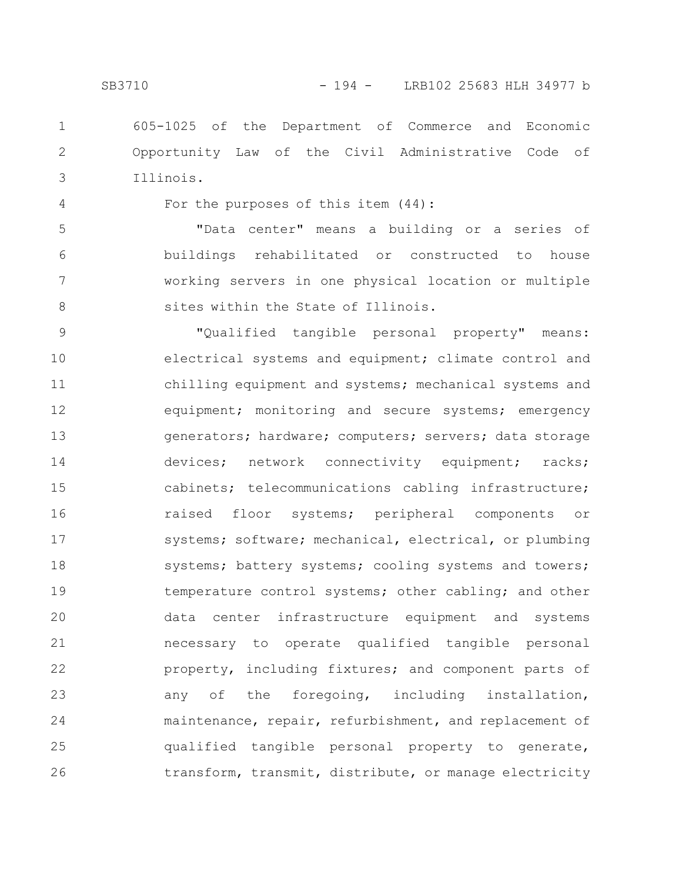605-1025 of the Department of Commerce and Economic Opportunity Law of the Civil Administrative Code of Illinois.

For the purposes of this item (44):

"Data center" means a building or a series of buildings rehabilitated or constructed to house working servers in one physical location or multiple sites within the State of Illinois.

"Qualified tangible personal property" means: electrical systems and equipment; climate control and chilling equipment and systems; mechanical systems and equipment; monitoring and secure systems; emergency generators; hardware; computers; servers; data storage devices; network connectivity equipment; racks; cabinets; telecommunications cabling infrastructure; raised floor systems; peripheral components or systems; software; mechanical, electrical, or plumbing systems; battery systems; cooling systems and towers; temperature control systems; other cabling; and other data center infrastructure equipment and systems necessary to operate qualified tangible personal property, including fixtures; and component parts of any of the foregoing, including installation, maintenance, repair, refurbishment, and replacement of qualified tangible personal property to generate, transform, transmit, distribute, or manage electricity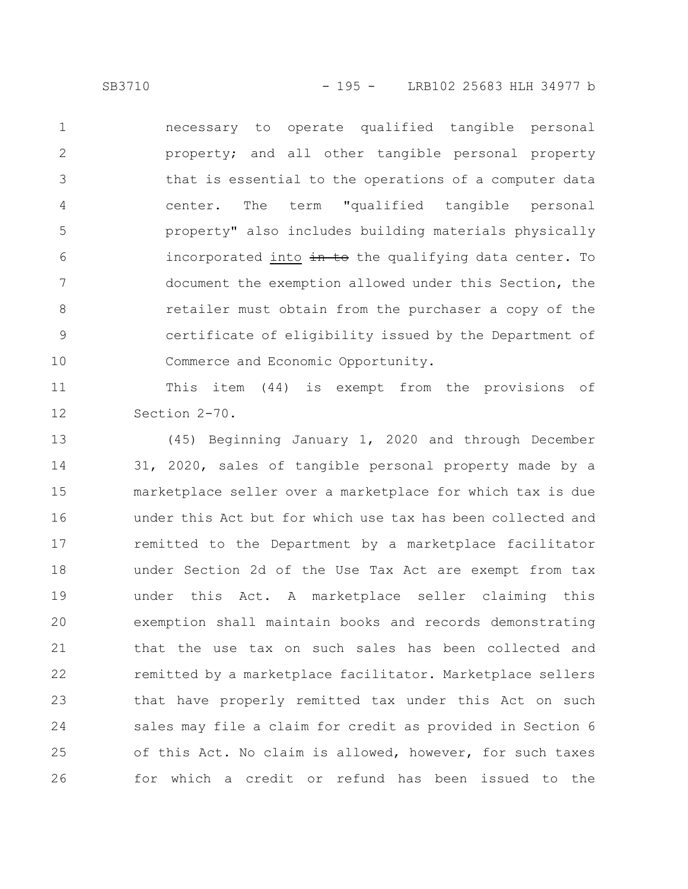necessary to operate qualified tangible personal property; and all other tangible personal property that is essential to the operations of a computer data center. The term "qualified tangible personal property" also includes building materials physically incorporated into ~~in to~~ the qualifying data center. To document the exemption allowed under this Section, the retailer must obtain from the purchaser a copy of the certificate of eligibility issued by the Department of Commerce and Economic Opportunity.

This item (44) is exempt from the provisions of Section 2-70.

(45) Beginning January 1, 2020 and through December 31, 2020, sales of tangible personal property made by a marketplace seller over a marketplace for which tax is due under this Act but for which use tax has been collected and remitted to the Department by a marketplace facilitator under Section 2d of the Use Tax Act are exempt from tax under this Act. A marketplace seller claiming this exemption shall maintain books and records demonstrating that the use tax on such sales has been collected and remitted by a marketplace facilitator. Marketplace sellers that have properly remitted tax under this Act on such sales may file a claim for credit as provided in Section 6 of this Act. No claim is allowed, however, for such taxes for which a credit or refund has been issued to the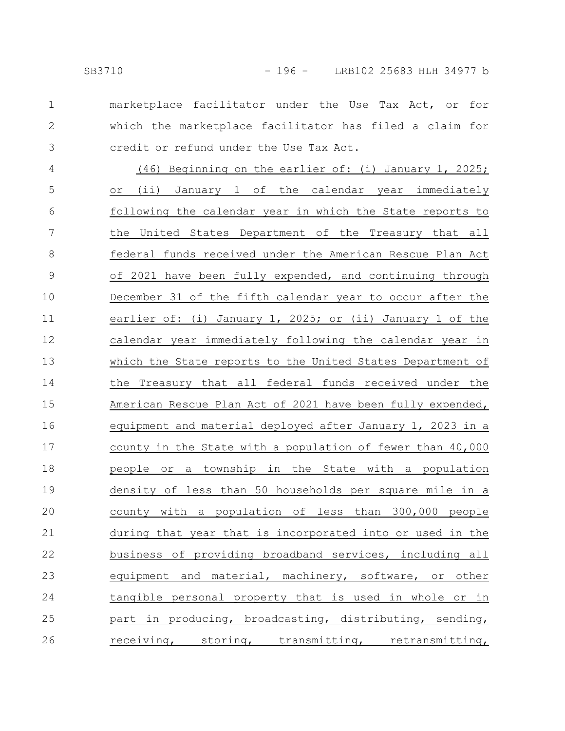marketplace facilitator under the Use Tax Act, or for which the marketplace facilitator has filed a claim for credit or refund under the Use Tax Act.

(46) Beginning on the earlier of: (i) January 1, 2025; or (ii) January 1 of the calendar year immediately following the calendar year in which the State reports to the United States Department of the Treasury that all federal funds received under the American Rescue Plan Act of 2021 have been fully expended, and continuing through December 31 of the fifth calendar year to occur after the earlier of: (i) January 1, 2025; or (ii) January 1 of the calendar year immediately following the calendar year in which the State reports to the United States Department of the Treasury that all federal funds received under the American Rescue Plan Act of 2021 have been fully expended, equipment and material deployed after January 1, 2023 in a county in the State with a population of fewer than 40,000 people or a township in the State with a population density of less than 50 households per square mile in a county with a population of less than 300,000 people during that year that is incorporated into or used in the business of providing broadband services, including all equipment and material, machinery, software, or other tangible personal property that is used in whole or in part in producing, broadcasting, distributing, sending, receiving, storing, transmitting, retransmitting,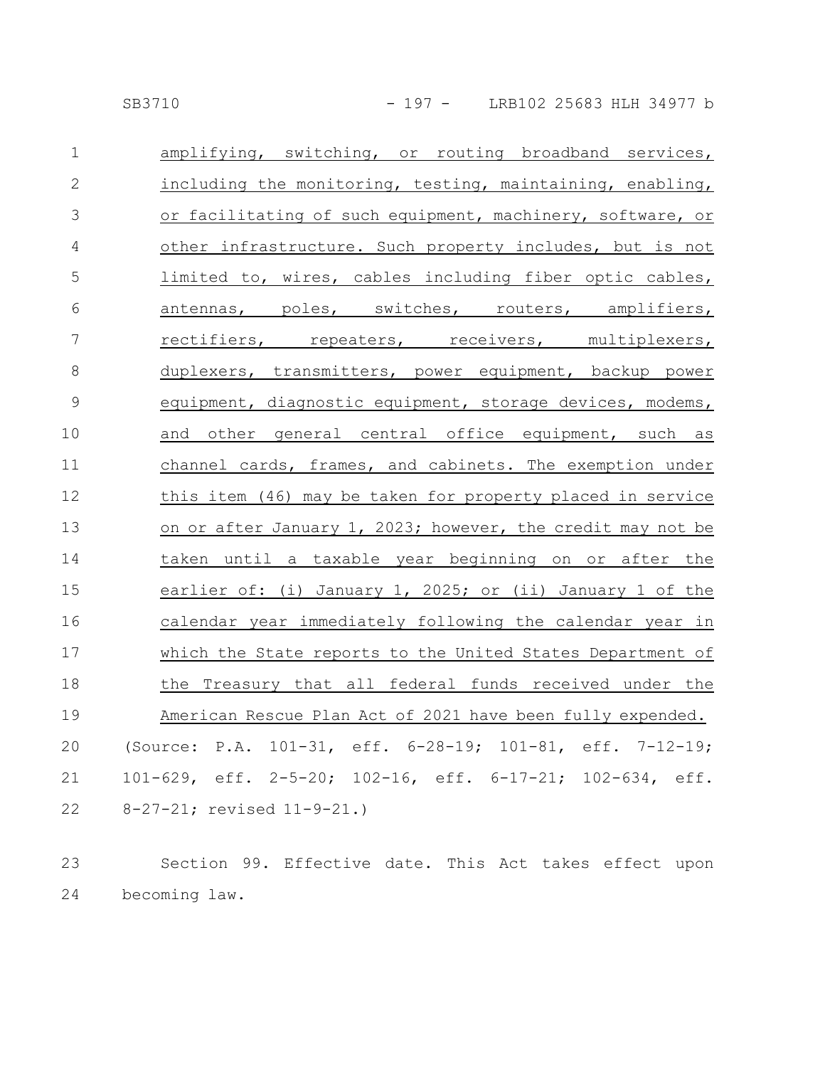amplifying, switching, or routing broadband services, including the monitoring, testing, maintaining, enabling, or facilitating of such equipment, machinery, software, or other infrastructure. Such property includes, but is not limited to, wires, cables including fiber optic cables, antennas, poles, switches, routers, amplifiers, rectifiers, repeaters, receivers, multiplexers, duplexers, transmitters, power equipment, backup power equipment, diagnostic equipment, storage devices, modems, and other general central office equipment, such as channel cards, frames, and cabinets. The exemption under this item (46) may be taken for property placed in service on or after January 1, 2023; however, the credit may not be taken until a taxable year beginning on or after the earlier of: (i) January 1, 2025; or (ii) January 1 of the calendar year immediately following the calendar year in which the State reports to the United States Department of the Treasury that all federal funds received under the American Rescue Plan Act of 2021 have been fully expended.

(Source: P.A. 101-31, eff. 6-28-19; 101-81, eff. 7-12-19; 101-629, eff. 2-5-20; 102-16, eff. 6-17-21; 102-634, eff. 8-27-21; revised 11-9-21.)

Section 99. Effective date. This Act takes effect upon becoming law.